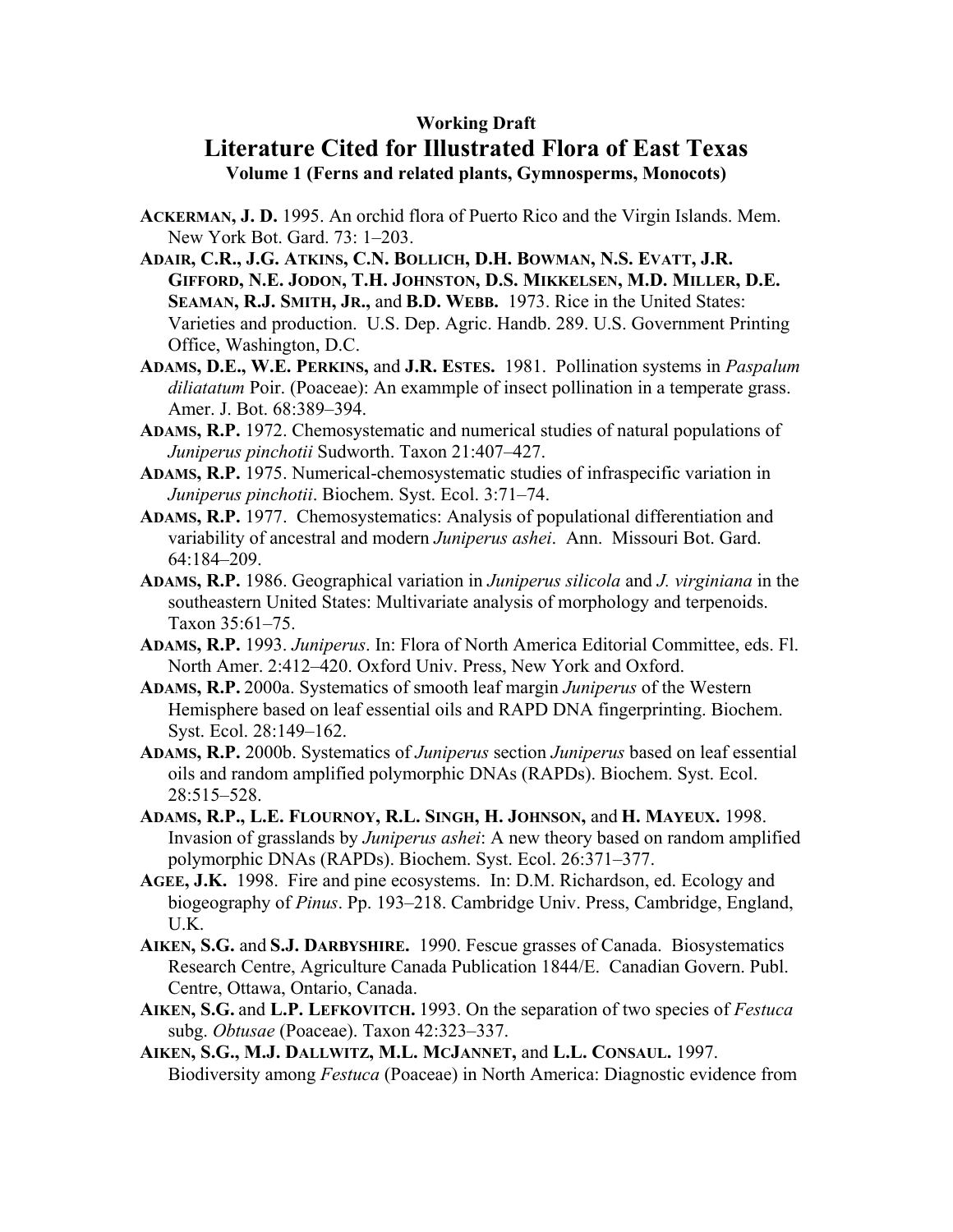**Working Draft**

# Literature Cited for Illustrated Flora of East Texas

**Volume 1 (Ferns and related plants, Gymnosperms, Monocots)**

**ACKERMAN, J. D.** 1995. An orchid flora of Puerto Rico and the Virgin Islands. Mem. New York Bot. Gard. 73: 1–203.

**ADAIR, C.R., J.G. ATKINS, C.N. BOLLICH, D.H. BOWMAN, N.S. EVATT, J.R. GIFFORD, N.E. JODON, T.H. JOHNSTON, D.S. MIKKELSEN, M.D. MILLER, D.E. SEAMAN, R.J. SMITH, JR.,** and **B.D. WEBB.** 1973. Rice in the United States: Varieties and production. U.S. Dep. Agric. Handb. 289. U.S. Government Printing Office, Washington, D.C.

**ADAMS, D.E., W.E. PERKINS,** and **J.R. ESTES.** 1981. Pollination systems in *Paspalum diliatatum* Poir. (Poaceae): An exammple of insect pollination in a temperate grass. Amer. J. Bot. 68:389–394.

**ADAMS, R.P.** 1972. Chemosystematic and numerical studies of natural populations of *Juniperus pinchotii* Sudworth. Taxon 21:407–427.

**ADAMS, R.P.** 1975. Numerical-chemosystematic studies of infraspecific variation in *Juniperus pinchotii*. Biochem. Syst. Ecol. 3:71–74.

**ADAMS, R.P.** 1977. Chemosystematics: Analysis of populational differentiation and variability of ancestral and modern *Juniperus ashei*. Ann. Missouri Bot. Gard. 64:184–209.

**ADAMS, R.P.** 1986. Geographical variation in *Juniperus silicola* and *J. virginiana* in the southeastern United States: Multivariate analysis of morphology and terpenoids. Taxon 35:61–75.

**ADAMS, R.P.** 1993. *Juniperus*. In: Flora of North America Editorial Committee, eds. Fl. North Amer. 2:412–420. Oxford Univ. Press, New York and Oxford.

**ADAMS, R.P.** 2000a. Systematics of smooth leaf margin *Juniperus* of the Western Hemisphere based on leaf essential oils and RAPD DNA fingerprinting. Biochem. Syst. Ecol. 28:149–162.

**ADAMS, R.P.** 2000b. Systematics of *Juniperus* section *Juniperus* based on leaf essential oils and random amplified polymorphic DNAs (RAPDs). Biochem. Syst. Ecol. 28:515–528.

**ADAMS, R.P., L.E. FLOURNOY, R.L. SINGH, H. JOHNSON,** and **H. MAYEUX.** 1998. Invasion of grasslands by *Juniperus ashei*: A new theory based on random amplified polymorphic DNAs (RAPDs). Biochem. Syst. Ecol. 26:371–377.

**AGEE, J.K.** 1998. Fire and pine ecosystems. In: D.M. Richardson, ed. Ecology and biogeography of *Pinus*. Pp. 193–218. Cambridge Univ. Press, Cambridge, England, U.K.

**AIKEN, S.G.** and **S.J. DARBYSHIRE.** 1990. Fescue grasses of Canada. Biosystematics Research Centre, Agriculture Canada Publication 1844/E. Canadian Govern. Publ. Centre, Ottawa, Ontario, Canada.

**AIKEN, S.G.** and **L.P. LEFKOVITCH.** 1993. On the separation of two species of *Festuca* subg. *Obtusae* (Poaceae). Taxon 42:323–337.

**AIKEN, S.G., M.J. DALLWITZ, M.L. MCJANNET,** and **L.L. CONSAUL.** 1997. Biodiversity among *Festuca* (Poaceae) in North America: Diagnostic evidence from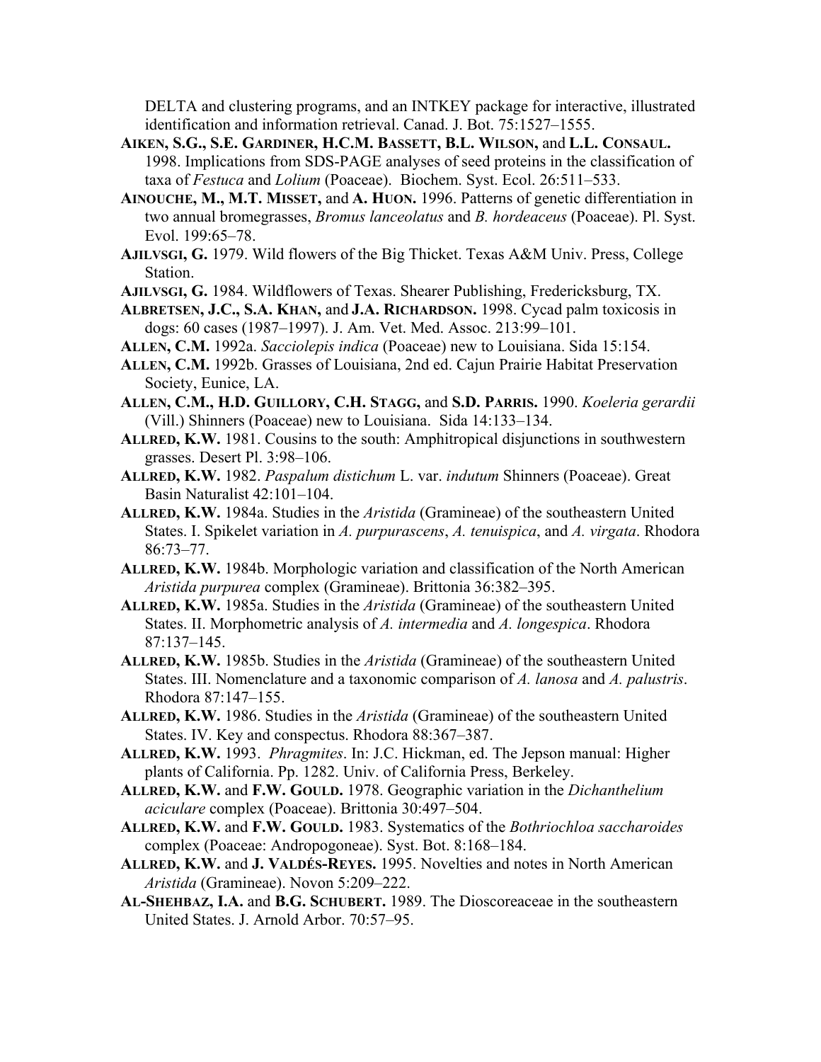DELTA and clustering programs, and an INTKEY package for interactive, illustrated identification and information retrieval. Canad. J. Bot. 75:1527–1555.

**Aiken, S.G., S.E. Gardiner, H.C.M. Bassett, B.L. Wilson,** and **L.L. Consaul.** 1998. Implications from SDS-PAGE analyses of seed proteins in the classification of taxa of *Festuca* and *Lolium* (Poaceae). Biochem. Syst. Ecol. 26:511–533.

**Ainouche, M., M.T. Misset,** and **A. Huon.** 1996. Patterns of genetic differentiation in two annual bromegrasses, *Bromus lanceolatus* and *B. hordeaceus* (Poaceae). Pl. Syst. Evol. 199:65–78.

**Ajilvsgi, G.** 1979. Wild flowers of the Big Thicket. Texas A&M Univ. Press, College Station.

**Ajilvsgi, G.** 1984. Wildflowers of Texas. Shearer Publishing, Fredericksburg, TX.

**Albretsen, J.C., S.A. Khan,** and **J.A. Richardson.** 1998. Cycad palm toxicosis in dogs: 60 cases (1987–1997). J. Am. Vet. Med. Assoc. 213:99–101.

**Allen, C.M.** 1992a. *Sacciolepis indica* (Poaceae) new to Louisiana. Sida 15:154.

**Allen, C.M.** 1992b. Grasses of Louisiana, 2nd ed. Cajun Prairie Habitat Preservation Society, Eunice, LA.

**Allen, C.M., H.D. Guillory, C.H. Stagg,** and **S.D. Parris.** 1990. *Koeleria gerardii* (Vill.) Shinners (Poaceae) new to Louisiana. Sida 14:133–134.

**Allred, K.W.** 1981. Cousins to the south: Amphitropical disjunctions in southwestern grasses. Desert Pl. 3:98–106.

**Allred, K.W.** 1982. *Paspalum distichum* L. var. *indutum* Shinners (Poaceae). Great Basin Naturalist 42:101–104.

**Allred, K.W.** 1984a. Studies in the *Aristida* (Gramineae) of the southeastern United States. I. Spikelet variation in *A. purpurascens*, *A. tenuispica*, and *A. virgata*. Rhodora 86:73–77.

**Allred, K.W.** 1984b. Morphologic variation and classification of the North American *Aristida purpurea* complex (Gramineae). Brittonia 36:382–395.

**Allred, K.W.** 1985a. Studies in the *Aristida* (Gramineae) of the southeastern United States. II. Morphometric analysis of *A. intermedia* and *A. longespica*. Rhodora 87:137–145.

**Allred, K.W.** 1985b. Studies in the *Aristida* (Gramineae) of the southeastern United States. III. Nomenclature and a taxonomic comparison of *A. lanosa* and *A. palustris*. Rhodora 87:147–155.

**Allred, K.W.** 1986. Studies in the *Aristida* (Gramineae) of the southeastern United States. IV. Key and conspectus. Rhodora 88:367–387.

**Allred, K.W.** 1993. *Phragmites*. In: J.C. Hickman, ed. The Jepson manual: Higher plants of California. Pp. 1282. Univ. of California Press, Berkeley.

**Allred, K.W.** and **F.W. Gould.** 1978. Geographic variation in the *Dichanthelium aciculare* complex (Poaceae). Brittonia 30:497–504.

**Allred, K.W.** and **F.W. Gould.** 1983. Systematics of the *Bothriochloa saccharoides* complex (Poaceae: Andropogoneae). Syst. Bot. 8:168–184.

**Allred, K.W.** and **J. Valdés-Reyes.** 1995. Novelties and notes in North American *Aristida* (Gramineae). Novon 5:209–222.

**Al-Shehbaz, I.A.** and **B.G. Schubert.** 1989. The Dioscoreaceae in the southeastern United States. J. Arnold Arbor. 70:57–95.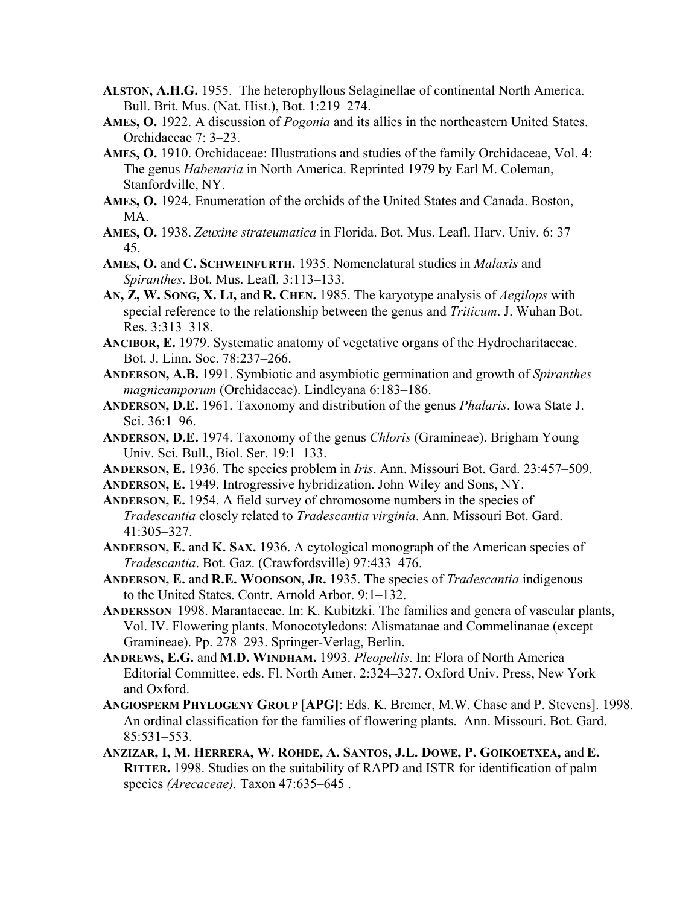**ALSTON, A.H.G.** 1955. The heterophyllous Selaginellae of continental North America. Bull. Brit. Mus. (Nat. Hist.), Bot. 1:219–274.

**AMES, O.** 1922. A discussion of *Pogonia* and its allies in the northeastern United States. Orchidaceae 7: 3–23.

**AMES, O.** 1910. Orchidaceae: Illustrations and studies of the family Orchidaceae, Vol. 4: The genus *Habenaria* in North America. Reprinted 1979 by Earl M. Coleman, Stanfordville, NY.

**AMES, O.** 1924. Enumeration of the orchids of the United States and Canada. Boston, MA.

**AMES, O.** 1938. *Zeuxine strateumatica* in Florida. Bot. Mus. Leafl. Harv. Univ. 6: 37–45.

**AMES, O.** and **C. SCHWEINFURTH.** 1935. Nomenclatural studies in *Malaxis* and *Spiranthes*. Bot. Mus. Leafl. 3:113–133.

**AN, Z, W. SONG, X. LI,** and **R. CHEN.** 1985. The karyotype analysis of *Aegilops* with special reference to the relationship between the genus and *Triticum*. J. Wuhan Bot. Res. 3:313–318.

**ANCIBOR, E.** 1979. Systematic anatomy of vegetative organs of the Hydrocharitaceae. Bot. J. Linn. Soc. 78:237–266.

**ANDERSON, A.B.** 1991. Symbiotic and asymbiotic germination and growth of *Spiranthes magnicamporum* (Orchidaceae). Lindleyana 6:183–186.

**ANDERSON, D.E.** 1961. Taxonomy and distribution of the genus *Phalaris*. Iowa State J. Sci. 36:1–96.

**ANDERSON, D.E.** 1974. Taxonomy of the genus *Chloris* (Gramineae). Brigham Young Univ. Sci. Bull., Biol. Ser. 19:1–133.

**ANDERSON, E.** 1936. The species problem in *Iris*. Ann. Missouri Bot. Gard. 23:457–509.

**ANDERSON, E.** 1949. Introgressive hybridization. John Wiley and Sons, NY.

**ANDERSON, E.** 1954. A field survey of chromosome numbers in the species of *Tradescantia* closely related to *Tradescantia virginia*. Ann. Missouri Bot. Gard. 41:305–327.

**ANDERSON, E.** and **K. SAX.** 1936. A cytological monograph of the American species of *Tradescantia*. Bot. Gaz. (Crawfordsville) 97:433–476.

**ANDERSON, E.** and **R.E. WOODSON, JR.** 1935. The species of *Tradescantia* indigenous to the United States. Contr. Arnold Arbor. 9:1–132.

**ANDERSSON** 1998. Marantaceae. In: K. Kubitzki. The families and genera of vascular plants, Vol. IV. Flowering plants. Monocotyledons: Alismatanae and Commelinanae (except Gramineae). Pp. 278–293. Springer-Verlag, Berlin.

**ANDREWS, E.G.** and **M.D. WINDHAM.** 1993. *Pleopeltis*. In: Flora of North America Editorial Committee, eds. Fl. North Amer. 2:324–327. Oxford Univ. Press, New York and Oxford.

**ANGIOSPERM PHYLOGENY GROUP [APG]**: Eds. K. Bremer, M.W. Chase and P. Stevens]. 1998. An ordinal classification for the families of flowering plants. Ann. Missouri. Bot. Gard. 85:531–553.

**ANZIZAR, I, M. HERRERA, W. ROHDE, A. SANTOS, J.L. DOWE, P. GOIKOETXEA,** and **E. RITTER.** 1998. Studies on the suitability of RAPD and ISTR for identification of palm species *(Arecaceae).* Taxon 47:635–645 .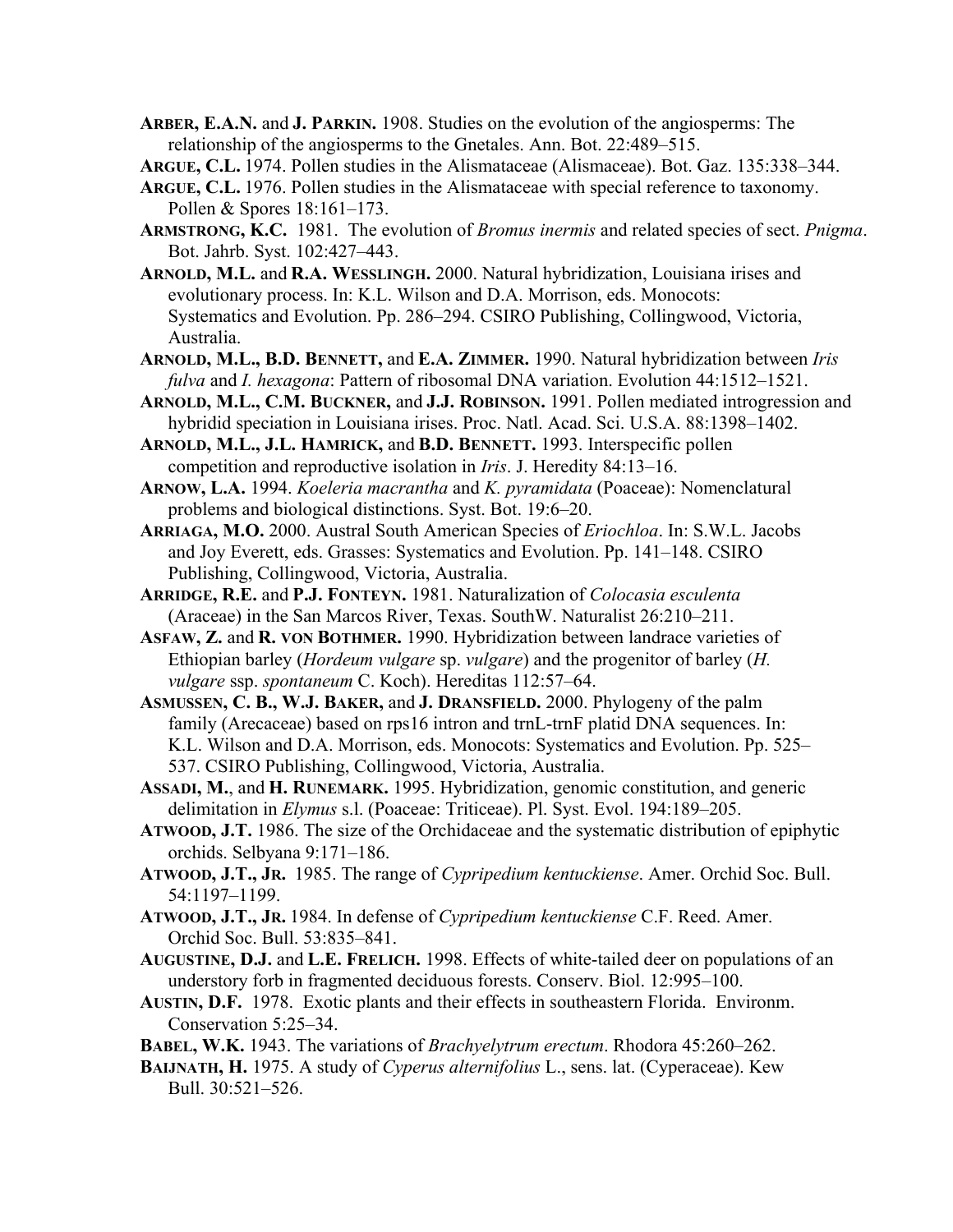**ARBER, E.A.N.** and **J. PARKIN.** 1908. Studies on the evolution of the angiosperms: The relationship of the angiosperms to the Gnetales. Ann. Bot. 22:489–515.

**ARGUE, C.L.** 1974. Pollen studies in the Alismataceae (Alismaceae). Bot. Gaz. 135:338–344.

**ARGUE, C.L.** 1976. Pollen studies in the Alismataceae with special reference to taxonomy. Pollen & Spores 18:161–173.

**ARMSTRONG, K.C.** 1981. The evolution of *Bromus inermis* and related species of sect. *Pnigma*. Bot. Jahrb. Syst. 102:427–443.

**ARNOLD, M.L.** and **R.A. WESSLINGH.** 2000. Natural hybridization, Louisiana irises and evolutionary process. In: K.L. Wilson and D.A. Morrison, eds. Monocots: Systematics and Evolution. Pp. 286–294. CSIRO Publishing, Collingwood, Victoria, Australia.

**ARNOLD, M.L., B.D. BENNETT,** and **E.A. ZIMMER.** 1990. Natural hybridization between *Iris fulva* and *I. hexagona*: Pattern of ribosomal DNA variation. Evolution 44:1512–1521.

**ARNOLD, M.L., C.M. BUCKNER,** and **J.J. ROBINSON.** 1991. Pollen mediated introgression and hybridid speciation in Louisiana irises. Proc. Natl. Acad. Sci. U.S.A. 88:1398–1402.

**ARNOLD, M.L., J.L. HAMRICK,** and **B.D. BENNETT.** 1993. Interspecific pollen competition and reproductive isolation in *Iris*. J. Heredity 84:13–16.

**ARNOW, L.A.** 1994. *Koeleria macrantha* and *K. pyramidata* (Poaceae): Nomenclatural problems and biological distinctions. Syst. Bot. 19:6–20.

**ARRIAGA, M.O.** 2000. Austral South American Species of *Eriochloa*. In: S.W.L. Jacobs and Joy Everett, eds. Grasses: Systematics and Evolution. Pp. 141–148. CSIRO Publishing, Collingwood, Victoria, Australia.

**ARRIDGE, R.E.** and **P.J. FONTEYN.** 1981. Naturalization of *Colocasia esculenta* (Araceae) in the San Marcos River, Texas. SouthW. Naturalist 26:210–211.

**ASFAW, Z.** and **R. VON BOTHMER.** 1990. Hybridization between landrace varieties of Ethiopian barley (*Hordeum vulgare* sp. *vulgare*) and the progenitor of barley (*H. vulgare* ssp. *spontaneum* C. Koch). Hereditas 112:57–64.

**ASMUSSEN, C. B., W.J. BAKER,** and **J. DRANSFIELD.** 2000. Phylogeny of the palm family (Arecaceae) based on rps16 intron and trnL-trnF platid DNA sequences. In: K.L. Wilson and D.A. Morrison, eds. Monocots: Systematics and Evolution. Pp. 525–537. CSIRO Publishing, Collingwood, Victoria, Australia.

**ASSADI, M.**, and **H. RUNEMARK.** 1995. Hybridization, genomic constitution, and generic delimitation in *Elymus* s.l. (Poaceae: Triticeae). Pl. Syst. Evol. 194:189–205.

**ATWOOD, J.T.** 1986. The size of the Orchidaceae and the systematic distribution of epiphytic orchids. Selbyana 9:171–186.

**ATWOOD, J.T., JR.** 1985. The range of *Cypripedium kentuckiense*. Amer. Orchid Soc. Bull. 54:1197–1199.

**ATWOOD, J.T., JR.** 1984. In defense of *Cypripedium kentuckiense* C.F. Reed. Amer. Orchid Soc. Bull. 53:835–841.

**AUGUSTINE, D.J.** and **L.E. FRELICH.** 1998. Effects of white-tailed deer on populations of an understory forb in fragmented deciduous forests. Conserv. Biol. 12:995–100.

**AUSTIN, D.F.** 1978. Exotic plants and their effects in southeastern Florida. Environm. Conservation 5:25–34.

**BABEL, W.K.** 1943. The variations of *Brachyelytrum erectum*. Rhodora 45:260–262.

**BAIJNATH, H.** 1975. A study of *Cyperus alternifolius* L., sens. lat. (Cyperaceae). Kew Bull. 30:521–526.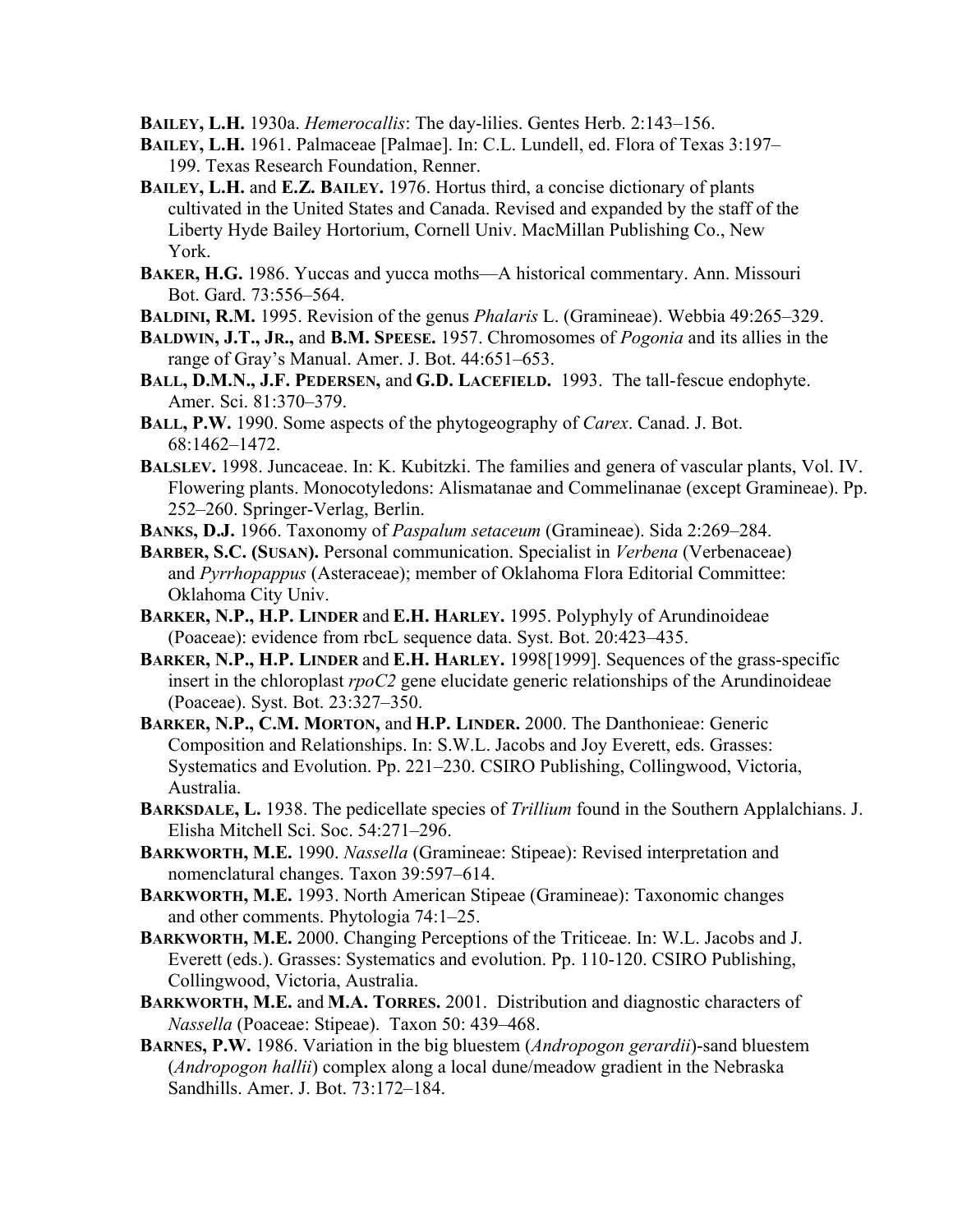**BAILEY, L.H.** 1930a. *Hemerocallis*: The day-lilies. Gentes Herb. 2:143–156.

**BAILEY, L.H.** 1961. Palmaceae [Palmae]. In: C.L. Lundell, ed. Flora of Texas 3:197–199. Texas Research Foundation, Renner.

**BAILEY, L.H.** and **E.Z. BAILEY.** 1976. Hortus third, a concise dictionary of plants cultivated in the United States and Canada. Revised and expanded by the staff of the Liberty Hyde Bailey Hortorium, Cornell Univ. MacMillan Publishing Co., New York.

**BAKER, H.G.** 1986. Yuccas and yucca moths—A historical commentary. Ann. Missouri Bot. Gard. 73:556–564.

**BALDINI, R.M.** 1995. Revision of the genus *Phalaris* L. (Gramineae). Webbia 49:265–329.

**BALDWIN, J.T., JR.,** and **B.M. SPEESE.** 1957. Chromosomes of *Pogonia* and its allies in the range of Gray's Manual. Amer. J. Bot. 44:651–653.

**BALL, D.M.N., J.F. PEDERSEN,** and **G.D. LACEFIELD.** 1993. The tall-fescue endophyte. Amer. Sci. 81:370–379.

**BALL, P.W.** 1990. Some aspects of the phytogeography of *Carex*. Canad. J. Bot. 68:1462–1472.

**BALSLEV.** 1998. Juncaceae. In: K. Kubitzki. The families and genera of vascular plants, Vol. IV. Flowering plants. Monocotyledons: Alismatanae and Commelinanae (except Gramineae). Pp. 252–260. Springer-Verlag, Berlin.

**BANKS, D.J.** 1966. Taxonomy of *Paspalum setaceum* (Gramineae). Sida 2:269–284.

**BARBER, S.C. (SUSAN).** Personal communication. Specialist in *Verbena* (Verbenaceae) and *Pyrrhopappus* (Asteraceae); member of Oklahoma Flora Editorial Committee: Oklahoma City Univ.

**BARKER, N.P., H.P. LINDER** and **E.H. HARLEY.** 1995. Polyphyly of Arundinoideae (Poaceae): evidence from rbcL sequence data. Syst. Bot. 20:423–435.

**BARKER, N.P., H.P. LINDER** and **E.H. HARLEY.** 1998[1999]. Sequences of the grass-specific insert in the chloroplast *rpoC2* gene elucidate generic relationships of the Arundinoideae (Poaceae). Syst. Bot. 23:327–350.

**BARKER, N.P., C.M. MORTON,** and **H.P. LINDER.** 2000. The Danthonieae: Generic Composition and Relationships. In: S.W.L. Jacobs and Joy Everett, eds. Grasses: Systematics and Evolution. Pp. 221–230. CSIRO Publishing, Collingwood, Victoria, Australia.

**BARKSDALE, L.** 1938. The pedicellate species of *Trillium* found in the Southern Applalchians. J. Elisha Mitchell Sci. Soc. 54:271–296.

**BARKWORTH, M.E.** 1990. *Nassella* (Gramineae: Stipeae): Revised interpretation and nomenclatural changes. Taxon 39:597–614.

**BARKWORTH, M.E.** 1993. North American Stipeae (Gramineae): Taxonomic changes and other comments. Phytologia 74:1–25.

**BARKWORTH, M.E.** 2000. Changing Perceptions of the Triticeae. In: W.L. Jacobs and J. Everett (eds.). Grasses: Systematics and evolution. Pp. 110-120. CSIRO Publishing, Collingwood, Victoria, Australia.

**BARKWORTH, M.E.** and **M.A. TORRES.** 2001. Distribution and diagnostic characters of *Nassella* (Poaceae: Stipeae). Taxon 50: 439–468.

**BARNES, P.W.** 1986. Variation in the big bluestem (*Andropogon gerardii*)-sand bluestem (*Andropogon hallii*) complex along a local dune/meadow gradient in the Nebraska Sandhills. Amer. J. Bot. 73:172–184.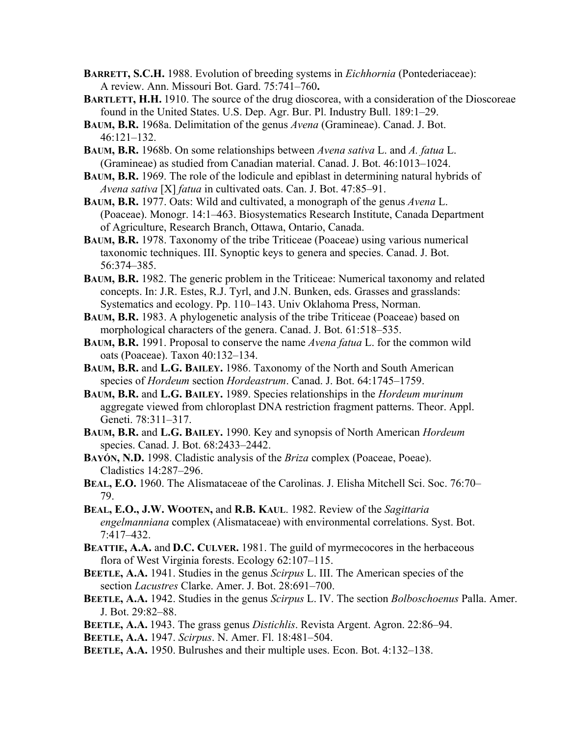**BARRETT, S.C.H.** 1988. Evolution of breeding systems in *Eichhornia* (Pontederiaceae): A review. Ann. Missouri Bot. Gard. 75:741–760**.**

**BARTLETT, H.H.** 1910. The source of the drug dioscorea, with a consideration of the Dioscoreae found in the United States. U.S. Dep. Agr. Bur. Pl. Industry Bull. 189:1–29.

**BAUM, B.R.** 1968a. Delimitation of the genus *Avena* (Gramineae). Canad. J. Bot. 46:121–132.

**BAUM, B.R.** 1968b. On some relationships between *Avena sativa* L. and *A. fatua* L. (Gramineae) as studied from Canadian material. Canad. J. Bot. 46:1013–1024.

**BAUM, B.R.** 1969. The role of the lodicule and epiblast in determining natural hybrids of *Avena sativa* [X] *fatua* in cultivated oats. Can. J. Bot. 47:85–91.

**BAUM, B.R.** 1977. Oats: Wild and cultivated, a monograph of the genus *Avena* L. (Poaceae). Monogr. 14:1–463. Biosystematics Research Institute, Canada Department of Agriculture, Research Branch, Ottawa, Ontario, Canada.

**BAUM, B.R.** 1978. Taxonomy of the tribe Triticeae (Poaceae) using various numerical taxonomic techniques. III. Synoptic keys to genera and species. Canad. J. Bot. 56:374–385.

**BAUM, B.R.** 1982. The generic problem in the Triticeae: Numerical taxonomy and related concepts. In: J.R. Estes, R.J. Tyrl, and J.N. Bunken, eds. Grasses and grasslands: Systematics and ecology. Pp. 110–143. Univ Oklahoma Press, Norman.

**BAUM, B.R.** 1983. A phylogenetic analysis of the tribe Triticeae (Poaceae) based on morphological characters of the genera. Canad. J. Bot. 61:518–535.

**BAUM, B.R.** 1991. Proposal to conserve the name *Avena fatua* L. for the common wild oats (Poaceae). Taxon 40:132–134.

**BAUM, B.R.** and **L.G. BAILEY.** 1986. Taxonomy of the North and South American species of *Hordeum* section *Hordeastrum*. Canad. J. Bot. 64:1745–1759.

**BAUM, B.R.** and **L.G. BAILEY.** 1989. Species relationships in the *Hordeum murinum* aggregate viewed from chloroplast DNA restriction fragment patterns. Theor. Appl. Geneti. 78:311–317.

**BAUM, B.R.** and **L.G. BAILEY.** 1990. Key and synopsis of North American *Hordeum* species. Canad. J. Bot. 68:2433–2442.

**BAYÓN, N.D.** 1998. Cladistic analysis of the *Briza* complex (Poaceae, Poeae). Cladistics 14:287–296.

**BEAL, E.O.** 1960. The Alismataceae of the Carolinas. J. Elisha Mitchell Sci. Soc. 76:70–79.

**BEAL, E.O., J.W. WOOTEN,** and **R.B. KAUL**. 1982. Review of the *Sagittaria engelmanniana* complex (Alismataceae) with environmental correlations. Syst. Bot. 7:417–432.

**BEATTIE, A.A.** and **D.C. CULVER.** 1981. The guild of myrmecocores in the herbaceous flora of West Virginia forests. Ecology 62:107–115.

**BEETLE, A.A.** 1941. Studies in the genus *Scirpus* L. III. The American species of the section *Lacustres* Clarke. Amer. J. Bot. 28:691–700.

**BEETLE, A.A.** 1942. Studies in the genus *Scirpus* L. IV. The section *Bolboschoenus* Palla. Amer. J. Bot. 29:82–88.

**BEETLE, A.A.** 1943. The grass genus *Distichlis*. Revista Argent. Agron. 22:86–94.

**BEETLE, A.A.** 1947. *Scirpus*. N. Amer. Fl. 18:481–504.

**BEETLE, A.A.** 1950. Bulrushes and their multiple uses. Econ. Bot. 4:132–138.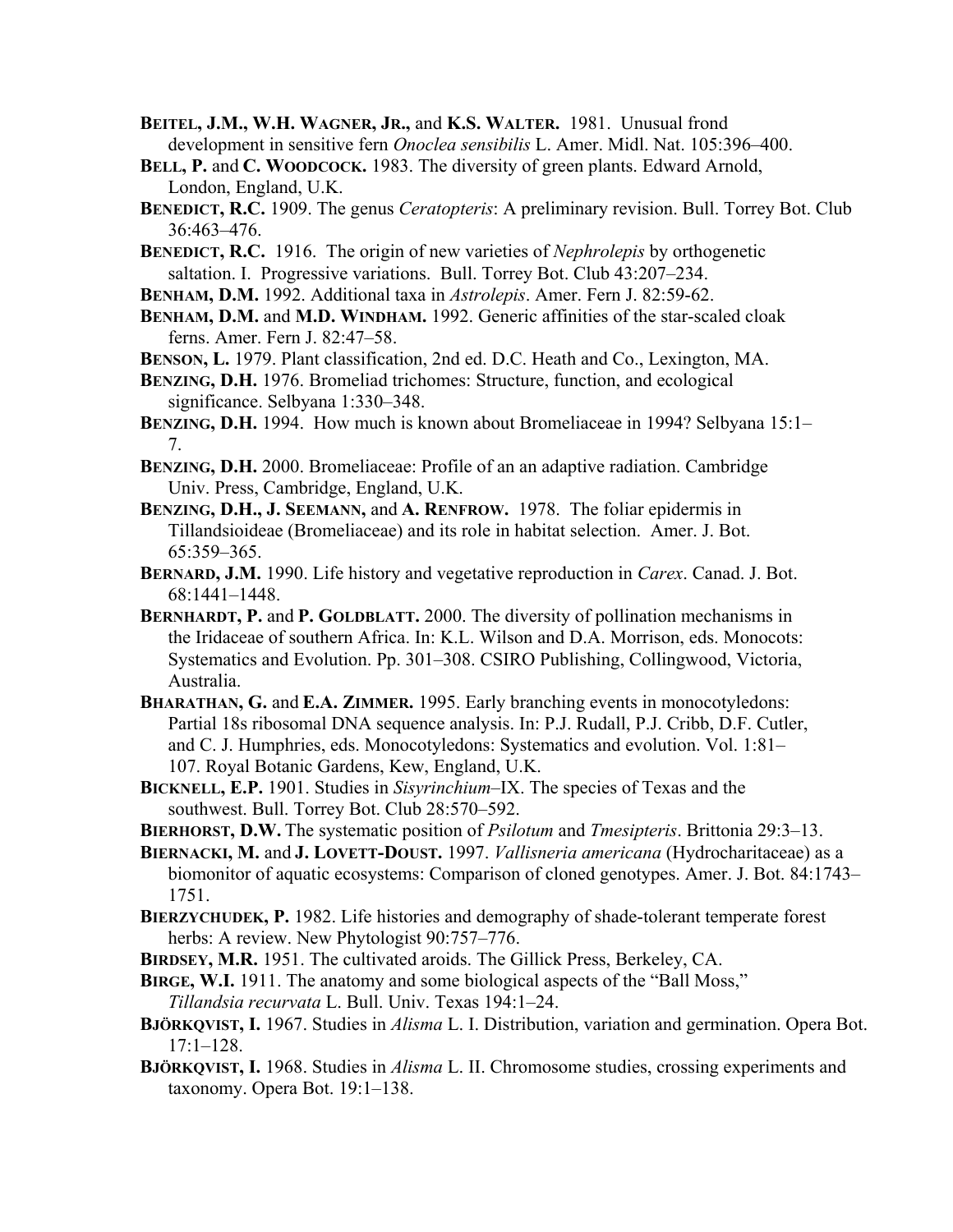**Beitel, J.M., W.H. Wagner, Jr.,** and **K.S. Walter.** 1981. Unusual frond development in sensitive fern *Onoclea sensibilis* L. Amer. Midl. Nat. 105:396–400.

**Bell, P.** and **C. Woodcock.** 1983. The diversity of green plants. Edward Arnold, London, England, U.K.

**Benedict, R.C.** 1909. The genus *Ceratopteris*: A preliminary revision. Bull. Torrey Bot. Club 36:463–476.

**Benedict, R.C.** 1916. The origin of new varieties of *Nephrolepis* by orthogenetic saltation. I. Progressive variations. Bull. Torrey Bot. Club 43:207–234.

**Benham, D.M.** 1992. Additional taxa in *Astrolepis*. Amer. Fern J. 82:59-62.

**Benham, D.M.** and **M.D. Windham.** 1992. Generic affinities of the star-scaled cloak ferns. Amer. Fern J. 82:47–58.

**Benson, L.** 1979. Plant classification, 2nd ed. D.C. Heath and Co., Lexington, MA.

**Benzing, D.H.** 1976. Bromeliad trichomes: Structure, function, and ecological significance. Selbyana 1:330–348.

**Benzing, D.H.** 1994. How much is known about Bromeliaceae in 1994? Selbyana 15:1–7.

**Benzing, D.H.** 2000. Bromeliaceae: Profile of an an adaptive radiation. Cambridge Univ. Press, Cambridge, England, U.K.

**Benzing, D.H., J. Seemann,** and **A. Renfrow.** 1978. The foliar epidermis in Tillandsioideae (Bromeliaceae) and its role in habitat selection. Amer. J. Bot. 65:359–365.

**Bernard, J.M.** 1990. Life history and vegetative reproduction in *Carex*. Canad. J. Bot. 68:1441–1448.

**Bernhardt, P.** and **P. Goldblatt.** 2000. The diversity of pollination mechanisms in the Iridaceae of southern Africa. In: K.L. Wilson and D.A. Morrison, eds. Monocots: Systematics and Evolution. Pp. 301–308. CSIRO Publishing, Collingwood, Victoria, Australia.

**Bharathan, G.** and **E.A. Zimmer.** 1995. Early branching events in monocotyledons: Partial 18s ribosomal DNA sequence analysis. In: P.J. Rudall, P.J. Cribb, D.F. Cutler, and C. J. Humphries, eds. Monocotyledons: Systematics and evolution. Vol. 1:81–107. Royal Botanic Gardens, Kew, England, U.K.

**Bicknell, E.P.** 1901. Studies in *Sisyrinchium*–IX. The species of Texas and the southwest. Bull. Torrey Bot. Club 28:570–592.

**Bierhorst, D.W.** The systematic position of *Psilotum* and *Tmesipteris*. Brittonia 29:3–13.

**Biernacki, M.** and **J. Lovett-Doust.** 1997. *Vallisneria americana* (Hydrocharitaceae) as a biomonitor of aquatic ecosystems: Comparison of cloned genotypes. Amer. J. Bot. 84:1743–1751.

**Bierzychudek, P.** 1982. Life histories and demography of shade-tolerant temperate forest herbs: A review. New Phytologist 90:757–776.

**Birdsey, M.R.** 1951. The cultivated aroids. The Gillick Press, Berkeley, CA.

**Birge, W.I.** 1911. The anatomy and some biological aspects of the "Ball Moss," *Tillandsia recurvata* L. Bull. Univ. Texas 194:1–24.

**Björkqvist, I.** 1967. Studies in *Alisma* L. I. Distribution, variation and germination. Opera Bot. 17:1–128.

**Björkqvist, I.** 1968. Studies in *Alisma* L. II. Chromosome studies, crossing experiments and taxonomy. Opera Bot. 19:1–138.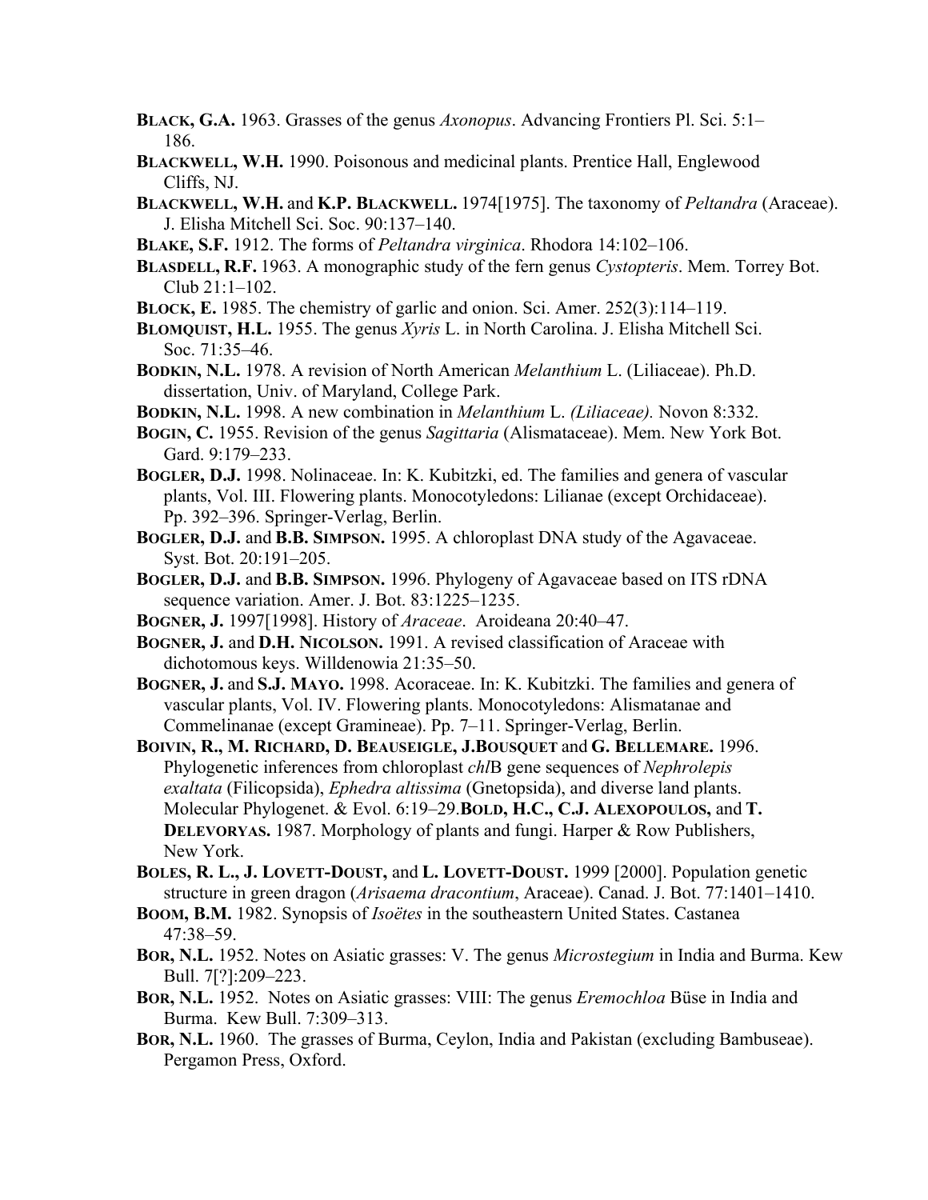**Black, G.A.** 1963. Grasses of the genus *Axonopus*. Advancing Frontiers Pl. Sci. 5:1–186.

**Blackwell, W.H.** 1990. Poisonous and medicinal plants. Prentice Hall, Englewood Cliffs, NJ.

**Blackwell, W.H.** and **K.P. Blackwell.** 1974[1975]. The taxonomy of *Peltandra* (Araceae). J. Elisha Mitchell Sci. Soc. 90:137–140.

**Blake, S.F.** 1912. The forms of *Peltandra virginica*. Rhodora 14:102–106.

**Blasdell, R.F.** 1963. A monographic study of the fern genus *Cystopteris*. Mem. Torrey Bot. Club 21:1–102.

**Block, E.** 1985. The chemistry of garlic and onion. Sci. Amer. 252(3):114–119.

**Blomquist, H.L.** 1955. The genus *Xyris* L. in North Carolina. J. Elisha Mitchell Sci. Soc. 71:35–46.

**Bodkin, N.L.** 1978. A revision of North American *Melanthium* L. (Liliaceae). Ph.D. dissertation, Univ. of Maryland, College Park.

**Bodkin, N.L.** 1998. A new combination in *Melanthium* L. *(Liliaceae).* Novon 8:332.

**Bogin, C.** 1955. Revision of the genus *Sagittaria* (Alismataceae). Mem. New York Bot. Gard. 9:179–233.

**Bogler, D.J.** 1998. Nolinaceae. In: K. Kubitzki, ed. The families and genera of vascular plants, Vol. III. Flowering plants. Monocotyledons: Lilianae (except Orchidaceae). Pp. 392–396. Springer-Verlag, Berlin.

**Bogler, D.J.** and **B.B. Simpson.** 1995. A chloroplast DNA study of the Agavaceae. Syst. Bot. 20:191–205.

**Bogler, D.J.** and **B.B. Simpson.** 1996. Phylogeny of Agavaceae based on ITS rDNA sequence variation. Amer. J. Bot. 83:1225–1235.

**Bogner, J.** 1997[1998]. History of *Araceae*. Aroideana 20:40–47.

**Bogner, J.** and **D.H. Nicolson.** 1991. A revised classification of Araceae with dichotomous keys. Willdenowia 21:35–50.

**Bogner, J.** and **S.J. Mayo.** 1998. Acoraceae. In: K. Kubitzki. The families and genera of vascular plants, Vol. IV. Flowering plants. Monocotyledons: Alismatanae and Commelinanae (except Gramineae). Pp. 7–11. Springer-Verlag, Berlin.

**Boivin, R., M. Richard, D. Beauseigle, J.Bousquet** and **G. Bellemare.** 1996. Phylogenetic inferences from chloroplast *chl*B gene sequences of *Nephrolepis exaltata* (Filicopsida), *Ephedra altissima* (Gnetopsida), and diverse land plants. Molecular Phylogenet. & Evol. 6:19–29.**Bold, H.C., C.J. Alexopoulos,** and **T. Delevoryas.** 1987. Morphology of plants and fungi. Harper & Row Publishers, New York.

**Boles, R. L., J. Lovett-Doust,** and **L. Lovett-Doust.** 1999 [2000]. Population genetic structure in green dragon (*Arisaema dracontium*, Araceae). Canad. J. Bot. 77:1401–1410.

**Boom, B.M.** 1982. Synopsis of *Isoëtes* in the southeastern United States. Castanea 47:38–59.

**Bor, N.L.** 1952. Notes on Asiatic grasses: V. The genus *Microstegium* in India and Burma. Kew Bull. 7[?]:209–223.

**Bor, N.L.** 1952. Notes on Asiatic grasses: VIII: The genus *Eremochloa* Büse in India and Burma. Kew Bull. 7:309–313.

**Bor, N.L.** 1960. The grasses of Burma, Ceylon, India and Pakistan (excluding Bambuseae). Pergamon Press, Oxford.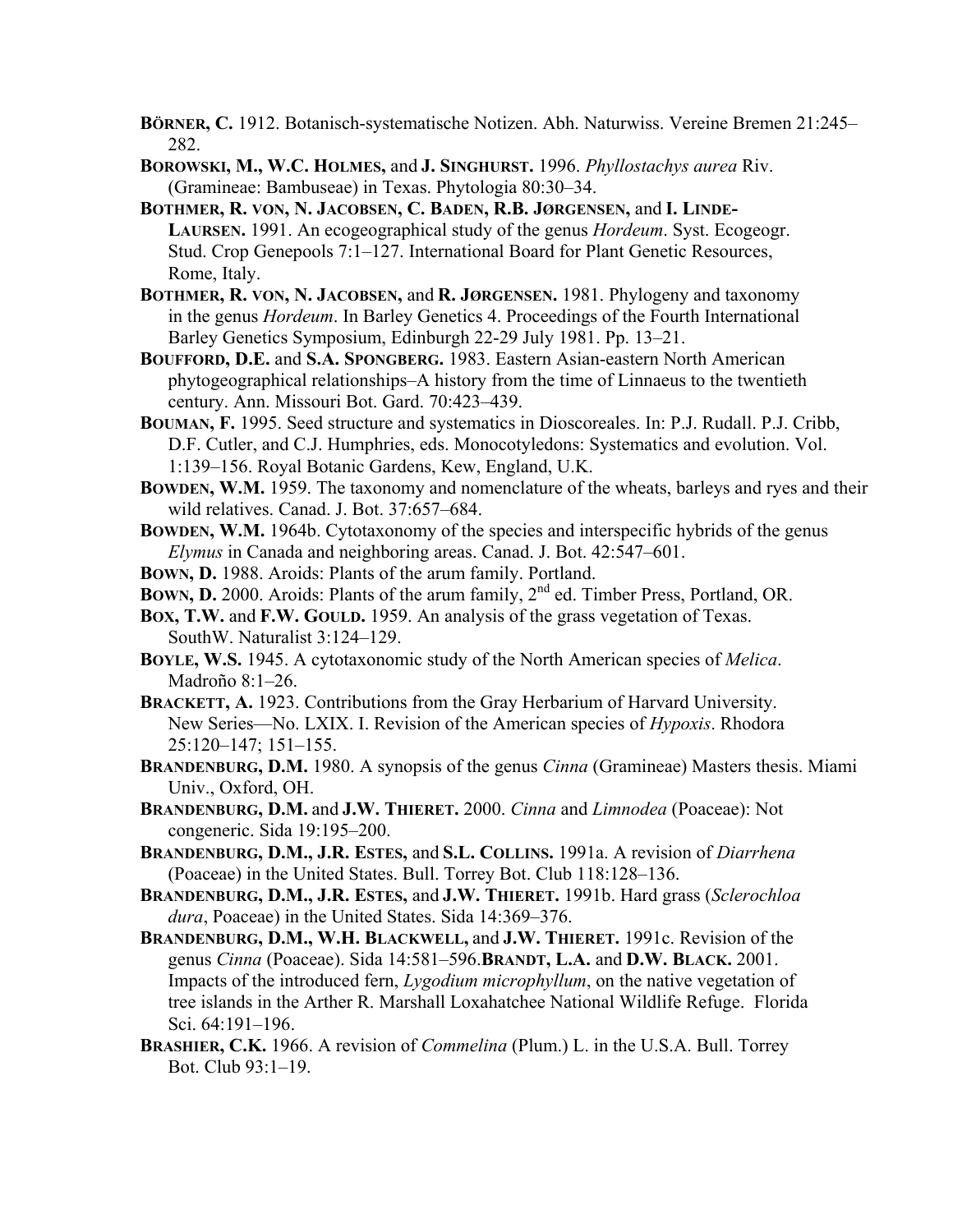**Börner, C.** 1912. Botanisch-systematische Notizen. Abh. Naturwiss. Vereine Bremen 21:245–282.

**Borowski, M., W.C. Holmes,** and **J. Singhurst.** 1996. *Phyllostachys aurea* Riv. (Gramineae: Bambuseae) in Texas. Phytologia 80:30–34.

**Bothmer, R. von, N. Jacobsen, C. Baden, R.B. Jørgensen,** and **I. Linde-Laursen.** 1991. An ecogeographical study of the genus *Hordeum*. Syst. Ecogeogr. Stud. Crop Genepools 7:1–127. International Board for Plant Genetic Resources, Rome, Italy.

**Bothmer, R. von, N. Jacobsen,** and **R. Jørgensen.** 1981. Phylogeny and taxonomy in the genus *Hordeum*. In Barley Genetics 4. Proceedings of the Fourth International Barley Genetics Symposium, Edinburgh 22-29 July 1981. Pp. 13–21.

**Boufford, D.E.** and **S.A. Spongberg.** 1983. Eastern Asian-eastern North American phytogeographical relationships–A history from the time of Linnaeus to the twentieth century. Ann. Missouri Bot. Gard. 70:423–439.

**Bouman, F.** 1995. Seed structure and systematics in Dioscoreales. In: P.J. Rudall. P.J. Cribb, D.F. Cutler, and C.J. Humphries, eds. Monocotyledons: Systematics and evolution. Vol. 1:139–156. Royal Botanic Gardens, Kew, England, U.K.

**Bowden, W.M.** 1959. The taxonomy and nomenclature of the wheats, barleys and ryes and their wild relatives. Canad. J. Bot. 37:657–684.

**Bowden, W.M.** 1964b. Cytotaxonomy of the species and interspecific hybrids of the genus *Elymus* in Canada and neighboring areas. Canad. J. Bot. 42:547–601.

**Bown, D.** 1988. Aroids: Plants of the arum family. Portland.

**Bown, D.** 2000. Aroids: Plants of the arum family, 2nd ed. Timber Press, Portland, OR.

**Box, T.W.** and **F.W. Gould.** 1959. An analysis of the grass vegetation of Texas. SouthW. Naturalist 3:124–129.

**Boyle, W.S.** 1945. A cytotaxonomic study of the North American species of *Melica*. Madroño 8:1–26.

**Brackett, A.** 1923. Contributions from the Gray Herbarium of Harvard University. New Series—No. LXIX. I. Revision of the American species of *Hypoxis*. Rhodora 25:120–147; 151–155.

**Brandenburg, D.M.** 1980. A synopsis of the genus *Cinna* (Gramineae) Masters thesis. Miami Univ., Oxford, OH.

**Brandenburg, D.M.** and **J.W. Thieret.** 2000. *Cinna* and *Limnodea* (Poaceae): Not congeneric. Sida 19:195–200.

**Brandenburg, D.M., J.R. Estes,** and **S.L. Collins.** 1991a. A revision of *Diarrhena* (Poaceae) in the United States. Bull. Torrey Bot. Club 118:128–136.

**Brandenburg, D.M., J.R. Estes,** and **J.W. Thieret.** 1991b. Hard grass (*Sclerochloa dura*, Poaceae) in the United States. Sida 14:369–376.

**Brandenburg, D.M., W.H. Blackwell,** and **J.W. Thieret.** 1991c. Revision of the genus *Cinna* (Poaceae). Sida 14:581–596.**Brandt, L.A.** and **D.W. Black.** 2001. Impacts of the introduced fern, *Lygodium microphyllum*, on the native vegetation of tree islands in the Arther R. Marshall Loxahatchee National Wildlife Refuge. Florida Sci. 64:191–196.

**Brashier, C.K.** 1966. A revision of *Commelina* (Plum.) L. in the U.S.A. Bull. Torrey Bot. Club 93:1–19.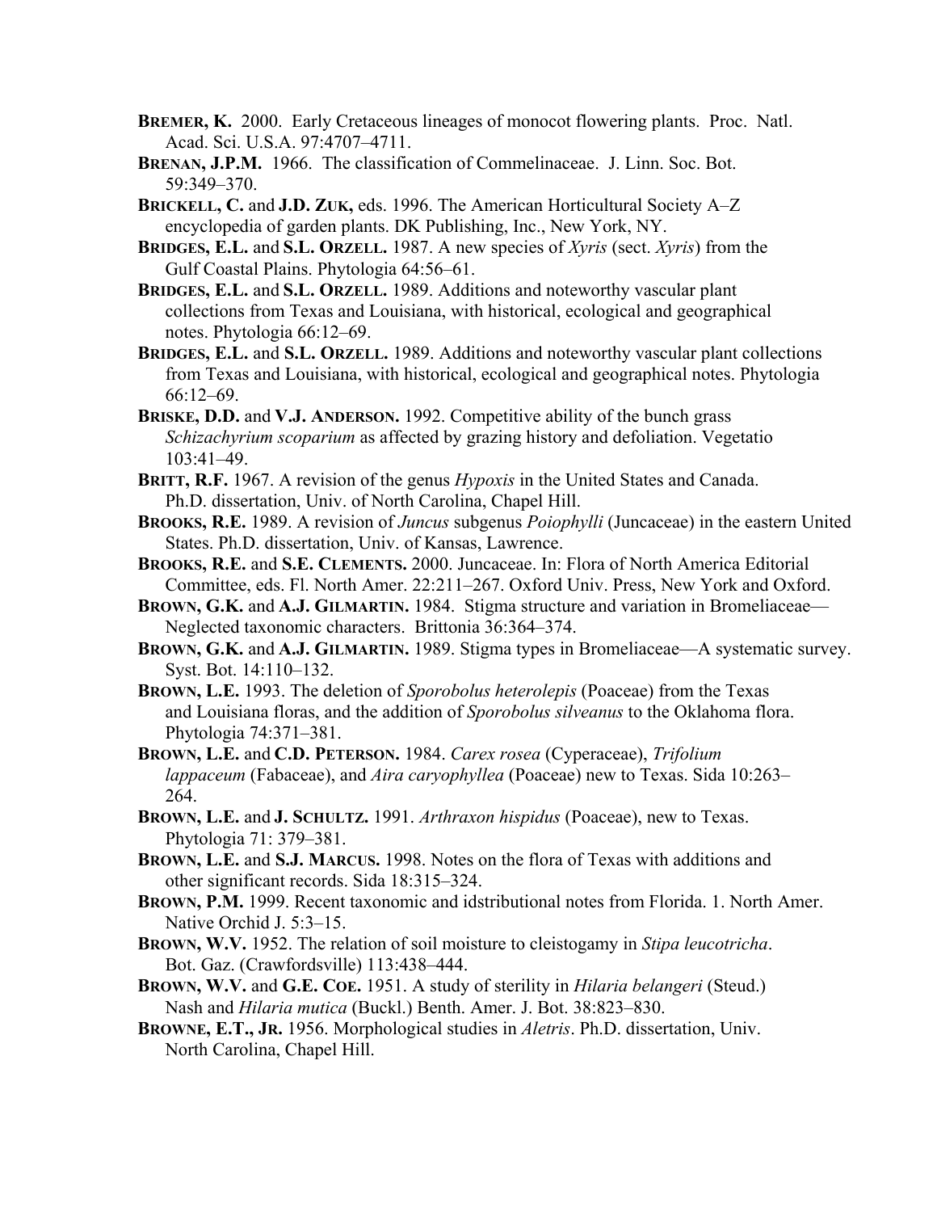**BREMER, K.** 2000. Early Cretaceous lineages of monocot flowering plants. Proc. Natl. Acad. Sci. U.S.A. 97:4707–4711.

**BRENAN, J.P.M.** 1966. The classification of Commelinaceae. J. Linn. Soc. Bot. 59:349–370.

**BRICKELL, C.** and **J.D. ZUK,** eds. 1996. The American Horticultural Society A–Z encyclopedia of garden plants. DK Publishing, Inc., New York, NY.

**BRIDGES, E.L.** and **S.L. ORZELL.** 1987. A new species of *Xyris* (sect. *Xyris*) from the Gulf Coastal Plains. Phytologia 64:56–61.

**BRIDGES, E.L.** and **S.L. ORZELL.** 1989. Additions and noteworthy vascular plant collections from Texas and Louisiana, with historical, ecological and geographical notes. Phytologia 66:12–69.

**BRIDGES, E.L.** and **S.L. ORZELL.** 1989. Additions and noteworthy vascular plant collections from Texas and Louisiana, with historical, ecological and geographical notes. Phytologia 66:12–69.

**BRISKE, D.D.** and **V.J. ANDERSON.** 1992. Competitive ability of the bunch grass *Schizachyrium scoparium* as affected by grazing history and defoliation. Vegetatio 103:41–49.

**BRITT, R.F.** 1967. A revision of the genus *Hypoxis* in the United States and Canada. Ph.D. dissertation, Univ. of North Carolina, Chapel Hill.

**BROOKS, R.E.** 1989. A revision of *Juncus* subgenus *Poiophylli* (Juncaceae) in the eastern United States. Ph.D. dissertation, Univ. of Kansas, Lawrence.

**BROOKS, R.E.** and **S.E. CLEMENTS.** 2000. Juncaceae. In: Flora of North America Editorial Committee, eds. Fl. North Amer. 22:211–267. Oxford Univ. Press, New York and Oxford.

**BROWN, G.K.** and **A.J. GILMARTIN.** 1984. Stigma structure and variation in Bromeliaceae—Neglected taxonomic characters. Brittonia 36:364–374.

**BROWN, G.K.** and **A.J. GILMARTIN.** 1989. Stigma types in Bromeliaceae—A systematic survey. Syst. Bot. 14:110–132.

**BROWN, L.E.** 1993. The deletion of *Sporobolus heterolepis* (Poaceae) from the Texas and Louisiana floras, and the addition of *Sporobolus silveanus* to the Oklahoma flora. Phytologia 74:371–381.

**BROWN, L.E.** and **C.D. PETERSON.** 1984. *Carex rosea* (Cyperaceae), *Trifolium lappaceum* (Fabaceae), and *Aira caryophyllea* (Poaceae) new to Texas. Sida 10:263–264.

**BROWN, L.E.** and **J. SCHULTZ.** 1991. *Arthraxon hispidus* (Poaceae), new to Texas. Phytologia 71: 379–381.

**BROWN, L.E.** and **S.J. MARCUS.** 1998. Notes on the flora of Texas with additions and other significant records. Sida 18:315–324.

**BROWN, P.M.** 1999. Recent taxonomic and idstributional notes from Florida. 1. North Amer. Native Orchid J. 5:3–15.

**BROWN, W.V.** 1952. The relation of soil moisture to cleistogamy in *Stipa leucotricha*. Bot. Gaz. (Crawfordsville) 113:438–444.

**BROWN, W.V.** and **G.E. COE.** 1951. A study of sterility in *Hilaria belangeri* (Steud.) Nash and *Hilaria mutica* (Buckl.) Benth. Amer. J. Bot. 38:823–830.

**BROWNE, E.T., JR.** 1956. Morphological studies in *Aletris*. Ph.D. dissertation, Univ. North Carolina, Chapel Hill.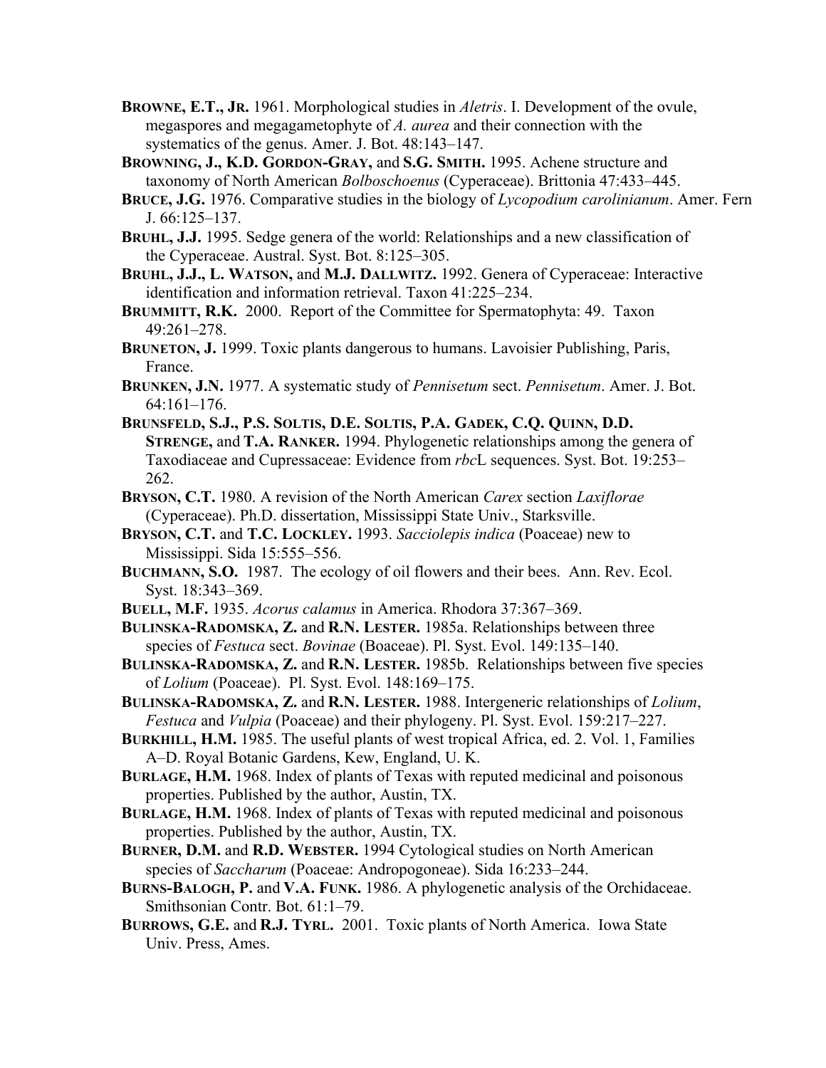**Browne, E.T., Jr.** 1961. Morphological studies in *Aletris*. I. Development of the ovule, megaspores and megagametophyte of *A. aurea* and their connection with the systematics of the genus. Amer. J. Bot. 48:143–147.

**Browning, J., K.D. Gordon-Gray,** and **S.G. Smith.** 1995. Achene structure and taxonomy of North American *Bolboschoenus* (Cyperaceae). Brittonia 47:433–445.

**Bruce, J.G.** 1976. Comparative studies in the biology of *Lycopodium carolinianum*. Amer. Fern J. 66:125–137.

**Bruhl, J.J.** 1995. Sedge genera of the world: Relationships and a new classification of the Cyperaceae. Austral. Syst. Bot. 8:125–305.

**Bruhl, J.J., L. Watson,** and **M.J. Dallwitz.** 1992. Genera of Cyperaceae: Interactive identification and information retrieval. Taxon 41:225–234.

**Brummitt, R.K.** 2000. Report of the Committee for Spermatophyta: 49. Taxon 49:261–278.

**Bruneton, J.** 1999. Toxic plants dangerous to humans. Lavoisier Publishing, Paris, France.

**Brunken, J.N.** 1977. A systematic study of *Pennisetum* sect. *Pennisetum*. Amer. J. Bot. 64:161–176.

**Brunsfeld, S.J., P.S. Soltis, D.E. Soltis, P.A. Gadek, C.Q. Quinn, D.D. Strenge,** and **T.A. Ranker.** 1994. Phylogenetic relationships among the genera of Taxodiaceae and Cupressaceae: Evidence from *rbc*L sequences. Syst. Bot. 19:253–262.

**Bryson, C.T.** 1980. A revision of the North American *Carex* section *Laxiflorae* (Cyperaceae). Ph.D. dissertation, Mississippi State Univ., Starksville.

**Bryson, C.T.** and **T.C. Lockley.** 1993. *Sacciolepis indica* (Poaceae) new to Mississippi. Sida 15:555–556.

**Buchmann, S.O.** 1987. The ecology of oil flowers and their bees. Ann. Rev. Ecol. Syst. 18:343–369.

**Buell, M.F.** 1935. *Acorus calamus* in America. Rhodora 37:367–369.

**Bulinska-Radomska, Z.** and **R.N. Lester.** 1985a. Relationships between three species of *Festuca* sect. *Bovinae* (Boaceae). Pl. Syst. Evol. 149:135–140.

**Bulinska-Radomska, Z.** and **R.N. Lester.** 1985b. Relationships between five species of *Lolium* (Poaceae). Pl. Syst. Evol. 148:169–175.

**Bulinska-Radomska, Z.** and **R.N. Lester.** 1988. Intergeneric relationships of *Lolium*, *Festuca* and *Vulpia* (Poaceae) and their phylogeny. Pl. Syst. Evol. 159:217–227.

**Burkhill, H.M.** 1985. The useful plants of west tropical Africa, ed. 2. Vol. 1, Families A–D. Royal Botanic Gardens, Kew, England, U. K.

**Burlage, H.M.** 1968. Index of plants of Texas with reputed medicinal and poisonous properties. Published by the author, Austin, TX.

**Burlage, H.M.** 1968. Index of plants of Texas with reputed medicinal and poisonous properties. Published by the author, Austin, TX.

**Burner, D.M.** and **R.D. Webster.** 1994 Cytological studies on North American species of *Saccharum* (Poaceae: Andropogoneae). Sida 16:233–244.

**Burns-Balogh, P.** and **V.A. Funk.** 1986. A phylogenetic analysis of the Orchidaceae. Smithsonian Contr. Bot. 61:1–79.

**Burrows, G.E.** and **R.J. Tyrl.** 2001. Toxic plants of North America. Iowa State Univ. Press, Ames.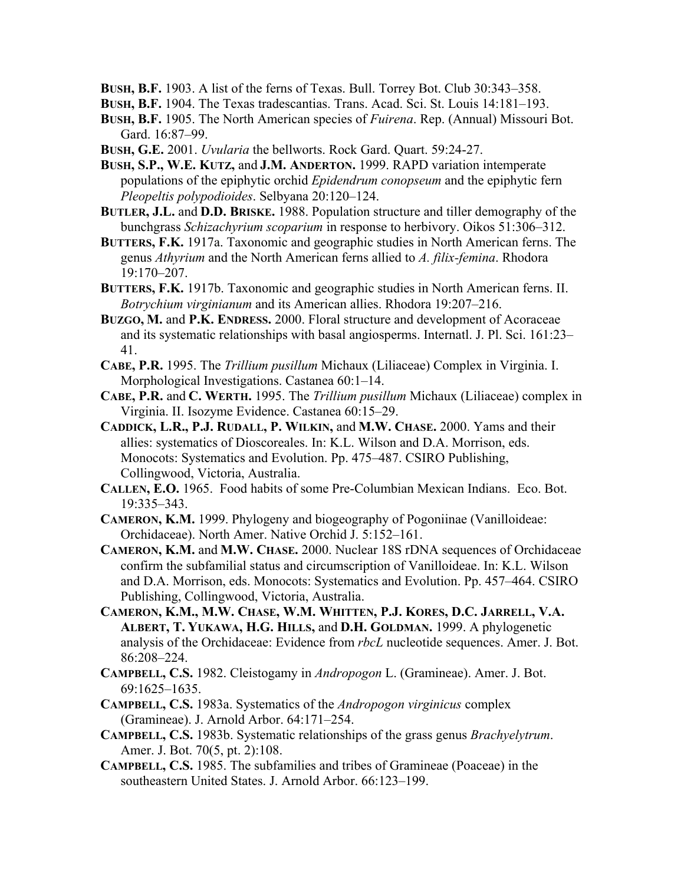**Bush, B.F.** 1903. A list of the ferns of Texas. Bull. Torrey Bot. Club 30:343–358.

**Bush, B.F.** 1904. The Texas tradescantias. Trans. Acad. Sci. St. Louis 14:181–193.

**Bush, B.F.** 1905. The North American species of *Fuirena*. Rep. (Annual) Missouri Bot. Gard. 16:87–99.

**Bush, G.E.** 2001. *Uvularia* the bellworts. Rock Gard. Quart. 59:24-27.

**Bush, S.P., W.E. Kutz,** and **J.M. Anderton.** 1999. RAPD variation intemperate populations of the epiphytic orchid *Epidendrum conopseum* and the epiphytic fern *Pleopeltis polypodioides*. Selbyana 20:120–124.

**Butler, J.L.** and **D.D. Briske.** 1988. Population structure and tiller demography of the bunchgrass *Schizachyrium scoparium* in response to herbivory. Oikos 51:306–312.

**Butters, F.K.** 1917a. Taxonomic and geographic studies in North American ferns. The genus *Athyrium* and the North American ferns allied to *A. filix-femina*. Rhodora 19:170–207.

**Butters, F.K.** 1917b. Taxonomic and geographic studies in North American ferns. II. *Botrychium virginianum* and its American allies. Rhodora 19:207–216.

**Buzgo, M.** and **P.K. Endress.** 2000. Floral structure and development of Acoraceae and its systematic relationships with basal angiosperms. Internatl. J. Pl. Sci. 161:23–41.

**Cabe, P.R.** 1995. The *Trillium pusillum* Michaux (Liliaceae) Complex in Virginia. I. Morphological Investigations. Castanea 60:1–14.

**Cabe, P.R.** and **C. Werth.** 1995. The *Trillium pusillum* Michaux (Liliaceae) complex in Virginia. II. Isozyme Evidence. Castanea 60:15–29.

**Caddick, L.R., P.J. Rudall, P. Wilkin,** and **M.W. Chase.** 2000. Yams and their allies: systematics of Dioscoreales. In: K.L. Wilson and D.A. Morrison, eds. Monocots: Systematics and Evolution. Pp. 475–487. CSIRO Publishing, Collingwood, Victoria, Australia.

**Callen, E.O.** 1965. Food habits of some Pre-Columbian Mexican Indians. Eco. Bot. 19:335–343.

**Cameron, K.M.** 1999. Phylogeny and biogeography of Pogoniinae (Vanilloideae: Orchidaceae). North Amer. Native Orchid J. 5:152–161.

**Cameron, K.M.** and **M.W. Chase.** 2000. Nuclear 18S rDNA sequences of Orchidaceae confirm the subfamilial status and circumscription of Vanilloideae. In: K.L. Wilson and D.A. Morrison, eds. Monocots: Systematics and Evolution. Pp. 457–464. CSIRO Publishing, Collingwood, Victoria, Australia.

**Cameron, K.M., M.W. Chase, W.M. Whitten, P.J. Kores, D.C. Jarrell, V.A. Albert, T. Yukawa, H.G. Hills,** and **D.H. Goldman.** 1999. A phylogenetic analysis of the Orchidaceae: Evidence from *rbcL* nucleotide sequences. Amer. J. Bot. 86:208–224.

**Campbell, C.S.** 1982. Cleistogamy in *Andropogon* L. (Gramineae). Amer. J. Bot. 69:1625–1635.

**Campbell, C.S.** 1983a. Systematics of the *Andropogon virginicus* complex (Gramineae). J. Arnold Arbor. 64:171–254.

**Campbell, C.S.** 1983b. Systematic relationships of the grass genus *Brachyelytrum*. Amer. J. Bot. 70(5, pt. 2):108.

**Campbell, C.S.** 1985. The subfamilies and tribes of Gramineae (Poaceae) in the southeastern United States. J. Arnold Arbor. 66:123–199.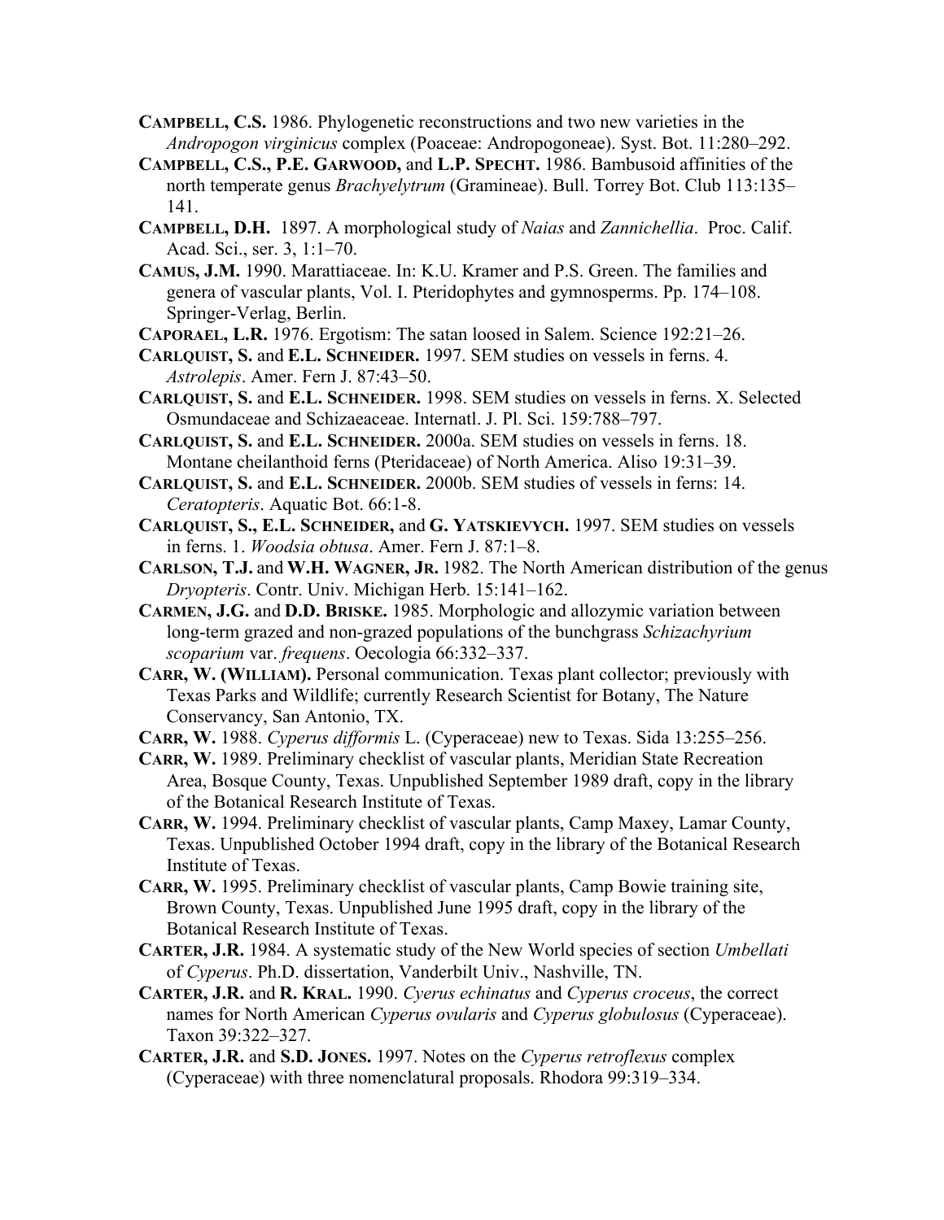**Campbell, C.S.** 1986. Phylogenetic reconstructions and two new varieties in the *Andropogon virginicus* complex (Poaceae: Andropogoneae). Syst. Bot. 11:280–292.

**Campbell, C.S., P.E. Garwood,** and **L.P. Specht.** 1986. Bambusoid affinities of the north temperate genus *Brachyelytrum* (Gramineae). Bull. Torrey Bot. Club 113:135–141.

**Campbell, D.H.** 1897. A morphological study of *Naias* and *Zannichellia*. Proc. Calif. Acad. Sci., ser. 3, 1:1–70.

**Camus, J.M.** 1990. Marattiaceae. In: K.U. Kramer and P.S. Green. The families and genera of vascular plants, Vol. I. Pteridophytes and gymnosperms. Pp. 174–108. Springer-Verlag, Berlin.

**Caporael, L.R.** 1976. Ergotism: The satan loosed in Salem. Science 192:21–26.

**Carlquist, S.** and **E.L. Schneider.** 1997. SEM studies on vessels in ferns. 4. *Astrolepis*. Amer. Fern J. 87:43–50.

**Carlquist, S.** and **E.L. Schneider.** 1998. SEM studies on vessels in ferns. X. Selected Osmundaceae and Schizaeaceae. Internatl. J. Pl. Sci. 159:788–797.

**Carlquist, S.** and **E.L. Schneider.** 2000a. SEM studies on vessels in ferns. 18. Montane cheilanthoid ferns (Pteridaceae) of North America. Aliso 19:31–39.

**Carlquist, S.** and **E.L. Schneider.** 2000b. SEM studies of vessels in ferns: 14. *Ceratopteris*. Aquatic Bot. 66:1-8.

**Carlquist, S., E.L. Schneider,** and **G. Yatskievych.** 1997. SEM studies on vessels in ferns. 1. *Woodsia obtusa*. Amer. Fern J. 87:1–8.

**Carlson, T.J.** and **W.H. Wagner, Jr.** 1982. The North American distribution of the genus *Dryopteris*. Contr. Univ. Michigan Herb. 15:141–162.

**Carmen, J.G.** and **D.D. Briske.** 1985. Morphologic and allozymic variation between long-term grazed and non-grazed populations of the bunchgrass *Schizachyrium scoparium* var. *frequens*. Oecologia 66:332–337.

**Carr, W. (William).** Personal communication. Texas plant collector; previously with Texas Parks and Wildlife; currently Research Scientist for Botany, The Nature Conservancy, San Antonio, TX.

**Carr, W.** 1988. *Cyperus difformis* L. (Cyperaceae) new to Texas. Sida 13:255–256.

**Carr, W.** 1989. Preliminary checklist of vascular plants, Meridian State Recreation Area, Bosque County, Texas. Unpublished September 1989 draft, copy in the library of the Botanical Research Institute of Texas.

**Carr, W.** 1994. Preliminary checklist of vascular plants, Camp Maxey, Lamar County, Texas. Unpublished October 1994 draft, copy in the library of the Botanical Research Institute of Texas.

**Carr, W.** 1995. Preliminary checklist of vascular plants, Camp Bowie training site, Brown County, Texas. Unpublished June 1995 draft, copy in the library of the Botanical Research Institute of Texas.

**Carter, J.R.** 1984. A systematic study of the New World species of section *Umbellati* of *Cyperus*. Ph.D. dissertation, Vanderbilt Univ., Nashville, TN.

**Carter, J.R.** and **R. Kral.** 1990. *Cyerus echinatus* and *Cyperus croceus*, the correct names for North American *Cyperus ovularis* and *Cyperus globulosus* (Cyperaceae). Taxon 39:322–327.

**Carter, J.R.** and **S.D. Jones.** 1997. Notes on the *Cyperus retroflexus* complex (Cyperaceae) with three nomenclatural proposals. Rhodora 99:319–334.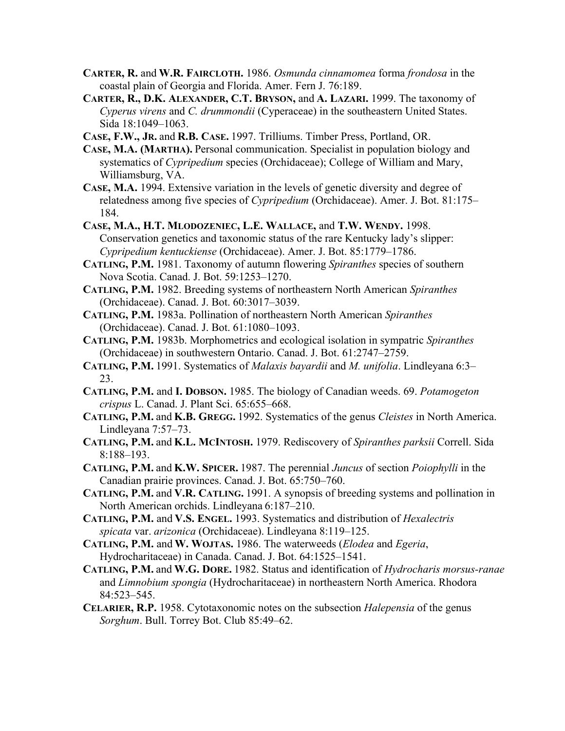**CARTER, R.** and **W.R. FAIRCLOTH.** 1986. *Osmunda cinnamomea* forma *frondosa* in the coastal plain of Georgia and Florida. Amer. Fern J. 76:189.

**CARTER, R., D.K. ALEXANDER, C.T. BRYSON,** and **A. LAZARI.** 1999. The taxonomy of *Cyperus virens* and *C. drummondii* (Cyperaceae) in the southeastern United States. Sida 18:1049–1063.

**CASE, F.W., JR.** and **R.B. CASE.** 1997. Trilliums. Timber Press, Portland, OR.

**CASE, M.A. (MARTHA).** Personal communication. Specialist in population biology and systematics of *Cypripedium* species (Orchidaceae); College of William and Mary, Williamsburg, VA.

**CASE, M.A.** 1994. Extensive variation in the levels of genetic diversity and degree of relatedness among five species of *Cypripedium* (Orchidaceae). Amer. J. Bot. 81:175–184.

**CASE, M.A., H.T. MLODOZENIEC, L.E. WALLACE,** and **T.W. WENDY.** 1998. Conservation genetics and taxonomic status of the rare Kentucky lady's slipper: *Cypripedium kentuckiense* (Orchidaceae). Amer. J. Bot. 85:1779–1786.

**CATLING, P.M.** 1981. Taxonomy of autumn flowering *Spiranthes* species of southern Nova Scotia. Canad. J. Bot. 59:1253–1270.

**CATLING, P.M.** 1982. Breeding systems of northeastern North American *Spiranthes* (Orchidaceae). Canad. J. Bot. 60:3017–3039.

**CATLING, P.M.** 1983a. Pollination of northeastern North American *Spiranthes* (Orchidaceae). Canad. J. Bot. 61:1080–1093.

**CATLING, P.M.** 1983b. Morphometrics and ecological isolation in sympatric *Spiranthes* (Orchidaceae) in southwestern Ontario. Canad. J. Bot. 61:2747–2759.

**CATLING, P.M.** 1991. Systematics of *Malaxis bayardii* and *M. unifolia*. Lindleyana 6:3–23.

**CATLING, P.M.** and **I. DOBSON.** 1985. The biology of Canadian weeds. 69. *Potamogeton crispus* L. Canad. J. Plant Sci. 65:655–668.

**CATLING, P.M.** and **K.B. GREGG.** 1992. Systematics of the genus *Cleistes* in North America. Lindleyana 7:57–73.

**CATLING, P.M.** and **K.L. MCINTOSH.** 1979. Rediscovery of *Spiranthes parksii* Correll. Sida 8:188–193.

**CATLING, P.M.** and **K.W. SPICER.** 1987. The perennial *Juncus* of section *Poiophylli* in the Canadian prairie provinces. Canad. J. Bot. 65:750–760.

**CATLING, P.M.** and **V.R. CATLING.** 1991. A synopsis of breeding systems and pollination in North American orchids. Lindleyana 6:187–210.

**CATLING, P.M.** and **V.S. ENGEL.** 1993. Systematics and distribution of *Hexalectris spicata* var. *arizonica* (Orchidaceae). Lindleyana 8:119–125.

**CATLING, P.M.** and **W. WOJTAS.** 1986. The waterweeds (*Elodea* and *Egeria*, Hydrocharitaceae) in Canada. Canad. J. Bot. 64:1525–1541.

**CATLING, P.M.** and **W.G. DORE.** 1982. Status and identification of *Hydrocharis morsus-ranae* and *Limnobium spongia* (Hydrocharitaceae) in northeastern North America. Rhodora 84:523–545.

**CELARIER, R.P.** 1958. Cytotaxonomic notes on the subsection *Halepensia* of the genus *Sorghum*. Bull. Torrey Bot. Club 85:49–62.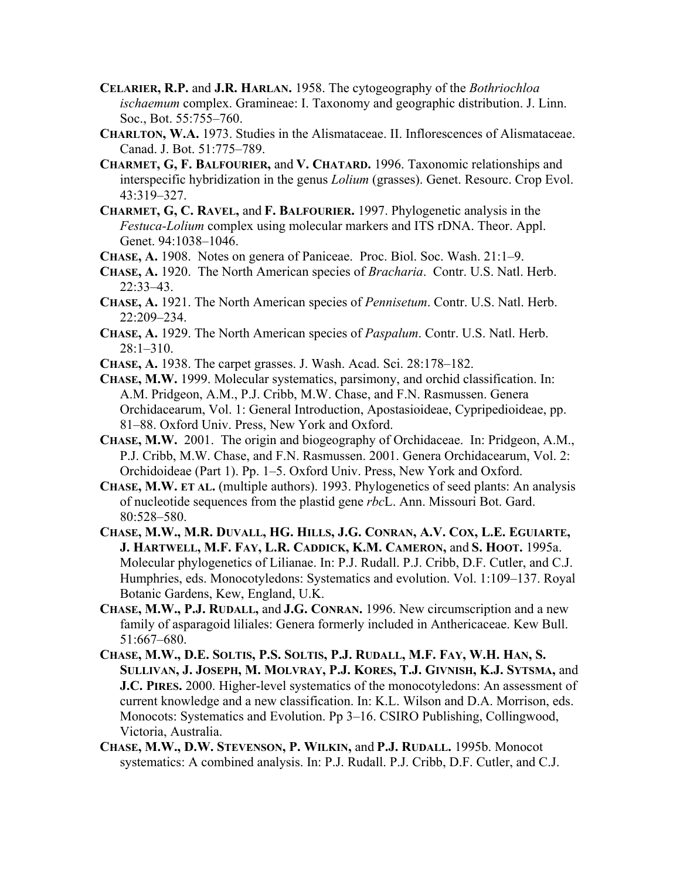**Celarier, R.P.** and **J.R. Harlan.** 1958. The cytogeography of the *Bothriochloa ischaemum* complex. Gramineae: I. Taxonomy and geographic distribution. J. Linn. Soc., Bot. 55:755–760.

**Charlton, W.A.** 1973. Studies in the Alismataceae. II. Inflorescences of Alismataceae. Canad. J. Bot. 51:775–789.

**Charmet, G, F. Balfourier,** and **V. Chatard.** 1996. Taxonomic relationships and interspecific hybridization in the genus *Lolium* (grasses). Genet. Resourc. Crop Evol. 43:319–327.

**Charmet, G, C. Ravel,** and **F. Balfourier.** 1997. Phylogenetic analysis in the *Festuca-Lolium* complex using molecular markers and ITS rDNA. Theor. Appl. Genet. 94:1038–1046.

**Chase, A.** 1908. Notes on genera of Paniceae. Proc. Biol. Soc. Wash. 21:1–9.

**Chase, A.** 1920. The North American species of *Bracharia*. Contr. U.S. Natl. Herb. 22:33–43.

**Chase, A.** 1921. The North American species of *Pennisetum*. Contr. U.S. Natl. Herb. 22:209–234.

**Chase, A.** 1929. The North American species of *Paspalum*. Contr. U.S. Natl. Herb. 28:1–310.

**Chase, A.** 1938. The carpet grasses. J. Wash. Acad. Sci. 28:178–182.

**Chase, M.W.** 1999. Molecular systematics, parsimony, and orchid classification. In: A.M. Pridgeon, A.M., P.J. Cribb, M.W. Chase, and F.N. Rasmussen. Genera Orchidacearum, Vol. 1: General Introduction, Apostasioideae, Cypripedioideae, pp. 81–88. Oxford Univ. Press, New York and Oxford.

**Chase, M.W.** 2001. The origin and biogeography of Orchidaceae. In: Pridgeon, A.M., P.J. Cribb, M.W. Chase, and F.N. Rasmussen. 2001. Genera Orchidacearum, Vol. 2: Orchidoideae (Part 1). Pp. 1–5. Oxford Univ. Press, New York and Oxford.

**Chase, M.W. et al.** (multiple authors). 1993. Phylogenetics of seed plants: An analysis of nucleotide sequences from the plastid gene *rbc*L. Ann. Missouri Bot. Gard. 80:528–580.

**Chase, M.W., M.R. Duvall, HG. Hills, J.G. Conran, A.V. Cox, L.E. Eguiarte, J. Hartwell, M.F. Fay, L.R. Caddick, K.M. Cameron,** and **S. Hoot.** 1995a. Molecular phylogenetics of Lilianae. In: P.J. Rudall. P.J. Cribb, D.F. Cutler, and C.J. Humphries, eds. Monocotyledons: Systematics and evolution. Vol. 1:109–137. Royal Botanic Gardens, Kew, England, U.K.

**Chase, M.W., P.J. Rudall,** and **J.G. Conran.** 1996. New circumscription and a new family of asparagoid liliales: Genera formerly included in Anthericaceae. Kew Bull. 51:667–680.

**Chase, M.W., D.E. Soltis, P.S. Soltis, P.J. Rudall, M.F. Fay, W.H. Han, S. Sullivan, J. Joseph, M. Molvray, P.J. Kores, T.J. Givnish, K.J. Sytsma,** and **J.C. Pires.** 2000. Higher-level systematics of the monocotyledons: An assessment of current knowledge and a new classification. In: K.L. Wilson and D.A. Morrison, eds. Monocots: Systematics and Evolution. Pp 3–16. CSIRO Publishing, Collingwood, Victoria, Australia.

**Chase, M.W., D.W. Stevenson, P. Wilkin,** and **P.J. Rudall.** 1995b. Monocot systematics: A combined analysis. In: P.J. Rudall. P.J. Cribb, D.F. Cutler, and C.J.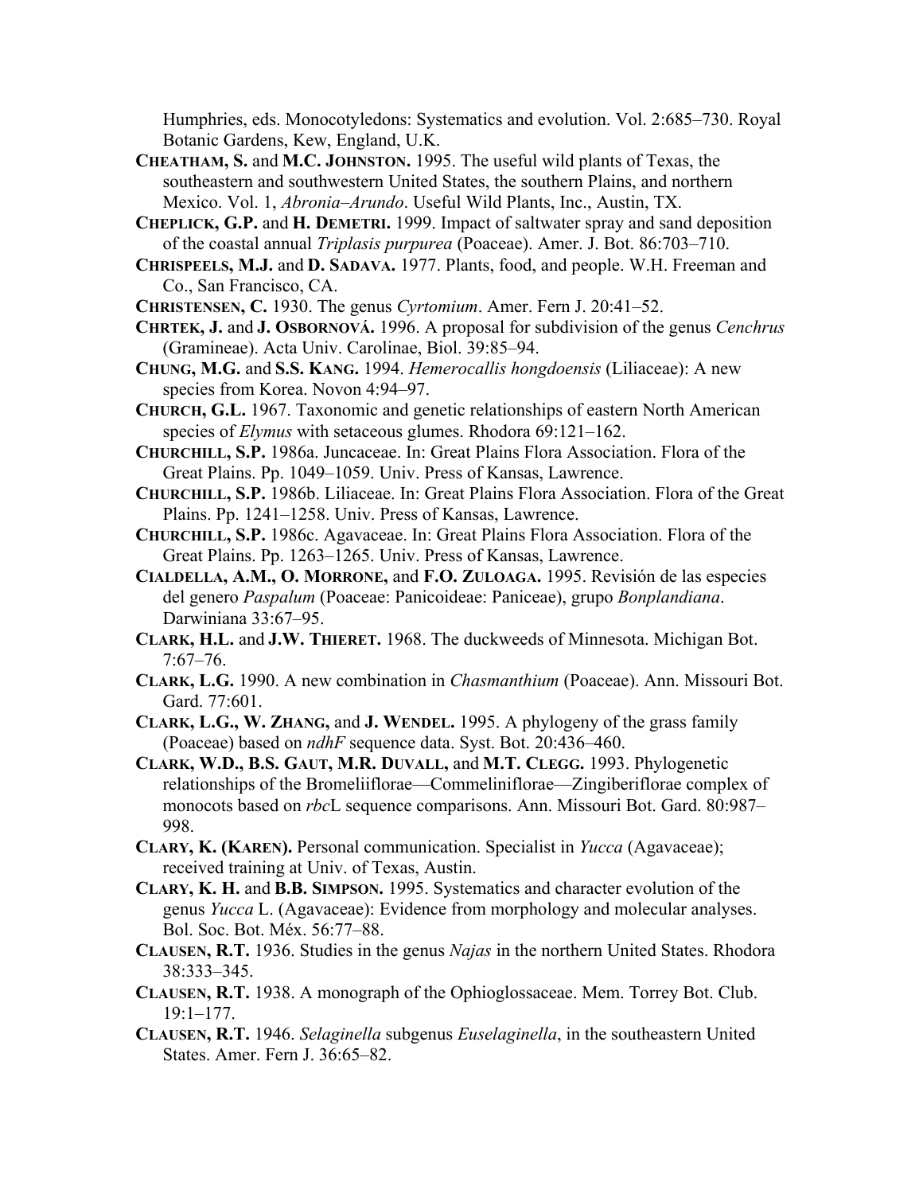Humphries, eds. Monocotyledons: Systematics and evolution. Vol. 2:685–730. Royal Botanic Gardens, Kew, England, U.K.

**Cheatham, S.** and **M.C. Johnston.** 1995. The useful wild plants of Texas, the southeastern and southwestern United States, the southern Plains, and northern Mexico. Vol. 1, *Abronia–Arundo*. Useful Wild Plants, Inc., Austin, TX.

**Cheplick, G.P.** and **H. Demetri.** 1999. Impact of saltwater spray and sand deposition of the coastal annual *Triplasis purpurea* (Poaceae). Amer. J. Bot. 86:703–710.

**Chrispeels, M.J.** and **D. Sadava.** 1977. Plants, food, and people. W.H. Freeman and Co., San Francisco, CA.

**Christensen, C.** 1930. The genus *Cyrtomium*. Amer. Fern J. 20:41–52.

**Chrtek, J.** and **J. Osbornová.** 1996. A proposal for subdivision of the genus *Cenchrus* (Gramineae). Acta Univ. Carolinae, Biol. 39:85–94.

**Chung, M.G.** and **S.S. Kang.** 1994. *Hemerocallis hongdoensis* (Liliaceae): A new species from Korea. Novon 4:94–97.

**Church, G.L.** 1967. Taxonomic and genetic relationships of eastern North American species of *Elymus* with setaceous glumes. Rhodora 69:121–162.

**Churchill, S.P.** 1986a. Juncaceae. In: Great Plains Flora Association. Flora of the Great Plains. Pp. 1049–1059. Univ. Press of Kansas, Lawrence.

**Churchill, S.P.** 1986b. Liliaceae. In: Great Plains Flora Association. Flora of the Great Plains. Pp. 1241–1258. Univ. Press of Kansas, Lawrence.

**Churchill, S.P.** 1986c. Agavaceae. In: Great Plains Flora Association. Flora of the Great Plains. Pp. 1263–1265. Univ. Press of Kansas, Lawrence.

**Cialdella, A.M., O. Morrone,** and **F.O. Zuloaga.** 1995. Revisión de las especies del genero *Paspalum* (Poaceae: Panicoideae: Paniceae), grupo *Bonplandiana*. Darwiniana 33:67–95.

**Clark, H.L.** and **J.W. Thieret.** 1968. The duckweeds of Minnesota. Michigan Bot. 7:67–76.

**Clark, L.G.** 1990. A new combination in *Chasmanthium* (Poaceae). Ann. Missouri Bot. Gard. 77:601.

**Clark, L.G., W. Zhang,** and **J. Wendel.** 1995. A phylogeny of the grass family (Poaceae) based on *ndhF* sequence data. Syst. Bot. 20:436–460.

**Clark, W.D., B.S. Gaut, M.R. Duvall,** and **M.T. Clegg.** 1993. Phylogenetic relationships of the Bromeliiflorae—Commeliniflorae—Zingiberiflorae complex of monocots based on *rbc*L sequence comparisons. Ann. Missouri Bot. Gard. 80:987–998.

**Clary, K. (Karen).** Personal communication. Specialist in *Yucca* (Agavaceae); received training at Univ. of Texas, Austin.

**Clary, K. H.** and **B.B. Simpson.** 1995. Systematics and character evolution of the genus *Yucca* L. (Agavaceae): Evidence from morphology and molecular analyses. Bol. Soc. Bot. Méx. 56:77–88.

**Clausen, R.T.** 1936. Studies in the genus *Najas* in the northern United States. Rhodora 38:333–345.

**Clausen, R.T.** 1938. A monograph of the Ophioglossaceae. Mem. Torrey Bot. Club. 19:1–177.

**Clausen, R.T.** 1946. *Selaginella* subgenus *Euselaginella*, in the southeastern United States. Amer. Fern J. 36:65–82.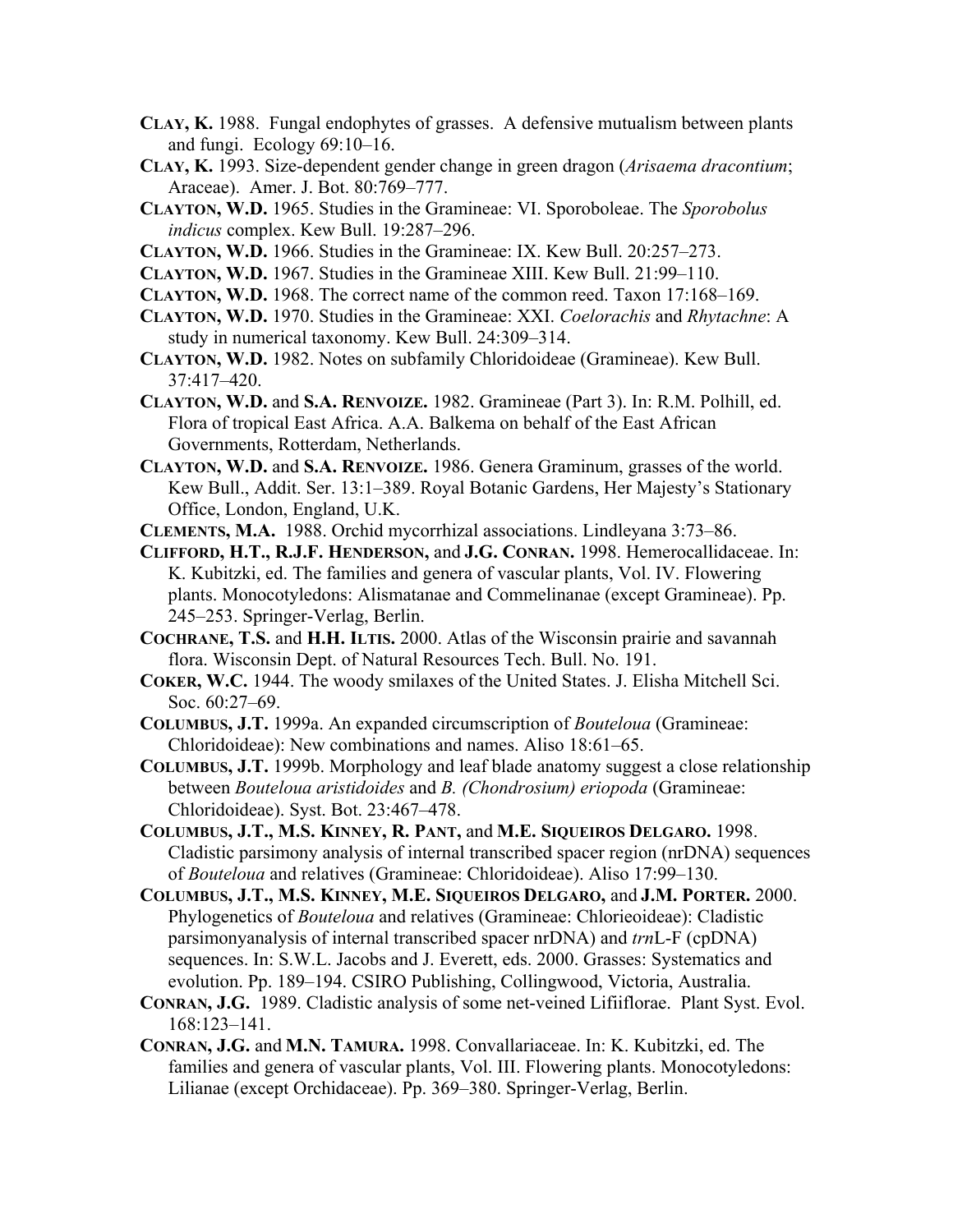**Clay, K.** 1988. Fungal endophytes of grasses. A defensive mutualism between plants and fungi. Ecology 69:10–16.

**Clay, K.** 1993. Size-dependent gender change in green dragon (*Arisaema dracontium*; Araceae). Amer. J. Bot. 80:769–777.

**Clayton, W.D.** 1965. Studies in the Gramineae: VI. Sporoboleae. The *Sporobolus indicus* complex. Kew Bull. 19:287–296.

**Clayton, W.D.** 1966. Studies in the Gramineae: IX. Kew Bull. 20:257–273.

**Clayton, W.D.** 1967. Studies in the Gramineae XIII. Kew Bull. 21:99–110.

**Clayton, W.D.** 1968. The correct name of the common reed. Taxon 17:168–169.

**Clayton, W.D.** 1970. Studies in the Gramineae: XXI. *Coelorachis* and *Rhytachne*: A study in numerical taxonomy. Kew Bull. 24:309–314.

**Clayton, W.D.** 1982. Notes on subfamily Chloridoideae (Gramineae). Kew Bull. 37:417–420.

**Clayton, W.D.** and **S.A. Renvoize.** 1982. Gramineae (Part 3). In: R.M. Polhill, ed. Flora of tropical East Africa. A.A. Balkema on behalf of the East African Governments, Rotterdam, Netherlands.

**Clayton, W.D.** and **S.A. Renvoize.** 1986. Genera Graminum, grasses of the world. Kew Bull., Addit. Ser. 13:1–389. Royal Botanic Gardens, Her Majesty's Stationary Office, London, England, U.K.

**Clements, M.A.** 1988. Orchid mycorrhizal associations. Lindleyana 3:73–86.

**Clifford, H.T., R.J.F. Henderson,** and **J.G. Conran.** 1998. Hemerocallidaceae. In: K. Kubitzki, ed. The families and genera of vascular plants, Vol. IV. Flowering plants. Monocotyledons: Alismatanae and Commelinanae (except Gramineae). Pp. 245–253. Springer-Verlag, Berlin.

**Cochrane, T.S.** and **H.H. Iltis.** 2000. Atlas of the Wisconsin prairie and savannah flora. Wisconsin Dept. of Natural Resources Tech. Bull. No. 191.

**Coker, W.C.** 1944. The woody smilaxes of the United States. J. Elisha Mitchell Sci. Soc. 60:27–69.

**Columbus, J.T.** 1999a. An expanded circumscription of *Bouteloua* (Gramineae: Chloridoideae): New combinations and names. Aliso 18:61–65.

**Columbus, J.T.** 1999b. Morphology and leaf blade anatomy suggest a close relationship between *Bouteloua aristidoides* and *B. (Chondrosium) eriopoda* (Gramineae: Chloridoideae). Syst. Bot. 23:467–478.

**Columbus, J.T., M.S. Kinney, R. Pant,** and **M.E. Siqueiros Delgaro.** 1998. Cladistic parsimony analysis of internal transcribed spacer region (nrDNA) sequences of *Bouteloua* and relatives (Gramineae: Chloridoideae). Aliso 17:99–130.

**Columbus, J.T., M.S. Kinney, M.E. Siqueiros Delgaro,** and **J.M. Porter.** 2000. Phylogenetics of *Bouteloua* and relatives (Gramineae: Chlorieoideae): Cladistic parsimonyanalysis of internal transcribed spacer nrDNA) and *trn*L-F (cpDNA) sequences. In: S.W.L. Jacobs and J. Everett, eds. 2000. Grasses: Systematics and evolution. Pp. 189–194. CSIRO Publishing, Collingwood, Victoria, Australia.

**Conran, J.G.** 1989. Cladistic analysis of some net-veined Lifiiflorae. Plant Syst. Evol. 168:123–141.

**Conran, J.G.** and **M.N. Tamura.** 1998. Convallariaceae. In: K. Kubitzki, ed. The families and genera of vascular plants, Vol. III. Flowering plants. Monocotyledons: Lilianae (except Orchidaceae). Pp. 369–380. Springer-Verlag, Berlin.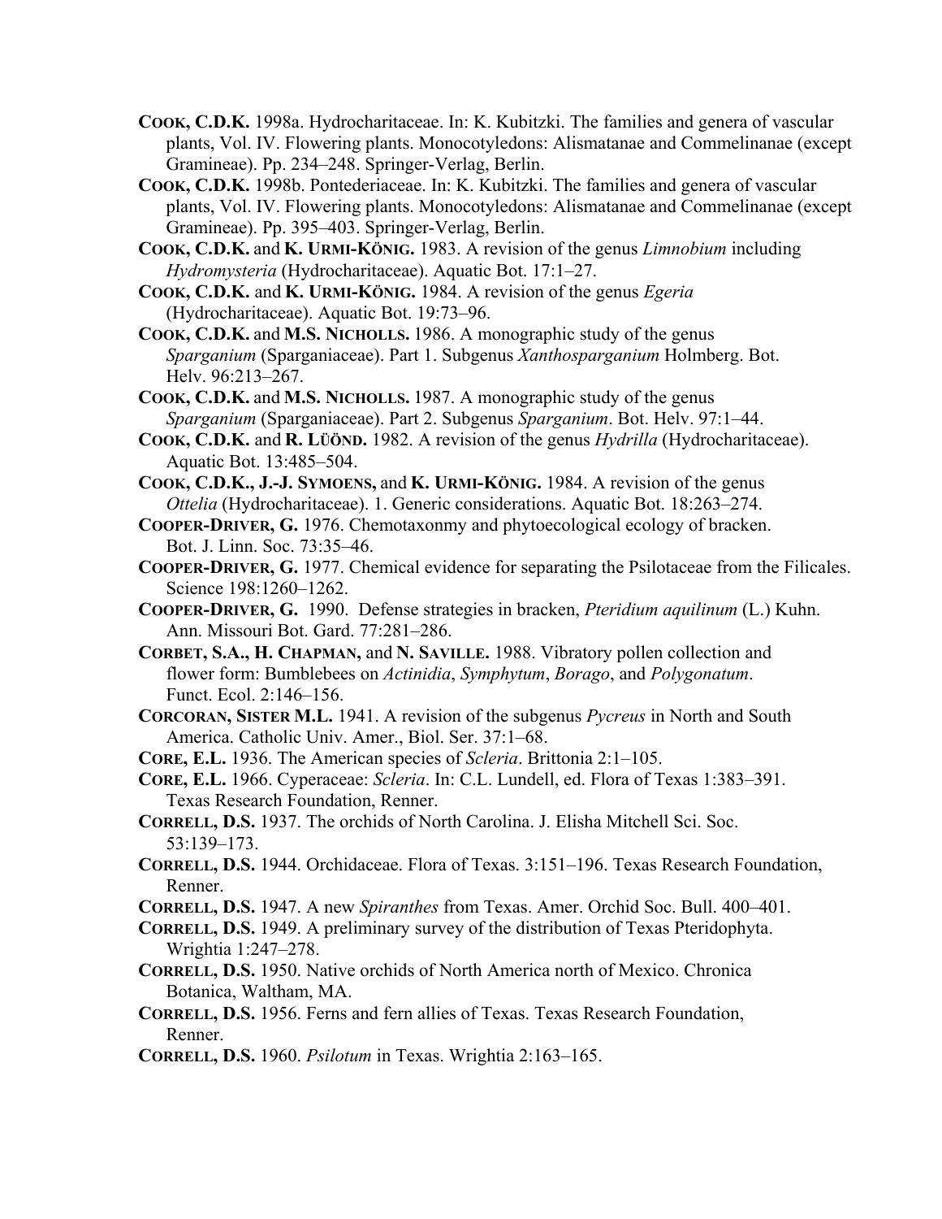**Cook, C.D.K.** 1998a. Hydrocharitaceae. In: K. Kubitzki. The families and genera of vascular plants, Vol. IV. Flowering plants. Monocotyledons: Alismatanae and Commelinanae (except Gramineae). Pp. 234–248. Springer-Verlag, Berlin.

**Cook, C.D.K.** 1998b. Pontederiaceae. In: K. Kubitzki. The families and genera of vascular plants, Vol. IV. Flowering plants. Monocotyledons: Alismatanae and Commelinanae (except Gramineae). Pp. 395–403. Springer-Verlag, Berlin.

**Cook, C.D.K.** and **K. Urmi-König.** 1983. A revision of the genus *Limnobium* including *Hydromysteria* (Hydrocharitaceae). Aquatic Bot. 17:1–27.

**Cook, C.D.K.** and **K. Urmi-König.** 1984. A revision of the genus *Egeria* (Hydrocharitaceae). Aquatic Bot. 19:73–96.

**Cook, C.D.K.** and **M.S. Nicholls.** 1986. A monographic study of the genus *Sparganium* (Sparganiaceae). Part 1. Subgenus *Xanthosparganium* Holmberg. Bot. Helv. 96:213–267.

**Cook, C.D.K.** and **M.S. Nicholls.** 1987. A monographic study of the genus *Sparganium* (Sparganiaceae). Part 2. Subgenus *Sparganium*. Bot. Helv. 97:1–44.

**Cook, C.D.K.** and **R. Lüönd.** 1982. A revision of the genus *Hydrilla* (Hydrocharitaceae). Aquatic Bot. 13:485–504.

**Cook, C.D.K., J.-J. Symoens,** and **K. Urmi-König.** 1984. A revision of the genus *Ottelia* (Hydrocharitaceae). 1. Generic considerations. Aquatic Bot. 18:263–274.

**Cooper-Driver, G.** 1976. Chemotaxonmy and phytoecological ecology of bracken. Bot. J. Linn. Soc. 73:35–46.

**Cooper-Driver, G.** 1977. Chemical evidence for separating the Psilotaceae from the Filicales. Science 198:1260–1262.

**Cooper-Driver, G.** 1990. Defense strategies in bracken, *Pteridium aquilinum* (L.) Kuhn. Ann. Missouri Bot. Gard. 77:281–286.

**Corbet, S.A., H. Chapman,** and **N. Saville.** 1988. Vibratory pollen collection and flower form: Bumblebees on *Actinidia*, *Symphytum*, *Borago*, and *Polygonatum*. Funct. Ecol. 2:146–156.

**Corcoran, Sister M.L.** 1941. A revision of the subgenus *Pycreus* in North and South America. Catholic Univ. Amer., Biol. Ser. 37:1–68.

**Core, E.L.** 1936. The American species of *Scleria*. Brittonia 2:1–105.

**Core, E.L.** 1966. Cyperaceae: *Scleria*. In: C.L. Lundell, ed. Flora of Texas 1:383–391. Texas Research Foundation, Renner.

**Correll, D.S.** 1937. The orchids of North Carolina. J. Elisha Mitchell Sci. Soc. 53:139–173.

**Correll, D.S.** 1944. Orchidaceae. Flora of Texas. 3:151–196. Texas Research Foundation, Renner.

**Correll, D.S.** 1947. A new *Spiranthes* from Texas. Amer. Orchid Soc. Bull. 400–401.

**Correll, D.S.** 1949. A preliminary survey of the distribution of Texas Pteridophyta. Wrightia 1:247–278.

**Correll, D.S.** 1950. Native orchids of North America north of Mexico. Chronica Botanica, Waltham, MA.

**Correll, D.S.** 1956. Ferns and fern allies of Texas. Texas Research Foundation, Renner.

**Correll, D.S.** 1960. *Psilotum* in Texas. Wrightia 2:163–165.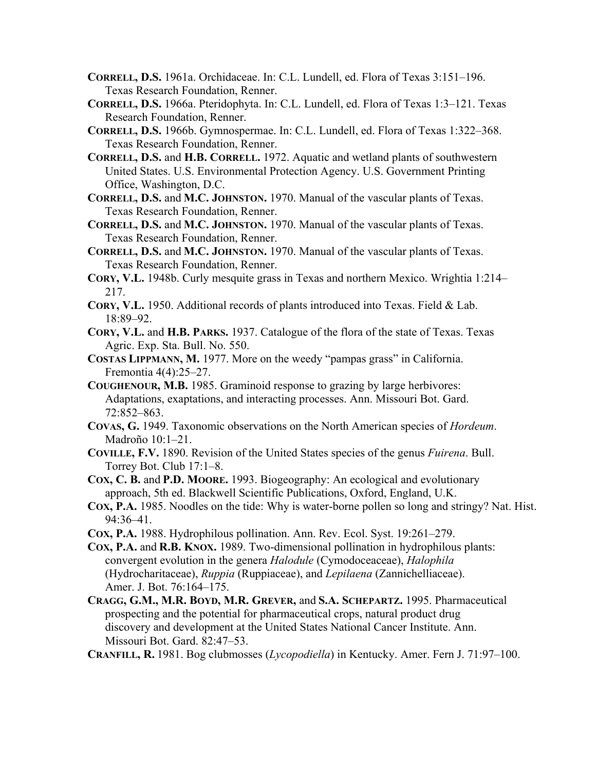**Correll, D.S.** 1961a. Orchidaceae. In: C.L. Lundell, ed. Flora of Texas 3:151–196. Texas Research Foundation, Renner.

**Correll, D.S.** 1966a. Pteridophyta. In: C.L. Lundell, ed. Flora of Texas 1:3–121. Texas Research Foundation, Renner.

**Correll, D.S.** 1966b. Gymnospermae. In: C.L. Lundell, ed. Flora of Texas 1:322–368. Texas Research Foundation, Renner.

**Correll, D.S.** and **H.B. Correll.** 1972. Aquatic and wetland plants of southwestern United States. U.S. Environmental Protection Agency. U.S. Government Printing Office, Washington, D.C.

**Correll, D.S.** and **M.C. Johnston.** 1970. Manual of the vascular plants of Texas. Texas Research Foundation, Renner.

**Correll, D.S.** and **M.C. Johnston.** 1970. Manual of the vascular plants of Texas. Texas Research Foundation, Renner.

**Correll, D.S.** and **M.C. Johnston.** 1970. Manual of the vascular plants of Texas. Texas Research Foundation, Renner.

**Cory, V.L.** 1948b. Curly mesquite grass in Texas and northern Mexico. Wrightia 1:214–217.

**Cory, V.L.** 1950. Additional records of plants introduced into Texas. Field & Lab. 18:89–92.

**Cory, V.L.** and **H.B. Parks.** 1937. Catalogue of the flora of the state of Texas. Texas Agric. Exp. Sta. Bull. No. 550.

**Costas Lippmann, M.** 1977. More on the weedy "pampas grass" in California. Fremontia 4(4):25–27.

**Coughenour, M.B.** 1985. Graminoid response to grazing by large herbivores: Adaptations, exaptations, and interacting processes. Ann. Missouri Bot. Gard. 72:852–863.

**Covas, G.** 1949. Taxonomic observations on the North American species of *Hordeum*. Madroño 10:1–21.

**Coville, F.V.** 1890. Revision of the United States species of the genus *Fuirena*. Bull. Torrey Bot. Club 17:1–8.

**Cox, C. B.** and **P.D. Moore.** 1993. Biogeography: An ecological and evolutionary approach, 5th ed. Blackwell Scientific Publications, Oxford, England, U.K.

**Cox, P.A.** 1985. Noodles on the tide: Why is water-borne pollen so long and stringy? Nat. Hist. 94:36–41.

**Cox, P.A.** 1988. Hydrophilous pollination. Ann. Rev. Ecol. Syst. 19:261–279.

**Cox, P.A.** and **R.B. Knox.** 1989. Two-dimensional pollination in hydrophilous plants: convergent evolution in the genera *Halodule* (Cymodoceaceae), *Halophila* (Hydrocharitaceae), *Ruppia* (Ruppiaceae), and *Lepilaena* (Zannichelliaceae). Amer. J. Bot. 76:164–175.

**Cragg, G.M., M.R. Boyd, M.R. Grever,** and **S.A. Schepartz.** 1995. Pharmaceutical prospecting and the potential for pharmaceutical crops, natural product drug discovery and development at the United States National Cancer Institute. Ann. Missouri Bot. Gard. 82:47–53.

**Cranfill, R.** 1981. Bog clubmosses (*Lycopodiella*) in Kentucky. Amer. Fern J. 71:97–100.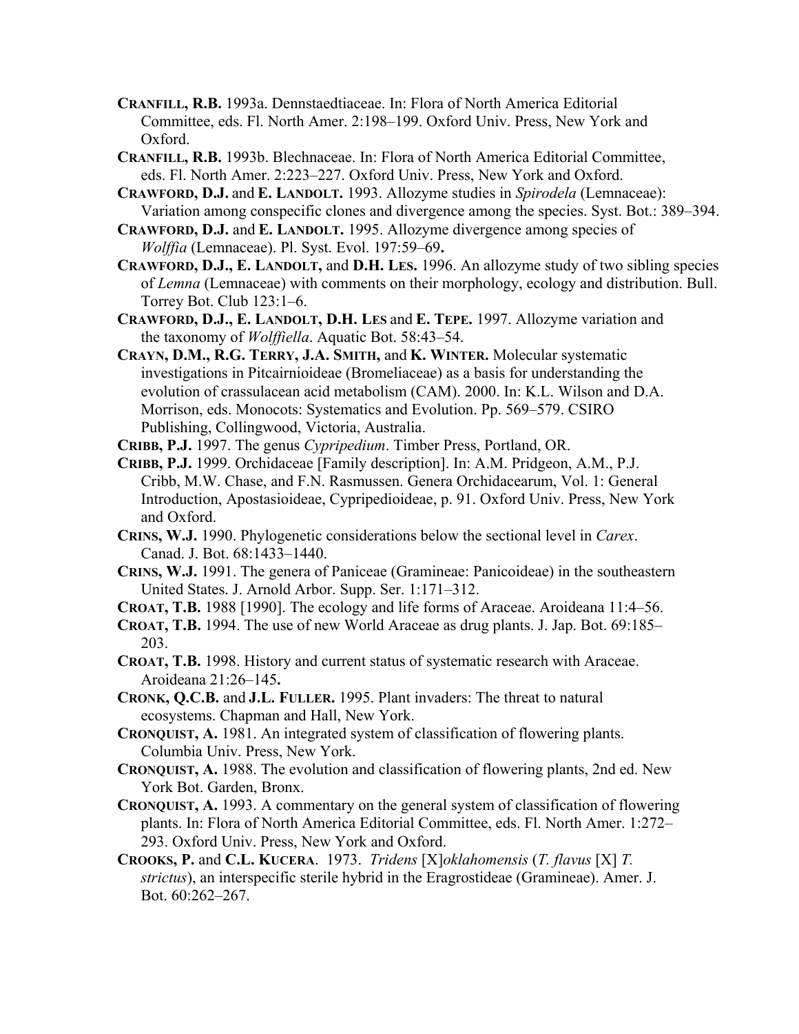**CRANFILL, R.B.** 1993a. Dennstaedtiaceae. In: Flora of North America Editorial Committee, eds. Fl. North Amer. 2:198–199. Oxford Univ. Press, New York and Oxford.

**CRANFILL, R.B.** 1993b. Blechnaceae. In: Flora of North America Editorial Committee, eds. Fl. North Amer. 2:223–227. Oxford Univ. Press, New York and Oxford.

**CRAWFORD, D.J.** and **E. LANDOLT.** 1993. Allozyme studies in *Spirodela* (Lemnaceae): Variation among conspecific clones and divergence among the species. Syst. Bot.: 389–394.

**CRAWFORD, D.J.** and **E. LANDOLT.** 1995. Allozyme divergence among species of *Wolffia* (Lemnaceae). Pl. Syst. Evol. 197:59–69**.**

**CRAWFORD, D.J., E. LANDOLT,** and **D.H. LES.** 1996. An allozyme study of two sibling species of *Lemna* (Lemnaceae) with comments on their morphology, ecology and distribution. Bull. Torrey Bot. Club 123:1–6.

**CRAWFORD, D.J., E. LANDOLT, D.H. LES** and **E. TEPE.** 1997. Allozyme variation and the taxonomy of *Wolffiella*. Aquatic Bot. 58:43–54.

**CRAYN, D.M., R.G. TERRY, J.A. SMITH,** and **K. WINTER.** Molecular systematic investigations in Pitcairnioideae (Bromeliaceae) as a basis for understanding the evolution of crassulacean acid metabolism (CAM). 2000. In: K.L. Wilson and D.A. Morrison, eds. Monocots: Systematics and Evolution. Pp. 569–579. CSIRO Publishing, Collingwood, Victoria, Australia.

**CRIBB, P.J.** 1997. The genus *Cypripedium*. Timber Press, Portland, OR.

**CRIBB, P.J.** 1999. Orchidaceae [Family description]. In: A.M. Pridgeon, A.M., P.J. Cribb, M.W. Chase, and F.N. Rasmussen. Genera Orchidacearum, Vol. 1: General Introduction, Apostasioideae, Cypripedioideae, p. 91. Oxford Univ. Press, New York and Oxford.

**CRINS, W.J.** 1990. Phylogenetic considerations below the sectional level in *Carex*. Canad. J. Bot. 68:1433–1440.

**CRINS, W.J.** 1991. The genera of Paniceae (Gramineae: Panicoideae) in the southeastern United States. J. Arnold Arbor. Supp. Ser. 1:171–312.

**CROAT, T.B.** 1988 [1990]. The ecology and life forms of Araceae. Aroideana 11:4–56.

**CROAT, T.B.** 1994. The use of new World Araceae as drug plants. J. Jap. Bot. 69:185–203.

**CROAT, T.B.** 1998. History and current status of systematic research with Araceae. Aroideana 21:26–145**.**

**CRONK, Q.C.B.** and **J.L. FULLER.** 1995. Plant invaders: The threat to natural ecosystems. Chapman and Hall, New York.

**CRONQUIST, A.** 1981. An integrated system of classification of flowering plants. Columbia Univ. Press, New York.

**CRONQUIST, A.** 1988. The evolution and classification of flowering plants, 2nd ed. New York Bot. Garden, Bronx.

**CRONQUIST, A.** 1993. A commentary on the general system of classification of flowering plants. In: Flora of North America Editorial Committee, eds. Fl. North Amer. 1:272–293. Oxford Univ. Press, New York and Oxford.

**CROOKS, P.** and **C.L. KUCERA**. 1973. *Tridens* [X]*oklahomensis* (*T. flavus* [X] *T. strictus*), an interspecific sterile hybrid in the Eragrostideae (Gramineae). Amer. J. Bot. 60:262–267.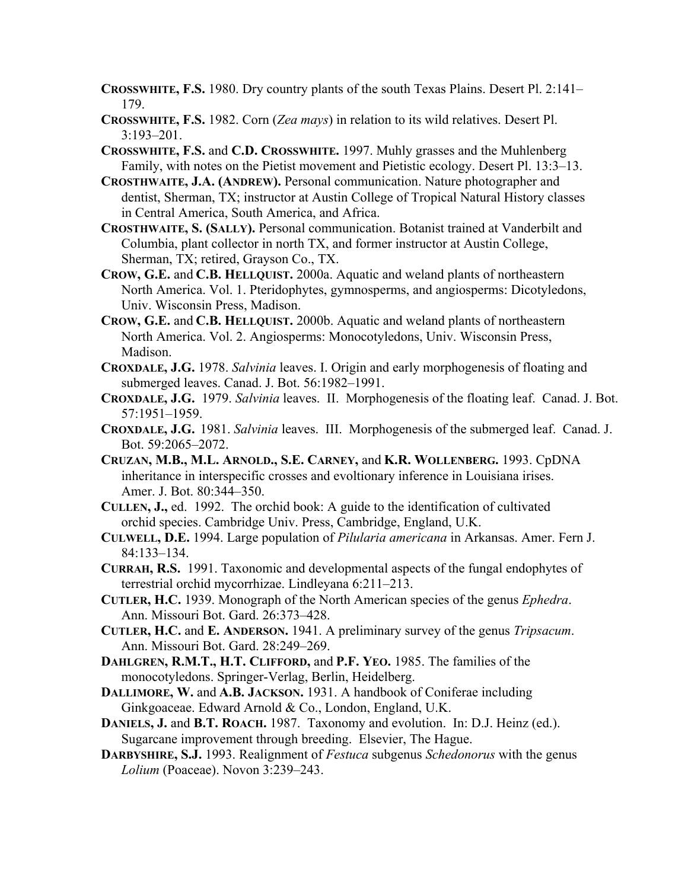**Crosswhite, F.S.** 1980. Dry country plants of the south Texas Plains. Desert Pl. 2:141–179.

**Crosswhite, F.S.** 1982. Corn (*Zea mays*) in relation to its wild relatives. Desert Pl. 3:193–201.

**Crosswhite, F.S.** and **C.D. Crosswhite.** 1997. Muhly grasses and the Muhlenberg Family, with notes on the Pietist movement and Pietistic ecology. Desert Pl. 13:3–13.

**Crosthwaite, J.A. (Andrew).** Personal communication. Nature photographer and dentist, Sherman, TX; instructor at Austin College of Tropical Natural History classes in Central America, South America, and Africa.

**Crosthwaite, S. (Sally).** Personal communication. Botanist trained at Vanderbilt and Columbia, plant collector in north TX, and former instructor at Austin College, Sherman, TX; retired, Grayson Co., TX.

**Crow, G.E.** and **C.B. Hellquist.** 2000a. Aquatic and weland plants of northeastern North America. Vol. 1. Pteridophytes, gymnosperms, and angiosperms: Dicotyledons, Univ. Wisconsin Press, Madison.

**Crow, G.E.** and **C.B. Hellquist.** 2000b. Aquatic and weland plants of northeastern North America. Vol. 2. Angiosperms: Monocotyledons, Univ. Wisconsin Press, Madison.

**Croxdale, J.G.** 1978. *Salvinia* leaves. I. Origin and early morphogenesis of floating and submerged leaves. Canad. J. Bot. 56:1982–1991.

**Croxdale, J.G.** 1979. *Salvinia* leaves. II. Morphogenesis of the floating leaf. Canad. J. Bot. 57:1951–1959.

**Croxdale, J.G.** 1981. *Salvinia* leaves. III. Morphogenesis of the submerged leaf. Canad. J. Bot. 59:2065–2072.

**Cruzan, M.B., M.L. Arnold., S.E. Carney,** and **K.R. Wollenberg.** 1993. CpDNA inheritance in interspecific crosses and evoltionary inference in Louisiana irises. Amer. J. Bot. 80:344–350.

**Cullen, J.,** ed. 1992. The orchid book: A guide to the identification of cultivated orchid species. Cambridge Univ. Press, Cambridge, England, U.K.

**Culwell, D.E.** 1994. Large population of *Pilularia americana* in Arkansas. Amer. Fern J. 84:133–134.

**Currah, R.S.** 1991. Taxonomic and developmental aspects of the fungal endophytes of terrestrial orchid mycorrhizae. Lindleyana 6:211–213.

**Cutler, H.C.** 1939. Monograph of the North American species of the genus *Ephedra*. Ann. Missouri Bot. Gard. 26:373–428.

**Cutler, H.C.** and **E. Anderson.** 1941. A preliminary survey of the genus *Tripsacum*. Ann. Missouri Bot. Gard. 28:249–269.

**Dahlgren, R.M.T., H.T. Clifford,** and **P.F. Yeo.** 1985. The families of the monocotyledons. Springer-Verlag, Berlin, Heidelberg.

**Dallimore, W.** and **A.B. Jackson.** 1931. A handbook of Coniferae including Ginkgoaceae. Edward Arnold & Co., London, England, U.K.

**Daniels, J.** and **B.T. Roach.** 1987. Taxonomy and evolution. In: D.J. Heinz (ed.). Sugarcane improvement through breeding. Elsevier, The Hague.

**Darbyshire, S.J.** 1993. Realignment of *Festuca* subgenus *Schedonorus* with the genus *Lolium* (Poaceae). Novon 3:239–243.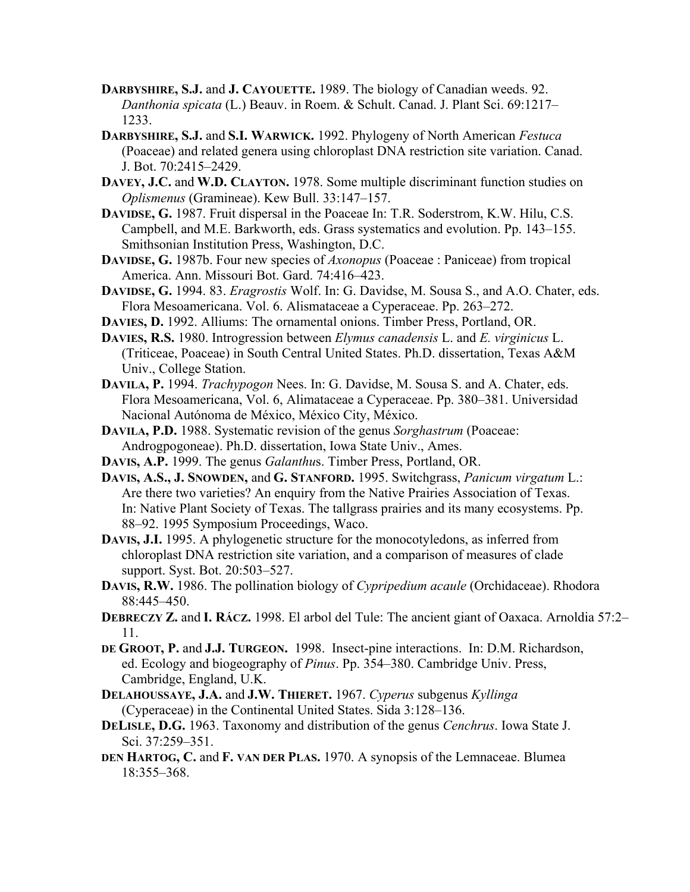**DARBYSHIRE, S.J.** and **J. CAYOUETTE.** 1989. The biology of Canadian weeds. 92. *Danthonia spicata* (L.) Beauv. in Roem. & Schult. Canad. J. Plant Sci. 69:1217–1233.

**DARBYSHIRE, S.J.** and **S.I. WARWICK.** 1992. Phylogeny of North American *Festuca* (Poaceae) and related genera using chloroplast DNA restriction site variation. Canad. J. Bot. 70:2415–2429.

**DAVEY, J.C.** and **W.D. CLAYTON.** 1978. Some multiple discriminant function studies on *Oplismenus* (Gramineae). Kew Bull. 33:147–157.

**DAVIDSE, G.** 1987. Fruit dispersal in the Poaceae In: T.R. Soderstrom, K.W. Hilu, C.S. Campbell, and M.E. Barkworth, eds. Grass systematics and evolution. Pp. 143–155. Smithsonian Institution Press, Washington, D.C.

**DAVIDSE, G.** 1987b. Four new species of *Axonopus* (Poaceae : Paniceae) from tropical America. Ann. Missouri Bot. Gard. 74:416–423.

**DAVIDSE, G.** 1994. 83. *Eragrostis* Wolf. In: G. Davidse, M. Sousa S., and A.O. Chater, eds. Flora Mesoamericana. Vol. 6. Alismataceae a Cyperaceae. Pp. 263–272.

**DAVIES, D.** 1992. Alliums: The ornamental onions. Timber Press, Portland, OR.

**DAVIES, R.S.** 1980. Introgression between *Elymus canadensis* L. and *E. virginicus* L. (Triticeae, Poaceae) in South Central United States. Ph.D. dissertation, Texas A&M Univ., College Station.

**DAVILA, P.** 1994. *Trachypogon* Nees. In: G. Davidse, M. Sousa S. and A. Chater, eds. Flora Mesoamericana, Vol. 6, Alimataceae a Cyperaceae. Pp. 380–381. Universidad Nacional Autónoma de México, México City, México.

**DAVILA, P.D.** 1988. Systematic revision of the genus *Sorghastrum* (Poaceae: Androgpogoneae). Ph.D. dissertation, Iowa State Univ., Ames.

**DAVIS, A.P.** 1999. The genus *Galanthu*s. Timber Press, Portland, OR.

**DAVIS, A.S., J. SNOWDEN,** and **G. STANFORD.** 1995. Switchgrass, *Panicum virgatum* L.: Are there two varieties? An enquiry from the Native Prairies Association of Texas. In: Native Plant Society of Texas. The tallgrass prairies and its many ecosystems. Pp. 88–92. 1995 Symposium Proceedings, Waco.

**DAVIS, J.I.** 1995. A phylogenetic structure for the monocotyledons, as inferred from chloroplast DNA restriction site variation, and a comparison of measures of clade support. Syst. Bot. 20:503–527.

**DAVIS, R.W.** 1986. The pollination biology of *Cypripedium acaule* (Orchidaceae). Rhodora 88:445–450.

**DEBRECZY Z.** and **I. RÁCZ.** 1998. El arbol del Tule: The ancient giant of Oaxaca. Arnoldia 57:2–11.

**DE GROOT, P.** and **J.J. TURGEON.** 1998. Insect-pine interactions. In: D.M. Richardson, ed. Ecology and biogeography of *Pinus*. Pp. 354–380. Cambridge Univ. Press, Cambridge, England, U.K.

**DELAHOUSSAYE, J.A.** and **J.W. THIERET.** 1967. *Cyperus* subgenus *Kyllinga* (Cyperaceae) in the Continental United States. Sida 3:128–136.

**DELISLE, D.G.** 1963. Taxonomy and distribution of the genus *Cenchrus*. Iowa State J. Sci. 37:259–351.

**DEN HARTOG, C.** and **F. VAN DER PLAS.** 1970. A synopsis of the Lemnaceae. Blumea 18:355–368.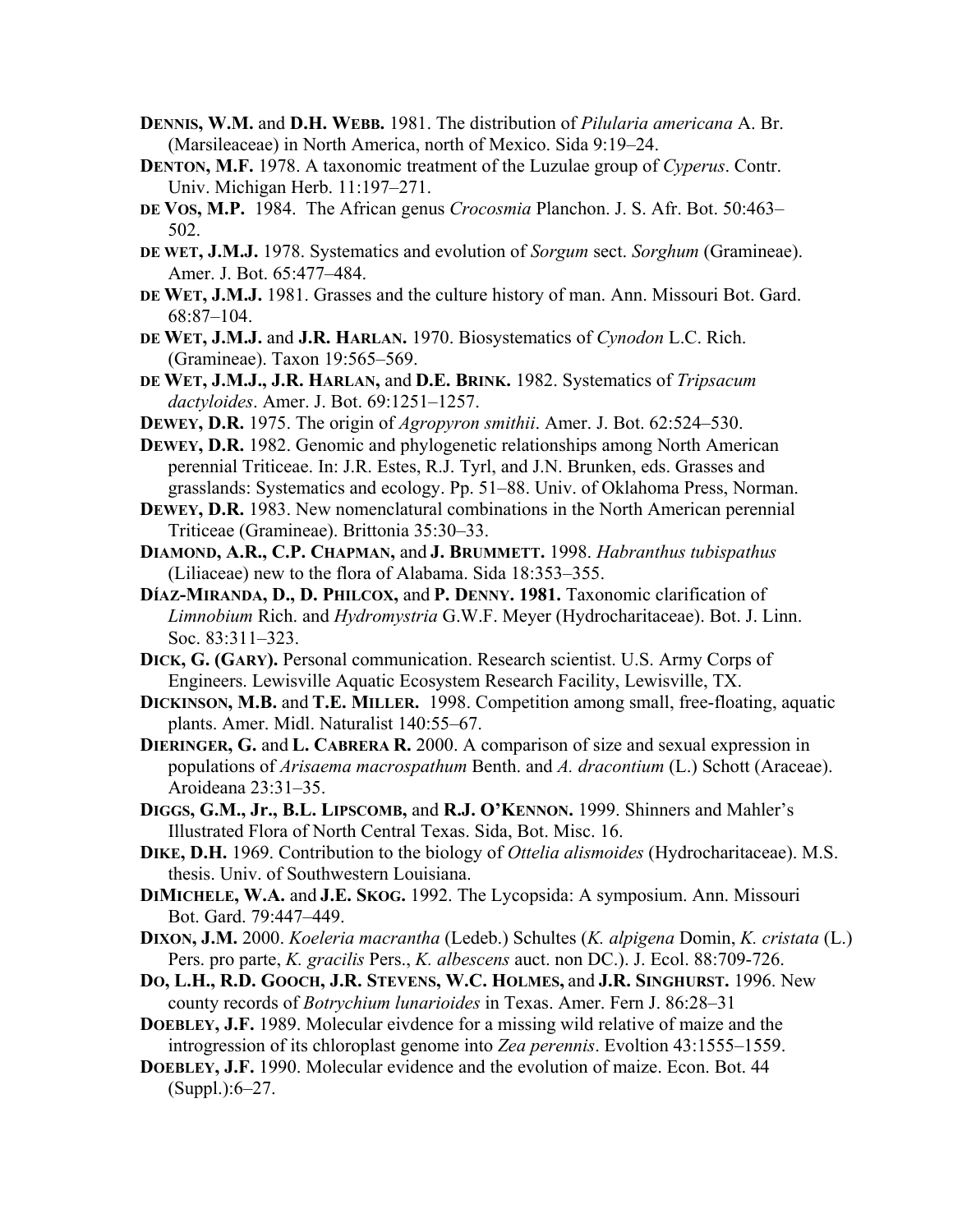**DENNIS, W.M.** and **D.H. WEBB.** 1981. The distribution of *Pilularia americana* A. Br. (Marsileaceae) in North America, north of Mexico. Sida 9:19–24.

**DENTON, M.F.** 1978. A taxonomic treatment of the Luzulae group of *Cyperus*. Contr. Univ. Michigan Herb. 11:197–271.

**DE VOS, M.P.** 1984. The African genus *Crocosmia* Planchon. J. S. Afr. Bot. 50:463–502.

**DE WET, J.M.J.** 1978. Systematics and evolution of *Sorgum* sect. *Sorghum* (Gramineae). Amer. J. Bot. 65:477–484.

**DE WET, J.M.J.** 1981. Grasses and the culture history of man. Ann. Missouri Bot. Gard. 68:87–104.

**DE WET, J.M.J.** and **J.R. HARLAN.** 1970. Biosystematics of *Cynodon* L.C. Rich. (Gramineae). Taxon 19:565–569.

**DE WET, J.M.J., J.R. HARLAN,** and **D.E. BRINK.** 1982. Systematics of *Tripsacum dactyloides*. Amer. J. Bot. 69:1251–1257.

**DEWEY, D.R.** 1975. The origin of *Agropyron smithii*. Amer. J. Bot. 62:524–530.

**DEWEY, D.R.** 1982. Genomic and phylogenetic relationships among North American perennial Triticeae. In: J.R. Estes, R.J. Tyrl, and J.N. Brunken, eds. Grasses and grasslands: Systematics and ecology. Pp. 51–88. Univ. of Oklahoma Press, Norman.

**DEWEY, D.R.** 1983. New nomenclatural combinations in the North American perennial Triticeae (Gramineae). Brittonia 35:30–33.

**DIAMOND, A.R., C.P. CHAPMAN,** and **J. BRUMMETT.** 1998. *Habranthus tubispathus* (Liliaceae) new to the flora of Alabama. Sida 18:353–355.

**DÍAZ-MIRANDA, D., D. PHILCOX,** and **P. DENNY. 1981.** Taxonomic clarification of *Limnobium* Rich. and *Hydromystria* G.W.F. Meyer (Hydrocharitaceae). Bot. J. Linn. Soc. 83:311–323.

**DICK, G. (GARY).** Personal communication. Research scientist. U.S. Army Corps of Engineers. Lewisville Aquatic Ecosystem Research Facility, Lewisville, TX.

**DICKINSON, M.B.** and **T.E. MILLER.** 1998. Competition among small, free-floating, aquatic plants. Amer. Midl. Naturalist 140:55–67.

**DIERINGER, G.** and **L. CABRERA R.** 2000. A comparison of size and sexual expression in populations of *Arisaema macrospathum* Benth. and *A. dracontium* (L.) Schott (Araceae). Aroideana 23:31–35.

**DIGGS, G.M., Jr., B.L. LIPSCOMB,** and **R.J. O'KENNON.** 1999. Shinners and Mahler's Illustrated Flora of North Central Texas. Sida, Bot. Misc. 16.

**DIKE, D.H.** 1969. Contribution to the biology of *Ottelia alismoides* (Hydrocharitaceae). M.S. thesis. Univ. of Southwestern Louisiana.

**DIMICHELE, W.A.** and **J.E. SKOG.** 1992. The Lycopsida: A symposium. Ann. Missouri Bot. Gard. 79:447–449.

**DIXON, J.M.** 2000. *Koeleria macrantha* (Ledeb.) Schultes (*K. alpigena* Domin, *K. cristata* (L.) Pers. pro parte, *K. gracilis* Pers., *K. albescens* auct. non DC.). J. Ecol. 88:709-726.

**DO, L.H., R.D. GOOCH, J.R. STEVENS, W.C. HOLMES,** and **J.R. SINGHURST.** 1996. New county records of *Botrychium lunarioides* in Texas. Amer. Fern J. 86:28–31

**DOEBLEY, J.F.** 1989. Molecular eivdence for a missing wild relative of maize and the introgression of its chloroplast genome into *Zea perennis*. Evoltion 43:1555–1559.

**DOEBLEY, J.F.** 1990. Molecular evidence and the evolution of maize. Econ. Bot. 44 (Suppl.):6–27.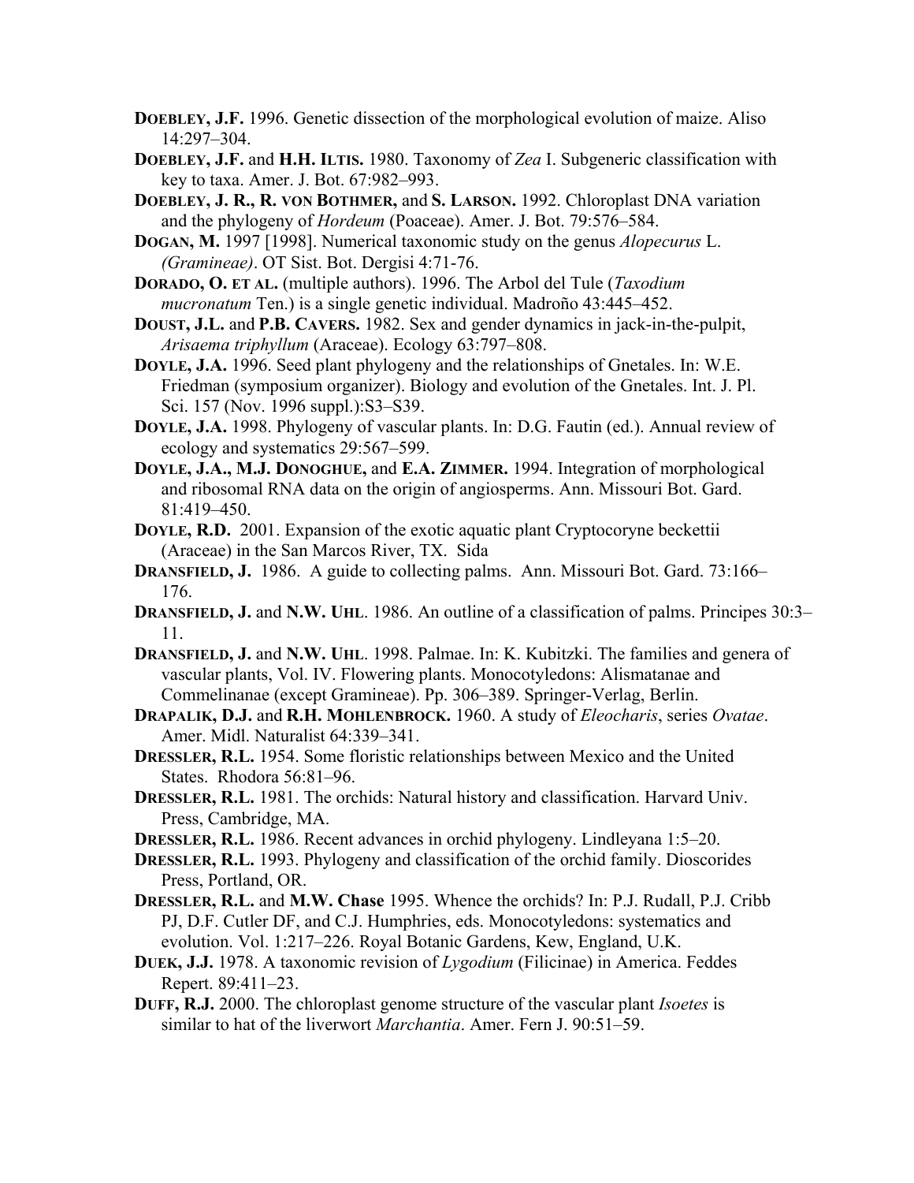**DOEBLEY, J.F.** 1996. Genetic dissection of the morphological evolution of maize. Aliso 14:297–304.

**DOEBLEY, J.F.** and **H.H. ILTIS.** 1980. Taxonomy of *Zea* I. Subgeneric classification with key to taxa. Amer. J. Bot. 67:982–993.

**DOEBLEY, J. R., R. VON BOTHMER,** and **S. LARSON.** 1992. Chloroplast DNA variation and the phylogeny of *Hordeum* (Poaceae). Amer. J. Bot. 79:576–584.

**DOGAN, M.** 1997 [1998]. Numerical taxonomic study on the genus *Alopecurus* L. *(Gramineae)*. OT Sist. Bot. Dergisi 4:71-76.

**DORADO, O. ET AL.** (multiple authors). 1996. The Arbol del Tule (*Taxodium mucronatum* Ten.) is a single genetic individual. Madroño 43:445–452.

**DOUST, J.L.** and **P.B. CAVERS.** 1982. Sex and gender dynamics in jack-in-the-pulpit, *Arisaema triphyllum* (Araceae). Ecology 63:797–808.

**DOYLE, J.A.** 1996. Seed plant phylogeny and the relationships of Gnetales. In: W.E. Friedman (symposium organizer). Biology and evolution of the Gnetales. Int. J. Pl. Sci. 157 (Nov. 1996 suppl.):S3–S39.

**DOYLE, J.A.** 1998. Phylogeny of vascular plants. In: D.G. Fautin (ed.). Annual review of ecology and systematics 29:567–599.

**DOYLE, J.A., M.J. DONOGHUE,** and **E.A. ZIMMER.** 1994. Integration of morphological and ribosomal RNA data on the origin of angiosperms. Ann. Missouri Bot. Gard. 81:419–450.

**DOYLE, R.D.** 2001. Expansion of the exotic aquatic plant Cryptocoryne beckettii (Araceae) in the San Marcos River, TX. Sida

**DRANSFIELD, J.** 1986. A guide to collecting palms. Ann. Missouri Bot. Gard. 73:166–176.

**DRANSFIELD, J.** and **N.W. UHL**. 1986. An outline of a classification of palms. Principes 30:3–11.

**DRANSFIELD, J.** and **N.W. UHL**. 1998. Palmae. In: K. Kubitzki. The families and genera of vascular plants, Vol. IV. Flowering plants. Monocotyledons: Alismatanae and Commelinanae (except Gramineae). Pp. 306–389. Springer-Verlag, Berlin.

**DRAPALIK, D.J.** and **R.H. MOHLENBROCK.** 1960. A study of *Eleocharis*, series *Ovatae*. Amer. Midl. Naturalist 64:339–341.

**DRESSLER, R.L.** 1954. Some floristic relationships between Mexico and the United States. Rhodora 56:81–96.

**DRESSLER, R.L.** 1981. The orchids: Natural history and classification. Harvard Univ. Press, Cambridge, MA.

**DRESSLER, R.L.** 1986. Recent advances in orchid phylogeny. Lindleyana 1:5–20.

**DRESSLER, R.L.** 1993. Phylogeny and classification of the orchid family. Dioscorides Press, Portland, OR.

**DRESSLER, R.L.** and **M.W. Chase** 1995. Whence the orchids? In: P.J. Rudall, P.J. Cribb PJ, D.F. Cutler DF, and C.J. Humphries, eds. Monocotyledons: systematics and evolution. Vol. 1:217–226. Royal Botanic Gardens, Kew, England, U.K.

**DUEK, J.J.** 1978. A taxonomic revision of *Lygodium* (Filicinae) in America. Feddes Repert. 89:411–23.

**DUFF, R.J.** 2000. The chloroplast genome structure of the vascular plant *Isoetes* is similar to hat of the liverwort *Marchantia*. Amer. Fern J. 90:51–59.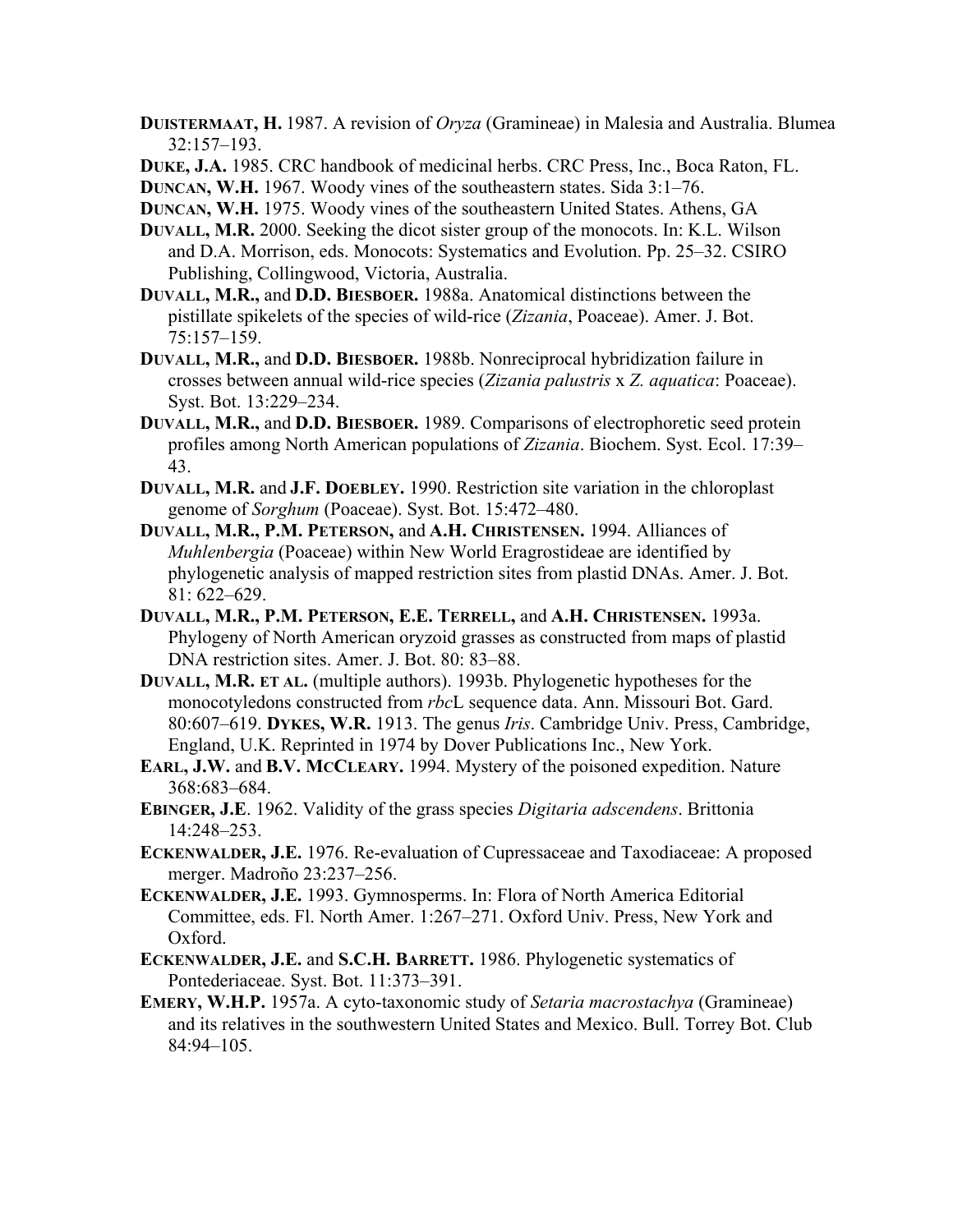**DUISTERMAAT, H.** 1987. A revision of *Oryza* (Gramineae) in Malesia and Australia. Blumea 32:157–193.

**DUKE, J.A.** 1985. CRC handbook of medicinal herbs. CRC Press, Inc., Boca Raton, FL.

**DUNCAN, W.H.** 1967. Woody vines of the southeastern states. Sida 3:1–76.

**DUNCAN, W.H.** 1975. Woody vines of the southeastern United States. Athens, GA

**DUVALL, M.R.** 2000. Seeking the dicot sister group of the monocots. In: K.L. Wilson and D.A. Morrison, eds. Monocots: Systematics and Evolution. Pp. 25–32. CSIRO Publishing, Collingwood, Victoria, Australia.

**DUVALL, M.R.,** and **D.D. BIESBOER.** 1988a. Anatomical distinctions between the pistillate spikelets of the species of wild-rice (*Zizania*, Poaceae). Amer. J. Bot. 75:157–159.

**DUVALL, M.R.,** and **D.D. BIESBOER.** 1988b. Nonreciprocal hybridization failure in crosses between annual wild-rice species (*Zizania palustris* x *Z. aquatica*: Poaceae). Syst. Bot. 13:229–234.

**DUVALL, M.R.,** and **D.D. BIESBOER.** 1989. Comparisons of electrophoretic seed protein profiles among North American populations of *Zizania*. Biochem. Syst. Ecol. 17:39–43.

**DUVALL, M.R.** and **J.F. DOEBLEY.** 1990. Restriction site variation in the chloroplast genome of *Sorghum* (Poaceae). Syst. Bot. 15:472–480.

**DUVALL, M.R., P.M. PETERSON,** and **A.H. CHRISTENSEN.** 1994. Alliances of *Muhlenbergia* (Poaceae) within New World Eragrostideae are identified by phylogenetic analysis of mapped restriction sites from plastid DNAs. Amer. J. Bot. 81: 622–629.

**DUVALL, M.R., P.M. PETERSON, E.E. TERRELL,** and **A.H. CHRISTENSEN.** 1993a. Phylogeny of North American oryzoid grasses as constructed from maps of plastid DNA restriction sites. Amer. J. Bot. 80: 83–88.

**DUVALL, M.R. ET AL.** (multiple authors). 1993b. Phylogenetic hypotheses for the monocotyledons constructed from *rbc*L sequence data. Ann. Missouri Bot. Gard. 80:607–619. **DYKES, W.R.** 1913. The genus *Iris*. Cambridge Univ. Press, Cambridge, England, U.K. Reprinted in 1974 by Dover Publications Inc., New York.

**EARL, J.W.** and **B.V. MCCLEARY.** 1994. Mystery of the poisoned expedition. Nature 368:683–684.

**EBINGER, J.E**. 1962. Validity of the grass species *Digitaria adscendens*. Brittonia 14:248–253.

**ECKENWALDER, J.E.** 1976. Re-evaluation of Cupressaceae and Taxodiaceae: A proposed merger. Madroño 23:237–256.

**ECKENWALDER, J.E.** 1993. Gymnosperms. In: Flora of North America Editorial Committee, eds. Fl. North Amer. 1:267–271. Oxford Univ. Press, New York and Oxford.

**ECKENWALDER, J.E.** and **S.C.H. BARRETT.** 1986. Phylogenetic systematics of Pontederiaceae. Syst. Bot. 11:373–391.

**EMERY, W.H.P.** 1957a. A cyto-taxonomic study of *Setaria macrostachya* (Gramineae) and its relatives in the southwestern United States and Mexico. Bull. Torrey Bot. Club 84:94–105.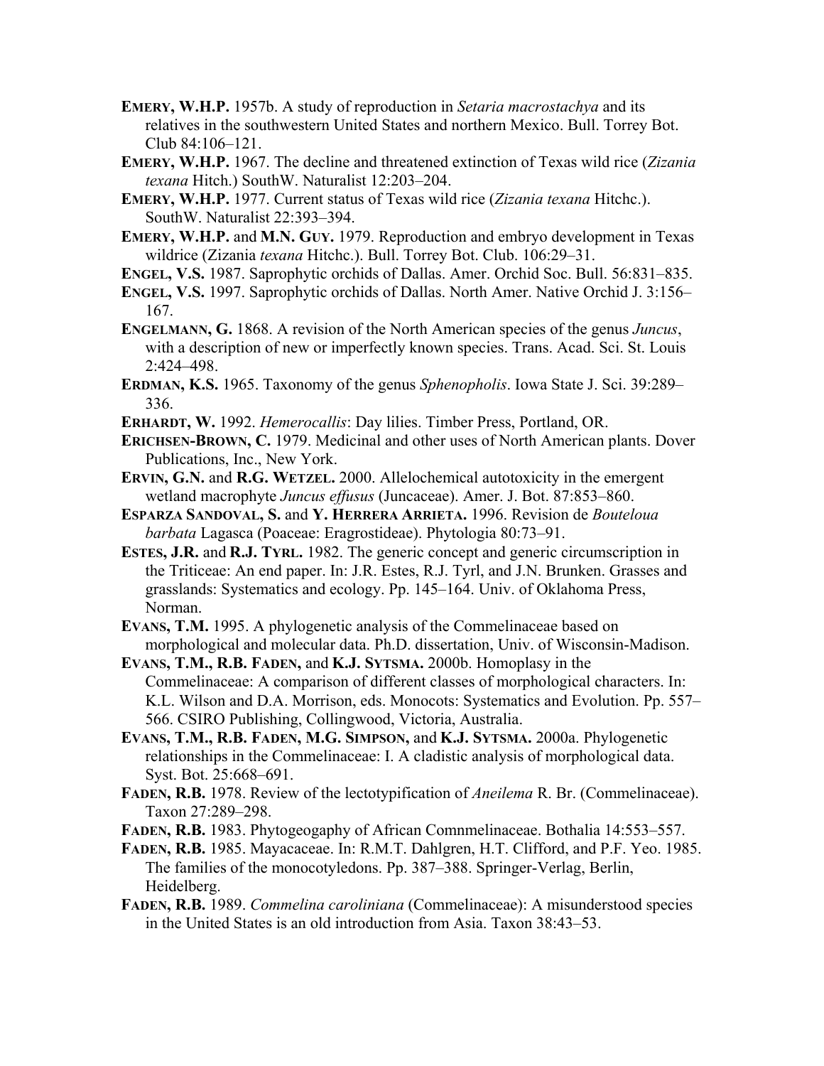**EMERY, W.H.P.** 1957b. A study of reproduction in *Setaria macrostachya* and its relatives in the southwestern United States and northern Mexico. Bull. Torrey Bot. Club 84:106–121.

**EMERY, W.H.P.** 1967. The decline and threatened extinction of Texas wild rice (*Zizania texana* Hitch.) SouthW. Naturalist 12:203–204.

**EMERY, W.H.P.** 1977. Current status of Texas wild rice (*Zizania texana* Hitchc.). SouthW. Naturalist 22:393–394.

**EMERY, W.H.P.** and **M.N. GUY.** 1979. Reproduction and embryo development in Texas wildrice (Zizania *texana* Hitchc.). Bull. Torrey Bot. Club. 106:29–31.

**ENGEL, V.S.** 1987. Saprophytic orchids of Dallas. Amer. Orchid Soc. Bull. 56:831–835.

**ENGEL, V.S.** 1997. Saprophytic orchids of Dallas. North Amer. Native Orchid J. 3:156–167.

**ENGELMANN, G.** 1868. A revision of the North American species of the genus *Juncus*, with a description of new or imperfectly known species. Trans. Acad. Sci. St. Louis 2:424–498.

**ERDMAN, K.S.** 1965. Taxonomy of the genus *Sphenopholis*. Iowa State J. Sci. 39:289–336.

**ERHARDT, W.** 1992. *Hemerocallis*: Day lilies. Timber Press, Portland, OR.

**ERICHSEN-BROWN, C.** 1979. Medicinal and other uses of North American plants. Dover Publications, Inc., New York.

**ERVIN, G.N.** and **R.G. WETZEL.** 2000. Allelochemical autotoxicity in the emergent wetland macrophyte *Juncus effusus* (Juncaceae). Amer. J. Bot. 87:853–860.

**ESPARZA SANDOVAL, S.** and **Y. HERRERA ARRIETA.** 1996. Revision de *Bouteloua barbata* Lagasca (Poaceae: Eragrostideae). Phytologia 80:73–91.

**ESTES, J.R.** and **R.J. TYRL.** 1982. The generic concept and generic circumscription in the Triticeae: An end paper. In: J.R. Estes, R.J. Tyrl, and J.N. Brunken. Grasses and grasslands: Systematics and ecology. Pp. 145–164. Univ. of Oklahoma Press, Norman.

**EVANS, T.M.** 1995. A phylogenetic analysis of the Commelinaceae based on morphological and molecular data. Ph.D. dissertation, Univ. of Wisconsin-Madison.

**EVANS, T.M., R.B. FADEN,** and **K.J. SYTSMA.** 2000b. Homoplasy in the Commelinaceae: A comparison of different classes of morphological characters. In: K.L. Wilson and D.A. Morrison, eds. Monocots: Systematics and Evolution. Pp. 557–566. CSIRO Publishing, Collingwood, Victoria, Australia.

**EVANS, T.M., R.B. FADEN, M.G. SIMPSON,** and **K.J. SYTSMA.** 2000a. Phylogenetic relationships in the Commelinaceae: I. A cladistic analysis of morphological data. Syst. Bot. 25:668–691.

**FADEN, R.B.** 1978. Review of the lectotypification of *Aneilema* R. Br. (Commelinaceae). Taxon 27:289–298.

**FADEN, R.B.** 1983. Phytogeogaphy of African Comnmelinaceae. Bothalia 14:553–557.

**FADEN, R.B.** 1985. Mayacaceae. In: R.M.T. Dahlgren, H.T. Clifford, and P.F. Yeo. 1985. The families of the monocotyledons. Pp. 387–388. Springer-Verlag, Berlin, Heidelberg.

**FADEN, R.B.** 1989. *Commelina caroliniana* (Commelinaceae): A misunderstood species in the United States is an old introduction from Asia. Taxon 38:43–53.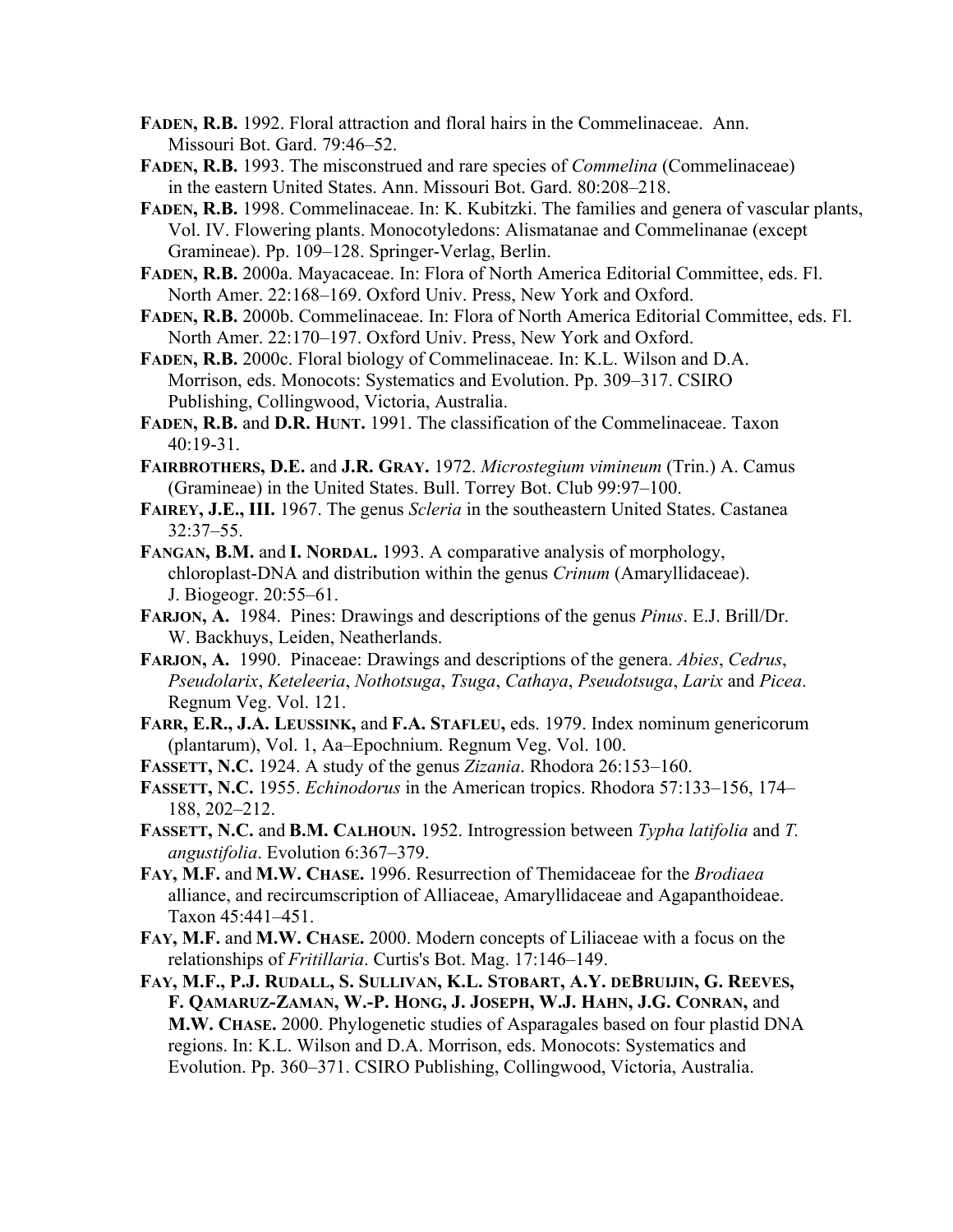**Faden, R.B.** 1992. Floral attraction and floral hairs in the Commelinaceae. Ann. Missouri Bot. Gard. 79:46–52.

**Faden, R.B.** 1993. The misconstrued and rare species of *Commelina* (Commelinaceae) in the eastern United States. Ann. Missouri Bot. Gard. 80:208–218.

**Faden, R.B.** 1998. Commelinaceae. In: K. Kubitzki. The families and genera of vascular plants, Vol. IV. Flowering plants. Monocotyledons: Alismatanae and Commelinanae (except Gramineae). Pp. 109–128. Springer-Verlag, Berlin.

**Faden, R.B.** 2000a. Mayacaceae. In: Flora of North America Editorial Committee, eds. Fl. North Amer. 22:168–169. Oxford Univ. Press, New York and Oxford.

**Faden, R.B.** 2000b. Commelinaceae. In: Flora of North America Editorial Committee, eds. Fl. North Amer. 22:170–197. Oxford Univ. Press, New York and Oxford.

**Faden, R.B.** 2000c. Floral biology of Commelinaceae. In: K.L. Wilson and D.A. Morrison, eds. Monocots: Systematics and Evolution. Pp. 309–317. CSIRO Publishing, Collingwood, Victoria, Australia.

**Faden, R.B.** and **D.R. Hunt.** 1991. The classification of the Commelinaceae. Taxon 40:19-31.

**Fairbrothers, D.E.** and **J.R. Gray.** 1972. *Microstegium vimineum* (Trin.) A. Camus (Gramineae) in the United States. Bull. Torrey Bot. Club 99:97–100.

**Fairey, J.E., III.** 1967. The genus *Scleria* in the southeastern United States. Castanea 32:37–55.

**Fangan, B.M.** and **I. Nordal.** 1993. A comparative analysis of morphology, chloroplast-DNA and distribution within the genus *Crinum* (Amaryllidaceae). J. Biogeogr. 20:55–61.

**Farjon, A.** 1984. Pines: Drawings and descriptions of the genus *Pinus*. E.J. Brill/Dr. W. Backhuys, Leiden, Neatherlands.

**Farjon, A.** 1990. Pinaceae: Drawings and descriptions of the genera. *Abies*, *Cedrus*, *Pseudolarix*, *Keteleeria*, *Nothotsuga*, *Tsuga*, *Cathaya*, *Pseudotsuga*, *Larix* and *Picea*. Regnum Veg. Vol. 121.

**Farr, E.R., J.A. Leussink,** and **F.A. Stafleu,** eds. 1979. Index nominum genericorum (plantarum), Vol. 1, Aa–Epochnium. Regnum Veg. Vol. 100.

**Fassett, N.C.** 1924. A study of the genus *Zizania*. Rhodora 26:153–160.

**Fassett, N.C.** 1955. *Echinodorus* in the American tropics. Rhodora 57:133–156, 174–188, 202–212.

**Fassett, N.C.** and **B.M. Calhoun.** 1952. Introgression between *Typha latifolia* and *T. angustifolia*. Evolution 6:367–379.

**Fay, M.F.** and **M.W. Chase.** 1996. Resurrection of Themidaceae for the *Brodiaea* alliance, and recircumscription of Alliaceae, Amaryllidaceae and Agapanthoideae. Taxon 45:441–451.

**Fay, M.F.** and **M.W. Chase.** 2000. Modern concepts of Liliaceae with a focus on the relationships of *Fritillaria*. Curtis's Bot. Mag. 17:146–149.

**Fay, M.F., P.J. Rudall, S. Sullivan, K.L. Stobart, A.Y. deBruijin, G. Reeves, F. Qamaruz-Zaman, W.-P. Hong, J. Joseph, W.J. Hahn, J.G. Conran,** and **M.W. Chase.** 2000. Phylogenetic studies of Asparagales based on four plastid DNA regions. In: K.L. Wilson and D.A. Morrison, eds. Monocots: Systematics and Evolution. Pp. 360–371. CSIRO Publishing, Collingwood, Victoria, Australia.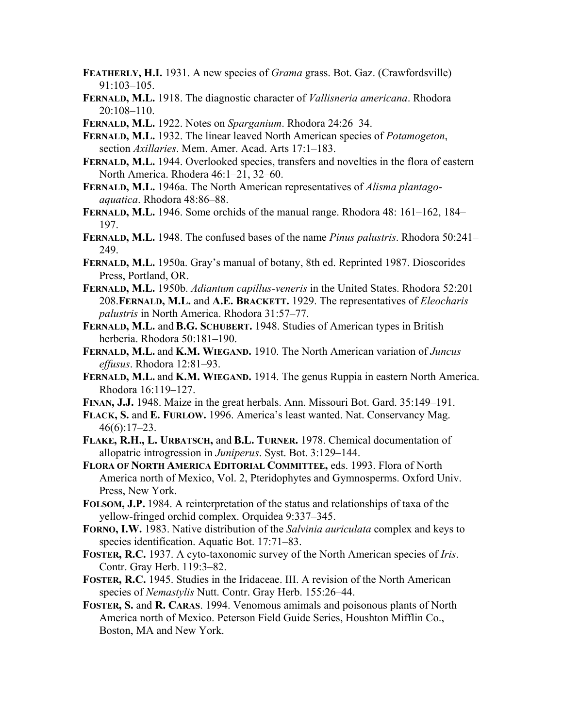**FEATHERLY, H.I.** 1931. A new species of *Grama* grass. Bot. Gaz. (Crawfordsville) 91:103–105.

**FERNALD, M.L.** 1918. The diagnostic character of *Vallisneria americana*. Rhodora 20:108–110.

**FERNALD, M.L.** 1922. Notes on *Sparganium*. Rhodora 24:26–34.

**FERNALD, M.L.** 1932. The linear leaved North American species of *Potamogeton*, section *Axillaries*. Mem. Amer. Acad. Arts 17:1–183.

**FERNALD, M.L.** 1944. Overlooked species, transfers and novelties in the flora of eastern North America. Rhodera 46:1–21, 32–60.

**FERNALD, M.L.** 1946a. The North American representatives of *Alisma plantago-aquatica*. Rhodora 48:86–88.

**FERNALD, M.L.** 1946. Some orchids of the manual range. Rhodora 48: 161–162, 184–197.

**FERNALD, M.L.** 1948. The confused bases of the name *Pinus palustris*. Rhodora 50:241–249.

**FERNALD, M.L.** 1950a. Gray's manual of botany, 8th ed. Reprinted 1987. Dioscorides Press, Portland, OR.

**FERNALD, M.L.** 1950b. *Adiantum capillus-veneris* in the United States. Rhodora 52:201–208.**FERNALD, M.L.** and **A.E. BRACKETT.** 1929. The representatives of *Eleocharis palustris* in North America. Rhodora 31:57–77.

**FERNALD, M.L.** and **B.G. SCHUBERT.** 1948. Studies of American types in British herberia. Rhodora 50:181–190.

**FERNALD, M.L.** and **K.M. WIEGAND.** 1910. The North American variation of *Juncus effusus*. Rhodora 12:81–93.

**FERNALD, M.L.** and **K.M. WIEGAND.** 1914. The genus Ruppia in eastern North America. Rhodora 16:119–127.

**FINAN, J.J.** 1948. Maize in the great herbals. Ann. Missouri Bot. Gard. 35:149–191.

**FLACK, S.** and **E. FURLOW.** 1996. America's least wanted. Nat. Conservancy Mag. 46(6):17–23.

**FLAKE, R.H., L. URBATSCH,** and **B.L. TURNER.** 1978. Chemical documentation of allopatric introgression in *Juniperus*. Syst. Bot. 3:129–144.

**FLORA OF NORTH AMERICA EDITORIAL COMMITTEE,** eds. 1993. Flora of North America north of Mexico, Vol. 2, Pteridophytes and Gymnosperms. Oxford Univ. Press, New York.

**FOLSOM, J.P.** 1984. A reinterpretation of the status and relationships of taxa of the yellow-fringed orchid complex. Orquidea 9:337–345.

**FORNO, I.W.** 1983. Native distribution of the *Salvinia auriculata* complex and keys to species identification. Aquatic Bot. 17:71–83.

**FOSTER, R.C.** 1937. A cyto-taxonomic survey of the North American species of *Iris*. Contr. Gray Herb. 119:3–82.

**FOSTER, R.C.** 1945. Studies in the Iridaceae. III. A revision of the North American species of *Nemastylis* Nutt. Contr. Gray Herb. 155:26–44.

**FOSTER, S.** and **R. CARAS**. 1994. Venomous amimals and poisonous plants of North America north of Mexico. Peterson Field Guide Series, Houshton Mifflin Co., Boston, MA and New York.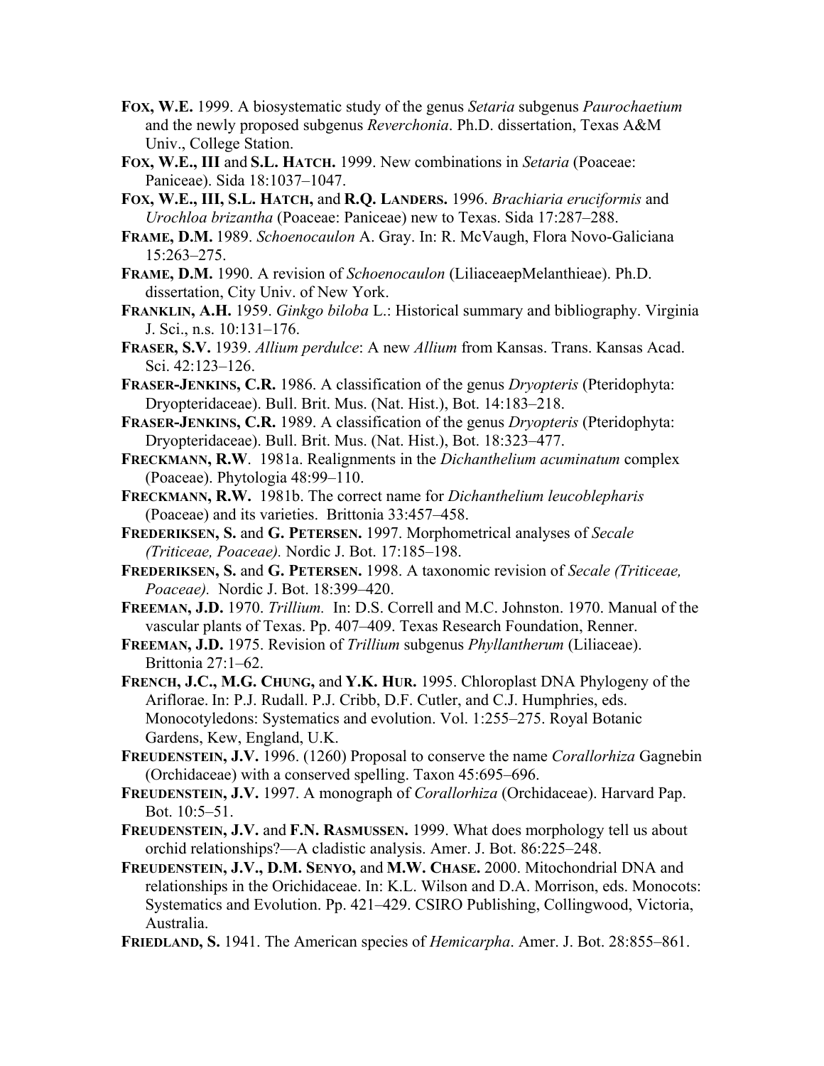**FOX, W.E.** 1999. A biosystematic study of the genus *Setaria* subgenus *Paurochaetium* and the newly proposed subgenus *Reverchonia*. Ph.D. dissertation, Texas A&M Univ., College Station.

**FOX, W.E., III** and **S.L. HATCH.** 1999. New combinations in *Setaria* (Poaceae: Paniceae). Sida 18:1037–1047.

**FOX, W.E., III, S.L. HATCH,** and **R.Q. LANDERS.** 1996. *Brachiaria eruciformis* and *Urochloa brizantha* (Poaceae: Paniceae) new to Texas. Sida 17:287–288.

**FRAME, D.M.** 1989. *Schoenocaulon* A. Gray. In: R. McVaugh, Flora Novo-Galiciana 15:263–275.

**FRAME, D.M.** 1990. A revision of *Schoenocaulon* (LiliaceaepMelanthieae). Ph.D. dissertation, City Univ. of New York.

**FRANKLIN, A.H.** 1959. *Ginkgo biloba* L.: Historical summary and bibliography. Virginia J. Sci., n.s. 10:131–176.

**FRASER, S.V.** 1939. *Allium perdulce*: A new *Allium* from Kansas. Trans. Kansas Acad. Sci. 42:123–126.

**FRASER-JENKINS, C.R.** 1986. A classification of the genus *Dryopteris* (Pteridophyta: Dryopteridaceae). Bull. Brit. Mus. (Nat. Hist.), Bot. 14:183–218.

**FRASER-JENKINS, C.R.** 1989. A classification of the genus *Dryopteris* (Pteridophyta: Dryopteridaceae). Bull. Brit. Mus. (Nat. Hist.), Bot. 18:323–477.

**FRECKMANN, R.W**. 1981a. Realignments in the *Dichanthelium acuminatum* complex (Poaceae). Phytologia 48:99–110.

**FRECKMANN, R.W.** 1981b. The correct name for *Dichanthelium leucoblepharis* (Poaceae) and its varieties. Brittonia 33:457–458.

**FREDERIKSEN, S.** and **G. PETERSEN.** 1997. Morphometrical analyses of *Secale (Triticeae, Poaceae).* Nordic J. Bot. 17:185–198.

**FREDERIKSEN, S.** and **G. PETERSEN.** 1998. A taxonomic revision of *Secale (Triticeae, Poaceae).* Nordic J. Bot. 18:399–420.

**FREEMAN, J.D.** 1970. *Trillium.* In: D.S. Correll and M.C. Johnston. 1970. Manual of the vascular plants of Texas. Pp. 407–409. Texas Research Foundation, Renner.

**FREEMAN, J.D.** 1975. Revision of *Trillium* subgenus *Phyllantherum* (Liliaceae). Brittonia 27:1–62.

**FRENCH, J.C., M.G. CHUNG,** and **Y.K. HUR.** 1995. Chloroplast DNA Phylogeny of the Ariflorae. In: P.J. Rudall. P.J. Cribb, D.F. Cutler, and C.J. Humphries, eds. Monocotyledons: Systematics and evolution. Vol. 1:255–275. Royal Botanic Gardens, Kew, England, U.K.

**FREUDENSTEIN, J.V.** 1996. (1260) Proposal to conserve the name *Corallorhiza* Gagnebin (Orchidaceae) with a conserved spelling. Taxon 45:695–696.

**FREUDENSTEIN, J.V.** 1997. A monograph of *Corallorhiza* (Orchidaceae). Harvard Pap. Bot. 10:5–51.

**FREUDENSTEIN, J.V.** and **F.N. RASMUSSEN.** 1999. What does morphology tell us about orchid relationships?—A cladistic analysis. Amer. J. Bot. 86:225–248.

**FREUDENSTEIN, J.V., D.M. SENYO,** and **M.W. CHASE.** 2000. Mitochondrial DNA and relationships in the Orichidaceae. In: K.L. Wilson and D.A. Morrison, eds. Monocots: Systematics and Evolution. Pp. 421–429. CSIRO Publishing, Collingwood, Victoria, Australia.

**FRIEDLAND, S.** 1941. The American species of *Hemicarpha*. Amer. J. Bot. 28:855–861.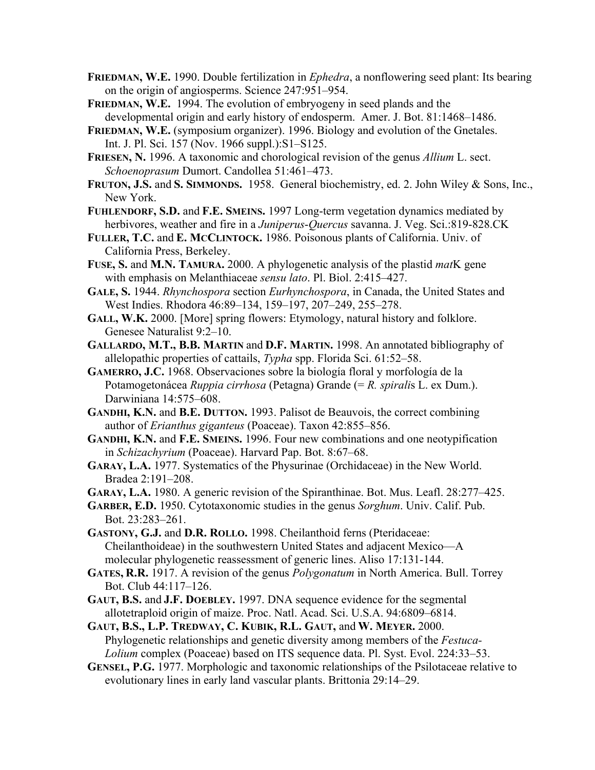**FRIEDMAN, W.E.** 1990. Double fertilization in *Ephedra*, a nonflowering seed plant: Its bearing on the origin of angiosperms. Science 247:951–954.

**FRIEDMAN, W.E.** 1994. The evolution of embryogeny in seed plands and the developmental origin and early history of endosperm. Amer. J. Bot. 81:1468–1486.

**FRIEDMAN, W.E.** (symposium organizer). 1996. Biology and evolution of the Gnetales. Int. J. Pl. Sci. 157 (Nov. 1966 suppl.):S1–S125.

**FRIESEN, N.** 1996. A taxonomic and chorological revision of the genus *Allium* L. sect. *Schoenoprasum* Dumort. Candollea 51:461–473.

**FRUTON, J.S.** and **S. SIMMONDS.** 1958. General biochemistry, ed. 2. John Wiley & Sons, Inc., New York.

**FUHLENDORF, S.D.** and **F.E. SMEINS.** 1997 Long-term vegetation dynamics mediated by herbivores, weather and fire in a *Juniperus-Quercus* savanna. J. Veg. Sci.:819-828.CK

**FULLER, T.C.** and **E. MCCLINTOCK.** 1986. Poisonous plants of California. Univ. of California Press, Berkeley.

**FUSE, S.** and **M.N. TAMURA.** 2000. A phylogenetic analysis of the plastid *mat*K gene with emphasis on Melanthiaceae *sensu lato*. Pl. Biol. 2:415–427.

**GALE, S.** 1944. *Rhynchospora* section *Eurhynchospora*, in Canada, the United States and West Indies. Rhodora 46:89–134, 159–197, 207–249, 255–278.

**GALL, W.K.** 2000. [More] spring flowers: Etymology, natural history and folklore. Genesee Naturalist 9:2–10.

**GALLARDO, M.T., B.B. MARTIN** and **D.F. MARTIN.** 1998. An annotated bibliography of allelopathic properties of cattails, *Typha* spp. Florida Sci. 61:52–58.

**GAMERRO, J.C.** 1968. Observaciones sobre la biología floral y morfología de la Potamogetonácea *Ruppia cirrhosa* (Petagna) Grande (= *R. spiralis* L. ex Dum.). Darwiniana 14:575–608.

**GANDHI, K.N.** and **B.E. DUTTON.** 1993. Palisot de Beauvois, the correct combining author of *Erianthus giganteus* (Poaceae). Taxon 42:855–856.

**GANDHI, K.N.** and **F.E. SMEINS.** 1996. Four new combinations and one neotypification in *Schizachyrium* (Poaceae). Harvard Pap. Bot. 8:67–68.

**GARAY, L.A.** 1977. Systematics of the Physurinae (Orchidaceae) in the New World. Bradea 2:191–208.

**GARAY, L.A.** 1980. A generic revision of the Spiranthinae. Bot. Mus. Leafl. 28:277–425.

**GARBER, E.D.** 1950. Cytotaxonomic studies in the genus *Sorghum*. Univ. Calif. Pub. Bot. 23:283–261.

**GASTONY, G.J.** and **D.R. ROLLO.** 1998. Cheilanthoid ferns (Pteridaceae: Cheilanthoideae) in the southwestern United States and adjacent Mexico—A molecular phylogenetic reassessment of generic lines. Aliso 17:131-144.

**GATES, R.R.** 1917. A revision of the genus *Polygonatum* in North America. Bull. Torrey Bot. Club 44:117–126.

**GAUT, B.S.** and **J.F. DOEBLEY.** 1997. DNA sequence evidence for the segmental allotetraploid origin of maize. Proc. Natl. Acad. Sci. U.S.A. 94:6809–6814.

**GAUT, B.S., L.P. TREDWAY, C. KUBIK, R.L. GAUT,** and **W. MEYER.** 2000. Phylogenetic relationships and genetic diversity among members of the *Festuca-Lolium* complex (Poaceae) based on ITS sequence data. Pl. Syst. Evol. 224:33–53.

**GENSEL, P.G.** 1977. Morphologic and taxonomic relationships of the Psilotaceae relative to evolutionary lines in early land vascular plants. Brittonia 29:14–29.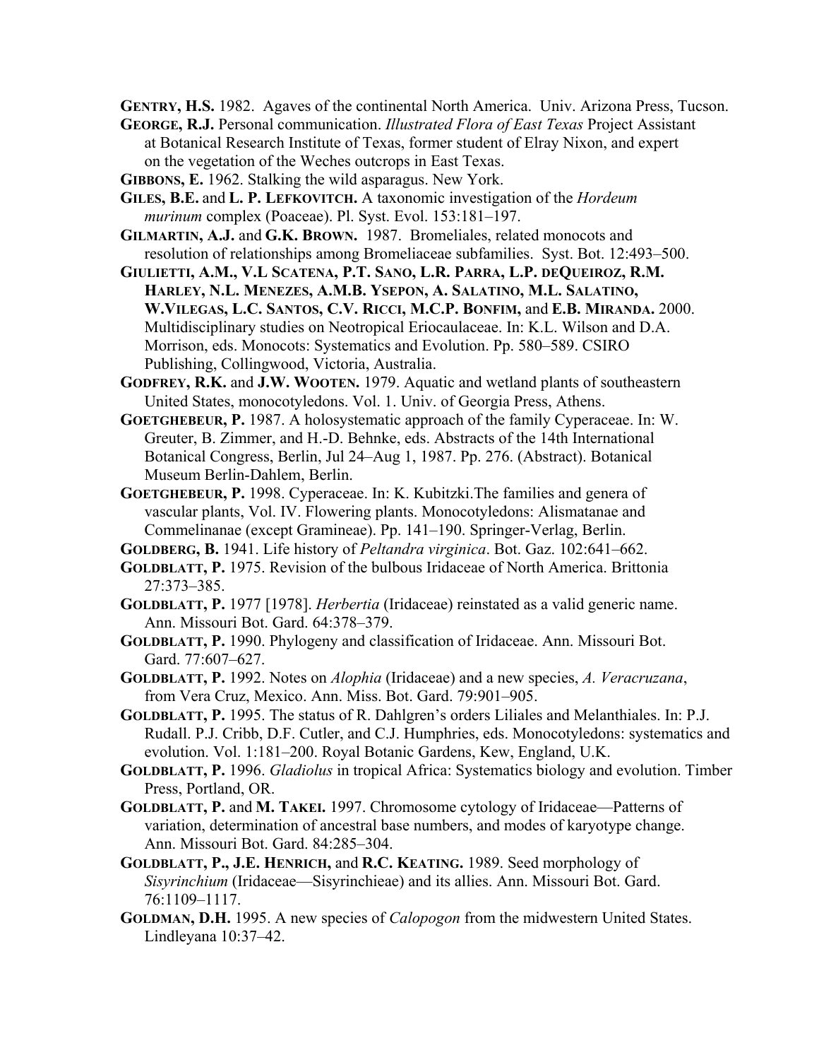**GENTRY, H.S.** 1982. Agaves of the continental North America. Univ. Arizona Press, Tucson.

**GEORGE, R.J.** Personal communication. *Illustrated Flora of East Texas* Project Assistant at Botanical Research Institute of Texas, former student of Elray Nixon, and expert on the vegetation of the Weches outcrops in East Texas.

**GIBBONS, E.** 1962. Stalking the wild asparagus. New York.

**GILES, B.E.** and **L. P. LEFKOVITCH.** A taxonomic investigation of the *Hordeum murinum* complex (Poaceae). Pl. Syst. Evol. 153:181–197.

**GILMARTIN, A.J.** and **G.K. BROWN.** 1987. Bromeliales, related monocots and resolution of relationships among Bromeliaceae subfamilies. Syst. Bot. 12:493–500.

**GIULIETTI, A.M., V.L SCATENA, P.T. SANO, L.R. PARRA, L.P. DEQUEIROZ, R.M. HARLEY, N.L. MENEZES, A.M.B. YSEPON, A. SALATINO, M.L. SALATINO, W.VILEGAS, L.C. SANTOS, C.V. RICCI, M.C.P. BONFIM,** and **E.B. MIRANDA.** 2000. Multidisciplinary studies on Neotropical Eriocaulaceae. In: K.L. Wilson and D.A. Morrison, eds. Monocots: Systematics and Evolution. Pp. 580–589. CSIRO Publishing, Collingwood, Victoria, Australia.

**GODFREY, R.K.** and **J.W. WOOTEN.** 1979. Aquatic and wetland plants of southeastern United States, monocotyledons. Vol. 1. Univ. of Georgia Press, Athens.

**GOETGHEBEUR, P.** 1987. A holosystematic approach of the family Cyperaceae. In: W. Greuter, B. Zimmer, and H.-D. Behnke, eds. Abstracts of the 14th International Botanical Congress, Berlin, Jul 24–Aug 1, 1987. Pp. 276. (Abstract). Botanical Museum Berlin-Dahlem, Berlin.

**GOETGHEBEUR, P.** 1998. Cyperaceae. In: K. Kubitzki.The families and genera of vascular plants, Vol. IV. Flowering plants. Monocotyledons: Alismatanae and Commelinanae (except Gramineae). Pp. 141–190. Springer-Verlag, Berlin.

**GOLDBERG, B.** 1941. Life history of *Peltandra virginica*. Bot. Gaz. 102:641–662.

**GOLDBLATT, P.** 1975. Revision of the bulbous Iridaceae of North America. Brittonia 27:373–385.

**GOLDBLATT, P.** 1977 [1978]. *Herbertia* (Iridaceae) reinstated as a valid generic name. Ann. Missouri Bot. Gard. 64:378–379.

**GOLDBLATT, P.** 1990. Phylogeny and classification of Iridaceae. Ann. Missouri Bot. Gard. 77:607–627.

**GOLDBLATT, P.** 1992. Notes on *Alophia* (Iridaceae) and a new species, *A. Veracruzana*, from Vera Cruz, Mexico. Ann. Miss. Bot. Gard. 79:901–905.

**GOLDBLATT, P.** 1995. The status of R. Dahlgren's orders Liliales and Melanthiales. In: P.J. Rudall. P.J. Cribb, D.F. Cutler, and C.J. Humphries, eds. Monocotyledons: systematics and evolution. Vol. 1:181–200. Royal Botanic Gardens, Kew, England, U.K.

**GOLDBLATT, P.** 1996. *Gladiolus* in tropical Africa: Systematics biology and evolution. Timber Press, Portland, OR.

**GOLDBLATT, P.** and **M. TAKEI.** 1997. Chromosome cytology of Iridaceae—Patterns of variation, determination of ancestral base numbers, and modes of karyotype change. Ann. Missouri Bot. Gard. 84:285–304.

**GOLDBLATT, P., J.E. HENRICH,** and **R.C. KEATING.** 1989. Seed morphology of *Sisyrinchium* (Iridaceae—Sisyrinchieae) and its allies. Ann. Missouri Bot. Gard. 76:1109–1117.

**GOLDMAN, D.H.** 1995. A new species of *Calopogon* from the midwestern United States. Lindleyana 10:37–42.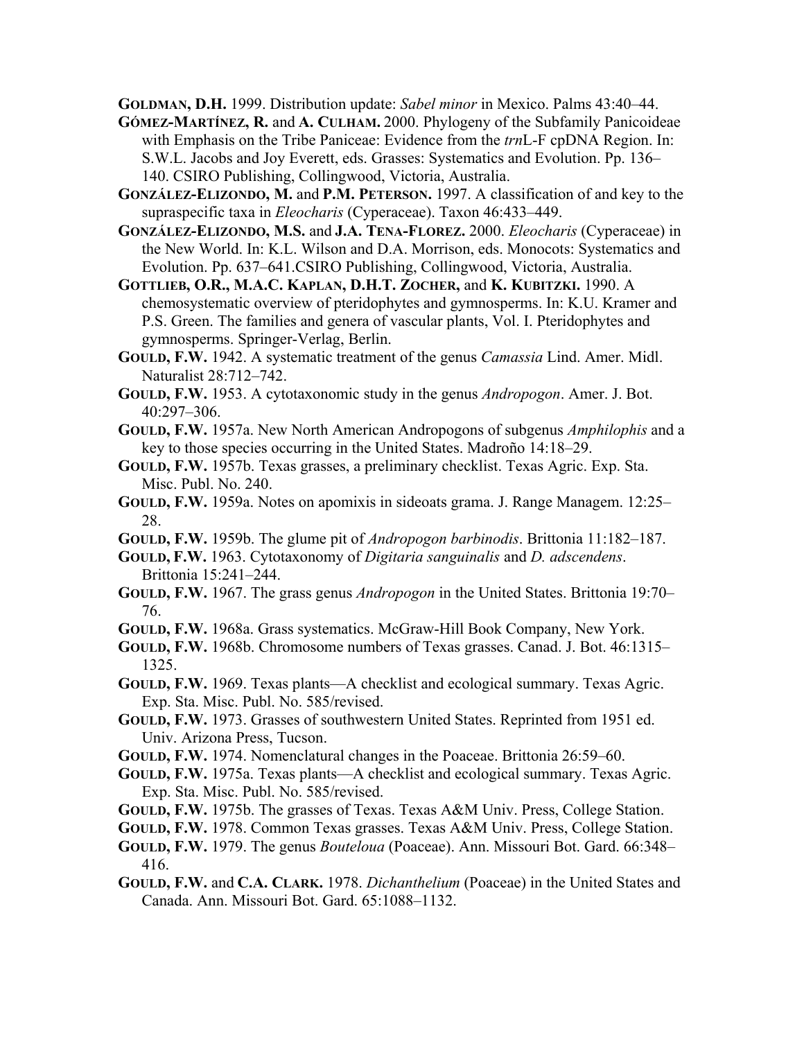**Goldman, D.H.** 1999. Distribution update: *Sabel minor* in Mexico. Palms 43:40–44.

**Gómez-Martínez, R.** and **A. Culham.** 2000. Phylogeny of the Subfamily Panicoideae with Emphasis on the Tribe Paniceae: Evidence from the *trn*L-F cpDNA Region. In: S.W.L. Jacobs and Joy Everett, eds. Grasses: Systematics and Evolution. Pp. 136–140. CSIRO Publishing, Collingwood, Victoria, Australia.

**González-Elizondo, M.** and **P.M. Peterson.** 1997. A classification of and key to the supraspecific taxa in *Eleocharis* (Cyperaceae). Taxon 46:433–449.

**González-Elizondo, M.S.** and **J.A. Tena-Florez.** 2000. *Eleocharis* (Cyperaceae) in the New World. In: K.L. Wilson and D.A. Morrison, eds. Monocots: Systematics and Evolution. Pp. 637–641.CSIRO Publishing, Collingwood, Victoria, Australia.

**Gottlieb, O.R., M.A.C. Kaplan, D.H.T. Zocher,** and **K. Kubitzki.** 1990. A chemosystematic overview of pteridophytes and gymnosperms. In: K.U. Kramer and P.S. Green. The families and genera of vascular plants, Vol. I. Pteridophytes and gymnosperms. Springer-Verlag, Berlin.

**Gould, F.W.** 1942. A systematic treatment of the genus *Camassia* Lind. Amer. Midl. Naturalist 28:712–742.

**Gould, F.W.** 1953. A cytotaxonomic study in the genus *Andropogon*. Amer. J. Bot. 40:297–306.

**Gould, F.W.** 1957a. New North American Andropogons of subgenus *Amphilophis* and a key to those species occurring in the United States. Madroño 14:18–29.

**Gould, F.W.** 1957b. Texas grasses, a preliminary checklist. Texas Agric. Exp. Sta. Misc. Publ. No. 240.

**Gould, F.W.** 1959a. Notes on apomixis in sideoats grama. J. Range Managem. 12:25–28.

**Gould, F.W.** 1959b. The glume pit of *Andropogon barbinodis*. Brittonia 11:182–187.

**Gould, F.W.** 1963. Cytotaxonomy of *Digitaria sanguinalis* and *D. adscendens*. Brittonia 15:241–244.

**Gould, F.W.** 1967. The grass genus *Andropogon* in the United States. Brittonia 19:70–76.

**Gould, F.W.** 1968a. Grass systematics. McGraw-Hill Book Company, New York.

**Gould, F.W.** 1968b. Chromosome numbers of Texas grasses. Canad. J. Bot. 46:1315–1325.

**Gould, F.W.** 1969. Texas plants—A checklist and ecological summary. Texas Agric. Exp. Sta. Misc. Publ. No. 585/revised.

**Gould, F.W.** 1973. Grasses of southwestern United States. Reprinted from 1951 ed. Univ. Arizona Press, Tucson.

**Gould, F.W.** 1974. Nomenclatural changes in the Poaceae. Brittonia 26:59–60.

**Gould, F.W.** 1975a. Texas plants—A checklist and ecological summary. Texas Agric. Exp. Sta. Misc. Publ. No. 585/revised.

**Gould, F.W.** 1975b. The grasses of Texas. Texas A&M Univ. Press, College Station.

**Gould, F.W.** 1978. Common Texas grasses. Texas A&M Univ. Press, College Station.

**Gould, F.W.** 1979. The genus *Bouteloua* (Poaceae). Ann. Missouri Bot. Gard. 66:348–416.

**Gould, F.W.** and **C.A. Clark.** 1978. *Dichanthelium* (Poaceae) in the United States and Canada. Ann. Missouri Bot. Gard. 65:1088–1132.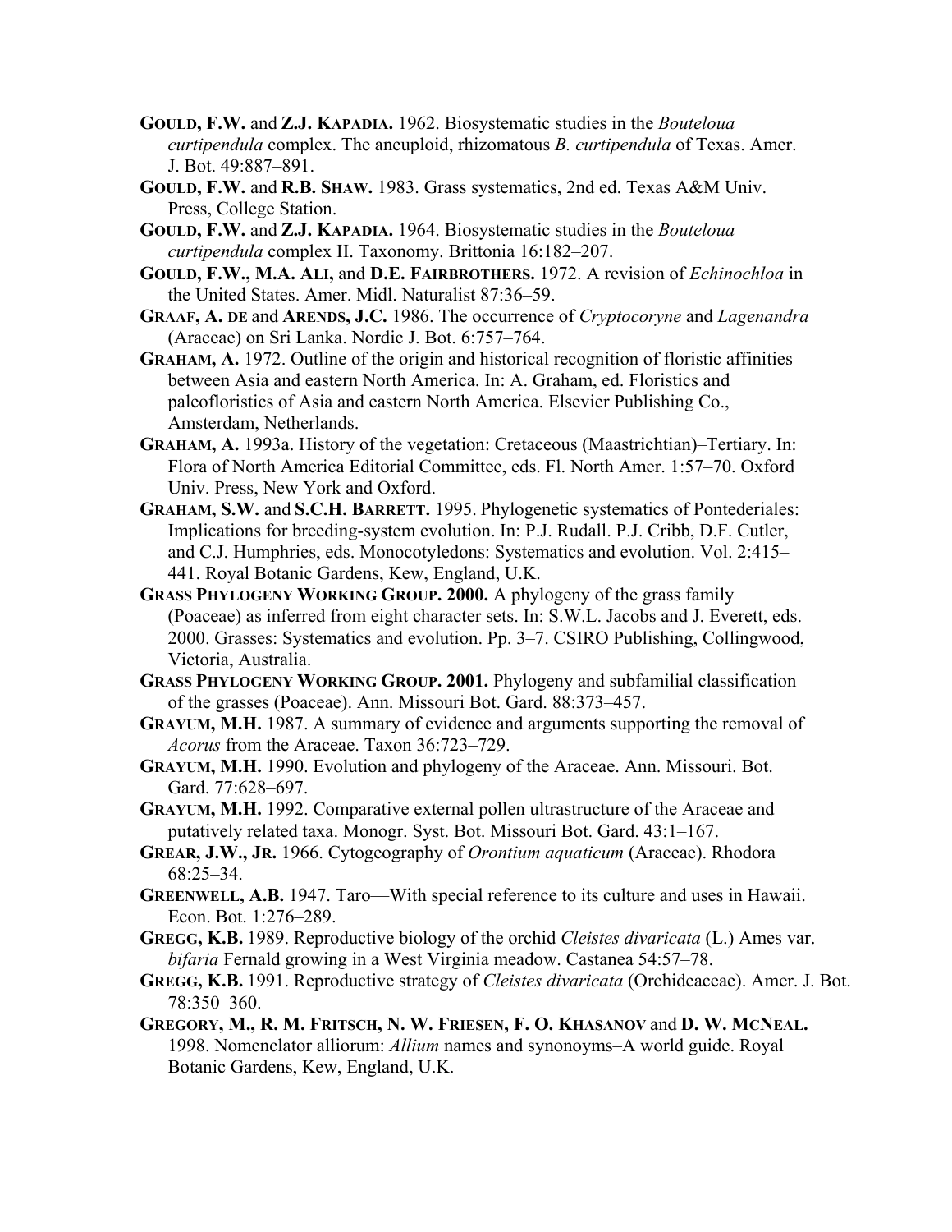**Gould, F.W.** and **Z.J. Kapadia.** 1962. Biosystematic studies in the *Bouteloua curtipendula* complex. The aneuploid, rhizomatous *B. curtipendula* of Texas. Amer. J. Bot. 49:887–891.

**Gould, F.W.** and **R.B. Shaw.** 1983. Grass systematics, 2nd ed. Texas A&M Univ. Press, College Station.

**Gould, F.W.** and **Z.J. Kapadia.** 1964. Biosystematic studies in the *Bouteloua curtipendula* complex II. Taxonomy. Brittonia 16:182–207.

**Gould, F.W., M.A. Ali,** and **D.E. Fairbrothers.** 1972. A revision of *Echinochloa* in the United States. Amer. Midl. Naturalist 87:36–59.

**Graaf, A. de** and **Arends, J.C.** 1986. The occurrence of *Cryptocoryne* and *Lagenandra* (Araceae) on Sri Lanka. Nordic J. Bot. 6:757–764.

**Graham, A.** 1972. Outline of the origin and historical recognition of floristic affinities between Asia and eastern North America. In: A. Graham, ed. Floristics and paleofloristics of Asia and eastern North America. Elsevier Publishing Co., Amsterdam, Netherlands.

**Graham, A.** 1993a. History of the vegetation: Cretaceous (Maastrichtian)–Tertiary. In: Flora of North America Editorial Committee, eds. Fl. North Amer. 1:57–70. Oxford Univ. Press, New York and Oxford.

**Graham, S.W.** and **S.C.H. Barrett.** 1995. Phylogenetic systematics of Pontederiales: Implications for breeding-system evolution. In: P.J. Rudall. P.J. Cribb, D.F. Cutler, and C.J. Humphries, eds. Monocotyledons: Systematics and evolution. Vol. 2:415–441. Royal Botanic Gardens, Kew, England, U.K.

**Grass Phylogeny Working Group. 2000.** A phylogeny of the grass family (Poaceae) as inferred from eight character sets. In: S.W.L. Jacobs and J. Everett, eds. 2000. Grasses: Systematics and evolution. Pp. 3–7. CSIRO Publishing, Collingwood, Victoria, Australia.

**Grass Phylogeny Working Group. 2001.** Phylogeny and subfamilial classification of the grasses (Poaceae). Ann. Missouri Bot. Gard. 88:373–457.

**Grayum, M.H.** 1987. A summary of evidence and arguments supporting the removal of *Acorus* from the Araceae. Taxon 36:723–729.

**Grayum, M.H.** 1990. Evolution and phylogeny of the Araceae. Ann. Missouri. Bot. Gard. 77:628–697.

**Grayum, M.H.** 1992. Comparative external pollen ultrastructure of the Araceae and putatively related taxa. Monogr. Syst. Bot. Missouri Bot. Gard. 43:1–167.

**Grear, J.W., Jr.** 1966. Cytogeography of *Orontium aquaticum* (Araceae). Rhodora 68:25–34.

**Greenwell, A.B.** 1947. Taro—With special reference to its culture and uses in Hawaii. Econ. Bot. 1:276–289.

**Gregg, K.B.** 1989. Reproductive biology of the orchid *Cleistes divaricata* (L.) Ames var. *bifaria* Fernald growing in a West Virginia meadow. Castanea 54:57–78.

**Gregg, K.B.** 1991. Reproductive strategy of *Cleistes divaricata* (Orchideaceae). Amer. J. Bot. 78:350–360.

**Gregory, M., R. M. Fritsch, N. W. Friesen, F. O. Khasanov** and **D. W. McNeal.** 1998. Nomenclator alliorum: *Allium* names and synonyms–A world guide. Royal Botanic Gardens, Kew, England, U.K.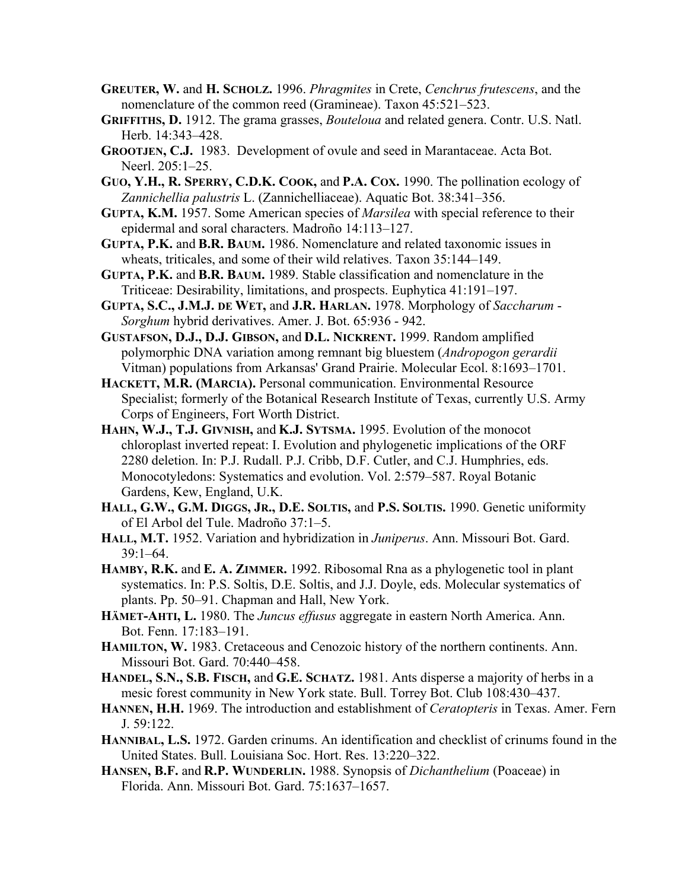**GREUTER, W.** and **H. SCHOLZ.** 1996. *Phragmites* in Crete, *Cenchrus frutescens*, and the nomenclature of the common reed (Gramineae). Taxon 45:521–523.

**GRIFFITHS, D.** 1912. The grama grasses, *Bouteloua* and related genera. Contr. U.S. Natl. Herb. 14:343–428.

**GROOTJEN, C.J.** 1983. Development of ovule and seed in Marantaceae. Acta Bot. Neerl. 205:1–25.

**GUO, Y.H., R. SPERRY, C.D.K. COOK,** and **P.A. COX.** 1990. The pollination ecology of *Zannichellia palustris* L. (Zannichelliaceae). Aquatic Bot. 38:341–356.

**GUPTA, K.M.** 1957. Some American species of *Marsilea* with special reference to their epidermal and soral characters. Madroño 14:113–127.

**GUPTA, P.K.** and **B.R. BAUM.** 1986. Nomenclature and related taxonomic issues in wheats, triticales, and some of their wild relatives. Taxon 35:144–149.

**GUPTA, P.K.** and **B.R. BAUM.** 1989. Stable classification and nomenclature in the Triticeae: Desirability, limitations, and prospects. Euphytica 41:191–197.

**GUPTA, S.C., J.M.J. DE WET,** and **J.R. HARLAN.** 1978. Morphology of *Saccharum* - *Sorghum* hybrid derivatives. Amer. J. Bot. 65:936 - 942.

**GUSTAFSON, D.J., D.J. GIBSON,** and **D.L. NICKRENT.** 1999. Random amplified polymorphic DNA variation among remnant big bluestem (*Andropogon gerardii* Vitman) populations from Arkansas' Grand Prairie. Molecular Ecol. 8:1693–1701.

**HACKETT, M.R. (MARCIA).** Personal communication. Environmental Resource Specialist; formerly of the Botanical Research Institute of Texas, currently U.S. Army Corps of Engineers, Fort Worth District.

**HAHN, W.J., T.J. GIVNISH,** and **K.J. SYTSMA.** 1995. Evolution of the monocot chloroplast inverted repeat: I. Evolution and phylogenetic implications of the ORF 2280 deletion. In: P.J. Rudall. P.J. Cribb, D.F. Cutler, and C.J. Humphries, eds. Monocotyledons: Systematics and evolution. Vol. 2:579–587. Royal Botanic Gardens, Kew, England, U.K.

**HALL, G.W., G.M. DIGGS, JR., D.E. SOLTIS,** and **P.S. SOLTIS.** 1990. Genetic uniformity of El Arbol del Tule. Madroño 37:1–5.

**HALL, M.T.** 1952. Variation and hybridization in *Juniperus*. Ann. Missouri Bot. Gard. 39:1–64.

**HAMBY, R.K.** and **E. A. ZIMMER.** 1992. Ribosomal Rna as a phylogenetic tool in plant systematics. In: P.S. Soltis, D.E. Soltis, and J.J. Doyle, eds. Molecular systematics of plants. Pp. 50–91. Chapman and Hall, New York.

**HÄMET-AHTI, L.** 1980. The *Juncus effusus* aggregate in eastern North America. Ann. Bot. Fenn. 17:183–191.

**HAMILTON, W.** 1983. Cretaceous and Cenozoic history of the northern continents. Ann. Missouri Bot. Gard. 70:440–458.

**HANDEL, S.N., S.B. FISCH,** and **G.E. SCHATZ.** 1981. Ants disperse a majority of herbs in a mesic forest community in New York state. Bull. Torrey Bot. Club 108:430–437.

**HANNEN, H.H.** 1969. The introduction and establishment of *Ceratopteris* in Texas. Amer. Fern J. 59:122.

**HANNIBAL, L.S.** 1972. Garden crinums. An identification and checklist of crinums found in the United States. Bull. Louisiana Soc. Hort. Res. 13:220–322.

**HANSEN, B.F.** and **R.P. WUNDERLIN.** 1988. Synopsis of *Dichanthelium* (Poaceae) in Florida. Ann. Missouri Bot. Gard. 75:1637–1657.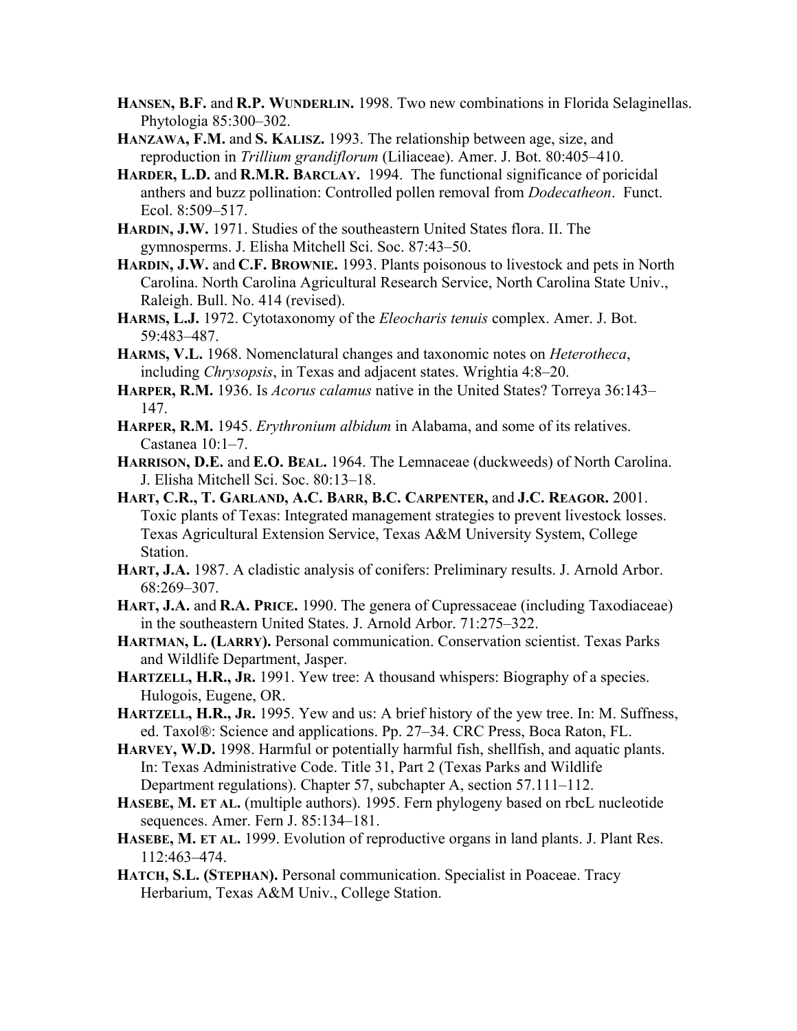**HANSEN, B.F.** and **R.P. WUNDERLIN.** 1998. Two new combinations in Florida Selaginellas. Phytologia 85:300–302.

**HANZAWA, F.M.** and **S. KALISZ.** 1993. The relationship between age, size, and reproduction in *Trillium grandiflorum* (Liliaceae). Amer. J. Bot. 80:405–410.

**HARDER, L.D.** and **R.M.R. BARCLAY.** 1994. The functional significance of poricidal anthers and buzz pollination: Controlled pollen removal from *Dodecatheon*. Funct. Ecol. 8:509–517.

**HARDIN, J.W.** 1971. Studies of the southeastern United States flora. II. The gymnosperms. J. Elisha Mitchell Sci. Soc. 87:43–50.

**HARDIN, J.W.** and **C.F. BROWNIE.** 1993. Plants poisonous to livestock and pets in North Carolina. North Carolina Agricultural Research Service, North Carolina State Univ., Raleigh. Bull. No. 414 (revised).

**HARMS, L.J.** 1972. Cytotaxonomy of the *Eleocharis tenuis* complex. Amer. J. Bot. 59:483–487.

**HARMS, V.L.** 1968. Nomenclatural changes and taxonomic notes on *Heterotheca*, including *Chrysopsis*, in Texas and adjacent states. Wrightia 4:8–20.

**HARPER, R.M.** 1936. Is *Acorus calamus* native in the United States? Torreya 36:143–147.

**HARPER, R.M.** 1945. *Erythronium albidum* in Alabama, and some of its relatives. Castanea 10:1–7.

**HARRISON, D.E.** and **E.O. BEAL.** 1964. The Lemnaceae (duckweeds) of North Carolina. J. Elisha Mitchell Sci. Soc. 80:13–18.

**HART, C.R., T. GARLAND, A.C. BARR, B.C. CARPENTER,** and **J.C. REAGOR.** 2001. Toxic plants of Texas: Integrated management strategies to prevent livestock losses. Texas Agricultural Extension Service, Texas A&M University System, College Station.

**HART, J.A.** 1987. A cladistic analysis of conifers: Preliminary results. J. Arnold Arbor. 68:269–307.

**HART, J.A.** and **R.A. PRICE.** 1990. The genera of Cupressaceae (including Taxodiaceae) in the southeastern United States. J. Arnold Arbor. 71:275–322.

**HARTMAN, L. (LARRY).** Personal communication. Conservation scientist. Texas Parks and Wildlife Department, Jasper.

**HARTZELL, H.R., JR.** 1991. Yew tree: A thousand whispers: Biography of a species. Hulogois, Eugene, OR.

**HARTZELL, H.R., JR.** 1995. Yew and us: A brief history of the yew tree. In: M. Suffness, ed. Taxol®: Science and applications. Pp. 27–34. CRC Press, Boca Raton, FL.

**HARVEY, W.D.** 1998. Harmful or potentially harmful fish, shellfish, and aquatic plants. In: Texas Administrative Code. Title 31, Part 2 (Texas Parks and Wildlife Department regulations). Chapter 57, subchapter A, section 57.111–112.

**HASEBE, M. ET AL.** (multiple authors). 1995. Fern phylogeny based on rbcL nucleotide sequences. Amer. Fern J. 85:134–181.

**HASEBE, M. ET AL.** 1999. Evolution of reproductive organs in land plants. J. Plant Res. 112:463–474.

**HATCH, S.L. (STEPHAN).** Personal communication. Specialist in Poaceae. Tracy Herbarium, Texas A&M Univ., College Station.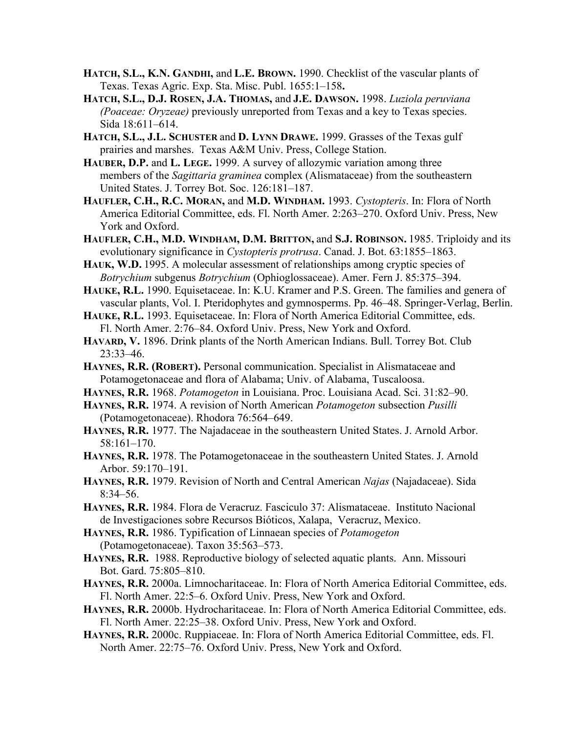**HATCH, S.L., K.N. GANDHI,** and **L.E. BROWN.** 1990. Checklist of the vascular plants of Texas. Texas Agric. Exp. Sta. Misc. Publ. 1655:1–158**.**

**HATCH, S.L., D.J. ROSEN, J.A. THOMAS,** and **J.E. DAWSON.** 1998. *Luziola peruviana (Poaceae: Oryzeae)* previously unreported from Texas and a key to Texas species. Sida 18:611–614.

**HATCH, S.L., J.L. SCHUSTER** and **D. LYNN DRAWE.** 1999. Grasses of the Texas gulf prairies and marshes. Texas A&M Univ. Press, College Station.

**HAUBER, D.P.** and **L. LEGE.** 1999. A survey of allozymic variation among three members of the *Sagittaria graminea* complex (Alismataceae) from the southeastern United States. J. Torrey Bot. Soc. 126:181–187.

**HAUFLER, C.H., R.C. MORAN,** and **M.D. WINDHAM.** 1993. *Cystopteris*. In: Flora of North America Editorial Committee, eds. Fl. North Amer. 2:263–270. Oxford Univ. Press, New York and Oxford.

**HAUFLER, C.H., M.D. WINDHAM, D.M. BRITTON,** and **S.J. ROBINSON.** 1985. Triploidy and its evolutionary significance in *Cystopteris protrusa*. Canad. J. Bot. 63:1855–1863.

**HAUK, W.D.** 1995. A molecular assessment of relationships among cryptic species of *Botrychium* subgenus *Botrychium* (Ophioglossaceae). Amer. Fern J. 85:375–394.

**HAUKE, R.L.** 1990. Equisetaceae. In: K.U. Kramer and P.S. Green. The families and genera of vascular plants, Vol. I. Pteridophytes and gymnosperms. Pp. 46–48. Springer-Verlag, Berlin.

**HAUKE, R.L.** 1993. Equisetaceae. In: Flora of North America Editorial Committee, eds. Fl. North Amer. 2:76–84. Oxford Univ. Press, New York and Oxford.

**HAVARD, V.** 1896. Drink plants of the North American Indians. Bull. Torrey Bot. Club 23:33–46.

**HAYNES, R.R. (ROBERT).** Personal communication. Specialist in Alismataceae and Potamogetonaceae and flora of Alabama; Univ. of Alabama, Tuscaloosa.

**HAYNES, R.R.** 1968. *Potamogeton* in Louisiana. Proc. Louisiana Acad. Sci. 31:82–90.

**HAYNES, R.R.** 1974. A revision of North American *Potamogeton* subsection *Pusilli* (Potamogetonaceae). Rhodora 76:564–649.

**HAYNES, R.R.** 1977. The Najadaceae in the southeastern United States. J. Arnold Arbor. 58:161–170.

**HAYNES, R.R.** 1978. The Potamogetonaceae in the southeastern United States. J. Arnold Arbor. 59:170–191.

**HAYNES, R.R.** 1979. Revision of North and Central American *Najas* (Najadaceae). Sida 8:34–56.

**HAYNES, R.R.** 1984. Flora de Veracruz. Fasciculo 37: Alismataceae. Instituto Nacional de Investigaciones sobre Recursos Bióticos, Xalapa, Veracruz, Mexico.

**HAYNES, R.R.** 1986. Typification of Linnaean species of *Potamogeton* (Potamogetonaceae). Taxon 35:563–573.

**HAYNES, R.R.** 1988. Reproductive biology of selected aquatic plants. Ann. Missouri Bot. Gard. 75:805–810.

**HAYNES, R.R.** 2000a. Limnocharitaceae. In: Flora of North America Editorial Committee, eds. Fl. North Amer. 22:5–6. Oxford Univ. Press, New York and Oxford.

**HAYNES, R.R.** 2000b. Hydrocharitaceae. In: Flora of North America Editorial Committee, eds. Fl. North Amer. 22:25–38. Oxford Univ. Press, New York and Oxford.

**HAYNES, R.R.** 2000c. Ruppiaceae. In: Flora of North America Editorial Committee, eds. Fl. North Amer. 22:75–76. Oxford Univ. Press, New York and Oxford.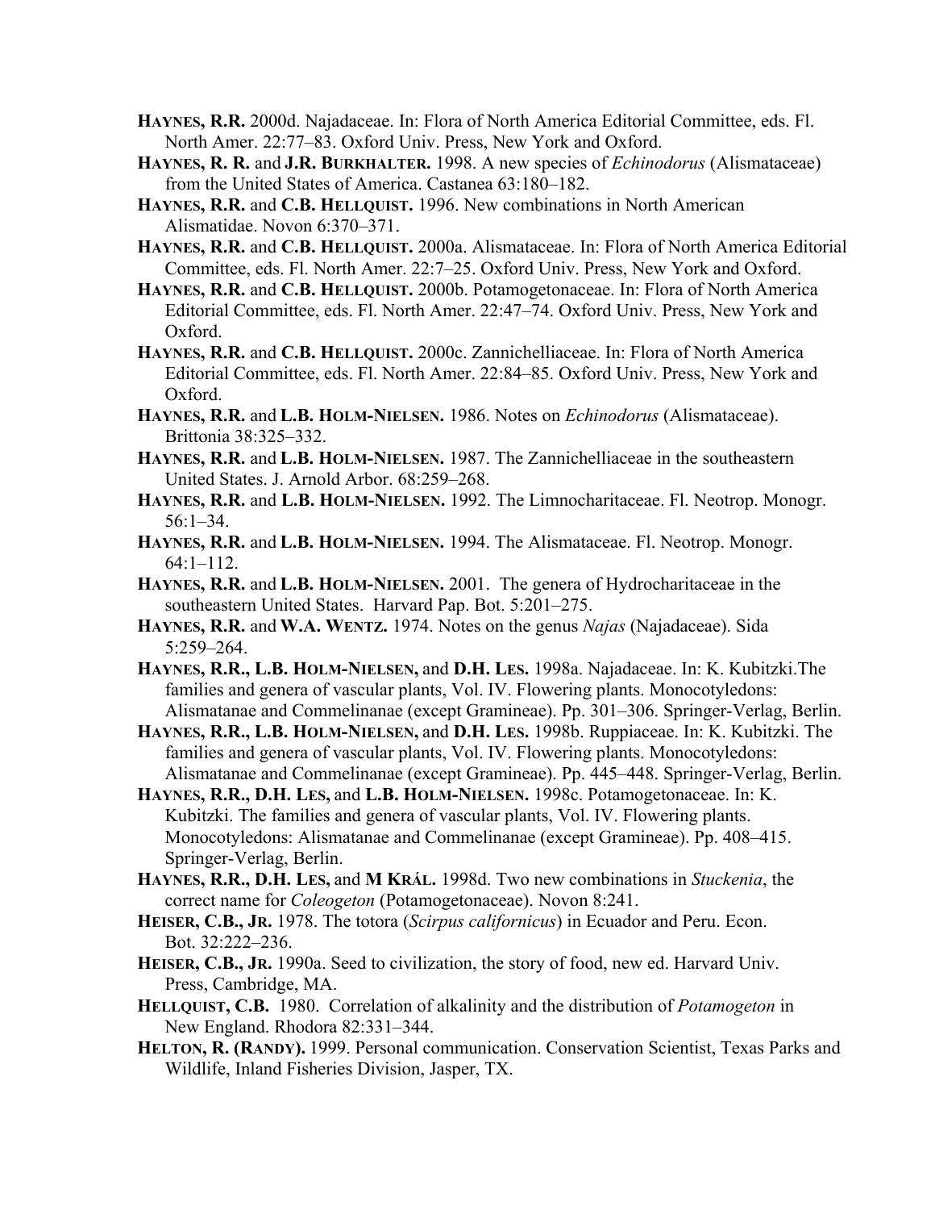**HAYNES, R.R.** 2000d. Najadaceae. In: Flora of North America Editorial Committee, eds. Fl. North Amer. 22:77–83. Oxford Univ. Press, New York and Oxford.

**HAYNES, R. R.** and **J.R. BURKHALTER.** 1998. A new species of *Echinodorus* (Alismataceae) from the United States of America. Castanea 63:180–182.

**HAYNES, R.R.** and **C.B. HELLQUIST.** 1996. New combinations in North American Alismatidae. Novon 6:370–371.

**HAYNES, R.R.** and **C.B. HELLQUIST.** 2000a. Alismataceae. In: Flora of North America Editorial Committee, eds. Fl. North Amer. 22:7–25. Oxford Univ. Press, New York and Oxford.

**HAYNES, R.R.** and **C.B. HELLQUIST.** 2000b. Potamogetonaceae. In: Flora of North America Editorial Committee, eds. Fl. North Amer. 22:47–74. Oxford Univ. Press, New York and Oxford.

**HAYNES, R.R.** and **C.B. HELLQUIST.** 2000c. Zannichelliaceae. In: Flora of North America Editorial Committee, eds. Fl. North Amer. 22:84–85. Oxford Univ. Press, New York and Oxford.

**HAYNES, R.R.** and **L.B. HOLM-NIELSEN.** 1986. Notes on *Echinodorus* (Alismataceae). Brittonia 38:325–332.

**HAYNES, R.R.** and **L.B. HOLM-NIELSEN.** 1987. The Zannichelliaceae in the southeastern United States. J. Arnold Arbor. 68:259–268.

**HAYNES, R.R.** and **L.B. HOLM-NIELSEN.** 1992. The Limnocharitaceae. Fl. Neotrop. Monogr. 56:1–34.

**HAYNES, R.R.** and **L.B. HOLM-NIELSEN.** 1994. The Alismataceae. Fl. Neotrop. Monogr. 64:1–112.

**HAYNES, R.R.** and **L.B. HOLM-NIELSEN.** 2001. The genera of Hydrocharitaceae in the southeastern United States. Harvard Pap. Bot. 5:201–275.

**HAYNES, R.R.** and **W.A. WENTZ.** 1974. Notes on the genus *Najas* (Najadaceae). Sida 5:259–264.

**HAYNES, R.R., L.B. HOLM-NIELSEN,** and **D.H. LES.** 1998a. Najadaceae. In: K. Kubitzki.The families and genera of vascular plants, Vol. IV. Flowering plants. Monocotyledons: Alismatanae and Commelinanae (except Gramineae). Pp. 301–306. Springer-Verlag, Berlin.

**HAYNES, R.R., L.B. HOLM-NIELSEN,** and **D.H. LES.** 1998b. Ruppiaceae. In: K. Kubitzki. The families and genera of vascular plants, Vol. IV. Flowering plants. Monocotyledons: Alismatanae and Commelinanae (except Gramineae). Pp. 445–448. Springer-Verlag, Berlin.

**HAYNES, R.R., D.H. LES,** and **L.B. HOLM-NIELSEN.** 1998c. Potamogetonaceae. In: K. Kubitzki. The families and genera of vascular plants, Vol. IV. Flowering plants. Monocotyledons: Alismatanae and Commelinanae (except Gramineae). Pp. 408–415. Springer-Verlag, Berlin.

**HAYNES, R.R., D.H. LES,** and **M KRÁL.** 1998d. Two new combinations in *Stuckenia*, the correct name for *Coleogeton* (Potamogetonaceae). Novon 8:241.

**HEISER, C.B., JR.** 1978. The totora (*Scirpus californicus*) in Ecuador and Peru. Econ. Bot. 32:222–236.

**HEISER, C.B., JR.** 1990a. Seed to civilization, the story of food, new ed. Harvard Univ. Press, Cambridge, MA.

**HELLQUIST, C.B.** 1980. Correlation of alkalinity and the distribution of *Potamogeton* in New England. Rhodora 82:331–344.

**HELTON, R. (RANDY).** 1999. Personal communication. Conservation Scientist, Texas Parks and Wildlife, Inland Fisheries Division, Jasper, TX.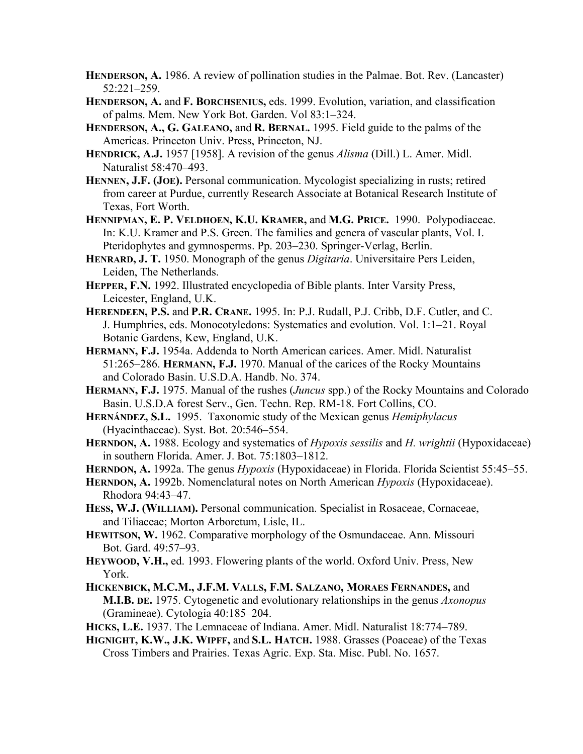**HENDERSON, A.** 1986. A review of pollination studies in the Palmae. Bot. Rev. (Lancaster) 52:221–259.

**HENDERSON, A.** and **F. BORCHSENIUS,** eds. 1999. Evolution, variation, and classification of palms. Mem. New York Bot. Garden. Vol 83:1–324.

**HENDERSON, A., G. GALEANO,** and **R. BERNAL.** 1995. Field guide to the palms of the Americas. Princeton Univ. Press, Princeton, NJ.

**HENDRICK, A.J.** 1957 [1958]. A revision of the genus *Alisma* (Dill.) L. Amer. Midl. Naturalist 58:470–493.

**HENNEN, J.F. (JOE).** Personal communication. Mycologist specializing in rusts; retired from career at Purdue, currently Research Associate at Botanical Research Institute of Texas, Fort Worth.

**HENNIPMAN, E. P. VELDHOEN, K.U. KRAMER,** and **M.G. PRICE.** 1990. Polypodiaceae. In: K.U. Kramer and P.S. Green. The families and genera of vascular plants, Vol. I. Pteridophytes and gymnosperms. Pp. 203–230. Springer-Verlag, Berlin.

**HENRARD, J. T.** 1950. Monograph of the genus *Digitaria*. Universitaire Pers Leiden, Leiden, The Netherlands.

**HEPPER, F.N.** 1992. Illustrated encyclopedia of Bible plants. Inter Varsity Press, Leicester, England, U.K.

**HERENDEEN, P.S.** and **P.R. CRANE.** 1995. In: P.J. Rudall, P.J. Cribb, D.F. Cutler, and C. J. Humphries, eds. Monocotyledons: Systematics and evolution. Vol. 1:1–21. Royal Botanic Gardens, Kew, England, U.K.

**HERMANN, F.J.** 1954a. Addenda to North American carices. Amer. Midl. Naturalist 51:265–286. **HERMANN, F.J.** 1970. Manual of the carices of the Rocky Mountains and Colorado Basin. U.S.D.A. Handb. No. 374.

**HERMANN, F.J.** 1975. Manual of the rushes (*Juncus* spp.) of the Rocky Mountains and Colorado Basin. U.S.D.A forest Serv., Gen. Techn. Rep. RM-18. Fort Collins, CO.

**HERNÁNDEZ, S.L.** 1995. Taxonomic study of the Mexican genus *Hemiphylacus* (Hyacinthaceae). Syst. Bot. 20:546–554.

**HERNDON, A.** 1988. Ecology and systematics of *Hypoxis sessilis* and *H. wrightii* (Hypoxidaceae) in southern Florida. Amer. J. Bot. 75:1803–1812.

**HERNDON, A.** 1992a. The genus *Hypoxis* (Hypoxidaceae) in Florida. Florida Scientist 55:45–55.

**HERNDON, A.** 1992b. Nomenclatural notes on North American *Hypoxis* (Hypoxidaceae). Rhodora 94:43–47.

**HESS, W.J. (WILLIAM).** Personal communication. Specialist in Rosaceae, Cornaceae, and Tiliaceae; Morton Arboretum, Lisle, IL.

**HEWITSON, W.** 1962. Comparative morphology of the Osmundaceae. Ann. Missouri Bot. Gard. 49:57–93.

**HEYWOOD, V.H.,** ed. 1993. Flowering plants of the world. Oxford Univ. Press, New York.

**HICKENBICK, M.C.M., J.F.M. VALLS, F.M. SALZANO, MORAES FERNANDES,** and **M.I.B. DE.** 1975. Cytogenetic and evolutionary relationships in the genus *Axonopus* (Gramineae). Cytologia 40:185–204.

**HICKS, L.E.** 1937. The Lemnaceae of Indiana. Amer. Midl. Naturalist 18:774–789.

**HIGNIGHT, K.W., J.K. WIPFF,** and **S.L. HATCH.** 1988. Grasses (Poaceae) of the Texas Cross Timbers and Prairies. Texas Agric. Exp. Sta. Misc. Publ. No. 1657.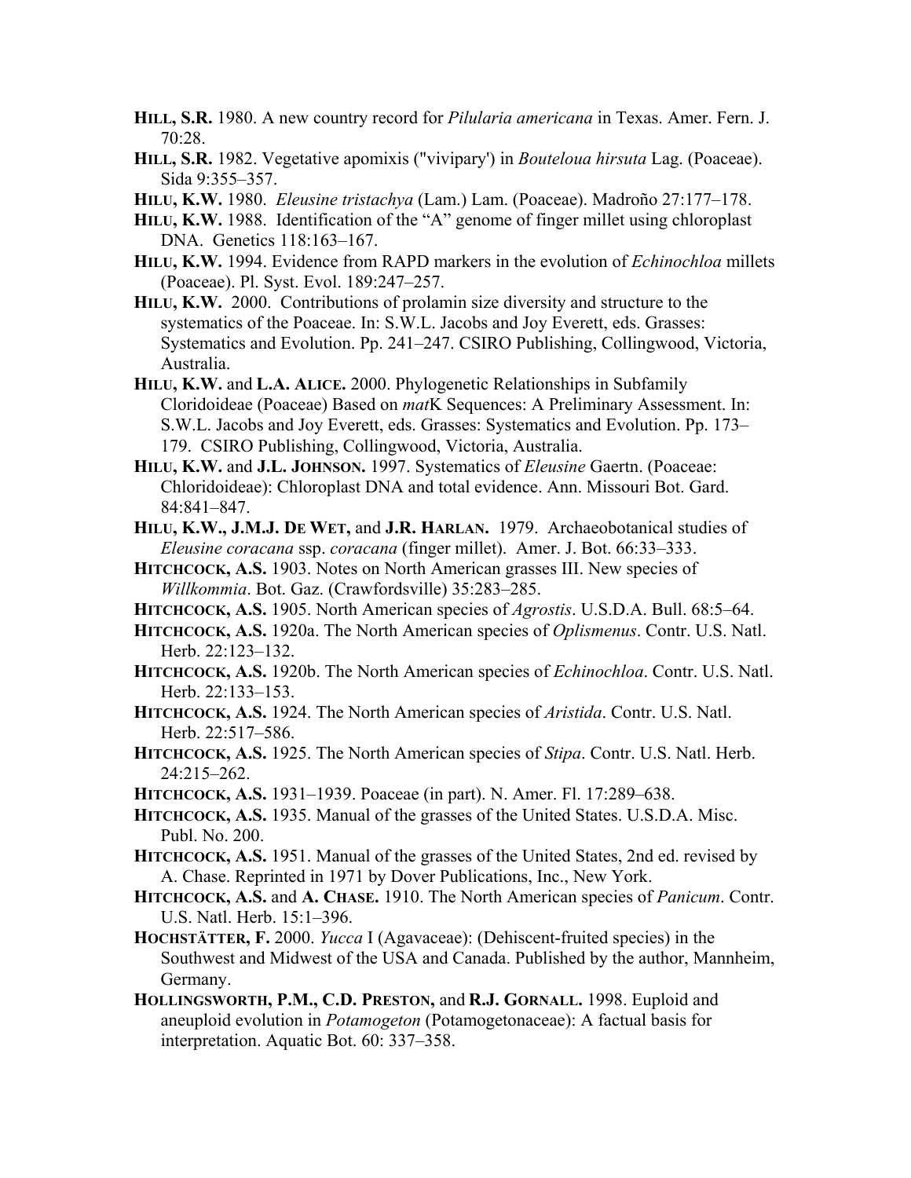**Hill, S.R.** 1980. A new country record for *Pilularia americana* in Texas. Amer. Fern. J. 70:28.

**Hill, S.R.** 1982. Vegetative apomixis ("vivipary') in *Bouteloua hirsuta* Lag. (Poaceae). Sida 9:355–357.

**Hilu, K.W.** 1980. *Eleusine tristachya* (Lam.) Lam. (Poaceae). Madroño 27:177–178.

**Hilu, K.W.** 1988. Identification of the "A" genome of finger millet using chloroplast DNA. Genetics 118:163–167.

**Hilu, K.W.** 1994. Evidence from RAPD markers in the evolution of *Echinochloa* millets (Poaceae). Pl. Syst. Evol. 189:247–257.

**Hilu, K.W.** 2000. Contributions of prolamin size diversity and structure to the systematics of the Poaceae. In: S.W.L. Jacobs and Joy Everett, eds. Grasses: Systematics and Evolution. Pp. 241–247. CSIRO Publishing, Collingwood, Victoria, Australia.

**Hilu, K.W.** and **L.A. Alice.** 2000. Phylogenetic Relationships in Subfamily Cloridoideae (Poaceae) Based on *mat*K Sequences: A Preliminary Assessment. In: S.W.L. Jacobs and Joy Everett, eds. Grasses: Systematics and Evolution. Pp. 173–179. CSIRO Publishing, Collingwood, Victoria, Australia.

**Hilu, K.W.** and **J.L. Johnson.** 1997. Systematics of *Eleusine* Gaertn. (Poaceae: Chloridoideae): Chloroplast DNA and total evidence. Ann. Missouri Bot. Gard. 84:841–847.

**Hilu, K.W., J.M.J. de Wet,** and **J.R. Harlan.** 1979. Archaeobotanical studies of *Eleusine coracana* ssp. *coracana* (finger millet). Amer. J. Bot. 66:33–333.

**Hitchcock, A.S.** 1903. Notes on North American grasses III. New species of *Willkommia*. Bot. Gaz. (Crawfordsville) 35:283–285.

**Hitchcock, A.S.** 1905. North American species of *Agrostis*. U.S.D.A. Bull. 68:5–64.

**Hitchcock, A.S.** 1920a. The North American species of *Oplismenus*. Contr. U.S. Natl. Herb. 22:123–132.

**Hitchcock, A.S.** 1920b. The North American species of *Echinochloa*. Contr. U.S. Natl. Herb. 22:133–153.

**Hitchcock, A.S.** 1924. The North American species of *Aristida*. Contr. U.S. Natl. Herb. 22:517–586.

**Hitchcock, A.S.** 1925. The North American species of *Stipa*. Contr. U.S. Natl. Herb. 24:215–262.

**Hitchcock, A.S.** 1931–1939. Poaceae (in part). N. Amer. Fl. 17:289–638.

**Hitchcock, A.S.** 1935. Manual of the grasses of the United States. U.S.D.A. Misc. Publ. No. 200.

**Hitchcock, A.S.** 1951. Manual of the grasses of the United States, 2nd ed. revised by A. Chase. Reprinted in 1971 by Dover Publications, Inc., New York.

**Hitchcock, A.S.** and **A. Chase.** 1910. The North American species of *Panicum*. Contr. U.S. Natl. Herb. 15:1–396.

**Hochstätter, F.** 2000. *Yucca* I (Agavaceae): (Dehiscent-fruited species) in the Southwest and Midwest of the USA and Canada. Published by the author, Mannheim, Germany.

**Hollingsworth, P.M., C.D. Preston,** and **R.J. Gornall.** 1998. Euploid and aneuploid evolution in *Potamogeton* (Potamogetonaceae): A factual basis for interpretation. Aquatic Bot. 60: 337–358.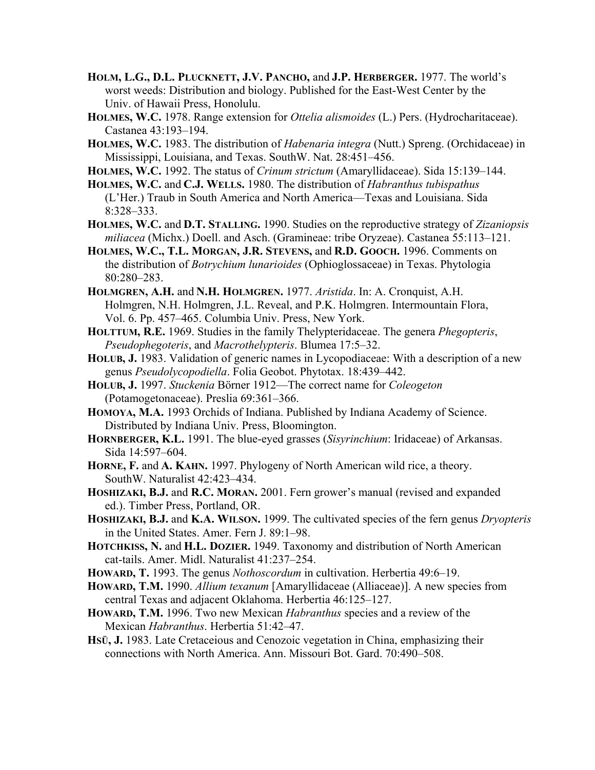**Holm, L.G., D.L. Plucknett, J.V. Pancho,** and **J.P. Herberger.** 1977. The world's worst weeds: Distribution and biology. Published for the East-West Center by the Univ. of Hawaii Press, Honolulu.

**Holmes, W.C.** 1978. Range extension for *Ottelia alismoides* (L.) Pers. (Hydrocharitaceae). Castanea 43:193–194.

**Holmes, W.C.** 1983. The distribution of *Habenaria integra* (Nutt.) Spreng. (Orchidaceae) in Mississippi, Louisiana, and Texas. SouthW. Nat. 28:451–456.

**Holmes, W.C.** 1992. The status of *Crinum strictum* (Amaryllidaceae). Sida 15:139–144.

**Holmes, W.C.** and **C.J. Wells.** 1980. The distribution of *Habranthus tubispathus* (L'Her.) Traub in South America and North America—Texas and Louisiana. Sida 8:328–333.

**Holmes, W.C.** and **D.T. Stalling.** 1990. Studies on the reproductive strategy of *Zizaniopsis miliacea* (Michx.) Doell. and Asch. (Gramineae: tribe Oryzeae). Castanea 55:113–121.

**Holmes, W.C., T.L. Morgan, J.R. Stevens,** and **R.D. Gooch.** 1996. Comments on the distribution of *Botrychium lunarioides* (Ophioglossaceae) in Texas. Phytologia 80:280–283.

**Holmgren, A.H.** and **N.H. Holmgren.** 1977. *Aristida*. In: A. Cronquist, A.H. Holmgren, N.H. Holmgren, J.L. Reveal, and P.K. Holmgren. Intermountain Flora, Vol. 6. Pp. 457–465. Columbia Univ. Press, New York.

**Holttum, R.E.** 1969. Studies in the family Thelypteridaceae. The genera *Phegopteris*, *Pseudophegoteris*, and *Macrothelypteris*. Blumea 17:5–32.

**Holub, J.** 1983. Validation of generic names in Lycopodiaceae: With a description of a new genus *Pseudolycopodiella*. Folia Geobot. Phytotax. 18:439–442.

**Holub, J.** 1997. *Stuckenia* Börner 1912—The correct name for *Coleogeton* (Potamogetonaceae). Preslia 69:361–366.

**Homoya, M.A.** 1993 Orchids of Indiana. Published by Indiana Academy of Science. Distributed by Indiana Univ. Press, Bloomington.

**Hornberger, K.L.** 1991. The blue-eyed grasses (*Sisyrinchium*: Iridaceae) of Arkansas. Sida 14:597–604.

**Horne, F.** and **A. Kahn.** 1997. Phylogeny of North American wild rice, a theory. SouthW. Naturalist 42:423–434.

**Hoshizaki, B.J.** and **R.C. Moran.** 2001. Fern grower's manual (revised and expanded ed.). Timber Press, Portland, OR.

**Hoshizaki, B.J.** and **K.A. Wilson.** 1999. The cultivated species of the fern genus *Dryopteris* in the United States. Amer. Fern J. 89:1–98.

**Hotchkiss, N.** and **H.L. Dozier.** 1949. Taxonomy and distribution of North American cat-tails. Amer. Midl. Naturalist 41:237–254.

**Howard, T.** 1993. The genus *Nothoscordum* in cultivation. Herbertia 49:6–19.

**Howard, T.M.** 1990. *Allium texanum* [Amaryllidaceae (Alliaceae)]. A new species from central Texas and adjacent Oklahoma. Herbertia 46:125–127.

**Howard, T.M.** 1996. Two new Mexican *Habranthus* species and a review of the Mexican *Habranthus*. Herbertia 51:42–47.

**Hsü, J.** 1983. Late Cretaceious and Cenozoic vegetation in China, emphasizing their connections with North America. Ann. Missouri Bot. Gard. 70:490–508.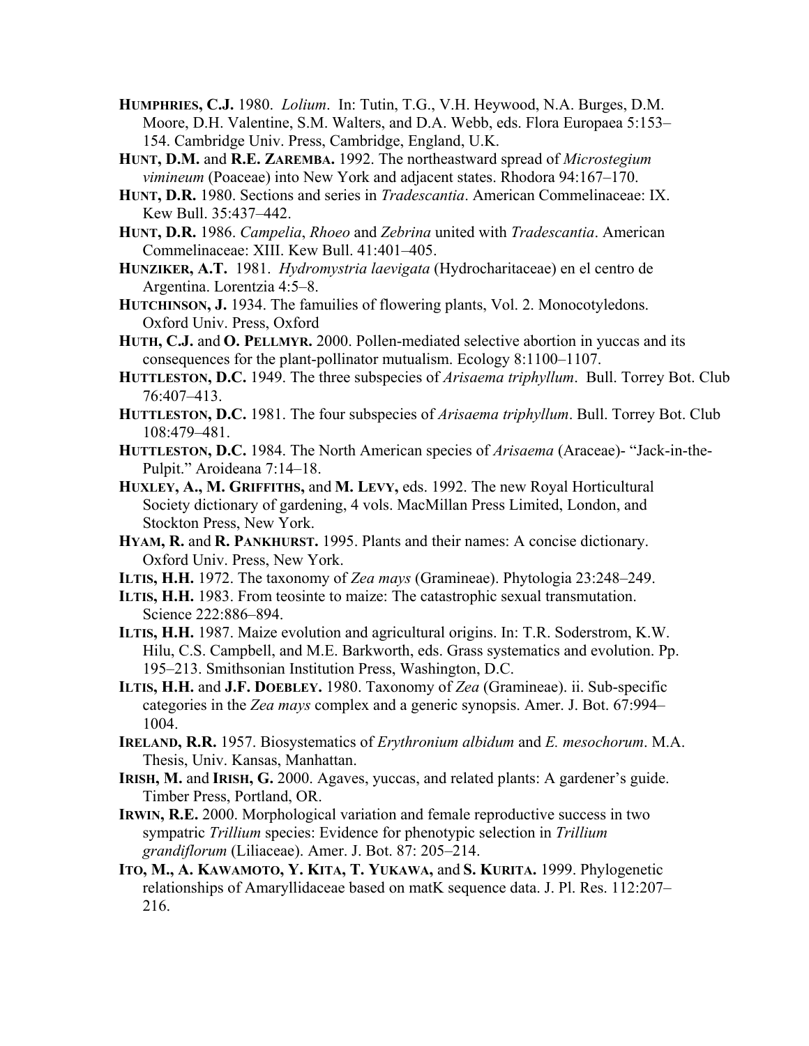**HUMPHRIES, C.J.** 1980. *Lolium*. In: Tutin, T.G., V.H. Heywood, N.A. Burges, D.M. Moore, D.H. Valentine, S.M. Walters, and D.A. Webb, eds. Flora Europaea 5:153–154. Cambridge Univ. Press, Cambridge, England, U.K.

**HUNT, D.M.** and **R.E. ZAREMBA.** 1992. The northeastward spread of *Microstegium vimineum* (Poaceae) into New York and adjacent states. Rhodora 94:167–170.

**HUNT, D.R.** 1980. Sections and series in *Tradescantia*. American Commelinaceae: IX. Kew Bull. 35:437–442.

**HUNT, D.R.** 1986. *Campelia*, *Rhoeo* and *Zebrina* united with *Tradescantia*. American Commelinaceae: XIII. Kew Bull. 41:401–405.

**HUNZIKER, A.T.** 1981. *Hydromystria laevigata* (Hydrocharitaceae) en el centro de Argentina. Lorentzia 4:5–8.

**HUTCHINSON, J.** 1934. The famuilies of flowering plants, Vol. 2. Monocotyledons. Oxford Univ. Press, Oxford

**HUTH, C.J.** and **O. PELLMYR.** 2000. Pollen-mediated selective abortion in yuccas and its consequences for the plant-pollinator mutualism. Ecology 8:1100–1107.

**HUTTLESTON, D.C.** 1949. The three subspecies of *Arisaema triphyllum*. Bull. Torrey Bot. Club 76:407–413.

**HUTTLESTON, D.C.** 1981. The four subspecies of *Arisaema triphyllum*. Bull. Torrey Bot. Club 108:479–481.

**HUTTLESTON, D.C.** 1984. The North American species of *Arisaema* (Araceae)- “Jack-in-the-Pulpit.” Aroideana 7:14–18.

**HUXLEY, A., M. GRIFFITHS,** and **M. LEVY,** eds. 1992. The new Royal Horticultural Society dictionary of gardening, 4 vols. MacMillan Press Limited, London, and Stockton Press, New York.

**HYAM, R.** and **R. PANKHURST.** 1995. Plants and their names: A concise dictionary. Oxford Univ. Press, New York.

**ILTIS, H.H.** 1972. The taxonomy of *Zea mays* (Gramineae). Phytologia 23:248–249.

**ILTIS, H.H.** 1983. From teosinte to maize: The catastrophic sexual transmutation. Science 222:886–894.

**ILTIS, H.H.** 1987. Maize evolution and agricultural origins. In: T.R. Soderstrom, K.W. Hilu, C.S. Campbell, and M.E. Barkworth, eds. Grass systematics and evolution. Pp. 195–213. Smithsonian Institution Press, Washington, D.C.

**ILTIS, H.H.** and **J.F. DOEBLEY.** 1980. Taxonomy of *Zea* (Gramineae). ii. Sub-specific categories in the *Zea mays* complex and a generic synopsis. Amer. J. Bot. 67:994–1004.

**IRELAND, R.R.** 1957. Biosystematics of *Erythronium albidum* and *E. mesochorum*. M.A. Thesis, Univ. Kansas, Manhattan.

**IRISH, M.** and **IRISH, G.** 2000. Agaves, yuccas, and related plants: A gardener’s guide. Timber Press, Portland, OR.

**IRWIN, R.E.** 2000. Morphological variation and female reproductive success in two sympatric *Trillium* species: Evidence for phenotypic selection in *Trillium grandiflorum* (Liliaceae). Amer. J. Bot. 87: 205–214.

**ITO, M., A. KAWAMOTO, Y. KITA, T. YUKAWA,** and **S. KURITA.** 1999. Phylogenetic relationships of Amaryllidaceae based on matK sequence data. J. Pl. Res. 112:207–216.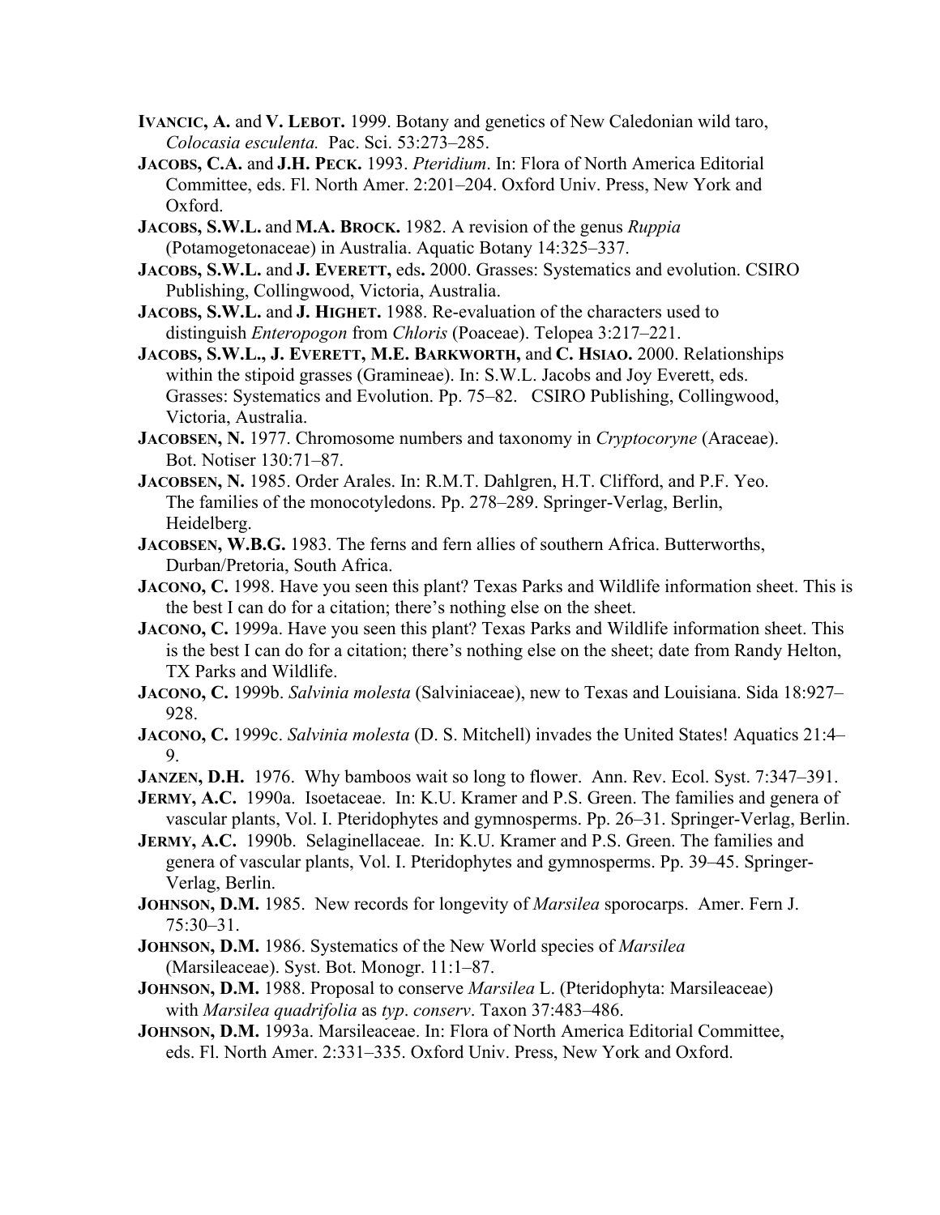**Ivancic, A.** and **V. Lebot.** 1999. Botany and genetics of New Caledonian wild taro, *Colocasia esculenta.* Pac. Sci. 53:273–285.

**Jacobs, C.A.** and **J.H. Peck.** 1993. *Pteridium*. In: Flora of North America Editorial Committee, eds. Fl. North Amer. 2:201–204. Oxford Univ. Press, New York and Oxford.

**Jacobs, S.W.L.** and **M.A. Brock.** 1982. A revision of the genus *Ruppia* (Potamogetonaceae) in Australia. Aquatic Botany 14:325–337.

**Jacobs, S.W.L.** and **J. Everett,** eds**.** 2000. Grasses: Systematics and evolution. CSIRO Publishing, Collingwood, Victoria, Australia.

**Jacobs, S.W.L.** and **J. Highet.** 1988. Re-evaluation of the characters used to distinguish *Enteropogon* from *Chloris* (Poaceae). Telopea 3:217–221.

**Jacobs, S.W.L., J. Everett, M.E. Barkworth,** and **C. Hsiao.** 2000. Relationships within the stipoid grasses (Gramineae). In: S.W.L. Jacobs and Joy Everett, eds. Grasses: Systematics and Evolution. Pp. 75–82. CSIRO Publishing, Collingwood, Victoria, Australia.

**Jacobsen, N.** 1977. Chromosome numbers and taxonomy in *Cryptocoryne* (Araceae). Bot. Notiser 130:71–87.

**Jacobsen, N.** 1985. Order Arales. In: R.M.T. Dahlgren, H.T. Clifford, and P.F. Yeo. The families of the monocotyledons. Pp. 278–289. Springer-Verlag, Berlin, Heidelberg.

**Jacobsen, W.B.G.** 1983. The ferns and fern allies of southern Africa. Butterworths, Durban/Pretoria, South Africa.

**Jacono, C.** 1998. Have you seen this plant? Texas Parks and Wildlife information sheet. This is the best I can do for a citation; there's nothing else on the sheet.

**Jacono, C.** 1999a. Have you seen this plant? Texas Parks and Wildlife information sheet. This is the best I can do for a citation; there's nothing else on the sheet; date from Randy Helton, TX Parks and Wildlife.

**Jacono, C.** 1999b. *Salvinia molesta* (Salviniaceae), new to Texas and Louisiana. Sida 18:927–928.

**Jacono, C.** 1999c. *Salvinia molesta* (D. S. Mitchell) invades the United States! Aquatics 21:4–9.

**Janzen, D.H.** 1976. Why bamboos wait so long to flower. Ann. Rev. Ecol. Syst. 7:347–391.

**Jermy, A.C.** 1990a. Isoetaceae. In: K.U. Kramer and P.S. Green. The families and genera of vascular plants, Vol. I. Pteridophytes and gymnosperms. Pp. 26–31. Springer-Verlag, Berlin.

**Jermy, A.C.** 1990b. Selaginellaceae. In: K.U. Kramer and P.S. Green. The families and genera of vascular plants, Vol. I. Pteridophytes and gymnosperms. Pp. 39–45. Springer-Verlag, Berlin.

**Johnson, D.M.** 1985. New records for longevity of *Marsilea* sporocarps. Amer. Fern J. 75:30–31.

**Johnson, D.M.** 1986. Systematics of the New World species of *Marsilea* (Marsileaceae). Syst. Bot. Monogr. 11:1–87.

**Johnson, D.M.** 1988. Proposal to conserve *Marsilea* L. (Pteridophyta: Marsileaceae) with *Marsilea quadrifolia* as *typ*. *conserv*. Taxon 37:483–486.

**Johnson, D.M.** 1993a. Marsileaceae. In: Flora of North America Editorial Committee, eds. Fl. North Amer. 2:331–335. Oxford Univ. Press, New York and Oxford.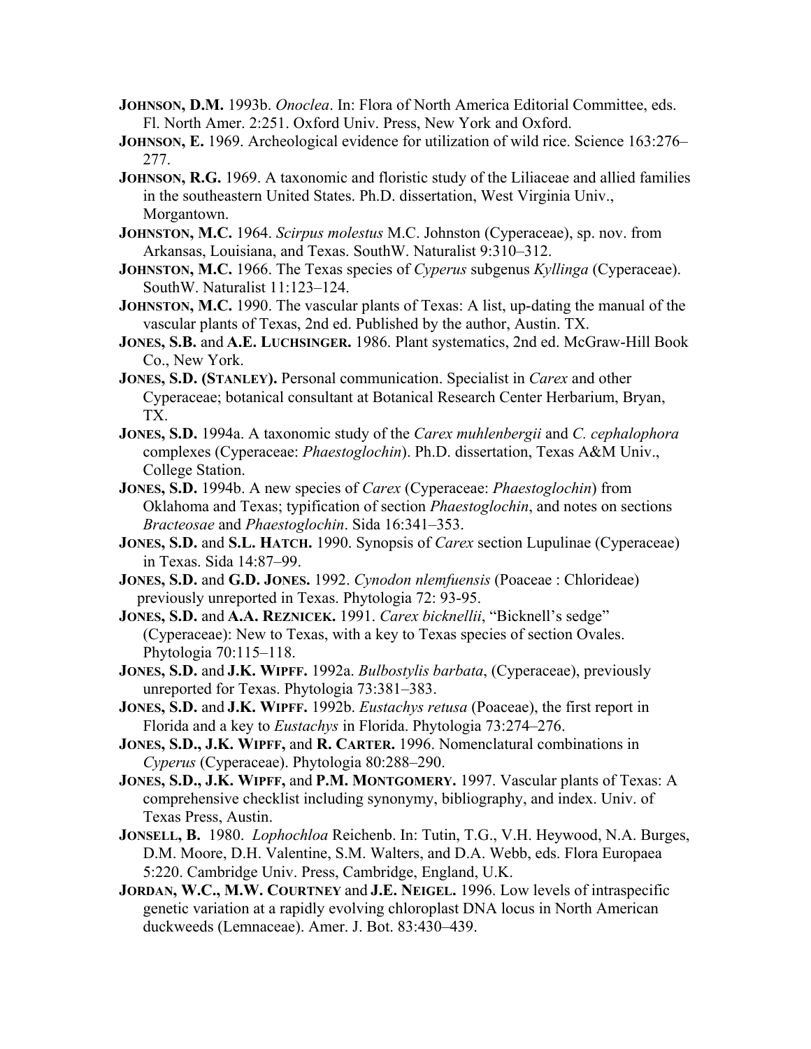**JOHNSON, D.M.** 1993b. *Onoclea*. In: Flora of North America Editorial Committee, eds. Fl. North Amer. 2:251. Oxford Univ. Press, New York and Oxford.

**JOHNSON, E.** 1969. Archeological evidence for utilization of wild rice. Science 163:276–277.

**JOHNSON, R.G.** 1969. A taxonomic and floristic study of the Liliaceae and allied families in the southeastern United States. Ph.D. dissertation, West Virginia Univ., Morgantown.

**JOHNSTON, M.C.** 1964. *Scirpus molestus* M.C. Johnston (Cyperaceae), sp. nov. from Arkansas, Louisiana, and Texas. SouthW. Naturalist 9:310–312.

**JOHNSTON, M.C.** 1966. The Texas species of *Cyperus* subgenus *Kyllinga* (Cyperaceae). SouthW. Naturalist 11:123–124.

**JOHNSTON, M.C.** 1990. The vascular plants of Texas: A list, up-dating the manual of the vascular plants of Texas, 2nd ed. Published by the author, Austin. TX.

**JONES, S.B.** and **A.E. LUCHSINGER.** 1986. Plant systematics, 2nd ed. McGraw-Hill Book Co., New York.

**JONES, S.D. (STANLEY).** Personal communication. Specialist in *Carex* and other Cyperaceae; botanical consultant at Botanical Research Center Herbarium, Bryan, TX.

**JONES, S.D.** 1994a. A taxonomic study of the *Carex muhlenbergii* and *C. cephalophora* complexes (Cyperaceae: *Phaestoglochin*). Ph.D. dissertation, Texas A&M Univ., College Station.

**JONES, S.D.** 1994b. A new species of *Carex* (Cyperaceae: *Phaestoglochin*) from Oklahoma and Texas; typification of section *Phaestoglochin*, and notes on sections *Bracteosae* and *Phaestoglochin*. Sida 16:341–353.

**JONES, S.D.** and **S.L. HATCH.** 1990. Synopsis of *Carex* section Lupulinae (Cyperaceae) in Texas. Sida 14:87–99.

**JONES, S.D.** and **G.D. JONES.** 1992. *Cynodon nlemfuensis* (Poaceae : Chlorideae) previously unreported in Texas. Phytologia 72: 93-95.

**JONES, S.D.** and **A.A. REZNICEK.** 1991. *Carex bicknellii*, "Bicknell's sedge" (Cyperaceae): New to Texas, with a key to Texas species of section Ovales. Phytologia 70:115–118.

**JONES, S.D.** and **J.K. WIPFF.** 1992a. *Bulbostylis barbata*, (Cyperaceae), previously unreported for Texas. Phytologia 73:381–383.

**JONES, S.D.** and **J.K. WIPFF.** 1992b. *Eustachys retusa* (Poaceae), the first report in Florida and a key to *Eustachys* in Florida. Phytologia 73:274–276.

**JONES, S.D., J.K. WIPFF,** and **R. CARTER.** 1996. Nomenclatural combinations in *Cyperus* (Cyperaceae). Phytologia 80:288–290.

**JONES, S.D., J.K. WIPFF,** and **P.M. MONTGOMERY.** 1997. Vascular plants of Texas: A comprehensive checklist including synonymy, bibliography, and index. Univ. of Texas Press, Austin.

**JONSELL, B.** 1980. *Lophochloa* Reichenb. In: Tutin, T.G., V.H. Heywood, N.A. Burges, D.M. Moore, D.H. Valentine, S.M. Walters, and D.A. Webb, eds. Flora Europaea 5:220. Cambridge Univ. Press, Cambridge, England, U.K.

**JORDAN, W.C., M.W. COURTNEY** and **J.E. NEIGEL.** 1996. Low levels of intraspecific genetic variation at a rapidly evolving chloroplast DNA locus in North American duckweeds (Lemnaceae). Amer. J. Bot. 83:430–439.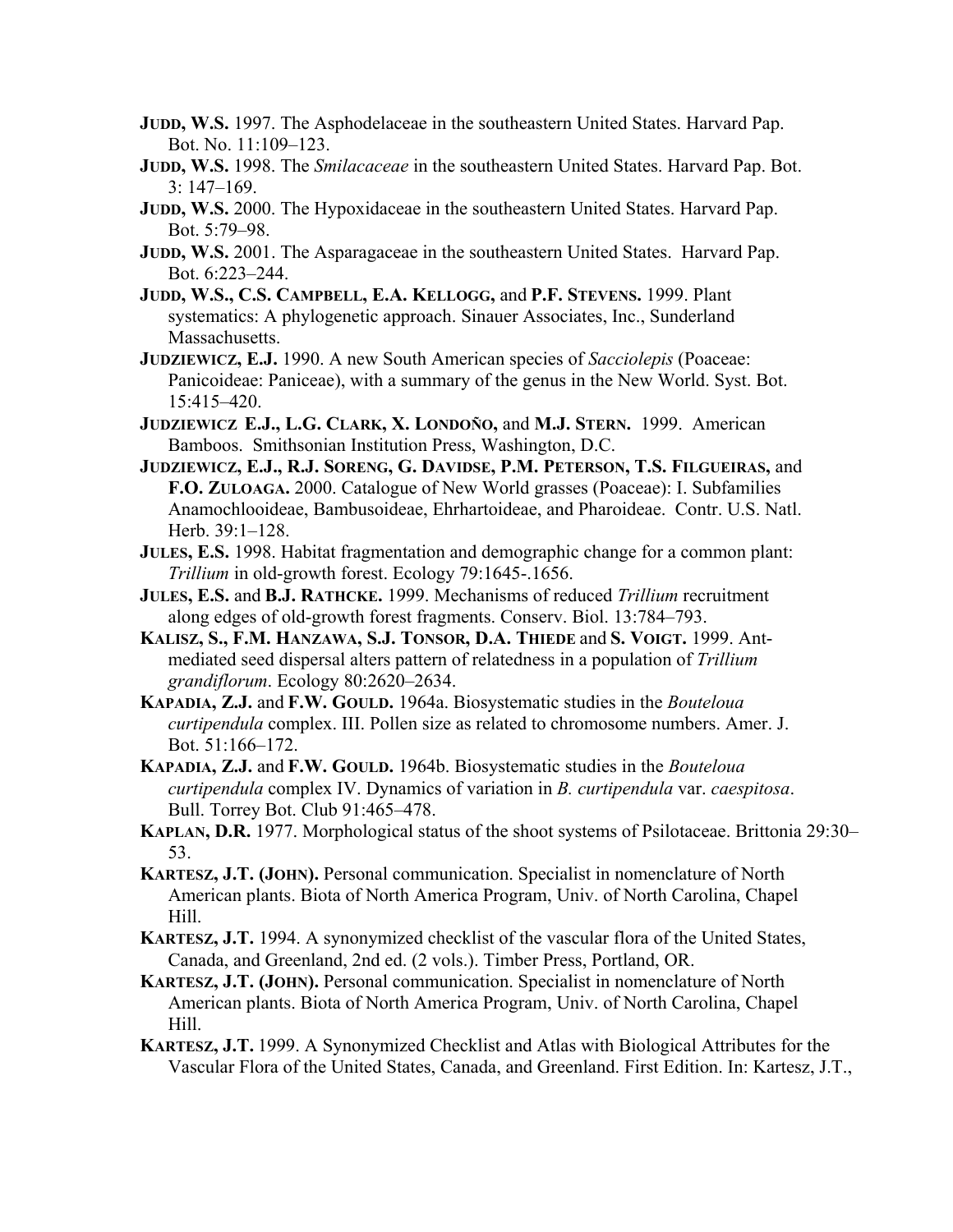**JUDD, W.S.** 1997. The Asphodelaceae in the southeastern United States. Harvard Pap. Bot. No. 11:109–123.

**JUDD, W.S.** 1998. The *Smilacaceae* in the southeastern United States. Harvard Pap. Bot. 3: 147–169.

**JUDD, W.S.** 2000. The Hypoxidaceae in the southeastern United States. Harvard Pap. Bot. 5:79–98.

**JUDD, W.S.** 2001. The Asparagaceae in the southeastern United States. Harvard Pap. Bot. 6:223–244.

**JUDD, W.S., C.S. CAMPBELL, E.A. KELLOGG,** and **P.F. STEVENS.** 1999. Plant systematics: A phylogenetic approach. Sinauer Associates, Inc., Sunderland Massachusetts.

**JUDZIEWICZ, E.J.** 1990. A new South American species of *Sacciolepis* (Poaceae: Panicoideae: Paniceae), with a summary of the genus in the New World. Syst. Bot. 15:415–420.

**JUDZIEWICZ E.J., L.G. CLARK, X. LONDOÑO,** and **M.J. STERN.** 1999. American Bamboos. Smithsonian Institution Press, Washington, D.C.

**JUDZIEWICZ, E.J., R.J. SORENG, G. DAVIDSE, P.M. PETERSON, T.S. FILGUEIRAS,** and **F.O. ZULOAGA.** 2000. Catalogue of New World grasses (Poaceae): I. Subfamilies Anamochlooideae, Bambusoideae, Ehrhartoideae, and Pharoideae. Contr. U.S. Natl. Herb. 39:1–128.

**JULES, E.S.** 1998. Habitat fragmentation and demographic change for a common plant: *Trillium* in old-growth forest. Ecology 79:1645-.1656.

**JULES, E.S.** and **B.J. RATHCKE.** 1999. Mechanisms of reduced *Trillium* recruitment along edges of old-growth forest fragments. Conserv. Biol. 13:784–793.

**KALISZ, S., F.M. HANZAWA, S.J. TONSOR, D.A. THIEDE** and **S. VOIGT.** 1999. Ant-mediated seed dispersal alters pattern of relatedness in a population of *Trillium grandiflorum*. Ecology 80:2620–2634.

**KAPADIA, Z.J.** and **F.W. GOULD.** 1964a. Biosystematic studies in the *Bouteloua curtipendula* complex. III. Pollen size as related to chromosome numbers. Amer. J. Bot. 51:166–172.

**KAPADIA, Z.J.** and **F.W. GOULD.** 1964b. Biosystematic studies in the *Bouteloua curtipendula* complex IV. Dynamics of variation in *B. curtipendula* var. *caespitosa*. Bull. Torrey Bot. Club 91:465–478.

**KAPLAN, D.R.** 1977. Morphological status of the shoot systems of Psilotaceae. Brittonia 29:30–53.

**KARTESZ, J.T. (JOHN).** Personal communication. Specialist in nomenclature of North American plants. Biota of North America Program, Univ. of North Carolina, Chapel Hill.

**KARTESZ, J.T.** 1994. A synonymized checklist of the vascular flora of the United States, Canada, and Greenland, 2nd ed. (2 vols.). Timber Press, Portland, OR.

**KARTESZ, J.T. (JOHN).** Personal communication. Specialist in nomenclature of North American plants. Biota of North America Program, Univ. of North Carolina, Chapel Hill.

**KARTESZ, J.T.** 1999. A Synonymized Checklist and Atlas with Biological Attributes for the Vascular Flora of the United States, Canada, and Greenland. First Edition. In: Kartesz, J.T.,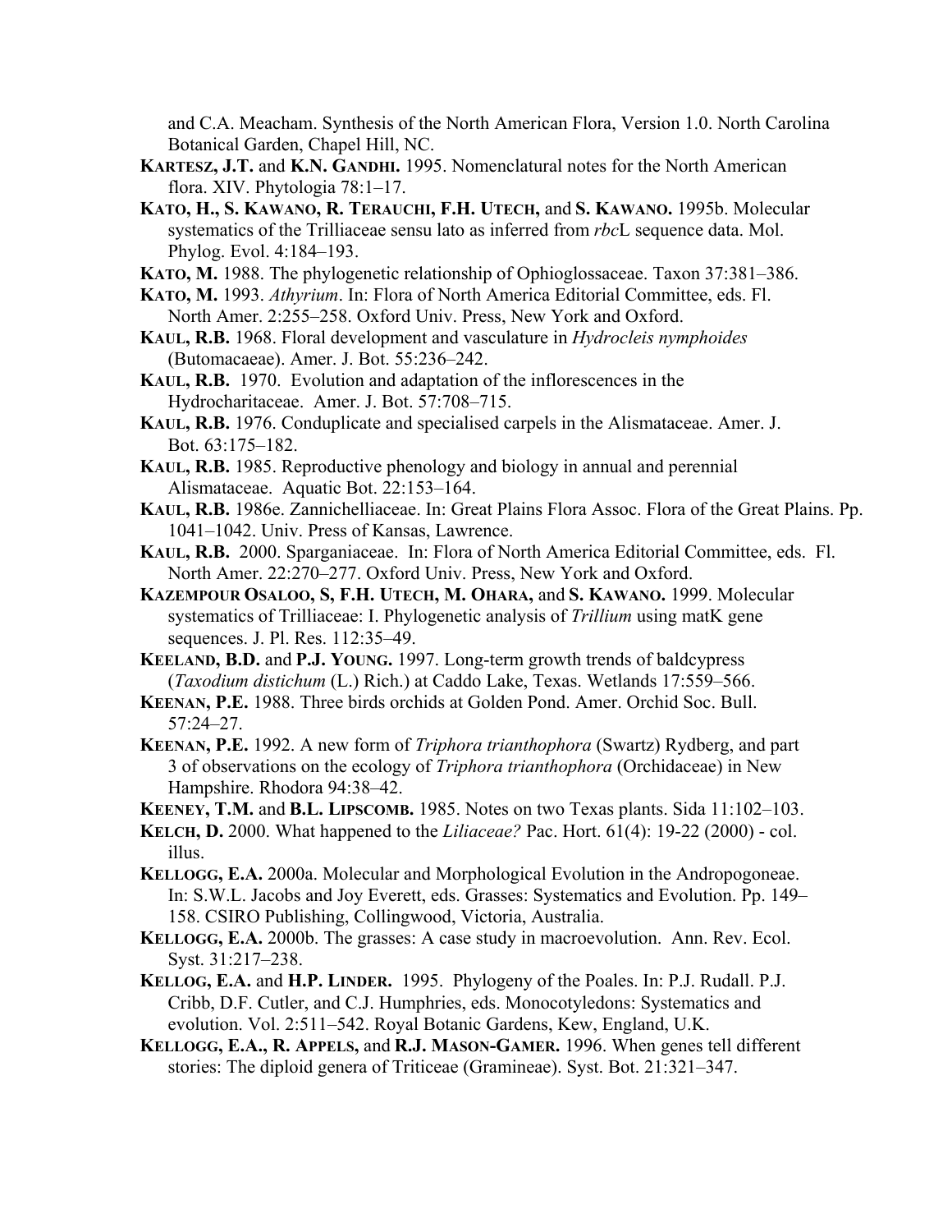and C.A. Meacham. Synthesis of the North American Flora, Version 1.0. North Carolina Botanical Garden, Chapel Hill, NC.

**KARTESZ, J.T.** and **K.N. GANDHI.** 1995. Nomenclatural notes for the North American flora. XIV. Phytologia 78:1–17.

**KATO, H., S. KAWANO, R. TERAUCHI, F.H. UTECH,** and **S. KAWANO.** 1995b. Molecular systematics of the Trilliaceae sensu lato as inferred from *rbc*L sequence data. Mol. Phylog. Evol. 4:184–193.

**KATO, M.** 1988. The phylogenetic relationship of Ophioglossaceae. Taxon 37:381–386.

**KATO, M.** 1993. *Athyrium*. In: Flora of North America Editorial Committee, eds. Fl. North Amer. 2:255–258. Oxford Univ. Press, New York and Oxford.

**KAUL, R.B.** 1968. Floral development and vasculature in *Hydrocleis nymphoides* (Butomacaeae). Amer. J. Bot. 55:236–242.

**KAUL, R.B.** 1970. Evolution and adaptation of the inflorescences in the Hydrocharitaceae. Amer. J. Bot. 57:708–715.

**KAUL, R.B.** 1976. Conduplicate and specialised carpels in the Alismataceae. Amer. J. Bot. 63:175–182.

**KAUL, R.B.** 1985. Reproductive phenology and biology in annual and perennial Alismataceae. Aquatic Bot. 22:153–164.

**KAUL, R.B.** 1986e. Zannichelliaceae. In: Great Plains Flora Assoc. Flora of the Great Plains. Pp. 1041–1042. Univ. Press of Kansas, Lawrence.

**KAUL, R.B.** 2000. Sparganiaceae. In: Flora of North America Editorial Committee, eds. Fl. North Amer. 22:270–277. Oxford Univ. Press, New York and Oxford.

**KAZEMPOUR OSALOO, S, F.H. UTECH, M. OHARA,** and **S. KAWANO.** 1999. Molecular systematics of Trilliaceae: I. Phylogenetic analysis of *Trillium* using matK gene sequences. J. Pl. Res. 112:35–49.

**KEELAND, B.D.** and **P.J. YOUNG.** 1997. Long-term growth trends of baldcypress (*Taxodium distichum* (L.) Rich.) at Caddo Lake, Texas. Wetlands 17:559–566.

**KEENAN, P.E.** 1988. Three birds orchids at Golden Pond. Amer. Orchid Soc. Bull. 57:24–27.

**KEENAN, P.E.** 1992. A new form of *Triphora trianthophora* (Swartz) Rydberg, and part 3 of observations on the ecology of *Triphora trianthophora* (Orchidaceae) in New Hampshire. Rhodora 94:38–42.

**KEENEY, T.M.** and **B.L. LIPSCOMB.** 1985. Notes on two Texas plants. Sida 11:102–103.

**KELCH, D.** 2000. What happened to the *Liliaceae?* Pac. Hort. 61(4): 19-22 (2000) - col. illus.

**KELLOGG, E.A.** 2000a. Molecular and Morphological Evolution in the Andropogoneae. In: S.W.L. Jacobs and Joy Everett, eds. Grasses: Systematics and Evolution. Pp. 149–158. CSIRO Publishing, Collingwood, Victoria, Australia.

**KELLOGG, E.A.** 2000b. The grasses: A case study in macroevolution. Ann. Rev. Ecol. Syst. 31:217–238.

**KELLOG, E.A.** and **H.P. LINDER.** 1995. Phylogeny of the Poales. In: P.J. Rudall. P.J. Cribb, D.F. Cutler, and C.J. Humphries, eds. Monocotyledons: Systematics and evolution. Vol. 2:511–542. Royal Botanic Gardens, Kew, England, U.K.

**KELLOGG, E.A., R. APPELS,** and **R.J. MASON-GAMER.** 1996. When genes tell different stories: The diploid genera of Triticeae (Gramineae). Syst. Bot. 21:321–347.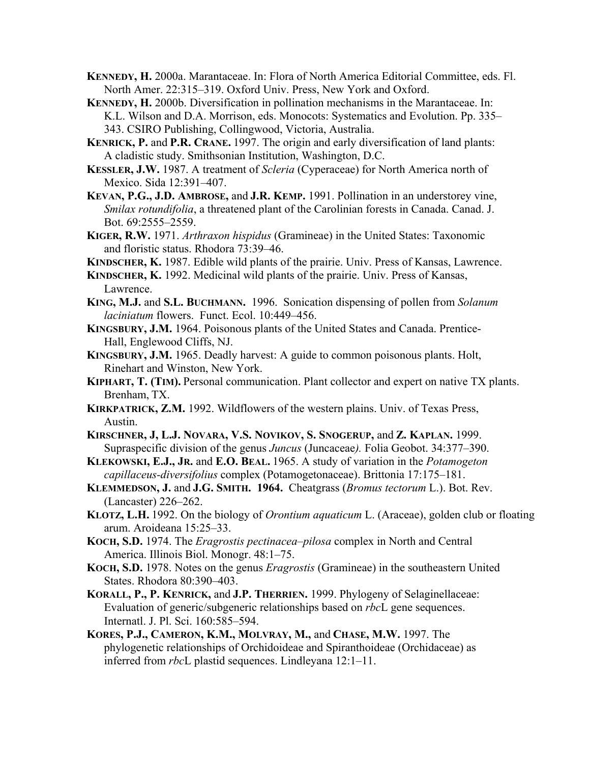**Kennedy, H.** 2000a. Marantaceae. In: Flora of North America Editorial Committee, eds. Fl. North Amer. 22:315–319. Oxford Univ. Press, New York and Oxford.

**Kennedy, H.** 2000b. Diversification in pollination mechanisms in the Marantaceae. In: K.L. Wilson and D.A. Morrison, eds. Monocots: Systematics and Evolution. Pp. 335–343. CSIRO Publishing, Collingwood, Victoria, Australia.

**Kenrick, P.** and **P.R. Crane.** 1997. The origin and early diversification of land plants: A cladistic study. Smithsonian Institution, Washington, D.C.

**Kessler, J.W.** 1987. A treatment of *Scleria* (Cyperaceae) for North America north of Mexico. Sida 12:391–407.

**Kevan, P.G., J.D. Ambrose,** and **J.R. Kemp.** 1991. Pollination in an understorey vine, *Smilax rotundifolia*, a threatened plant of the Carolinian forests in Canada. Canad. J. Bot. 69:2555–2559.

**Kiger, R.W.** 1971. *Arthraxon hispidus* (Gramineae) in the United States: Taxonomic and floristic status. Rhodora 73:39–46.

**Kindscher, K.** 1987. Edible wild plants of the prairie. Univ. Press of Kansas, Lawrence.

**Kindscher, K.** 1992. Medicinal wild plants of the prairie. Univ. Press of Kansas, Lawrence.

**King, M.J.** and **S.L. Buchmann.** 1996. Sonication dispensing of pollen from *Solanum laciniatum* flowers. Funct. Ecol. 10:449–456.

**Kingsbury, J.M.** 1964. Poisonous plants of the United States and Canada. Prentice-Hall, Englewood Cliffs, NJ.

**Kingsbury, J.M.** 1965. Deadly harvest: A guide to common poisonous plants. Holt, Rinehart and Winston, New York.

**Kiphart, T. (Tim).** Personal communication. Plant collector and expert on native TX plants. Brenham, TX.

**Kirkpatrick, Z.M.** 1992. Wildflowers of the western plains. Univ. of Texas Press, Austin.

**Kirschner, J, L.J. Novara, V.S. Novikov, S. Snogerup,** and **Z. Kaplan.** 1999. Supraspecific division of the genus *Juncus* (Juncaceae*).* Folia Geobot. 34:377–390.

**Klekowski, E.J., Jr.** and **E.O. Beal.** 1965. A study of variation in the *Potamogeton capillaceus-diversifolius* complex (Potamogetonaceae). Brittonia 17:175–181.

**Klemmedson, J.** and **J.G. Smith. 1964.** Cheatgrass (*Bromus tectorum* L.). Bot. Rev. (Lancaster) 226–262.

**Klotz, L.H.** 1992. On the biology of *Orontium aquaticum* L. (Araceae), golden club or floating arum. Aroideana 15:25–33.

**Koch, S.D.** 1974. The *Eragrostis pectinacea–pilosa* complex in North and Central America. Illinois Biol. Monogr. 48:1–75.

**Koch, S.D.** 1978. Notes on the genus *Eragrostis* (Gramineae) in the southeastern United States. Rhodora 80:390–403.

**Korall, P., P. Kenrick,** and **J.P. Therrien.** 1999. Phylogeny of Selaginellaceae: Evaluation of generic/subgeneric relationships based on *rbc*L gene sequences. Internatl. J. Pl. Sci. 160:585–594.

**Kores, P.J., Cameron, K.M., Molvray, M.,** and **Chase, M.W.** 1997. The phylogenetic relationships of Orchidoideae and Spiranthoideae (Orchidaceae) as inferred from *rbc*L plastid sequences. Lindleyana 12:1–11.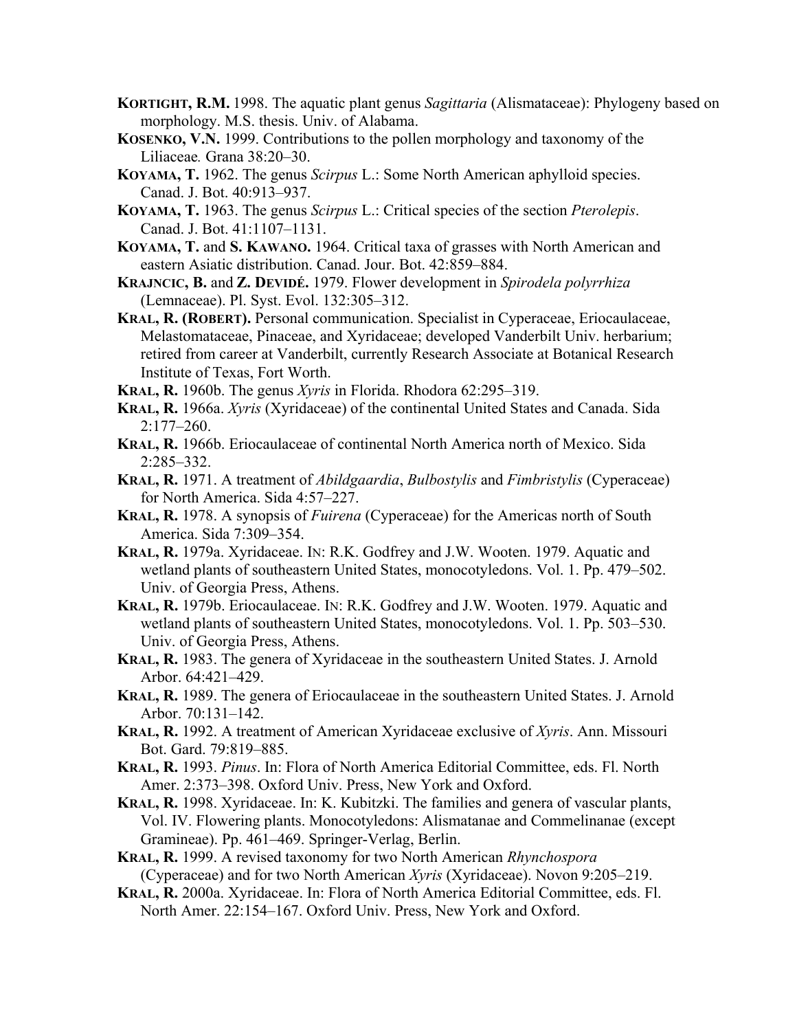**KORTIGHT, R.M.** 1998. The aquatic plant genus *Sagittaria* (Alismataceae): Phylogeny based on morphology. M.S. thesis. Univ. of Alabama.

**KOSENKO, V.N.** 1999. Contributions to the pollen morphology and taxonomy of the Liliaceae*.* Grana 38:20–30.

**KOYAMA, T.** 1962. The genus *Scirpus* L.: Some North American aphylloid species. Canad. J. Bot. 40:913–937.

**KOYAMA, T.** 1963. The genus *Scirpus* L.: Critical species of the section *Pterolepis*. Canad. J. Bot. 41:1107–1131.

**KOYAMA, T.** and **S. KAWANO.** 1964. Critical taxa of grasses with North American and eastern Asiatic distribution. Canad. Jour. Bot. 42:859–884.

**KRAJNCIC, B.** and **Z. DEVIDÉ.** 1979. Flower development in *Spirodela polyrrhiza* (Lemnaceae). Pl. Syst. Evol. 132:305–312.

**KRAL, R. (ROBERT).** Personal communication. Specialist in Cyperaceae, Eriocaulaceae, Melastomataceae, Pinaceae, and Xyridaceae; developed Vanderbilt Univ. herbarium; retired from career at Vanderbilt, currently Research Associate at Botanical Research Institute of Texas, Fort Worth.

**KRAL, R.** 1960b. The genus *Xyris* in Florida. Rhodora 62:295–319.

**KRAL, R.** 1966a. *Xyris* (Xyridaceae) of the continental United States and Canada. Sida 2:177–260.

**KRAL, R.** 1966b. Eriocaulaceae of continental North America north of Mexico. Sida 2:285–332.

**KRAL, R.** 1971. A treatment of *Abildgaardia*, *Bulbostylis* and *Fimbristylis* (Cyperaceae) for North America. Sida 4:57–227.

**KRAL, R.** 1978. A synopsis of *Fuirena* (Cyperaceae) for the Americas north of South America. Sida 7:309–354.

**KRAL, R.** 1979a. Xyridaceae. IN: R.K. Godfrey and J.W. Wooten. 1979. Aquatic and wetland plants of southeastern United States, monocotyledons. Vol. 1. Pp. 479–502. Univ. of Georgia Press, Athens.

**KRAL, R.** 1979b. Eriocaulaceae. IN: R.K. Godfrey and J.W. Wooten. 1979. Aquatic and wetland plants of southeastern United States, monocotyledons. Vol. 1. Pp. 503–530. Univ. of Georgia Press, Athens.

**KRAL, R.** 1983. The genera of Xyridaceae in the southeastern United States. J. Arnold Arbor. 64:421–429.

**KRAL, R.** 1989. The genera of Eriocaulaceae in the southeastern United States. J. Arnold Arbor. 70:131–142.

**KRAL, R.** 1992. A treatment of American Xyridaceae exclusive of *Xyris*. Ann. Missouri Bot. Gard. 79:819–885.

**KRAL, R.** 1993. *Pinus*. In: Flora of North America Editorial Committee, eds. Fl. North Amer. 2:373–398. Oxford Univ. Press, New York and Oxford.

**KRAL, R.** 1998. Xyridaceae. In: K. Kubitzki. The families and genera of vascular plants, Vol. IV. Flowering plants. Monocotyledons: Alismatanae and Commelinanae (except Gramineae). Pp. 461–469. Springer-Verlag, Berlin.

**KRAL, R.** 1999. A revised taxonomy for two North American *Rhynchospora* (Cyperaceae) and for two North American *Xyris* (Xyridaceae). Novon 9:205–219.

**KRAL, R.** 2000a. Xyridaceae. In: Flora of North America Editorial Committee, eds. Fl. North Amer. 22:154–167. Oxford Univ. Press, New York and Oxford.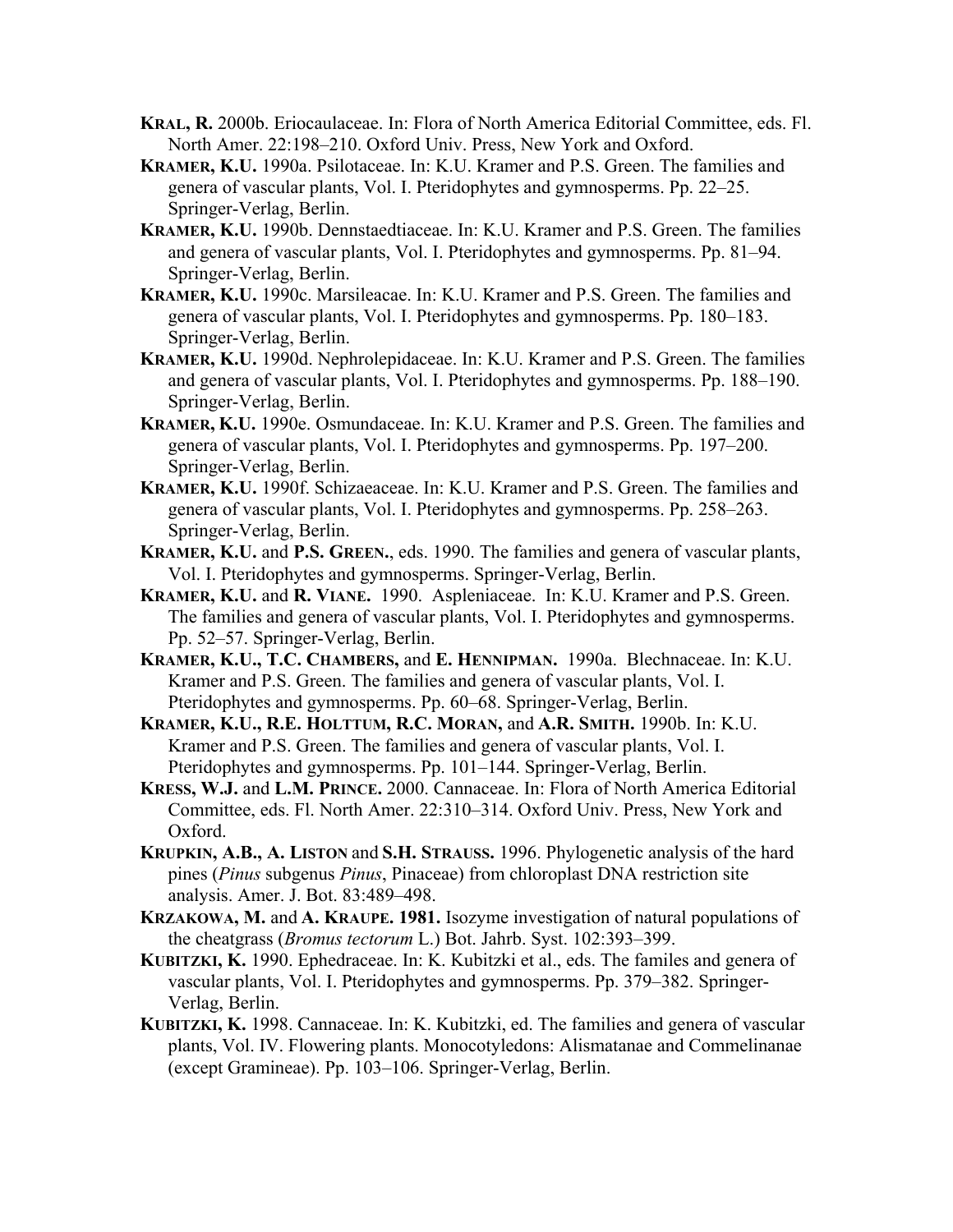**KRAL, R.** 2000b. Eriocaulaceae. In: Flora of North America Editorial Committee, eds. Fl. North Amer. 22:198–210. Oxford Univ. Press, New York and Oxford.

**KRAMER, K.U.** 1990a. Psilotaceae. In: K.U. Kramer and P.S. Green. The families and genera of vascular plants, Vol. I. Pteridophytes and gymnosperms. Pp. 22–25. Springer-Verlag, Berlin.

**KRAMER, K.U.** 1990b. Dennstaedtiaceae. In: K.U. Kramer and P.S. Green. The families and genera of vascular plants, Vol. I. Pteridophytes and gymnosperms. Pp. 81–94. Springer-Verlag, Berlin.

**KRAMER, K.U.** 1990c. Marsileacae. In: K.U. Kramer and P.S. Green. The families and genera of vascular plants, Vol. I. Pteridophytes and gymnosperms. Pp. 180–183. Springer-Verlag, Berlin.

**KRAMER, K.U.** 1990d. Nephrolepidaceae. In: K.U. Kramer and P.S. Green. The families and genera of vascular plants, Vol. I. Pteridophytes and gymnosperms. Pp. 188–190. Springer-Verlag, Berlin.

**KRAMER, K.U.** 1990e. Osmundaceae. In: K.U. Kramer and P.S. Green. The families and genera of vascular plants, Vol. I. Pteridophytes and gymnosperms. Pp. 197–200. Springer-Verlag, Berlin.

**KRAMER, K.U.** 1990f. Schizaeaceae. In: K.U. Kramer and P.S. Green. The families and genera of vascular plants, Vol. I. Pteridophytes and gymnosperms. Pp. 258–263. Springer-Verlag, Berlin.

**KRAMER, K.U.** and **P.S. GREEN.**, eds. 1990. The families and genera of vascular plants, Vol. I. Pteridophytes and gymnosperms. Springer-Verlag, Berlin.

**KRAMER, K.U.** and **R. VIANE.** 1990. Aspleniaceae. In: K.U. Kramer and P.S. Green. The families and genera of vascular plants, Vol. I. Pteridophytes and gymnosperms. Pp. 52–57. Springer-Verlag, Berlin.

**KRAMER, K.U., T.C. CHAMBERS,** and **E. HENNIPMAN.** 1990a. Blechnaceae. In: K.U. Kramer and P.S. Green. The families and genera of vascular plants, Vol. I. Pteridophytes and gymnosperms. Pp. 60–68. Springer-Verlag, Berlin.

**KRAMER, K.U., R.E. HOLTTUM, R.C. MORAN,** and **A.R. SMITH.** 1990b. In: K.U. Kramer and P.S. Green. The families and genera of vascular plants, Vol. I. Pteridophytes and gymnosperms. Pp. 101–144. Springer-Verlag, Berlin.

**KRESS, W.J.** and **L.M. PRINCE.** 2000. Cannaceae. In: Flora of North America Editorial Committee, eds. Fl. North Amer. 22:310–314. Oxford Univ. Press, New York and Oxford.

**KRUPKIN, A.B., A. LISTON** and **S.H. STRAUSS.** 1996. Phylogenetic analysis of the hard pines (*Pinus* subgenus *Pinus*, Pinaceae) from chloroplast DNA restriction site analysis. Amer. J. Bot. 83:489–498.

**KRZAKOWA, M.** and **A. KRAUPE. 1981.** Isozyme investigation of natural populations of the cheatgrass (*Bromus tectorum* L.) Bot. Jahrb. Syst. 102:393–399.

**KUBITZKI, K.** 1990. Ephedraceae. In: K. Kubitzki et al., eds. The familes and genera of vascular plants, Vol. I. Pteridophytes and gymnosperms. Pp. 379–382. Springer-Verlag, Berlin.

**KUBITZKI, K.** 1998. Cannaceae. In: K. Kubitzki, ed. The families and genera of vascular plants, Vol. IV. Flowering plants. Monocotyledons: Alismatanae and Commelinanae (except Gramineae). Pp. 103–106. Springer-Verlag, Berlin.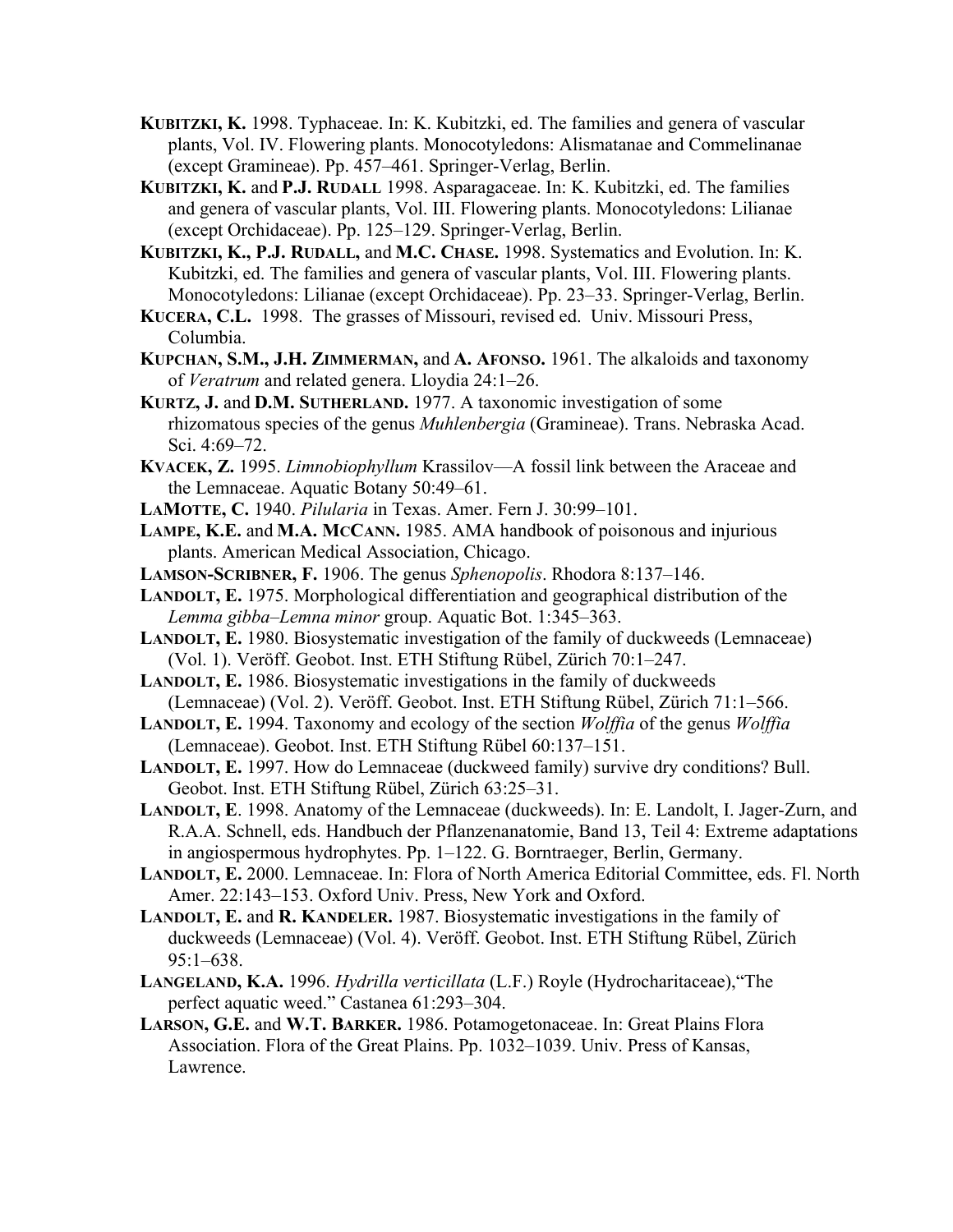**KUBITZKI, K.** 1998. Typhaceae. In: K. Kubitzki, ed. The families and genera of vascular plants, Vol. IV. Flowering plants. Monocotyledons: Alismatanae and Commelinanae (except Gramineae). Pp. 457–461. Springer-Verlag, Berlin.

**KUBITZKI, K.** and **P.J. RUDALL** 1998. Asparagaceae. In: K. Kubitzki, ed. The families and genera of vascular plants, Vol. III. Flowering plants. Monocotyledons: Lilianae (except Orchidaceae). Pp. 125–129. Springer-Verlag, Berlin.

**KUBITZKI, K., P.J. RUDALL,** and **M.C. CHASE.** 1998. Systematics and Evolution. In: K. Kubitzki, ed. The families and genera of vascular plants, Vol. III. Flowering plants. Monocotyledons: Lilianae (except Orchidaceae). Pp. 23–33. Springer-Verlag, Berlin.

**KUCERA, C.L.** 1998. The grasses of Missouri, revised ed. Univ. Missouri Press, Columbia.

**KUPCHAN, S.M., J.H. ZIMMERMAN,** and **A. AFONSO.** 1961. The alkaloids and taxonomy of *Veratrum* and related genera. Lloydia 24:1–26.

**KURTZ, J.** and **D.M. SUTHERLAND.** 1977. A taxonomic investigation of some rhizomatous species of the genus *Muhlenbergia* (Gramineae). Trans. Nebraska Acad. Sci. 4:69–72.

**KVACEK, Z.** 1995. *Limnobiophyllum* Krassilov—A fossil link between the Araceae and the Lemnaceae. Aquatic Botany 50:49–61.

**LAMOTTE, C.** 1940. *Pilularia* in Texas. Amer. Fern J. 30:99–101.

**LAMPE, K.E.** and **M.A. MCCANN.** 1985. AMA handbook of poisonous and injurious plants. American Medical Association, Chicago.

**LAMSON-SCRIBNER, F.** 1906. The genus *Sphenopolis*. Rhodora 8:137–146.

**LANDOLT, E.** 1975. Morphological differentiation and geographical distribution of the *Lemma gibba–Lemna minor* group. Aquatic Bot. 1:345–363.

**LANDOLT, E.** 1980. Biosystematic investigation of the family of duckweeds (Lemnaceae) (Vol. 1). Veröff. Geobot. Inst. ETH Stiftung Rübel, Zürich 70:1–247.

**LANDOLT, E.** 1986. Biosystematic investigations in the family of duckweeds (Lemnaceae) (Vol. 2). Veröff. Geobot. Inst. ETH Stiftung Rübel, Zürich 71:1–566.

**LANDOLT, E.** 1994. Taxonomy and ecology of the section *Wolffia* of the genus *Wolffia* (Lemnaceae). Geobot. Inst. ETH Stiftung Rübel 60:137–151.

**LANDOLT, E.** 1997. How do Lemnaceae (duckweed family) survive dry conditions? Bull. Geobot. Inst. ETH Stiftung Rübel, Zürich 63:25–31.

**LANDOLT, E**. 1998. Anatomy of the Lemnaceae (duckweeds). In: E. Landolt, I. Jager-Zurn, and R.A.A. Schnell, eds. Handbuch der Pflanzenanatomie, Band 13, Teil 4: Extreme adaptations in angiospermous hydrophytes. Pp. 1–122. G. Borntraeger, Berlin, Germany.

**LANDOLT, E.** 2000. Lemnaceae. In: Flora of North America Editorial Committee, eds. Fl. North Amer. 22:143–153. Oxford Univ. Press, New York and Oxford.

**LANDOLT, E.** and **R. KANDELER.** 1987. Biosystematic investigations in the family of duckweeds (Lemnaceae) (Vol. 4). Veröff. Geobot. Inst. ETH Stiftung Rübel, Zürich 95:1–638.

**LANGELAND, K.A.** 1996. *Hydrilla verticillata* (L.F.) Royle (Hydrocharitaceae),"The perfect aquatic weed." Castanea 61:293–304.

**LARSON, G.E.** and **W.T. BARKER.** 1986. Potamogetonaceae. In: Great Plains Flora Association. Flora of the Great Plains. Pp. 1032–1039. Univ. Press of Kansas, Lawrence.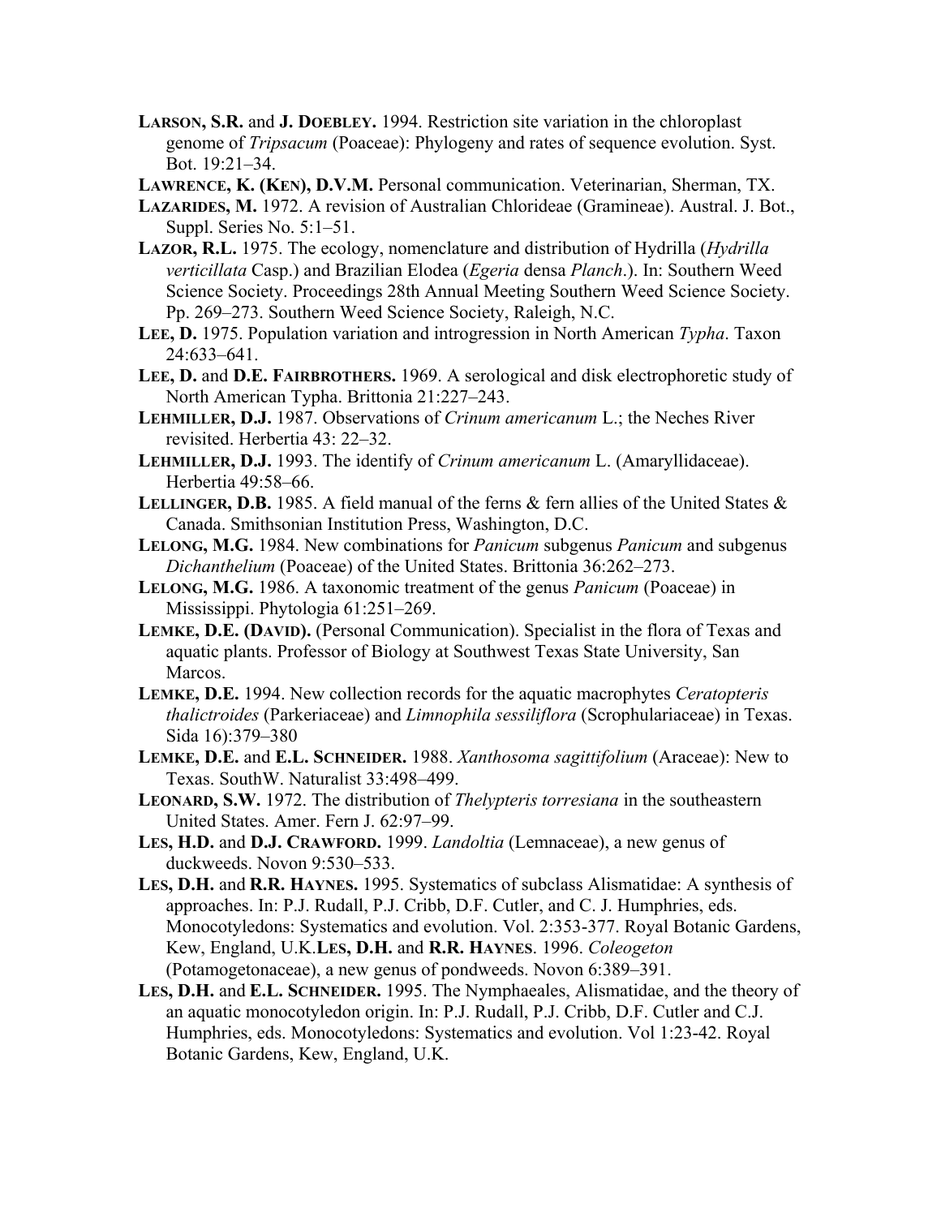**Larson, S.R.** and **J. Doebley.** 1994. Restriction site variation in the chloroplast genome of *Tripsacum* (Poaceae): Phylogeny and rates of sequence evolution. Syst. Bot. 19:21–34.

**Lawrence, K. (Ken), D.V.M.** Personal communication. Veterinarian, Sherman, TX.

**Lazarides, M.** 1972. A revision of Australian Chlorideae (Gramineae). Austral. J. Bot., Suppl. Series No. 5:1–51.

**Lazor, R.L.** 1975. The ecology, nomenclature and distribution of Hydrilla (*Hydrilla verticillata* Casp.) and Brazilian Elodea (*Egeria* densa *Planch*.). In: Southern Weed Science Society. Proceedings 28th Annual Meeting Southern Weed Science Society. Pp. 269–273. Southern Weed Science Society, Raleigh, N.C.

**Lee, D.** 1975. Population variation and introgression in North American *Typha*. Taxon 24:633–641.

**Lee, D.** and **D.E. Fairbrothers.** 1969. A serological and disk electrophoretic study of North American Typha. Brittonia 21:227–243.

**Lehmiller, D.J.** 1987. Observations of *Crinum americanum* L.; the Neches River revisited. Herbertia 43: 22–32.

**Lehmiller, D.J.** 1993. The identify of *Crinum americanum* L. (Amaryllidaceae). Herbertia 49:58–66.

**Lellinger, D.B.** 1985. A field manual of the ferns & fern allies of the United States & Canada. Smithsonian Institution Press, Washington, D.C.

**Lelong, M.G.** 1984. New combinations for *Panicum* subgenus *Panicum* and subgenus *Dichanthelium* (Poaceae) of the United States. Brittonia 36:262–273.

**Lelong, M.G.** 1986. A taxonomic treatment of the genus *Panicum* (Poaceae) in Mississippi. Phytologia 61:251–269.

**Lemke, D.E. (David).** (Personal Communication). Specialist in the flora of Texas and aquatic plants. Professor of Biology at Southwest Texas State University, San Marcos.

**Lemke, D.E.** 1994. New collection records for the aquatic macrophytes *Ceratopteris thalictroides* (Parkeriaceae) and *Limnophila sessiliflora* (Scrophulariaceae) in Texas. Sida 16):379–380

**Lemke, D.E.** and **E.L. Schneider.** 1988. *Xanthosoma sagittifolium* (Araceae): New to Texas. SouthW. Naturalist 33:498–499.

**Leonard, S.W.** 1972. The distribution of *Thelypteris torresiana* in the southeastern United States. Amer. Fern J. 62:97–99.

**Les, H.D.** and **D.J. Crawford.** 1999. *Landoltia* (Lemnaceae), a new genus of duckweeds. Novon 9:530–533.

**Les, D.H.** and **R.R. Haynes.** 1995. Systematics of subclass Alismatidae: A synthesis of approaches. In: P.J. Rudall, P.J. Cribb, D.F. Cutler, and C. J. Humphries, eds. Monocotyledons: Systematics and evolution. Vol. 2:353-377. Royal Botanic Gardens, Kew, England, U.K.**Les, D.H.** and **R.R. Haynes**. 1996. *Coleogeton* (Potamogetonaceae), a new genus of pondweeds. Novon 6:389–391.

**Les, D.H.** and **E.L. Schneider.** 1995. The Nymphaeales, Alismatidae, and the theory of an aquatic monocotyledon origin. In: P.J. Rudall, P.J. Cribb, D.F. Cutler and C.J. Humphries, eds. Monocotyledons: Systematics and evolution. Vol 1:23-42. Royal Botanic Gardens, Kew, England, U.K.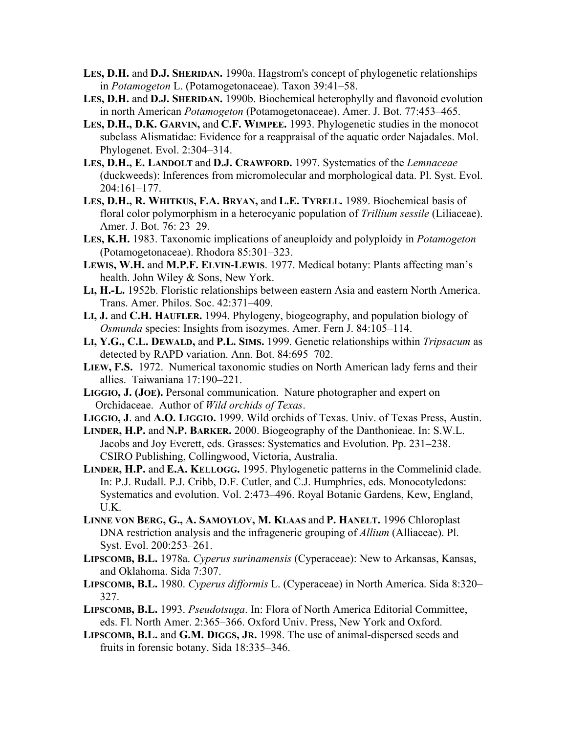**LES, D.H.** and **D.J. SHERIDAN.** 1990a. Hagstrom's concept of phylogenetic relationships in *Potamogeton* L. (Potamogetonaceae). Taxon 39:41–58.

**LES, D.H.** and **D.J. SHERIDAN.** 1990b. Biochemical heterophylly and flavonoid evolution in north American *Potamogeton* (Potamogetonaceae). Amer. J. Bot. 77:453–465.

**LES, D.H., D.K. GARVIN,** and **C.F. WIMPEE.** 1993. Phylogenetic studies in the monocot subclass Alismatidae: Evidence for a reappraisal of the aquatic order Najadales. Mol. Phylogenet. Evol. 2:304–314.

**LES, D.H., E. LANDOLT** and **D.J. CRAWFORD.** 1997. Systematics of the *Lemnaceae* (duckweeds): Inferences from micromolecular and morphological data. Pl. Syst. Evol. 204:161–177.

**LES, D.H., R. WHITKUS, F.A. BRYAN,** and **L.E. TYRELL.** 1989. Biochemical basis of floral color polymorphism in a heterocyanic population of *Trillium sessile* (Liliaceae). Amer. J. Bot. 76: 23–29.

**LES, K.H.** 1983. Taxonomic implications of aneuploidy and polyploidy in *Potamogeton* (Potamogetonaceae). Rhodora 85:301–323.

**LEWIS, W.H.** and **M.P.F. ELVIN-LEWIS**. 1977. Medical botany: Plants affecting man's health. John Wiley & Sons, New York.

**LI, H.-L.** 1952b. Floristic relationships between eastern Asia and eastern North America. Trans. Amer. Philos. Soc. 42:371–409.

**LI, J.** and **C.H. HAUFLER.** 1994. Phylogeny, biogeography, and population biology of *Osmunda* species: Insights from isozymes. Amer. Fern J. 84:105–114.

**LI, Y.G., C.L. DEWALD,** and **P.L. SIMS.** 1999. Genetic relationships within *Tripsacum* as detected by RAPD variation. Ann. Bot. 84:695–702.

**LIEW, F.S.** 1972. Numerical taxonomic studies on North American lady ferns and their allies. Taiwaniana 17:190–221.

**LIGGIO, J. (JOE).** Personal communication. Nature photographer and expert on Orchidaceae. Author of *Wild orchids of Texas*.

**LIGGIO, J**. and **A.O. LIGGIO.** 1999. Wild orchids of Texas. Univ. of Texas Press, Austin.

**LINDER, H.P.** and **N.P. BARKER.** 2000. Biogeography of the Danthonieae. In: S.W.L. Jacobs and Joy Everett, eds. Grasses: Systematics and Evolution. Pp. 231–238. CSIRO Publishing, Collingwood, Victoria, Australia.

**LINDER, H.P.** and **E.A. KELLOGG.** 1995. Phylogenetic patterns in the Commelinid clade. In: P.J. Rudall. P.J. Cribb, D.F. Cutler, and C.J. Humphries, eds. Monocotyledons: Systematics and evolution. Vol. 2:473–496. Royal Botanic Gardens, Kew, England, U.K.

**LINNE VON BERG, G., A. SAMOYLOV, M. KLAAS** and **P. HANELT.** 1996 Chloroplast DNA restriction analysis and the infrageneric grouping of *Allium* (Alliaceae). Pl. Syst. Evol. 200:253–261.

**LIPSCOMB, B.L.** 1978a. *Cyperus surinamensis* (Cyperaceae): New to Arkansas, Kansas, and Oklahoma. Sida 7:307.

**LIPSCOMB, B.L.** 1980. *Cyperus difformis* L. (Cyperaceae) in North America. Sida 8:320–327.

**LIPSCOMB, B.L.** 1993. *Pseudotsuga*. In: Flora of North America Editorial Committee, eds. Fl. North Amer. 2:365–366. Oxford Univ. Press, New York and Oxford.

**LIPSCOMB, B.L.** and **G.M. DIGGS, JR.** 1998. The use of animal-dispersed seeds and fruits in forensic botany. Sida 18:335–346.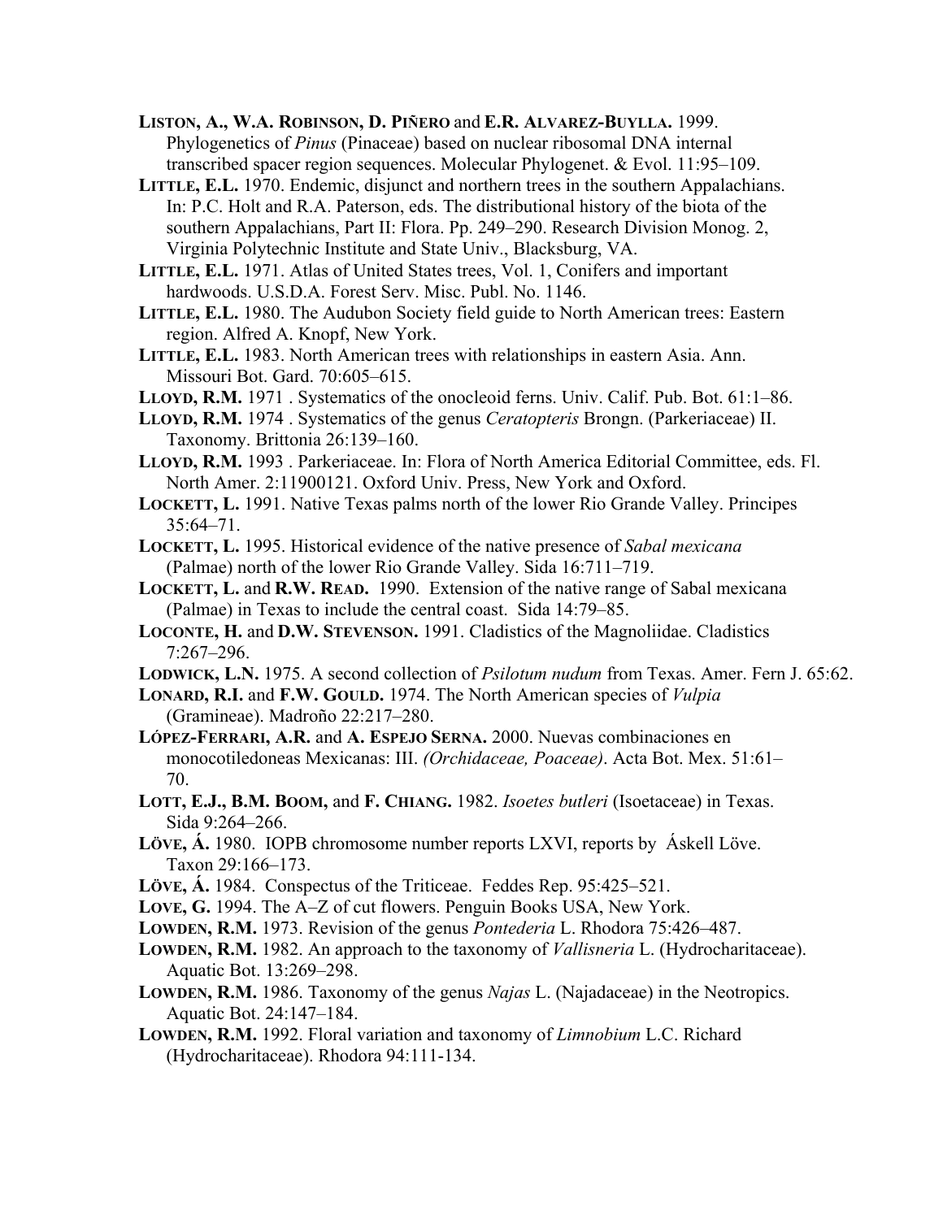**LISTON, A., W.A. ROBINSON, D. PIÑERO** and **E.R. ALVAREZ-BUYLLA.** 1999. Phylogenetics of *Pinus* (Pinaceae) based on nuclear ribosomal DNA internal transcribed spacer region sequences. Molecular Phylogenet. & Evol. 11:95–109.

**LITTLE, E.L.** 1970. Endemic, disjunct and northern trees in the southern Appalachians. In: P.C. Holt and R.A. Paterson, eds. The distributional history of the biota of the southern Appalachians, Part II: Flora. Pp. 249–290. Research Division Monog. 2, Virginia Polytechnic Institute and State Univ., Blacksburg, VA.

**LITTLE, E.L.** 1971. Atlas of United States trees, Vol. 1, Conifers and important hardwoods. U.S.D.A. Forest Serv. Misc. Publ. No. 1146.

**LITTLE, E.L.** 1980. The Audubon Society field guide to North American trees: Eastern region. Alfred A. Knopf, New York.

**LITTLE, E.L.** 1983. North American trees with relationships in eastern Asia. Ann. Missouri Bot. Gard. 70:605–615.

**LLOYD, R.M.** 1971 . Systematics of the onocleoid ferns. Univ. Calif. Pub. Bot. 61:1–86.

**LLOYD, R.M.** 1974 . Systematics of the genus *Ceratopteris* Brongn. (Parkeriaceae) II. Taxonomy. Brittonia 26:139–160.

**LLOYD, R.M.** 1993 . Parkeriaceae. In: Flora of North America Editorial Committee, eds. Fl. North Amer. 2:11900121. Oxford Univ. Press, New York and Oxford.

**LOCKETT, L.** 1991. Native Texas palms north of the lower Rio Grande Valley. Principes 35:64–71.

**LOCKETT, L.** 1995. Historical evidence of the native presence of *Sabal mexicana* (Palmae) north of the lower Rio Grande Valley. Sida 16:711–719.

**LOCKETT, L.** and **R.W. READ.** 1990. Extension of the native range of Sabal mexicana (Palmae) in Texas to include the central coast. Sida 14:79–85.

**LOCONTE, H.** and **D.W. STEVENSON.** 1991. Cladistics of the Magnoliidae. Cladistics 7:267–296.

**LODWICK, L.N.** 1975. A second collection of *Psilotum nudum* from Texas. Amer. Fern J. 65:62.

**LONARD, R.I.** and **F.W. GOULD.** 1974. The North American species of *Vulpia* (Gramineae). Madroño 22:217–280.

**LÓPEZ-FERRARI, A.R.** and **A. ESPEJO SERNA.** 2000. Nuevas combinaciones en monocotiledoneas Mexicanas: III. *(Orchidaceae, Poaceae)*. Acta Bot. Mex. 51:61–70.

**LOTT, E.J., B.M. BOOM,** and **F. CHIANG.** 1982. *Isoetes butleri* (Isoetaceae) in Texas. Sida 9:264–266.

**LÖVE, Á.** 1980. IOPB chromosome number reports LXVI, reports by Áskell Löve. Taxon 29:166–173.

**LÖVE, Á.** 1984. Conspectus of the Triticeae. Feddes Rep. 95:425–521.

**LOVE, G.** 1994. The A–Z of cut flowers. Penguin Books USA, New York.

**LOWDEN, R.M.** 1973. Revision of the genus *Pontederia* L. Rhodora 75:426–487.

**LOWDEN, R.M.** 1982. An approach to the taxonomy of *Vallisneria* L. (Hydrocharitaceae). Aquatic Bot. 13:269–298.

**LOWDEN, R.M.** 1986. Taxonomy of the genus *Najas* L. (Najadaceae) in the Neotropics. Aquatic Bot. 24:147–184.

**LOWDEN, R.M.** 1992. Floral variation and taxonomy of *Limnobium* L.C. Richard (Hydrocharitaceae). Rhodora 94:111-134.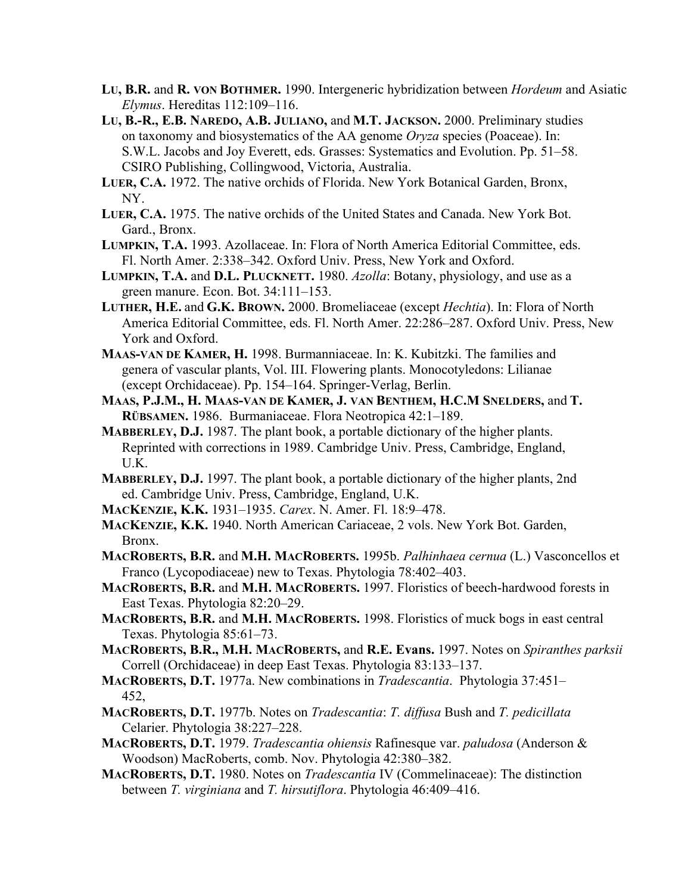**Lu, B.R.** and **R. von Bothmer.** 1990. Intergeneric hybridization between *Hordeum* and Asiatic *Elymus*. Hereditas 112:109–116.

**Lu, B.-R., E.B. Naredo, A.B. Juliano,** and **M.T. Jackson.** 2000. Preliminary studies on taxonomy and biosystematics of the AA genome *Oryza* species (Poaceae). In: S.W.L. Jacobs and Joy Everett, eds. Grasses: Systematics and Evolution. Pp. 51–58. CSIRO Publishing, Collingwood, Victoria, Australia.

**Luer, C.A.** 1972. The native orchids of Florida. New York Botanical Garden, Bronx, NY.

**Luer, C.A.** 1975. The native orchids of the United States and Canada. New York Bot. Gard., Bronx.

**Lumpkin, T.A.** 1993. Azollaceae. In: Flora of North America Editorial Committee, eds. Fl. North Amer. 2:338–342. Oxford Univ. Press, New York and Oxford.

**Lumpkin, T.A.** and **D.L. Plucknett.** 1980. *Azolla*: Botany, physiology, and use as a green manure. Econ. Bot. 34:111–153.

**Luther, H.E.** and **G.K. Brown.** 2000. Bromeliaceae (except *Hechtia*). In: Flora of North America Editorial Committee, eds. Fl. North Amer. 22:286–287. Oxford Univ. Press, New York and Oxford.

**Maas-van de Kamer, H.** 1998. Burmanniaceae. In: K. Kubitzki. The families and genera of vascular plants, Vol. III. Flowering plants. Monocotyledons: Lilianae (except Orchidaceae). Pp. 154–164. Springer-Verlag, Berlin.

**Maas, P.J.M., H. Maas-van de Kamer, J. van Benthem, H.C.M Snelders,** and **T. Rübsamen.** 1986. Burmaniaceae. Flora Neotropica 42:1–189.

**Mabberley, D.J.** 1987. The plant book, a portable dictionary of the higher plants. Reprinted with corrections in 1989. Cambridge Univ. Press, Cambridge, England, U.K.

**Mabberley, D.J.** 1997. The plant book, a portable dictionary of the higher plants, 2nd ed. Cambridge Univ. Press, Cambridge, England, U.K.

**MacKenzie, K.K.** 1931–1935. *Carex*. N. Amer. Fl. 18:9–478.

**MacKenzie, K.K.** 1940. North American Cariaceae, 2 vols. New York Bot. Garden, Bronx.

**MacRoberts, B.R.** and **M.H. MacRoberts.** 1995b. *Palhinhaea cernua* (L.) Vasconcellos et Franco (Lycopodiaceae) new to Texas. Phytologia 78:402–403.

**MacRoberts, B.R.** and **M.H. MacRoberts.** 1997. Floristics of beech-hardwood forests in East Texas. Phytologia 82:20–29.

**MacRoberts, B.R.** and **M.H. MacRoberts.** 1998. Floristics of muck bogs in east central Texas. Phytologia 85:61–73.

**MacRoberts, B.R., M.H. MacRoberts,** and **R.E. Evans.** 1997. Notes on *Spiranthes parksii* Correll (Orchidaceae) in deep East Texas. Phytologia 83:133–137.

**MacRoberts, D.T.** 1977a. New combinations in *Tradescantia*. Phytologia 37:451–452,

**MacRoberts, D.T.** 1977b. Notes on *Tradescantia*: *T. diffusa* Bush and *T. pedicillata* Celarier. Phytologia 38:227–228.

**MacRoberts, D.T.** 1979. *Tradescantia ohiensis* Rafinesque var. *paludosa* (Anderson & Woodson) MacRoberts, comb. Nov. Phytologia 42:380–382.

**MacRoberts, D.T.** 1980. Notes on *Tradescantia* IV (Commelinaceae): The distinction between *T. virginiana* and *T. hirsutiflora*. Phytologia 46:409–416.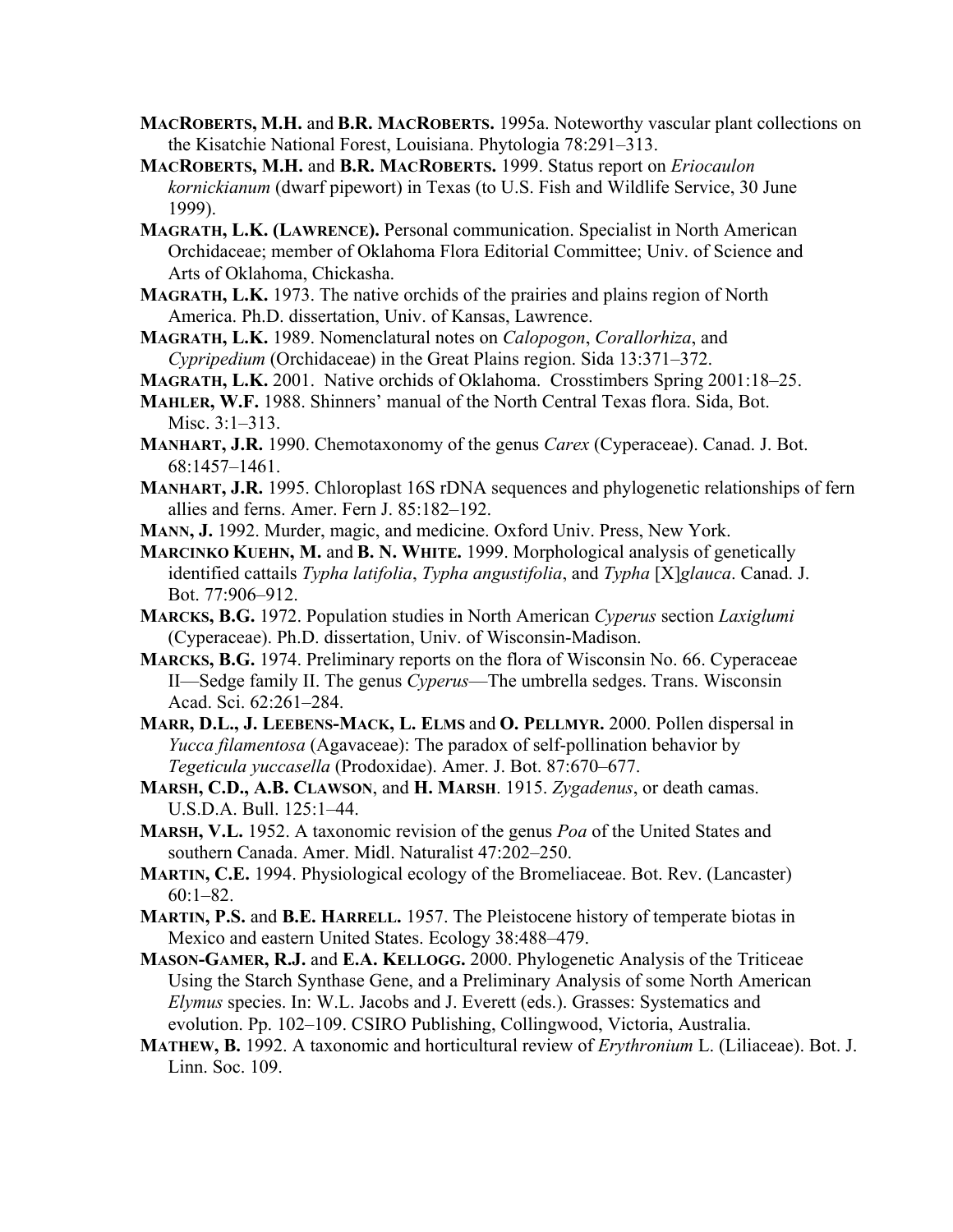**MacRoberts, M.H.** and **B.R. MacRoberts.** 1995a. Noteworthy vascular plant collections on the Kisatchie National Forest, Louisiana. Phytologia 78:291–313.

**MacRoberts, M.H.** and **B.R. MacRoberts.** 1999. Status report on *Eriocaulon kornickianum* (dwarf pipewort) in Texas (to U.S. Fish and Wildlife Service, 30 June 1999).

**Magrath, L.K. (Lawrence).** Personal communication. Specialist in North American Orchidaceae; member of Oklahoma Flora Editorial Committee; Univ. of Science and Arts of Oklahoma, Chickasha.

**Magrath, L.K.** 1973. The native orchids of the prairies and plains region of North America. Ph.D. dissertation, Univ. of Kansas, Lawrence.

**Magrath, L.K.** 1989. Nomenclatural notes on *Calopogon*, *Corallorhiza*, and *Cypripedium* (Orchidaceae) in the Great Plains region. Sida 13:371–372.

**Magrath, L.K.** 2001. Native orchids of Oklahoma. Crosstimbers Spring 2001:18–25.

**Mahler, W.F.** 1988. Shinners' manual of the North Central Texas flora. Sida, Bot. Misc. 3:1–313.

**Manhart, J.R.** 1990. Chemotaxonomy of the genus *Carex* (Cyperaceae). Canad. J. Bot. 68:1457–1461.

**Manhart, J.R.** 1995. Chloroplast 16S rDNA sequences and phylogenetic relationships of fern allies and ferns. Amer. Fern J. 85:182–192.

**Mann, J.** 1992. Murder, magic, and medicine. Oxford Univ. Press, New York.

**Marcinko Kuehn, M.** and **B. N. White.** 1999. Morphological analysis of genetically identified cattails *Typha latifolia*, *Typha angustifolia*, and *Typha* [X]*glauca*. Canad. J. Bot. 77:906–912.

**Marcks, B.G.** 1972. Population studies in North American *Cyperus* section *Laxiglumi* (Cyperaceae). Ph.D. dissertation, Univ. of Wisconsin-Madison.

**Marcks, B.G.** 1974. Preliminary reports on the flora of Wisconsin No. 66. Cyperaceae II—Sedge family II. The genus *Cyperus*—The umbrella sedges. Trans. Wisconsin Acad. Sci. 62:261–284.

**Marr, D.L., J. Leebens-Mack, L. Elms** and **O. Pellmyr.** 2000. Pollen dispersal in *Yucca filamentosa* (Agavaceae): The paradox of self-pollination behavior by *Tegeticula yuccasella* (Prodoxidae). Amer. J. Bot. 87:670–677.

**Marsh, C.D., A.B. Clawson**, and **H. Marsh**. 1915. *Zygadenus*, or death camas. U.S.D.A. Bull. 125:1–44.

**Marsh, V.L.** 1952. A taxonomic revision of the genus *Poa* of the United States and southern Canada. Amer. Midl. Naturalist 47:202–250.

**Martin, C.E.** 1994. Physiological ecology of the Bromeliaceae. Bot. Rev. (Lancaster) 60:1–82.

**Martin, P.S.** and **B.E. Harrell.** 1957. The Pleistocene history of temperate biotas in Mexico and eastern United States. Ecology 38:488–479.

**Mason-Gamer, R.J.** and **E.A. Kellogg.** 2000. Phylogenetic Analysis of the Triticeae Using the Starch Synthase Gene, and a Preliminary Analysis of some North American *Elymus* species. In: W.L. Jacobs and J. Everett (eds.). Grasses: Systematics and evolution. Pp. 102–109. CSIRO Publishing, Collingwood, Victoria, Australia.

**Mathew, B.** 1992. A taxonomic and horticultural review of *Erythronium* L. (Liliaceae). Bot. J. Linn. Soc. 109.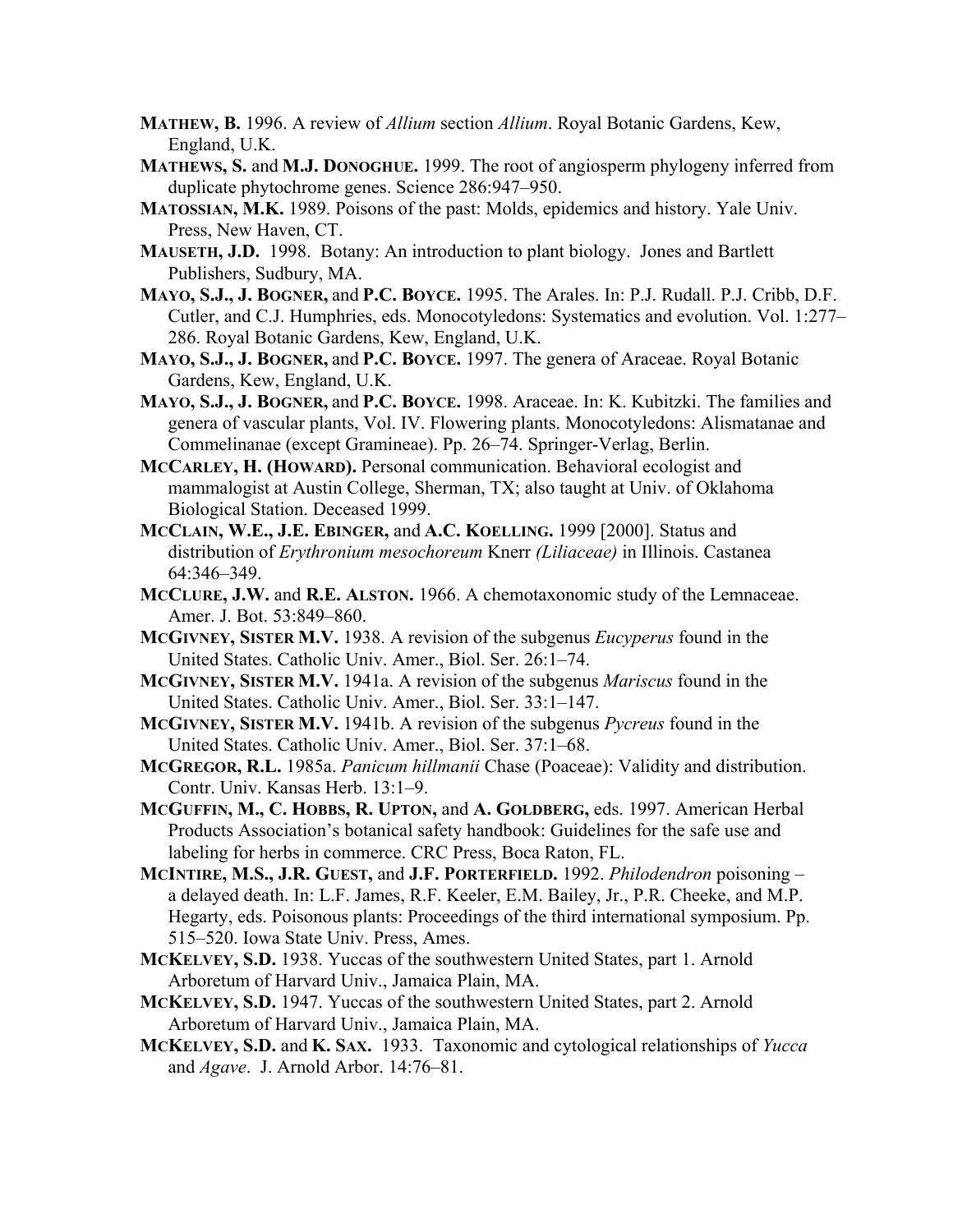**MATHEW, B.** 1996. A review of *Allium* section *Allium*. Royal Botanic Gardens, Kew, England, U.K.

**MATHEWS, S.** and **M.J. DONOGHUE.** 1999. The root of angiosperm phylogeny inferred from duplicate phytochrome genes. Science 286:947–950.

**MATOSSIAN, M.K.** 1989. Poisons of the past: Molds, epidemics and history. Yale Univ. Press, New Haven, CT.

**MAUSETH, J.D.** 1998. Botany: An introduction to plant biology. Jones and Bartlett Publishers, Sudbury, MA.

**MAYO, S.J., J. BOGNER,** and **P.C. BOYCE.** 1995. The Arales. In: P.J. Rudall. P.J. Cribb, D.F. Cutler, and C.J. Humphries, eds. Monocotyledons: Systematics and evolution. Vol. 1:277–286. Royal Botanic Gardens, Kew, England, U.K.

**MAYO, S.J., J. BOGNER,** and **P.C. BOYCE.** 1997. The genera of Araceae. Royal Botanic Gardens, Kew, England, U.K.

**MAYO, S.J., J. BOGNER,** and **P.C. BOYCE.** 1998. Araceae. In: K. Kubitzki. The families and genera of vascular plants, Vol. IV. Flowering plants. Monocotyledons: Alismatanae and Commelinanae (except Gramineae). Pp. 26–74. Springer-Verlag, Berlin.

**MCCARLEY, H. (HOWARD).** Personal communication. Behavioral ecologist and mammalogist at Austin College, Sherman, TX; also taught at Univ. of Oklahoma Biological Station. Deceased 1999.

**MCCLAIN, W.E., J.E. EBINGER,** and **A.C. KOELLING.** 1999 [2000]. Status and distribution of *Erythronium mesochoreum* Knerr *(Liliaceae)* in Illinois. Castanea 64:346–349.

**MCCLURE, J.W.** and **R.E. ALSTON.** 1966. A chemotaxonomic study of the Lemnaceae. Amer. J. Bot. 53:849–860.

**MCGIVNEY, SISTER M.V.** 1938. A revision of the subgenus *Eucyperus* found in the United States. Catholic Univ. Amer., Biol. Ser. 26:1–74.

**MCGIVNEY, SISTER M.V.** 1941a. A revision of the subgenus *Mariscus* found in the United States. Catholic Univ. Amer., Biol. Ser. 33:1–147.

**MCGIVNEY, SISTER M.V.** 1941b. A revision of the subgenus *Pycreus* found in the United States. Catholic Univ. Amer., Biol. Ser. 37:1–68.

**MCGREGOR, R.L.** 1985a. *Panicum hillmanii* Chase (Poaceae): Validity and distribution. Contr. Univ. Kansas Herb. 13:1–9.

**MCGUFFIN, M., C. HOBBS, R. UPTON,** and **A. GOLDBERG,** eds. 1997. American Herbal Products Association's botanical safety handbook: Guidelines for the safe use and labeling for herbs in commerce. CRC Press, Boca Raton, FL.

**MCINTIRE, M.S., J.R. GUEST,** and **J.F. PORTERFIELD.** 1992. *Philodendron* poisoning – a delayed death. In: L.F. James, R.F. Keeler, E.M. Bailey, Jr., P.R. Cheeke, and M.P. Hegarty, eds. Poisonous plants: Proceedings of the third international symposium. Pp. 515–520. Iowa State Univ. Press, Ames.

**MCKELVEY, S.D.** 1938. Yuccas of the southwestern United States, part 1. Arnold Arboretum of Harvard Univ., Jamaica Plain, MA.

**MCKELVEY, S.D.** 1947. Yuccas of the southwestern United States, part 2. Arnold Arboretum of Harvard Univ., Jamaica Plain, MA.

**MCKELVEY, S.D.** and **K. SAX.** 1933. Taxonomic and cytological relationships of *Yucca* and *Agave*. J. Arnold Arbor. 14:76–81.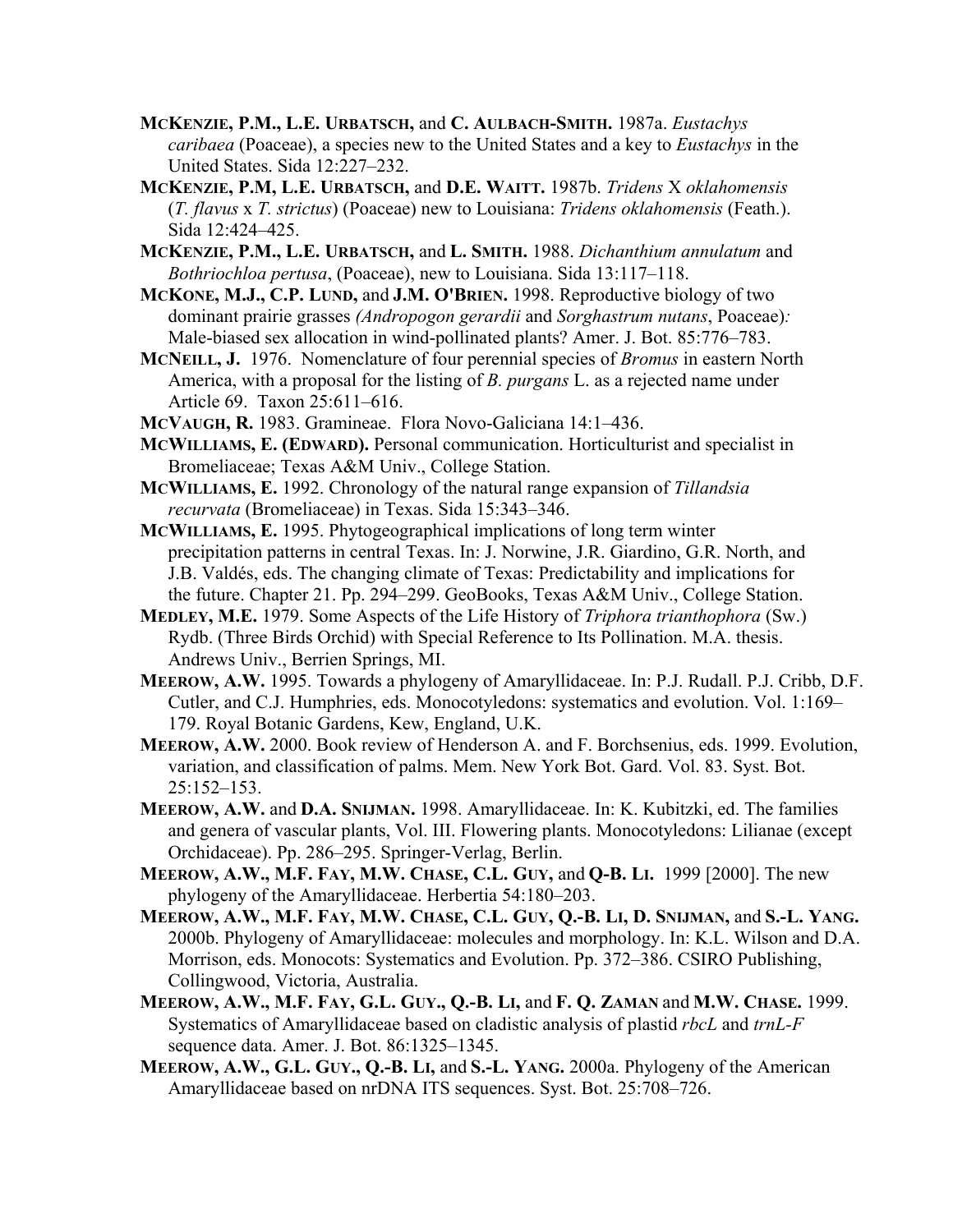**McKenzie, P.M., L.E. Urbatsch,** and **C. Aulbach-Smith.** 1987a. *Eustachys caribaea* (Poaceae), a species new to the United States and a key to *Eustachys* in the United States. Sida 12:227–232.

**McKenzie, P.M, L.E. Urbatsch,** and **D.E. Waitt.** 1987b. *Tridens* X *oklahomensis* (*T. flavus* x *T. strictus*) (Poaceae) new to Louisiana: *Tridens oklahomensis* (Feath.). Sida 12:424–425.

**McKenzie, P.M., L.E. Urbatsch,** and **L. Smith.** 1988. *Dichanthium annulatum* and *Bothriochloa pertusa*, (Poaceae), new to Louisiana. Sida 13:117–118.

**McKone, M.J., C.P. Lund,** and **J.M. O'Brien.** 1998. Reproductive biology of two dominant prairie grasses *(Andropogon gerardii* and *Sorghastrum nutans*, Poaceae)*:* Male-biased sex allocation in wind-pollinated plants? Amer. J. Bot. 85:776–783.

**McNeill, J.** 1976. Nomenclature of four perennial species of *Bromus* in eastern North America, with a proposal for the listing of *B. purgans* L. as a rejected name under Article 69. Taxon 25:611–616.

**McVaugh, R.** 1983. Gramineae. Flora Novo-Galiciana 14:1–436.

**McWilliams, E. (Edward).** Personal communication. Horticulturist and specialist in Bromeliaceae; Texas A&M Univ., College Station.

**McWilliams, E.** 1992. Chronology of the natural range expansion of *Tillandsia recurvata* (Bromeliaceae) in Texas. Sida 15:343–346.

**McWilliams, E.** 1995. Phytogeographical implications of long term winter precipitation patterns in central Texas. In: J. Norwine, J.R. Giardino, G.R. North, and J.B. Valdés, eds. The changing climate of Texas: Predictability and implications for the future. Chapter 21. Pp. 294–299. GeoBooks, Texas A&M Univ., College Station.

**Medley, M.E.** 1979. Some Aspects of the Life History of *Triphora trianthophora* (Sw.) Rydb. (Three Birds Orchid) with Special Reference to Its Pollination. M.A. thesis. Andrews Univ., Berrien Springs, MI.

**Meerow, A.W.** 1995. Towards a phylogeny of Amaryllidaceae. In: P.J. Rudall. P.J. Cribb, D.F. Cutler, and C.J. Humphries, eds. Monocotyledons: systematics and evolution. Vol. 1:169–179. Royal Botanic Gardens, Kew, England, U.K.

**Meerow, A.W.** 2000. Book review of Henderson A. and F. Borchsenius, eds. 1999. Evolution, variation, and classification of palms. Mem. New York Bot. Gard. Vol. 83. Syst. Bot. 25:152–153.

**Meerow, A.W.** and **D.A. Snijman.** 1998. Amaryllidaceae. In: K. Kubitzki, ed. The families and genera of vascular plants, Vol. III. Flowering plants. Monocotyledons: Lilianae (except Orchidaceae). Pp. 286–295. Springer-Verlag, Berlin.

**Meerow, A.W., M.F. Fay, M.W. Chase, C.L. Guy,** and **Q-B. Li.** 1999 [2000]. The new phylogeny of the Amaryllidaceae. Herbertia 54:180–203.

**Meerow, A.W., M.F. Fay, M.W. Chase, C.L. Guy, Q.-B. Li, D. Snijman,** and **S.-L. Yang.** 2000b. Phylogeny of Amaryllidaceae: molecules and morphology. In: K.L. Wilson and D.A. Morrison, eds. Monocots: Systematics and Evolution. Pp. 372–386. CSIRO Publishing, Collingwood, Victoria, Australia.

**Meerow, A.W., M.F. Fay, G.L. Guy., Q.-B. Li,** and **F. Q. Zaman** and **M.W. Chase.** 1999. Systematics of Amaryllidaceae based on cladistic analysis of plastid *rbcL* and *trnL-F* sequence data. Amer. J. Bot. 86:1325–1345.

**Meerow, A.W., G.L. Guy., Q.-B. Li,** and **S.-L. Yang.** 2000a. Phylogeny of the American Amaryllidaceae based on nrDNA ITS sequences. Syst. Bot. 25:708–726.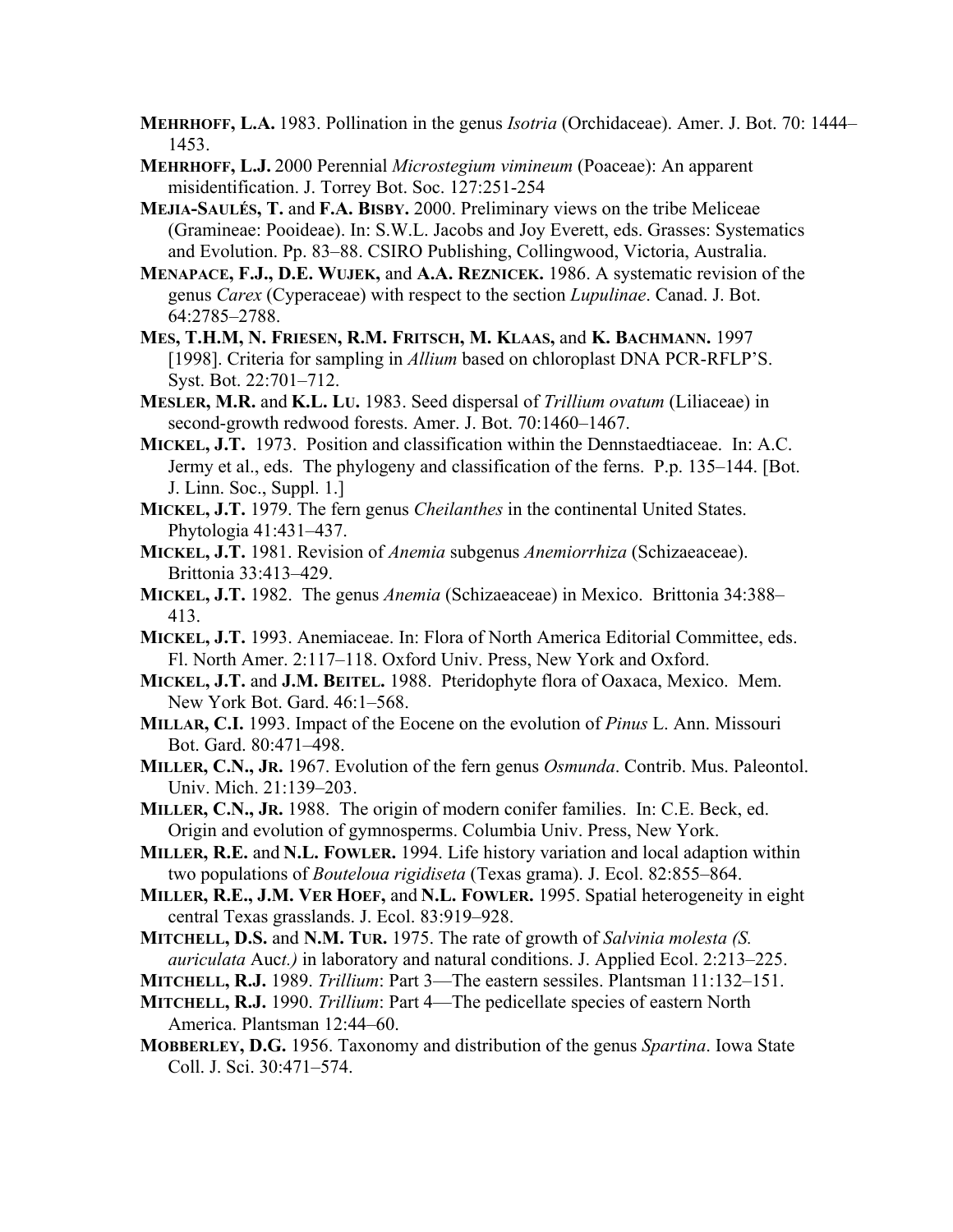**Mehrhoff, L.A.** 1983. Pollination in the genus *Isotria* (Orchidaceae). Amer. J. Bot. 70: 1444–1453.

**Mehrhoff, L.J.** 2000 Perennial *Microstegium vimineum* (Poaceae): An apparent misidentification. J. Torrey Bot. Soc. 127:251-254

**Mejia-Saulés, T.** and **F.A. Bisby.** 2000. Preliminary views on the tribe Meliceae (Gramineae: Pooideae). In: S.W.L. Jacobs and Joy Everett, eds. Grasses: Systematics and Evolution. Pp. 83–88. CSIRO Publishing, Collingwood, Victoria, Australia.

**Menapace, F.J., D.E. Wujek,** and **A.A. Reznicek.** 1986. A systematic revision of the genus *Carex* (Cyperaceae) with respect to the section *Lupulinae*. Canad. J. Bot. 64:2785–2788.

**Mes, T.H.M, N. Friesen, R.M. Fritsch, M. Klaas,** and **K. Bachmann.** 1997 [1998]. Criteria for sampling in *Allium* based on chloroplast DNA PCR-RFLP'S. Syst. Bot. 22:701–712.

**Mesler, M.R.** and **K.L. Lu.** 1983. Seed dispersal of *Trillium ovatum* (Liliaceae) in second-growth redwood forests. Amer. J. Bot. 70:1460–1467.

**Mickel, J.T.** 1973. Position and classification within the Dennstaedtiaceae. In: A.C. Jermy et al., eds. The phylogeny and classification of the ferns. P.p. 135–144. [Bot. J. Linn. Soc., Suppl. 1.]

**Mickel, J.T.** 1979. The fern genus *Cheilanthes* in the continental United States. Phytologia 41:431–437.

**Mickel, J.T.** 1981. Revision of *Anemia* subgenus *Anemiorrhiza* (Schizaeaceae). Brittonia 33:413–429.

**Mickel, J.T.** 1982. The genus *Anemia* (Schizaeaceae) in Mexico. Brittonia 34:388–413.

**Mickel, J.T.** 1993. Anemiaceae. In: Flora of North America Editorial Committee, eds. Fl. North Amer. 2:117–118. Oxford Univ. Press, New York and Oxford.

**Mickel, J.T.** and **J.M. Beitel.** 1988. Pteridophyte flora of Oaxaca, Mexico. Mem. New York Bot. Gard. 46:1–568.

**Millar, C.I.** 1993. Impact of the Eocene on the evolution of *Pinus* L. Ann. Missouri Bot. Gard. 80:471–498.

**Miller, C.N., Jr.** 1967. Evolution of the fern genus *Osmunda*. Contrib. Mus. Paleontol. Univ. Mich. 21:139–203.

**Miller, C.N., Jr.** 1988. The origin of modern conifer families. In: C.E. Beck, ed. Origin and evolution of gymnosperms. Columbia Univ. Press, New York.

**Miller, R.E.** and **N.L. Fowler.** 1994. Life history variation and local adaption within two populations of *Bouteloua rigidiseta* (Texas grama). J. Ecol. 82:855–864.

**Miller, R.E., J.M. Ver Hoef,** and **N.L. Fowler.** 1995. Spatial heterogeneity in eight central Texas grasslands. J. Ecol. 83:919–928.

**Mitchell, D.S.** and **N.M. Tur.** 1975. The rate of growth of *Salvinia molesta (S. auriculata* Auct.*)* in laboratory and natural conditions. J. Applied Ecol. 2:213–225.

**Mitchell, R.J.** 1989. *Trillium*: Part 3—The eastern sessiles. Plantsman 11:132–151.

**Mitchell, R.J.** 1990. *Trillium*: Part 4—The pedicellate species of eastern North America. Plantsman 12:44–60.

**Mobberley, D.G.** 1956. Taxonomy and distribution of the genus *Spartina*. Iowa State Coll. J. Sci. 30:471–574.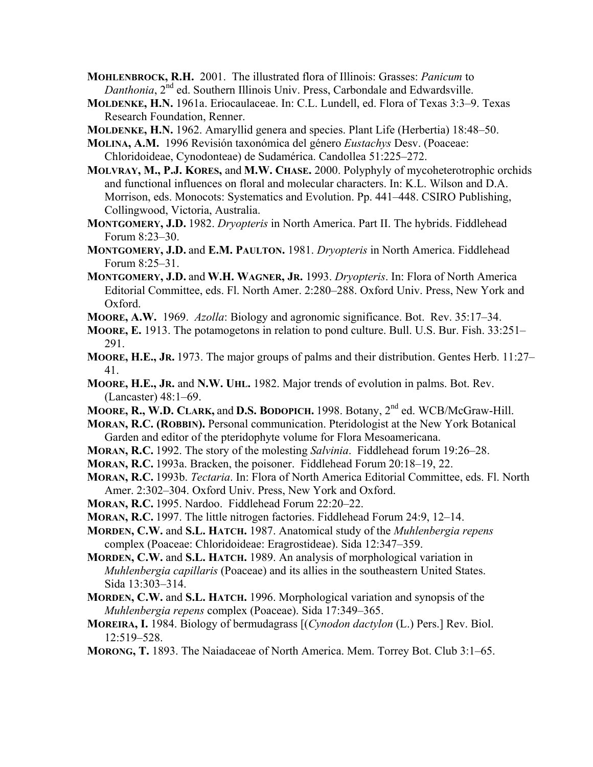**Mohlenbrock, R.H.** 2001. The illustrated flora of Illinois: Grasses: *Panicum* to *Danthonia*, 2nd ed. Southern Illinois Univ. Press, Carbondale and Edwardsville.

**Moldenke, H.N.** 1961a. Eriocaulaceae. In: C.L. Lundell, ed. Flora of Texas 3:3–9. Texas Research Foundation, Renner.

**Moldenke, H.N.** 1962. Amaryllid genera and species. Plant Life (Herbertia) 18:48–50.

**Molina, A.M.** 1996 Revisión taxonómica del género *Eustachys* Desv. (Poaceae: Chloridoideae, Cynodonteae) de Sudamérica. Candollea 51:225–272.

**Molvray, M., P.J. Kores,** and **M.W. Chase.** 2000. Polyphyly of mycoheterotrophic orchids and functional influences on floral and molecular characters. In: K.L. Wilson and D.A. Morrison, eds. Monocots: Systematics and Evolution. Pp. 441–448. CSIRO Publishing, Collingwood, Victoria, Australia.

**Montgomery, J.D.** 1982. *Dryopteris* in North America. Part II. The hybrids. Fiddlehead Forum 8:23–30.

**Montgomery, J.D.** and **E.M. Paulton.** 1981. *Dryopteris* in North America. Fiddlehead Forum 8:25–31.

**Montgomery, J.D.** and **W.H. Wagner, Jr.** 1993. *Dryopteris*. In: Flora of North America Editorial Committee, eds. Fl. North Amer. 2:280–288. Oxford Univ. Press, New York and Oxford.

**Moore, A.W.** 1969. *Azolla*: Biology and agronomic significance. Bot. Rev. 35:17–34.

**Moore, E.** 1913. The potamogetons in relation to pond culture. Bull. U.S. Bur. Fish. 33:251–291.

**Moore, H.E., Jr.** 1973. The major groups of palms and their distribution. Gentes Herb. 11:27–41.

**Moore, H.E., Jr.** and **N.W. Uhl.** 1982. Major trends of evolution in palms. Bot. Rev. (Lancaster) 48:1–69.

**Moore, R., W.D. Clark,** and **D.S. Bodopich.** 1998. Botany, 2nd ed. WCB/McGraw-Hill.

**Moran, R.C. (Robbin).** Personal communication. Pteridologist at the New York Botanical Garden and editor of the pteridophyte volume for Flora Mesoamericana.

**Moran, R.C.** 1992. The story of the molesting *Salvinia*. Fiddlehead forum 19:26–28.

**Moran, R.C.** 1993a. Bracken, the poisoner. Fiddlehead Forum 20:18–19, 22.

**Moran, R.C.** 1993b. *Tectaria*. In: Flora of North America Editorial Committee, eds. Fl. North Amer. 2:302–304. Oxford Univ. Press, New York and Oxford.

**Moran, R.C.** 1995. Nardoo. Fiddlehead Forum 22:20–22.

**Moran, R.C.** 1997. The little nitrogen factories. Fiddlehead Forum 24:9, 12–14.

**Morden, C.W.** and **S.L. Hatch.** 1987. Anatomical study of the *Muhlenbergia repens* complex (Poaceae: Chloridoideae: Eragrostideae). Sida 12:347–359.

**Morden, C.W.** and **S.L. Hatch.** 1989. An analysis of morphological variation in *Muhlenbergia capillaris* (Poaceae) and its allies in the southeastern United States. Sida 13:303–314.

**Morden, C.W.** and **S.L. Hatch.** 1996. Morphological variation and synopsis of the *Muhlenbergia repens* complex (Poaceae). Sida 17:349–365.

**Moreira, I.** 1984. Biology of bermudagrass [(*Cynodon dactylon* (L.) Pers.] Rev. Biol. 12:519–528.

**Morong, T.** 1893. The Naiadaceae of North America. Mem. Torrey Bot. Club 3:1–65.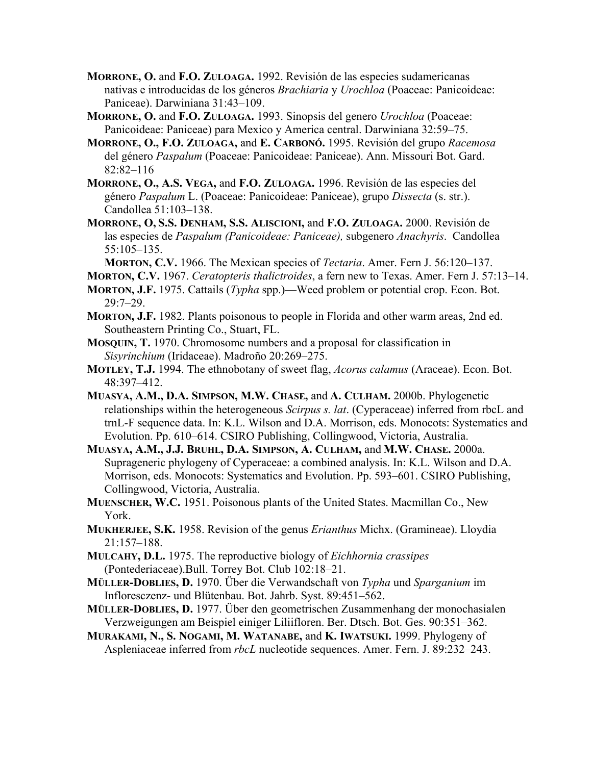**MORRONE, O.** and **F.O. ZULOAGA.** 1992. Revisión de las especies sudamericanas nativas e introducidas de los géneros *Brachiaria* y *Urochloa* (Poaceae: Panicoideae: Paniceae). Darwiniana 31:43–109.

**MORRONE, O.** and **F.O. ZULOAGA.** 1993. Sinopsis del genero *Urochloa* (Poaceae: Panicoideae: Paniceae) para Mexico y America central. Darwiniana 32:59–75.

**MORRONE, O., F.O. ZULOAGA,** and **E. CARBONÓ.** 1995. Revisión del grupo *Racemosa* del género *Paspalum* (Poaceae: Panicoideae: Paniceae). Ann. Missouri Bot. Gard. 82:82–116

**MORRONE, O., A.S. VEGA,** and **F.O. ZULOAGA.** 1996. Revisión de las especies del género *Paspalum* L. (Poaceae: Panicoideae: Paniceae), grupo *Dissecta* (s. str.). Candollea 51:103–138.

**MORRONE, O, S.S. DENHAM, S.S. ALISCIONI,** and **F.O. ZULOAGA.** 2000. Revisión de las especies de *Paspalum (Panicoideae: Paniceae),* subgenero *Anachyris*. Candollea 55:105–135.

**MORTON, C.V.** 1966. The Mexican species of *Tectaria*. Amer. Fern J. 56:120–137.

**MORTON, C.V.** 1967. *Ceratopteris thalictroides*, a fern new to Texas. Amer. Fern J. 57:13–14.

**MORTON, J.F.** 1975. Cattails (*Typha* spp.)—Weed problem or potential crop. Econ. Bot. 29:7–29.

**MORTON, J.F.** 1982. Plants poisonous to people in Florida and other warm areas, 2nd ed. Southeastern Printing Co., Stuart, FL.

**MOSQUIN, T.** 1970. Chromosome numbers and a proposal for classification in *Sisyrinchium* (Iridaceae). Madroño 20:269–275.

**MOTLEY, T.J.** 1994. The ethnobotany of sweet flag, *Acorus calamus* (Araceae). Econ. Bot. 48:397–412.

**MUASYA, A.M., D.A. SIMPSON, M.W. CHASE,** and **A. CULHAM.** 2000b. Phylogenetic relationships within the heterogeneous *Scirpus s. lat*. (Cyperaceae) inferred from rbcL and trnL-F sequence data. In: K.L. Wilson and D.A. Morrison, eds. Monocots: Systematics and Evolution. Pp. 610–614. CSIRO Publishing, Collingwood, Victoria, Australia.

**MUASYA, A.M., J.J. BRUHL, D.A. SIMPSON, A. CULHAM,** and **M.W. CHASE.** 2000a. Suprageneric phylogeny of Cyperaceae: a combined analysis. In: K.L. Wilson and D.A. Morrison, eds. Monocots: Systematics and Evolution. Pp. 593–601. CSIRO Publishing, Collingwood, Victoria, Australia.

**MUENSCHER, W.C.** 1951. Poisonous plants of the United States. Macmillan Co., New York.

**MUKHERJEE, S.K.** 1958. Revision of the genus *Erianthus* Michx. (Gramineae). Lloydia 21:157–188.

**MULCAHY, D.L.** 1975. The reproductive biology of *Eichhornia crassipes* (Pontederiaceae).Bull. Torrey Bot. Club 102:18–21.

**MÜLLER-DOBLIES, D.** 1970. Über die Verwandschaft von *Typha* und *Sparganium* im Infloresczenz- und Blütenbau. Bot. Jahrb. Syst. 89:451–562.

**MÜLLER-DOBLIES, D.** 1977. Über den geometrischen Zusammenhang der monochasialen Verzweigungen am Beispiel einiger Liliifloren. Ber. Dtsch. Bot. Ges. 90:351–362.

**MURAKAMI, N., S. NOGAMI, M. WATANABE,** and **K. IWATSUKI.** 1999. Phylogeny of Aspleniaceae inferred from *rbcL* nucleotide sequences. Amer. Fern. J. 89:232–243.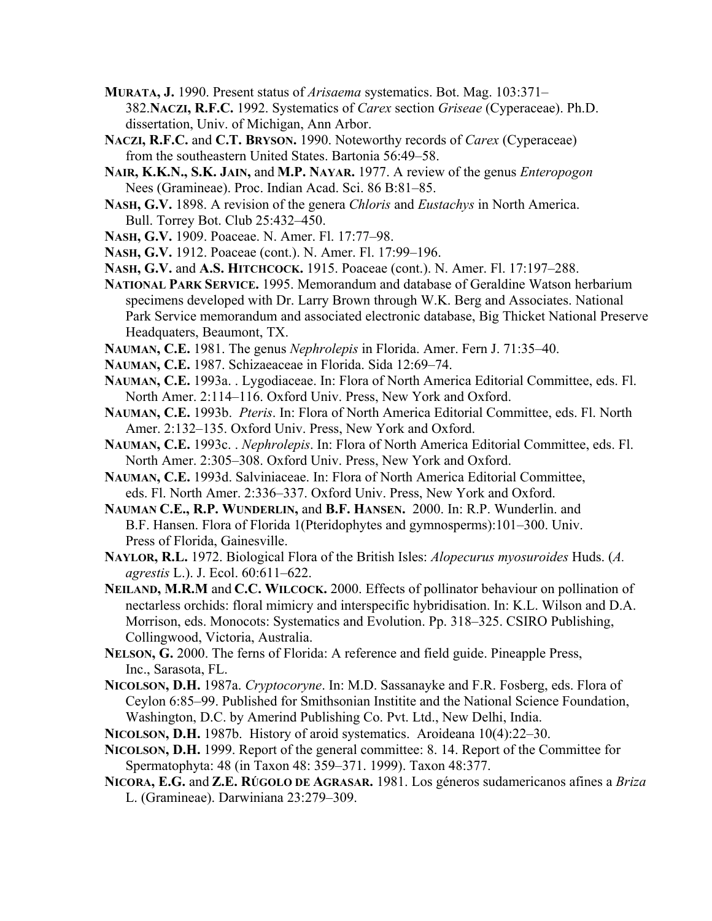**MURATA, J.** 1990. Present status of *Arisaema* systematics. Bot. Mag. 103:371–382.**NACZI, R.F.C.** 1992. Systematics of *Carex* section *Griseae* (Cyperaceae). Ph.D. dissertation, Univ. of Michigan, Ann Arbor.

**NACZI, R.F.C.** and **C.T. BRYSON.** 1990. Noteworthy records of *Carex* (Cyperaceae) from the southeastern United States. Bartonia 56:49–58.

**NAIR, K.K.N., S.K. JAIN,** and **M.P. NAYAR.** 1977. A review of the genus *Enteropogon* Nees (Gramineae). Proc. Indian Acad. Sci. 86 B:81–85.

**NASH, G.V.** 1898. A revision of the genera *Chloris* and *Eustachys* in North America. Bull. Torrey Bot. Club 25:432–450.

**NASH, G.V.** 1909. Poaceae. N. Amer. Fl. 17:77–98.

**NASH, G.V.** 1912. Poaceae (cont.). N. Amer. Fl. 17:99–196.

**NASH, G.V.** and **A.S. HITCHCOCK.** 1915. Poaceae (cont.). N. Amer. Fl. 17:197–288.

**NATIONAL PARK SERVICE.** 1995. Memorandum and database of Geraldine Watson herbarium specimens developed with Dr. Larry Brown through W.K. Berg and Associates. National Park Service memorandum and associated electronic database, Big Thicket National Preserve Headquaters, Beaumont, TX.

**NAUMAN, C.E.** 1981. The genus *Nephrolepis* in Florida. Amer. Fern J. 71:35–40.

**NAUMAN, C.E.** 1987. Schizaeaceae in Florida. Sida 12:69–74.

**NAUMAN, C.E.** 1993a. . Lygodiaceae. In: Flora of North America Editorial Committee, eds. Fl. North Amer. 2:114–116. Oxford Univ. Press, New York and Oxford.

**NAUMAN, C.E.** 1993b. *Pteris*. In: Flora of North America Editorial Committee, eds. Fl. North Amer. 2:132–135. Oxford Univ. Press, New York and Oxford.

**NAUMAN, C.E.** 1993c. . *Nephrolepis*. In: Flora of North America Editorial Committee, eds. Fl. North Amer. 2:305–308. Oxford Univ. Press, New York and Oxford.

**NAUMAN, C.E.** 1993d. Salviniaceae. In: Flora of North America Editorial Committee, eds. Fl. North Amer. 2:336–337. Oxford Univ. Press, New York and Oxford.

**NAUMAN C.E., R.P. WUNDERLIN,** and **B.F. HANSEN.** 2000. In: R.P. Wunderlin. and B.F. Hansen. Flora of Florida 1(Pteridophytes and gymnosperms):101–300. Univ. Press of Florida, Gainesville.

**NAYLOR, R.L.** 1972. Biological Flora of the British Isles: *Alopecurus myosuroides* Huds. (*A. agrestis* L.). J. Ecol. 60:611–622.

**NEILAND, M.R.M** and **C.C. WILCOCK.** 2000. Effects of pollinator behaviour on pollination of nectarless orchids: floral mimicry and interspecific hybridisation. In: K.L. Wilson and D.A. Morrison, eds. Monocots: Systematics and Evolution. Pp. 318–325. CSIRO Publishing, Collingwood, Victoria, Australia.

**NELSON, G.** 2000. The ferns of Florida: A reference and field guide. Pineapple Press, Inc., Sarasota, FL.

**NICOLSON, D.H.** 1987a. *Cryptocoryne*. In: M.D. Sassanayke and F.R. Fosberg, eds. Flora of Ceylon 6:85–99. Published for Smithsonian Institite and the National Science Foundation, Washington, D.C. by Amerind Publishing Co. Pvt. Ltd., New Delhi, India.

**NICOLSON, D.H.** 1987b. History of aroid systematics. Aroideana 10(4):22–30.

**NICOLSON, D.H.** 1999. Report of the general committee: 8. 14. Report of the Committee for Spermatophyta: 48 (in Taxon 48: 359–371. 1999). Taxon 48:377.

**NICORA, E.G.** and **Z.E. RÚGOLO DE AGRASAR.** 1981. Los géneros sudamericanos afines a *Briza* L. (Gramineae). Darwiniana 23:279–309.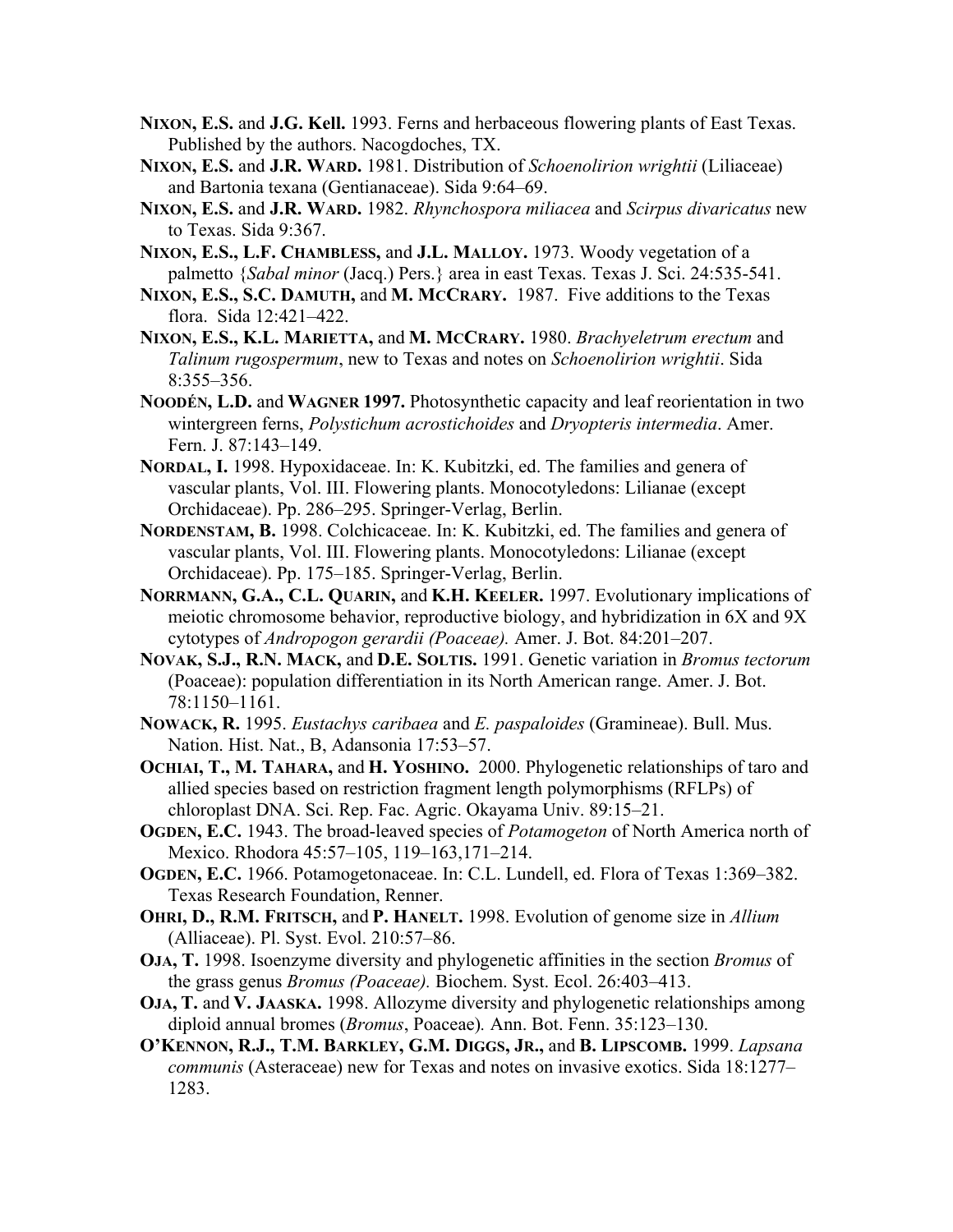**NIXON, E.S.** and **J.G. Kell.** 1993. Ferns and herbaceous flowering plants of East Texas. Published by the authors. Nacogdoches, TX.

**NIXON, E.S.** and **J.R. WARD.** 1981. Distribution of *Schoenolirion wrightii* (Liliaceae) and Bartonia texana (Gentianaceae). Sida 9:64–69.

**NIXON, E.S.** and **J.R. WARD.** 1982. *Rhynchospora miliacea* and *Scirpus divaricatus* new to Texas. Sida 9:367.

**NIXON, E.S., L.F. CHAMBLESS,** and **J.L. MALLOY.** 1973. Woody vegetation of a palmetto {*Sabal minor* (Jacq.) Pers.} area in east Texas. Texas J. Sci. 24:535-541.

**NIXON, E.S., S.C. DAMUTH,** and **M. MCCRARY.** 1987. Five additions to the Texas flora. Sida 12:421–422.

**NIXON, E.S., K.L. MARIETTA,** and **M. MCCRARY.** 1980. *Brachyeletrum erectum* and *Talinum rugospermum*, new to Texas and notes on *Schoenolirion wrightii*. Sida 8:355–356.

**NOODÉN, L.D.** and **WAGNER 1997.** Photosynthetic capacity and leaf reorientation in two wintergreen ferns, *Polystichum acrostichoides* and *Dryopteris intermedia*. Amer. Fern. J. 87:143–149.

**NORDAL, I.** 1998. Hypoxidaceae. In: K. Kubitzki, ed. The families and genera of vascular plants, Vol. III. Flowering plants. Monocotyledons: Lilianae (except Orchidaceae). Pp. 286–295. Springer-Verlag, Berlin.

**NORDENSTAM, B.** 1998. Colchicaceae. In: K. Kubitzki, ed. The families and genera of vascular plants, Vol. III. Flowering plants. Monocotyledons: Lilianae (except Orchidaceae). Pp. 175–185. Springer-Verlag, Berlin.

**NORRMANN, G.A., C.L. QUARIN,** and **K.H. KEELER.** 1997. Evolutionary implications of meiotic chromosome behavior, reproductive biology, and hybridization in 6X and 9X cytotypes of *Andropogon gerardii (Poaceae).* Amer. J. Bot. 84:201–207.

**NOVAK, S.J., R.N. MACK,** and **D.E. SOLTIS.** 1991. Genetic variation in *Bromus tectorum* (Poaceae): population differentiation in its North American range. Amer. J. Bot. 78:1150–1161.

**NOWACK, R.** 1995. *Eustachys caribaea* and *E. paspaloides* (Gramineae). Bull. Mus. Nation. Hist. Nat., B, Adansonia 17:53–57.

**OCHIAI, T., M. TAHARA,** and **H. YOSHINO.** 2000. Phylogenetic relationships of taro and allied species based on restriction fragment length polymorphisms (RFLPs) of chloroplast DNA. Sci. Rep. Fac. Agric. Okayama Univ. 89:15–21.

**OGDEN, E.C.** 1943. The broad-leaved species of *Potamogeton* of North America north of Mexico. Rhodora 45:57–105, 119–163,171–214.

**OGDEN, E.C.** 1966. Potamogetonaceae. In: C.L. Lundell, ed. Flora of Texas 1:369–382. Texas Research Foundation, Renner.

**OHRI, D., R.M. FRITSCH,** and **P. HANELT.** 1998. Evolution of genome size in *Allium* (Alliaceae). Pl. Syst. Evol. 210:57–86.

**OJA, T.** 1998. Isoenzyme diversity and phylogenetic affinities in the section *Bromus* of the grass genus *Bromus (Poaceae).* Biochem. Syst. Ecol. 26:403–413.

**OJA, T.** and **V. JAASKA.** 1998. Allozyme diversity and phylogenetic relationships among diploid annual bromes (*Bromus*, Poaceae)*.* Ann. Bot. Fenn. 35:123–130.

**O'KENNON, R.J., T.M. BARKLEY, G.M. DIGGS, JR.,** and **B. LIPSCOMB.** 1999. *Lapsana communis* (Asteraceae) new for Texas and notes on invasive exotics. Sida 18:1277–1283.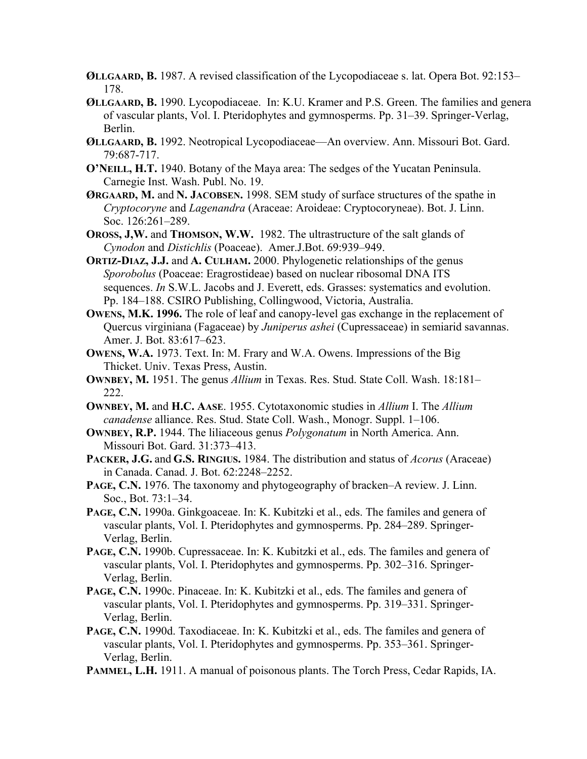**ØLLGAARD, B.** 1987. A revised classification of the Lycopodiaceae s. lat. Opera Bot. 92:153–178.

**ØLLGAARD, B.** 1990. Lycopodiaceae. In: K.U. Kramer and P.S. Green. The families and genera of vascular plants, Vol. I. Pteridophytes and gymnosperms. Pp. 31–39. Springer-Verlag, Berlin.

**ØLLGAARD, B.** 1992. Neotropical Lycopodiaceae—An overview. Ann. Missouri Bot. Gard. 79:687-717.

**O'NEILL, H.T.** 1940. Botany of the Maya area: The sedges of the Yucatan Peninsula. Carnegie Inst. Wash. Publ. No. 19.

**ØRGAARD, M.** and **N. JACOBSEN.** 1998. SEM study of surface structures of the spathe in *Cryptocoryne* and *Lagenandra* (Araceae: Aroideae: Cryptocoryneae). Bot. J. Linn. Soc. 126:261–289.

**OROSS, J,W.** and **THOMSON, W.W.** 1982. The ultrastructure of the salt glands of *Cynodon* and *Distichlis* (Poaceae). Amer.J.Bot. 69:939–949.

**ORTIZ-DIAZ, J.J.** and **A. CULHAM.** 2000. Phylogenetic relationships of the genus *Sporobolus* (Poaceae: Eragrostideae) based on nuclear ribosomal DNA ITS sequences. *In* S.W.L. Jacobs and J. Everett, eds. Grasses: systematics and evolution. Pp. 184–188. CSIRO Publishing, Collingwood, Victoria, Australia.

**OWENS, M.K. 1996.** The role of leaf and canopy-level gas exchange in the replacement of Quercus virginiana (Fagaceae) by *Juniperus ashei* (Cupressaceae) in semiarid savannas. Amer. J. Bot. 83:617–623.

**OWENS, W.A.** 1973. Text. In: M. Frary and W.A. Owens. Impressions of the Big Thicket. Univ. Texas Press, Austin.

**OWNBEY, M.** 1951. The genus *Allium* in Texas. Res. Stud. State Coll. Wash. 18:181–222.

**OWNBEY, M.** and **H.C. AASE**. 1955. Cytotaxonomic studies in *Allium* I. The *Allium canadense* alliance. Res. Stud. State Coll. Wash., Monogr. Suppl. 1–106.

**OWNBEY, R.P.** 1944. The liliaceous genus *Polygonatum* in North America. Ann. Missouri Bot. Gard. 31:373–413.

**PACKER, J.G.** and **G.S. RINGIUS.** 1984. The distribution and status of *Acorus* (Araceae) in Canada. Canad. J. Bot. 62:2248–2252.

**PAGE, C.N.** 1976. The taxonomy and phytogeography of bracken–A review. J. Linn. Soc., Bot. 73:1–34.

**PAGE, C.N.** 1990a. Ginkgoaceae. In: K. Kubitzki et al., eds. The familes and genera of vascular plants, Vol. I. Pteridophytes and gymnosperms. Pp. 284–289. Springer-Verlag, Berlin.

**PAGE, C.N.** 1990b. Cupressaceae. In: K. Kubitzki et al., eds. The familes and genera of vascular plants, Vol. I. Pteridophytes and gymnosperms. Pp. 302–316. Springer-Verlag, Berlin.

**PAGE, C.N.** 1990c. Pinaceae. In: K. Kubitzki et al., eds. The familes and genera of vascular plants, Vol. I. Pteridophytes and gymnosperms. Pp. 319–331. Springer-Verlag, Berlin.

**PAGE, C.N.** 1990d. Taxodiaceae. In: K. Kubitzki et al., eds. The familes and genera of vascular plants, Vol. I. Pteridophytes and gymnosperms. Pp. 353–361. Springer-Verlag, Berlin.

**PAMMEL, L.H.** 1911. A manual of poisonous plants. The Torch Press, Cedar Rapids, IA.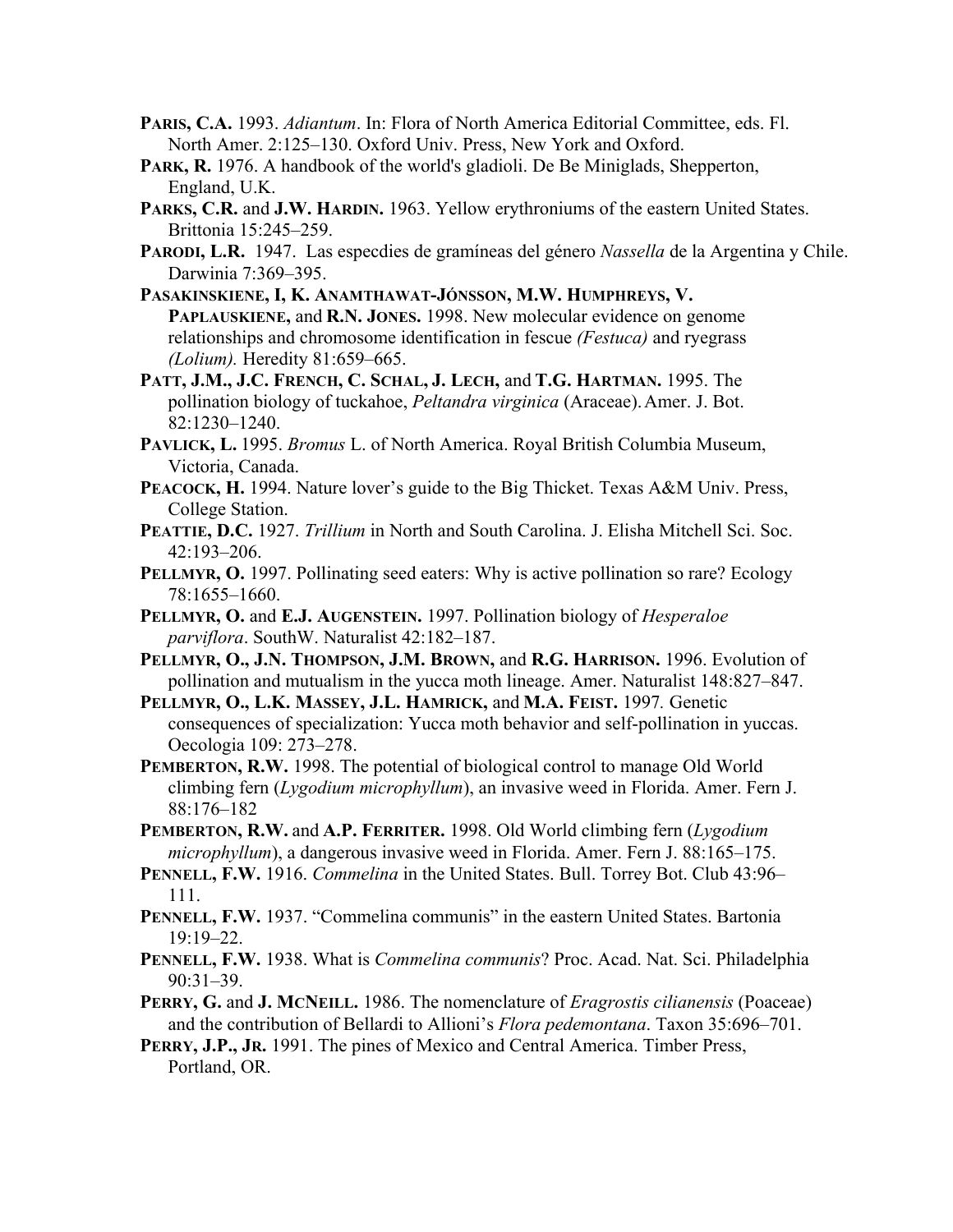**Paris, C.A.** 1993. *Adiantum*. In: Flora of North America Editorial Committee, eds. Fl. North Amer. 2:125–130. Oxford Univ. Press, New York and Oxford.

**Park, R.** 1976. A handbook of the world's gladioli. De Be Miniglads, Shepperton, England, U.K.

**Parks, C.R.** and **J.W. Hardin.** 1963. Yellow erythroniums of the eastern United States. Brittonia 15:245–259.

**Parodi, L.R.** 1947. Las especdies de gramíneas del género *Nassella* de la Argentina y Chile. Darwinia 7:369–395.

**Pasakinskiene, I, K. Anamthawat-Jónsson, M.W. Humphreys, V. Paplauskiene,** and **R.N. Jones.** 1998. New molecular evidence on genome relationships and chromosome identification in fescue *(Festuca)* and ryegrass *(Lolium).* Heredity 81:659–665.

**Patt, J.M., J.C. French, C. Schal, J. Lech,** and **T.G. Hartman.** 1995. The pollination biology of tuckahoe, *Peltandra virginica* (Araceae). Amer. J. Bot. 82:1230–1240.

**Pavlick, L.** 1995. *Bromus* L. of North America. Royal British Columbia Museum, Victoria, Canada.

**Peacock, H.** 1994. Nature lover's guide to the Big Thicket. Texas A&M Univ. Press, College Station.

**Peattie, D.C.** 1927. *Trillium* in North and South Carolina. J. Elisha Mitchell Sci. Soc. 42:193–206.

**Pellmyr, O.** 1997. Pollinating seed eaters: Why is active pollination so rare? Ecology 78:1655–1660.

**Pellmyr, O.** and **E.J. Augenstein.** 1997. Pollination biology of *Hesperaloe parviflora*. SouthW. Naturalist 42:182–187.

**Pellmyr, O., J.N. Thompson, J.M. Brown,** and **R.G. Harrison.** 1996. Evolution of pollination and mutualism in the yucca moth lineage. Amer. Naturalist 148:827–847.

**Pellmyr, O., L.K. Massey, J.L. Hamrick,** and **M.A. Feist.** 1997*.* Genetic consequences of specialization: Yucca moth behavior and self-pollination in yuccas. Oecologia 109: 273–278.

**Pemberton, R.W.** 1998. The potential of biological control to manage Old World climbing fern (*Lygodium microphyllum*), an invasive weed in Florida. Amer. Fern J. 88:176–182

**Pemberton, R.W.** and **A.P. Ferriter.** 1998. Old World climbing fern (*Lygodium microphyllum*), a dangerous invasive weed in Florida. Amer. Fern J. 88:165–175.

**Pennell, F.W.** 1916. *Commelina* in the United States. Bull. Torrey Bot. Club 43:96–111.

**Pennell, F.W.** 1937. "Commelina communis" in the eastern United States. Bartonia 19:19–22.

**Pennell, F.W.** 1938. What is *Commelina communis*? Proc. Acad. Nat. Sci. Philadelphia 90:31–39.

**Perry, G.** and **J. McNeill.** 1986. The nomenclature of *Eragrostis cilianensis* (Poaceae) and the contribution of Bellardi to Allioni's *Flora pedemontana*. Taxon 35:696–701.

**Perry, J.P., Jr.** 1991. The pines of Mexico and Central America. Timber Press, Portland, OR.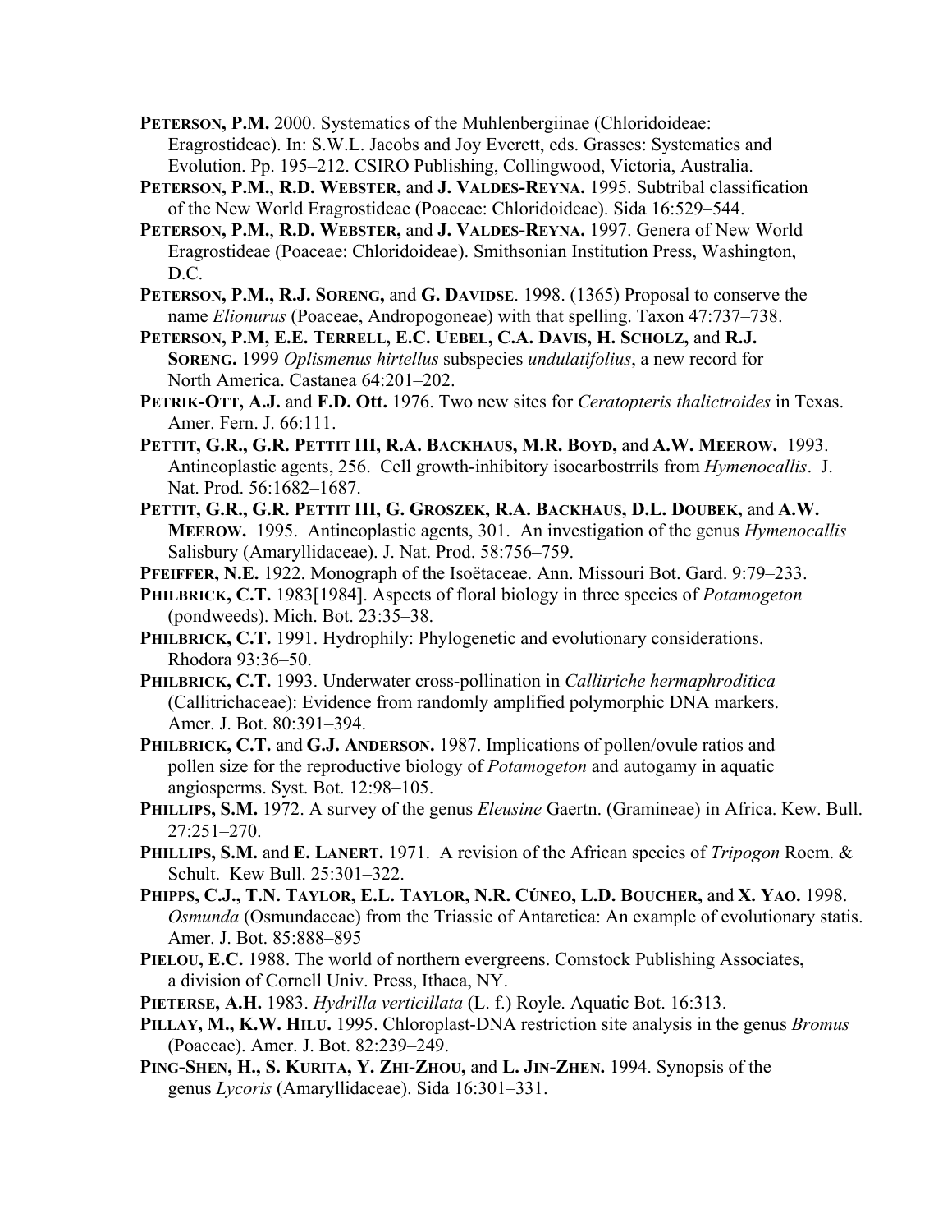**Peterson, P.M.** 2000. Systematics of the Muhlenbergiinae (Chloridoideae: Eragrostideae). In: S.W.L. Jacobs and Joy Everett, eds. Grasses: Systematics and Evolution. Pp. 195–212. CSIRO Publishing, Collingwood, Victoria, Australia.

**Peterson, P.M.**, **R.D. Webster,** and **J. Valdes-Reyna.** 1995. Subtribal classification of the New World Eragrostideae (Poaceae: Chloridoideae). Sida 16:529–544.

**Peterson, P.M.**, **R.D. Webster,** and **J. Valdes-Reyna.** 1997. Genera of New World Eragrostideae (Poaceae: Chloridoideae). Smithsonian Institution Press, Washington, D.C.

**Peterson, P.M., R.J. Soreng,** and **G. Davidse**. 1998. (1365) Proposal to conserve the name *Elionurus* (Poaceae, Andropogoneae) with that spelling. Taxon 47:737–738.

**Peterson, P.M, E.E. Terrell, E.C. Uebel, C.A. Davis, H. Scholz,** and **R.J. Soreng.** 1999 *Oplismenus hirtellus* subspecies *undulatifolius*, a new record for North America. Castanea 64:201–202.

**Petrik-Ott, A.J.** and **F.D. Ott.** 1976. Two new sites for *Ceratopteris thalictroides* in Texas. Amer. Fern. J. 66:111.

**Pettit, G.R., G.R. Pettit III, R.A. Backhaus, M.R. Boyd,** and **A.W. Meerow.** 1993. Antineoplastic agents, 256. Cell growth-inhibitory isocarbostrrils from *Hymenocallis*. J. Nat. Prod. 56:1682–1687.

**Pettit, G.R., G.R. Pettit III, G. Groszek, R.A. Backhaus, D.L. Doubek,** and **A.W. Meerow.** 1995. Antineoplastic agents, 301. An investigation of the genus *Hymenocallis* Salisbury (Amaryllidaceae). J. Nat. Prod. 58:756–759.

**Pfeiffer, N.E.** 1922. Monograph of the Isoëtaceae. Ann. Missouri Bot. Gard. 9:79–233.

**Philbrick, C.T.** 1983[1984]. Aspects of floral biology in three species of *Potamogeton* (pondweeds). Mich. Bot. 23:35–38.

**Philbrick, C.T.** 1991. Hydrophily: Phylogenetic and evolutionary considerations. Rhodora 93:36–50.

**Philbrick, C.T.** 1993. Underwater cross-pollination in *Callitriche hermaphroditica* (Callitrichaceae): Evidence from randomly amplified polymorphic DNA markers. Amer. J. Bot. 80:391–394.

**Philbrick, C.T.** and **G.J. Anderson.** 1987. Implications of pollen/ovule ratios and pollen size for the reproductive biology of *Potamogeton* and autogamy in aquatic angiosperms. Syst. Bot. 12:98–105.

**Phillips, S.M.** 1972. A survey of the genus *Eleusine* Gaertn. (Gramineae) in Africa. Kew. Bull. 27:251–270.

**Phillips, S.M.** and **E. Lanert.** 1971. A revision of the African species of *Tripogon* Roem. & Schult. Kew Bull. 25:301–322.

**Phipps, C.J., T.N. Taylor, E.L. Taylor, N.R. Cúneo, L.D. Boucher,** and **X. Yao.** 1998. *Osmunda* (Osmundaceae) from the Triassic of Antarctica: An example of evolutionary statis. Amer. J. Bot. 85:888–895

**Pielou, E.C.** 1988. The world of northern evergreens. Comstock Publishing Associates, a division of Cornell Univ. Press, Ithaca, NY.

**Pieterse, A.H.** 1983. *Hydrilla verticillata* (L. f.) Royle. Aquatic Bot. 16:313.

**Pillay, M., K.W. Hilu.** 1995. Chloroplast-DNA restriction site analysis in the genus *Bromus* (Poaceae). Amer. J. Bot. 82:239–249.

**Ping-Shen, H., S. Kurita, Y. Zhi-Zhou,** and **L. Jin-Zhen.** 1994. Synopsis of the genus *Lycoris* (Amaryllidaceae). Sida 16:301–331.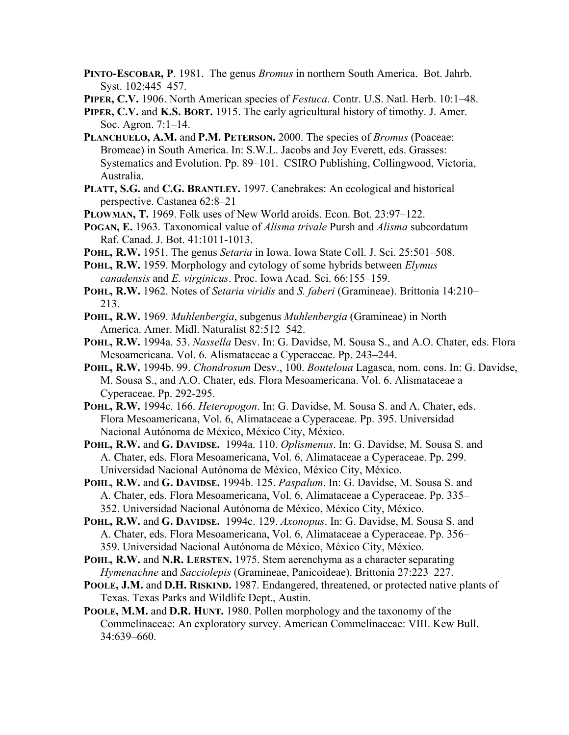**Pinto-Escobar, P**. 1981. The genus *Bromus* in northern South America. Bot. Jahrb. Syst. 102:445–457.

**Piper, C.V.** 1906. North American species of *Festuca*. Contr. U.S. Natl. Herb. 10:1–48.

**Piper, C.V.** and **K.S. Bort.** 1915. The early agricultural history of timothy. J. Amer. Soc. Agron. 7:1–14.

**Planchuelo, A.M.** and **P.M. Peterson.** 2000. The species of *Bromus* (Poaceae: Bromeae) in South America. In: S.W.L. Jacobs and Joy Everett, eds. Grasses: Systematics and Evolution. Pp. 89–101. CSIRO Publishing, Collingwood, Victoria, Australia.

**Platt, S.G.** and **C.G. Brantley.** 1997. Canebrakes: An ecological and historical perspective. Castanea 62:8–21

**Plowman, T.** 1969. Folk uses of New World aroids. Econ. Bot. 23:97–122.

**Pogan, E.** 1963. Taxonomical value of *Alisma trivale* Pursh and *Alisma* subcordatum Raf. Canad. J. Bot. 41:1011-1013.

**Pohl, R.W.** 1951. The genus *Setaria* in Iowa. Iowa State Coll. J. Sci. 25:501–508.

**Pohl, R.W.** 1959. Morphology and cytology of some hybrids between *Elymus canadensis* and *E. virginicus*. Proc. Iowa Acad. Sci. 66:155–159.

**Pohl, R.W.** 1962. Notes of *Setaria viridis* and *S. faberi* (Gramineae). Brittonia 14:210–213.

**Pohl, R.W.** 1969. *Muhlenbergia*, subgenus *Muhlenbergia* (Gramineae) in North America. Amer. Midl. Naturalist 82:512–542.

**Pohl, R.W.** 1994a. 53. *Nassella* Desv. In: G. Davidse, M. Sousa S., and A.O. Chater, eds. Flora Mesoamericana. Vol. 6. Alismataceae a Cyperaceae. Pp. 243–244.

**Pohl, R.W.** 1994b. 99. *Chondrosum* Desv., 100. *Bouteloua* Lagasca, nom. cons. In: G. Davidse, M. Sousa S., and A.O. Chater, eds. Flora Mesoamericana. Vol. 6. Alismataceae a Cyperaceae. Pp. 292-295.

**Pohl, R.W.** 1994c. 166. *Heteropogon*. In: G. Davidse, M. Sousa S. and A. Chater, eds. Flora Mesoamericana, Vol. 6, Alimataceae a Cyperaceae. Pp. 395. Universidad Nacional Autónoma de México, México City, México.

**Pohl, R.W.** and **G. Davidse.** 1994a. 110. *Oplismenus*. In: G. Davidse, M. Sousa S. and A. Chater, eds. Flora Mesoamericana, Vol. 6, Alimataceae a Cyperaceae. Pp. 299. Universidad Nacional Autónoma de México, México City, México.

**Pohl, R.W.** and **G. Davidse.** 1994b. 125. *Paspalum*. In: G. Davidse, M. Sousa S. and A. Chater, eds. Flora Mesoamericana, Vol. 6, Alimataceae a Cyperaceae. Pp. 335–352. Universidad Nacional Autónoma de México, México City, México.

**Pohl, R.W.** and **G. Davidse.** 1994c. 129. *Axonopus*. In: G. Davidse, M. Sousa S. and A. Chater, eds. Flora Mesoamericana, Vol. 6, Alimataceae a Cyperaceae. Pp. 356–359. Universidad Nacional Autónoma de México, México City, México.

**Pohl, R.W.** and **N.R. Lersten.** 1975. Stem aerenchyma as a character separating *Hymenachne* and *Sacciolepis* (Gramineae, Panicoideae). Brittonia 27:223–227.

**Poole, J.M.** and **D.H. Riskind.** 1987. Endangered, threatened, or protected native plants of Texas. Texas Parks and Wildlife Dept., Austin.

**Poole, M.M.** and **D.R. Hunt.** 1980. Pollen morphology and the taxonomy of the Commelinaceae: An exploratory survey. American Commelinaceae: VIII. Kew Bull. 34:639–660.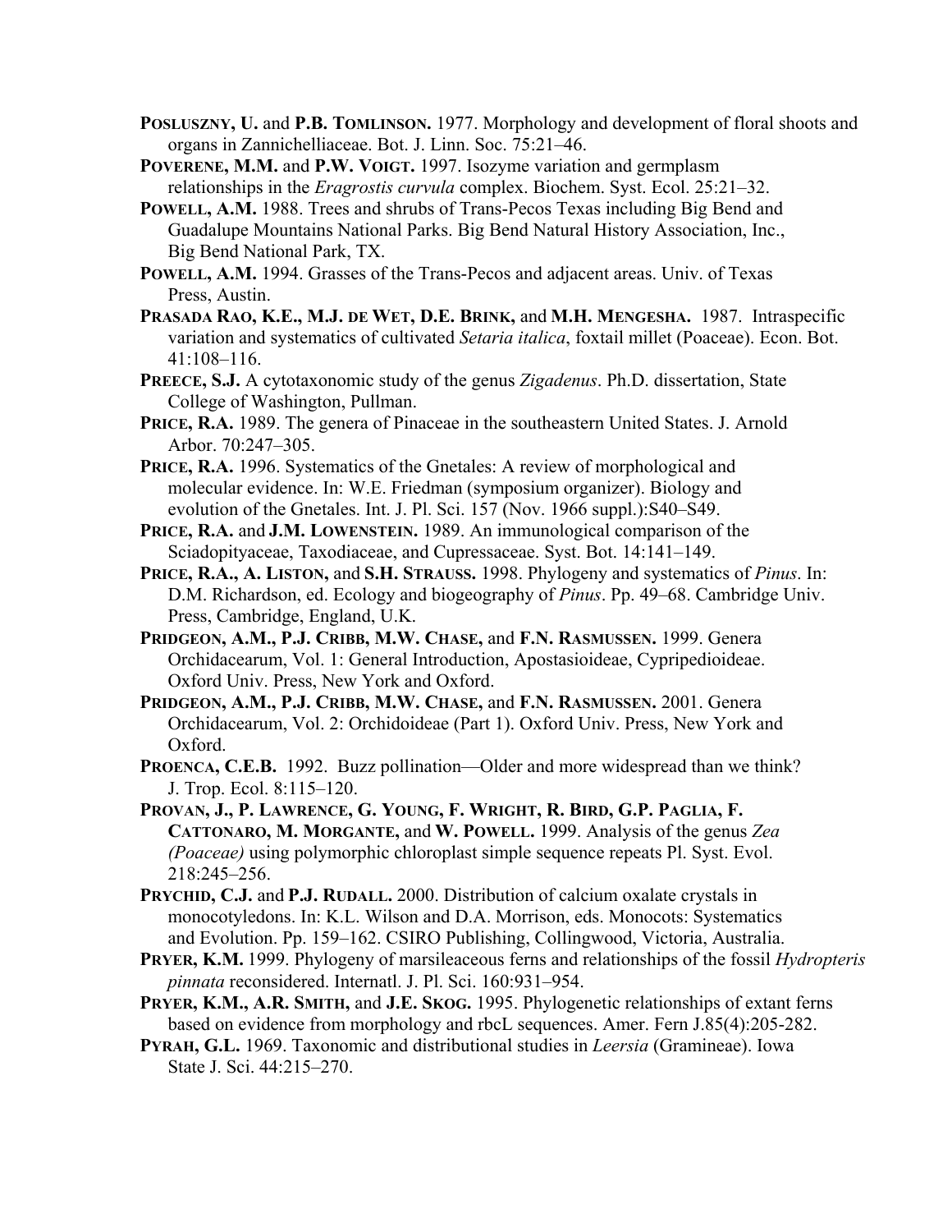**POSLUSZNY, U.** and **P.B. TOMLINSON.** 1977. Morphology and development of floral shoots and organs in Zannichelliaceae. Bot. J. Linn. Soc. 75:21–46.

**POVERENE, M.M.** and **P.W. VOIGT.** 1997. Isozyme variation and germplasm relationships in the *Eragrostis curvula* complex. Biochem. Syst. Ecol. 25:21–32.

**POWELL, A.M.** 1988. Trees and shrubs of Trans-Pecos Texas including Big Bend and Guadalupe Mountains National Parks. Big Bend Natural History Association, Inc., Big Bend National Park, TX.

**POWELL, A.M.** 1994. Grasses of the Trans-Pecos and adjacent areas. Univ. of Texas Press, Austin.

**PRASADA RAO, K.E., M.J. DE WET, D.E. BRINK,** and **M.H. MENGESHA.** 1987. Intraspecific variation and systematics of cultivated *Setaria italica*, foxtail millet (Poaceae). Econ. Bot. 41:108–116.

**PREECE, S.J.** A cytotaxonomic study of the genus *Zigadenus*. Ph.D. dissertation, State College of Washington, Pullman.

**PRICE, R.A.** 1989. The genera of Pinaceae in the southeastern United States. J. Arnold Arbor. 70:247–305.

**PRICE, R.A.** 1996. Systematics of the Gnetales: A review of morphological and molecular evidence. In: W.E. Friedman (symposium organizer). Biology and evolution of the Gnetales. Int. J. Pl. Sci. 157 (Nov. 1966 suppl.):S40–S49.

**PRICE, R.A.** and **J.M. LOWENSTEIN.** 1989. An immunological comparison of the Sciadopityaceae, Taxodiaceae, and Cupressaceae. Syst. Bot. 14:141–149.

**PRICE, R.A., A. LISTON,** and **S.H. STRAUSS.** 1998. Phylogeny and systematics of *Pinus*. In: D.M. Richardson, ed. Ecology and biogeography of *Pinus*. Pp. 49–68. Cambridge Univ. Press, Cambridge, England, U.K.

**PRIDGEON, A.M., P.J. CRIBB, M.W. CHASE,** and **F.N. RASMUSSEN.** 1999. Genera Orchidacearum, Vol. 1: General Introduction, Apostasioideae, Cypripedioideae. Oxford Univ. Press, New York and Oxford.

**PRIDGEON, A.M., P.J. CRIBB, M.W. CHASE,** and **F.N. RASMUSSEN.** 2001. Genera Orchidacearum, Vol. 2: Orchidoideae (Part 1). Oxford Univ. Press, New York and Oxford.

**PROENCA, C.E.B.** 1992. Buzz pollination—Older and more widespread than we think? J. Trop. Ecol. 8:115–120.

**PROVAN, J., P. LAWRENCE, G. YOUNG, F. WRIGHT, R. BIRD, G.P. PAGLIA, F. CATTONARO, M. MORGANTE,** and **W. POWELL.** 1999. Analysis of the genus *Zea (Poaceae)* using polymorphic chloroplast simple sequence repeats Pl. Syst. Evol. 218:245–256.

**PRYCHID, C.J.** and **P.J. RUDALL.** 2000. Distribution of calcium oxalate crystals in monocotyledons. In: K.L. Wilson and D.A. Morrison, eds. Monocots: Systematics and Evolution. Pp. 159–162. CSIRO Publishing, Collingwood, Victoria, Australia.

**PRYER, K.M.** 1999. Phylogeny of marsileaceous ferns and relationships of the fossil *Hydropteris pinnata* reconsidered. Internatl. J. Pl. Sci. 160:931–954.

**PRYER, K.M., A.R. SMITH,** and **J.E. SKOG.** 1995. Phylogenetic relationships of extant ferns based on evidence from morphology and rbcL sequences. Amer. Fern J.85(4):205-282.

**PYRAH, G.L.** 1969. Taxonomic and distributional studies in *Leersia* (Gramineae). Iowa State J. Sci. 44:215–270.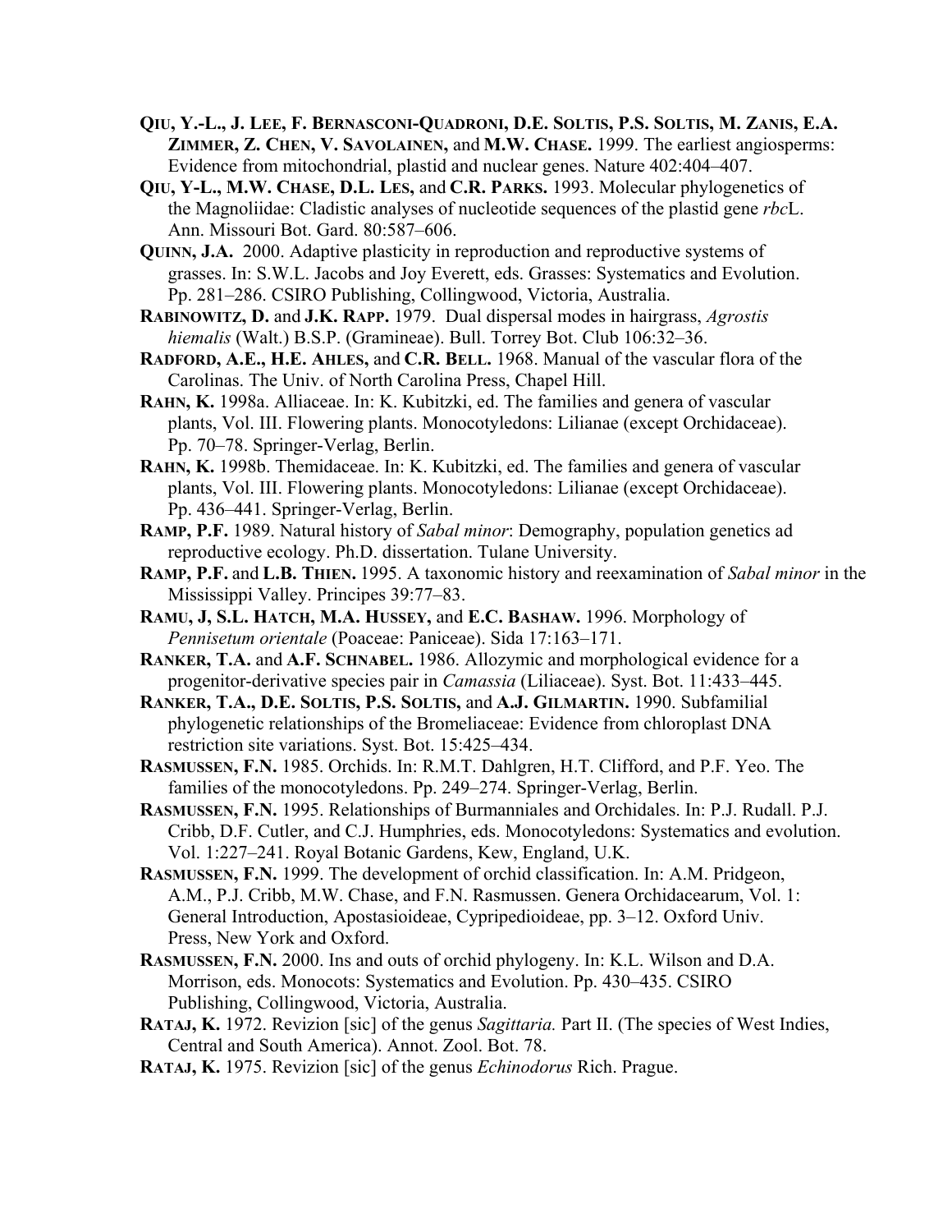**Qiu, Y.-L., J. Lee, F. Bernasconi-Quadroni, D.E. Soltis, P.S. Soltis, M. Zanis, E.A. Zimmer, Z. Chen, V. Savolainen,** and **M.W. Chase.** 1999. The earliest angiosperms: Evidence from mitochondrial, plastid and nuclear genes. Nature 402:404–407.

**Qiu, Y-L., M.W. Chase, D.L. Les,** and **C.R. Parks.** 1993. Molecular phylogenetics of the Magnoliidae: Cladistic analyses of nucleotide sequences of the plastid gene *rbc*L. Ann. Missouri Bot. Gard. 80:587–606.

**Quinn, J.A.** 2000. Adaptive plasticity in reproduction and reproductive systems of grasses. In: S.W.L. Jacobs and Joy Everett, eds. Grasses: Systematics and Evolution. Pp. 281–286. CSIRO Publishing, Collingwood, Victoria, Australia.

**Rabinowitz, D.** and **J.K. Rapp.** 1979. Dual dispersal modes in hairgrass, *Agrostis hiemalis* (Walt.) B.S.P. (Gramineae). Bull. Torrey Bot. Club 106:32–36.

**Radford, A.E., H.E. Ahles,** and **C.R. Bell.** 1968. Manual of the vascular flora of the Carolinas. The Univ. of North Carolina Press, Chapel Hill.

**Rahn, K.** 1998a. Alliaceae. In: K. Kubitzki, ed. The families and genera of vascular plants, Vol. III. Flowering plants. Monocotyledons: Lilianae (except Orchidaceae). Pp. 70–78. Springer-Verlag, Berlin.

**Rahn, K.** 1998b. Themidaceae. In: K. Kubitzki, ed. The families and genera of vascular plants, Vol. III. Flowering plants. Monocotyledons: Lilianae (except Orchidaceae). Pp. 436–441. Springer-Verlag, Berlin.

**Ramp, P.F.** 1989. Natural history of *Sabal minor*: Demography, population genetics ad reproductive ecology. Ph.D. dissertation. Tulane University.

**Ramp, P.F.** and **L.B. Thien.** 1995. A taxonomic history and reexamination of *Sabal minor* in the Mississippi Valley. Principes 39:77–83.

**Ramu, J, S.L. Hatch, M.A. Hussey,** and **E.C. Bashaw.** 1996. Morphology of *Pennisetum orientale* (Poaceae: Paniceae). Sida 17:163–171.

**Ranker, T.A.** and **A.F. Schnabel.** 1986. Allozymic and morphological evidence for a progenitor-derivative species pair in *Camassia* (Liliaceae). Syst. Bot. 11:433–445.

**Ranker, T.A., D.E. Soltis, P.S. Soltis,** and **A.J. Gilmartin.** 1990. Subfamilial phylogenetic relationships of the Bromeliaceae: Evidence from chloroplast DNA restriction site variations. Syst. Bot. 15:425–434.

**Rasmussen, F.N.** 1985. Orchids. In: R.M.T. Dahlgren, H.T. Clifford, and P.F. Yeo. The families of the monocotyledons. Pp. 249–274. Springer-Verlag, Berlin.

**Rasmussen, F.N.** 1995. Relationships of Burmanniales and Orchidales. In: P.J. Rudall. P.J. Cribb, D.F. Cutler, and C.J. Humphries, eds. Monocotyledons: Systematics and evolution. Vol. 1:227–241. Royal Botanic Gardens, Kew, England, U.K.

**Rasmussen, F.N.** 1999. The development of orchid classification. In: A.M. Pridgeon, A.M., P.J. Cribb, M.W. Chase, and F.N. Rasmussen. Genera Orchidacearum, Vol. 1: General Introduction, Apostasioideae, Cypripedioideae, pp. 3–12. Oxford Univ. Press, New York and Oxford.

**Rasmussen, F.N.** 2000. Ins and outs of orchid phylogeny. In: K.L. Wilson and D.A. Morrison, eds. Monocots: Systematics and Evolution. Pp. 430–435. CSIRO Publishing, Collingwood, Victoria, Australia.

**Rataj, K.** 1972. Revizion [sic] of the genus *Sagittaria.* Part II. (The species of West Indies, Central and South America). Annot. Zool. Bot. 78.

**Rataj, K.** 1975. Revizion [sic] of the genus *Echinodorus* Rich. Prague.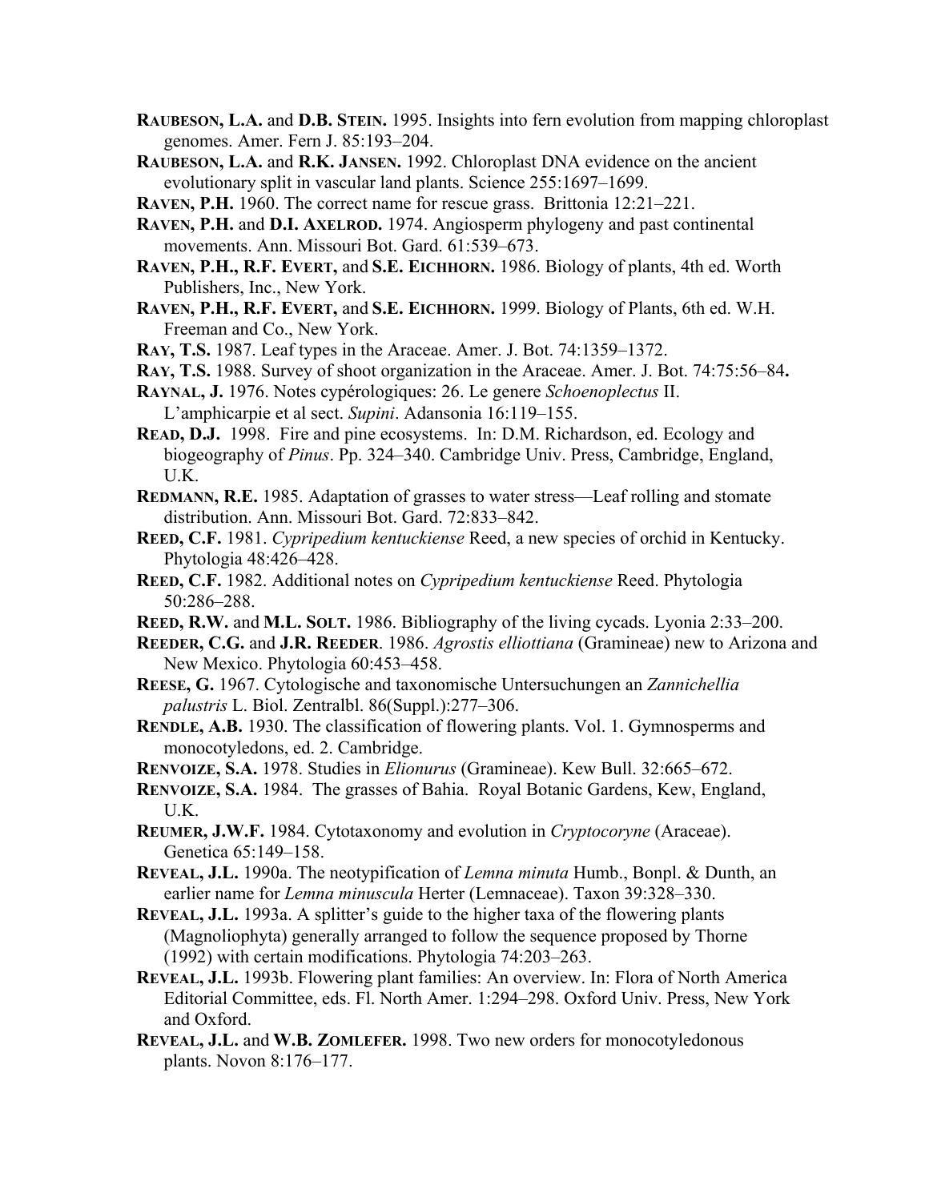**Raubeson, L.A.** and **D.B. Stein.** 1995. Insights into fern evolution from mapping chloroplast genomes. Amer. Fern J. 85:193–204.

**Raubeson, L.A.** and **R.K. Jansen.** 1992. Chloroplast DNA evidence on the ancient evolutionary split in vascular land plants. Science 255:1697–1699.

**Raven, P.H.** 1960. The correct name for rescue grass. Brittonia 12:21–221.

**Raven, P.H.** and **D.I. Axelrod.** 1974. Angiosperm phylogeny and past continental movements. Ann. Missouri Bot. Gard. 61:539–673.

**Raven, P.H., R.F. Evert,** and **S.E. Eichhorn.** 1986. Biology of plants, 4th ed. Worth Publishers, Inc., New York.

**Raven, P.H., R.F. Evert,** and **S.E. Eichhorn.** 1999. Biology of Plants, 6th ed. W.H. Freeman and Co., New York.

**Ray, T.S.** 1987. Leaf types in the Araceae. Amer. J. Bot. 74:1359–1372.

**Ray, T.S.** 1988. Survey of shoot organization in the Araceae. Amer. J. Bot. 74:75:56–84**.**

**Raynal, J.** 1976. Notes cypérologiques: 26. Le genere *Schoenoplectus* II. L'amphicarpie et al sect. *Supini*. Adansonia 16:119–155.

**Read, D.J.** 1998. Fire and pine ecosystems. In: D.M. Richardson, ed. Ecology and biogeography of *Pinus*. Pp. 324–340. Cambridge Univ. Press, Cambridge, England, U.K.

**Redmann, R.E.** 1985. Adaptation of grasses to water stress—Leaf rolling and stomate distribution. Ann. Missouri Bot. Gard. 72:833–842.

**Reed, C.F.** 1981. *Cypripedium kentuckiense* Reed, a new species of orchid in Kentucky. Phytologia 48:426–428.

**Reed, C.F.** 1982. Additional notes on *Cypripedium kentuckiense* Reed. Phytologia 50:286–288.

**Reed, R.W.** and **M.L. Solt.** 1986. Bibliography of the living cycads. Lyonia 2:33–200.

**Reeder, C.G.** and **J.R. Reeder**. 1986. *Agrostis elliottiana* (Gramineae) new to Arizona and New Mexico. Phytologia 60:453–458.

**Reese, G.** 1967. Cytologische and taxonomische Untersuchungen an *Zannichellia palustris* L. Biol. Zentralbl. 86(Suppl.):277–306.

**Rendle, A.B.** 1930. The classification of flowering plants. Vol. 1. Gymnosperms and monocotyledons, ed. 2. Cambridge.

**Renvoize, S.A.** 1978. Studies in *Elionurus* (Gramineae). Kew Bull. 32:665–672.

**Renvoize, S.A.** 1984. The grasses of Bahia. Royal Botanic Gardens, Kew, England, U.K.

**Reumer, J.W.F.** 1984. Cytotaxonomy and evolution in *Cryptocoryne* (Araceae). Genetica 65:149–158.

**Reveal, J.L.** 1990a. The neotypification of *Lemna minuta* Humb., Bonpl. & Dunth, an earlier name for *Lemna minuscula* Herter (Lemnaceae). Taxon 39:328–330.

**Reveal, J.L.** 1993a. A splitter's guide to the higher taxa of the flowering plants (Magnoliophyta) generally arranged to follow the sequence proposed by Thorne (1992) with certain modifications. Phytologia 74:203–263.

**Reveal, J.L.** 1993b. Flowering plant families: An overview. In: Flora of North America Editorial Committee, eds. Fl. North Amer. 1:294–298. Oxford Univ. Press, New York and Oxford.

**Reveal, J.L.** and **W.B. Zomlefer.** 1998. Two new orders for monocotyledonous plants. Novon 8:176–177.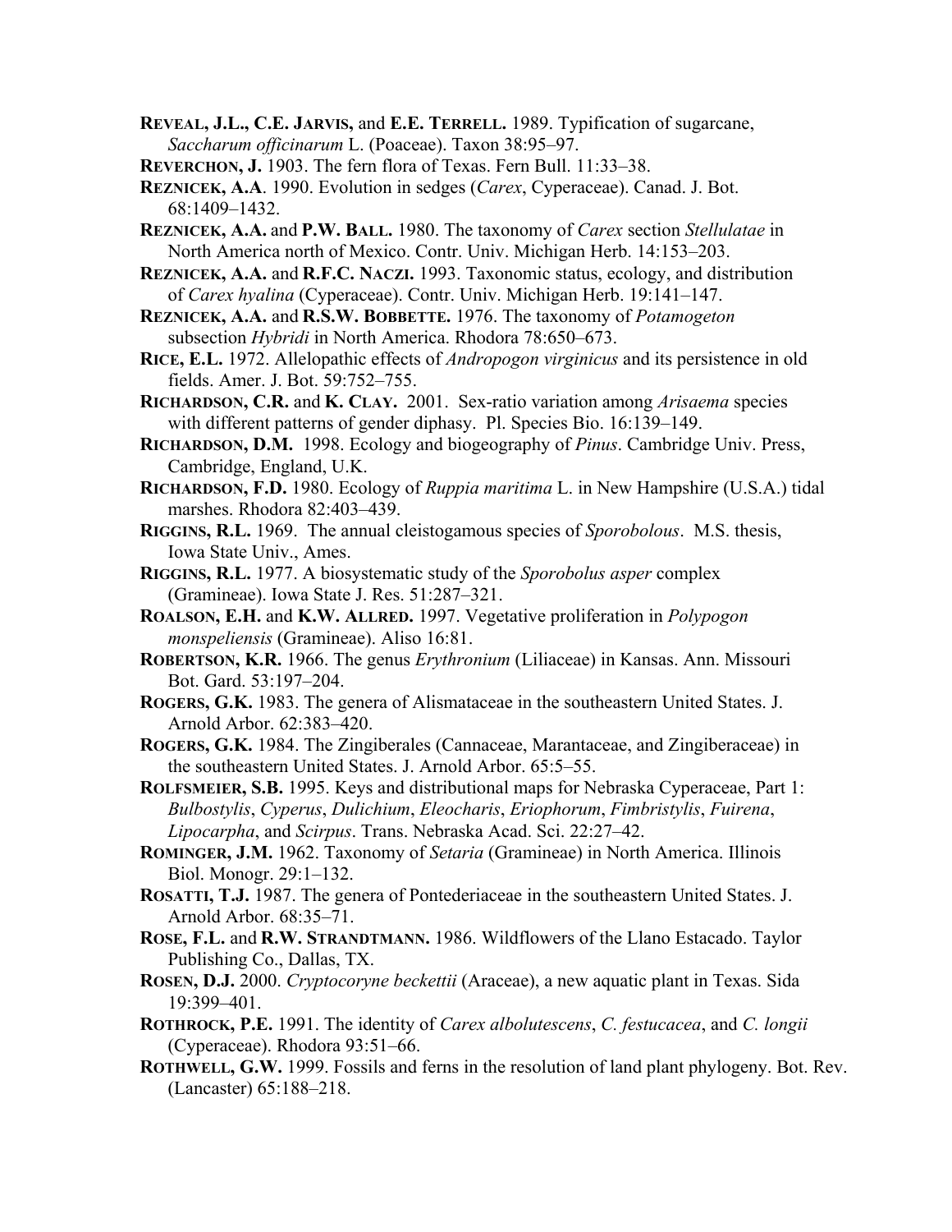**REVEAL, J.L., C.E. JARVIS,** and **E.E. TERRELL.** 1989. Typification of sugarcane, *Saccharum officinarum* L. (Poaceae). Taxon 38:95–97.

**REVERCHON, J.** 1903. The fern flora of Texas. Fern Bull. 11:33–38.

**REZNICEK, A.A**. 1990. Evolution in sedges (*Carex*, Cyperaceae). Canad. J. Bot. 68:1409–1432.

**REZNICEK, A.A.** and **P.W. BALL.** 1980. The taxonomy of *Carex* section *Stellulatae* in North America north of Mexico. Contr. Univ. Michigan Herb. 14:153–203.

**REZNICEK, A.A.** and **R.F.C. NACZI.** 1993. Taxonomic status, ecology, and distribution of *Carex hyalina* (Cyperaceae). Contr. Univ. Michigan Herb. 19:141–147.

**REZNICEK, A.A.** and **R.S.W. BOBBETTE.** 1976. The taxonomy of *Potamogeton* subsection *Hybridi* in North America. Rhodora 78:650–673.

**RICE, E.L.** 1972. Allelopathic effects of *Andropogon virginicus* and its persistence in old fields. Amer. J. Bot. 59:752–755.

**RICHARDSON, C.R.** and **K. CLAY.** 2001. Sex-ratio variation among *Arisaema* species with different patterns of gender diphasy. Pl. Species Bio. 16:139–149.

**RICHARDSON, D.M.** 1998. Ecology and biogeography of *Pinus*. Cambridge Univ. Press, Cambridge, England, U.K.

**RICHARDSON, F.D.** 1980. Ecology of *Ruppia maritima* L. in New Hampshire (U.S.A.) tidal marshes. Rhodora 82:403–439.

**RIGGINS, R.L.** 1969. The annual cleistogamous species of *Sporobolous*. M.S. thesis, Iowa State Univ., Ames.

**RIGGINS, R.L.** 1977. A biosystematic study of the *Sporobolus asper* complex (Gramineae). Iowa State J. Res. 51:287–321.

**ROALSON, E.H.** and **K.W. ALLRED.** 1997. Vegetative proliferation in *Polypogon monspeliensis* (Gramineae). Aliso 16:81.

**ROBERTSON, K.R.** 1966. The genus *Erythronium* (Liliaceae) in Kansas. Ann. Missouri Bot. Gard. 53:197–204.

**ROGERS, G.K.** 1983. The genera of Alismataceae in the southeastern United States. J. Arnold Arbor. 62:383–420.

**ROGERS, G.K.** 1984. The Zingiberales (Cannaceae, Marantaceae, and Zingiberaceae) in the southeastern United States. J. Arnold Arbor. 65:5–55.

**ROLFSMEIER, S.B.** 1995. Keys and distributional maps for Nebraska Cyperaceae, Part 1: *Bulbostylis*, *Cyperus*, *Dulichium*, *Eleocharis*, *Eriophorum*, *Fimbristylis*, *Fuirena*, *Lipocarpha*, and *Scirpus*. Trans. Nebraska Acad. Sci. 22:27–42.

**ROMINGER, J.M.** 1962. Taxonomy of *Setaria* (Gramineae) in North America. Illinois Biol. Monogr. 29:1–132.

**ROSATTI, T.J.** 1987. The genera of Pontederiaceae in the southeastern United States. J. Arnold Arbor. 68:35–71.

**ROSE, F.L.** and **R.W. STRANDTMANN.** 1986. Wildflowers of the Llano Estacado. Taylor Publishing Co., Dallas, TX.

**ROSEN, D.J.** 2000. *Cryptocoryne beckettii* (Araceae), a new aquatic plant in Texas. Sida 19:399–401.

**ROTHROCK, P.E.** 1991. The identity of *Carex albolutescens*, *C. festucacea*, and *C. longii* (Cyperaceae). Rhodora 93:51–66.

**ROTHWELL, G.W.** 1999. Fossils and ferns in the resolution of land plant phylogeny. Bot. Rev. (Lancaster) 65:188–218.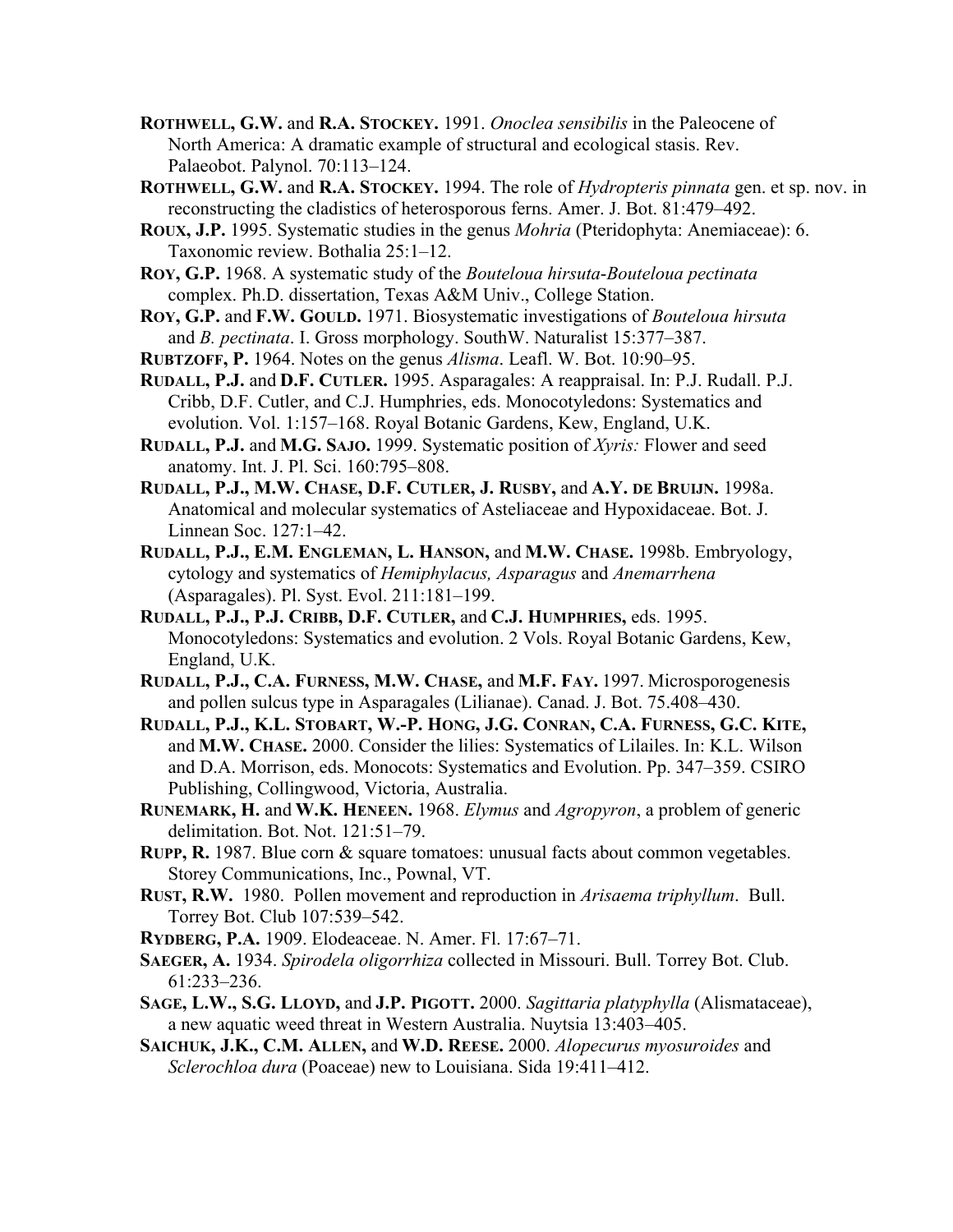**ROTHWELL, G.W.** and **R.A. STOCKEY.** 1991. *Onoclea sensibilis* in the Paleocene of North America: A dramatic example of structural and ecological stasis. Rev. Palaeobot. Palynol. 70:113–124.

**ROTHWELL, G.W.** and **R.A. STOCKEY.** 1994. The role of *Hydropteris pinnata* gen. et sp. nov. in reconstructing the cladistics of heterosporous ferns. Amer. J. Bot. 81:479–492.

**ROUX, J.P.** 1995. Systematic studies in the genus *Mohria* (Pteridophyta: Anemiaceae): 6. Taxonomic review. Bothalia 25:1–12.

**ROY, G.P.** 1968. A systematic study of the *Bouteloua hirsuta*-*Bouteloua pectinata* complex. Ph.D. dissertation, Texas A&M Univ., College Station.

**ROY, G.P.** and **F.W. GOULD.** 1971. Biosystematic investigations of *Bouteloua hirsuta* and *B. pectinata*. I. Gross morphology. SouthW. Naturalist 15:377–387.

**RUBTZOFF, P.** 1964. Notes on the genus *Alisma*. Leafl. W. Bot. 10:90–95.

**RUDALL, P.J.** and **D.F. CUTLER.** 1995. Asparagales: A reappraisal. In: P.J. Rudall. P.J. Cribb, D.F. Cutler, and C.J. Humphries, eds. Monocotyledons: Systematics and evolution. Vol. 1:157–168. Royal Botanic Gardens, Kew, England, U.K.

**RUDALL, P.J.** and **M.G. SAJO.** 1999. Systematic position of *Xyris:* Flower and seed anatomy. Int. J. Pl. Sci. 160:795–808.

**RUDALL, P.J., M.W. CHASE, D.F. CUTLER, J. RUSBY,** and **A.Y. DE BRUIJN.** 1998a. Anatomical and molecular systematics of Asteliaceae and Hypoxidaceae. Bot. J. Linnean Soc. 127:1–42.

**RUDALL, P.J., E.M. ENGLEMAN, L. HANSON,** and **M.W. CHASE.** 1998b. Embryology, cytology and systematics of *Hemiphylacus, Asparagus* and *Anemarrhena* (Asparagales). Pl. Syst. Evol. 211:181–199.

**RUDALL, P.J., P.J. CRIBB, D.F. CUTLER,** and **C.J. HUMPHRIES,** eds. 1995. Monocotyledons: Systematics and evolution. 2 Vols. Royal Botanic Gardens, Kew, England, U.K.

**RUDALL, P.J., C.A. FURNESS, M.W. CHASE,** and **M.F. FAY.** 1997. Microsporogenesis and pollen sulcus type in Asparagales (Lilianae). Canad. J. Bot. 75.408–430.

**RUDALL, P.J., K.L. STOBART, W.-P. HONG, J.G. CONRAN, C.A. FURNESS, G.C. KITE,** and **M.W. CHASE.** 2000. Consider the lilies: Systematics of Lilailes. In: K.L. Wilson and D.A. Morrison, eds. Monocots: Systematics and Evolution. Pp. 347–359. CSIRO Publishing, Collingwood, Victoria, Australia.

**RUNEMARK, H.** and **W.K. HENEEN.** 1968. *Elymus* and *Agropyron*, a problem of generic delimitation. Bot. Not. 121:51–79.

**RUPP, R.** 1987. Blue corn & square tomatoes: unusual facts about common vegetables. Storey Communications, Inc., Pownal, VT.

**RUST, R.W.** 1980. Pollen movement and reproduction in *Arisaema triphyllum*. Bull. Torrey Bot. Club 107:539–542.

**RYDBERG, P.A.** 1909. Elodeaceae. N. Amer. Fl. 17:67–71.

**SAEGER, A.** 1934. *Spirodela oligorrhiza* collected in Missouri. Bull. Torrey Bot. Club. 61:233–236.

**SAGE, L.W., S.G. LLOYD,** and **J.P. PIGOTT.** 2000. *Sagittaria platyphylla* (Alismataceae), a new aquatic weed threat in Western Australia. Nuytsia 13:403–405.

**SAICHUK, J.K., C.M. ALLEN,** and **W.D. REESE.** 2000. *Alopecurus myosuroides* and *Sclerochloa dura* (Poaceae) new to Louisiana. Sida 19:411–412.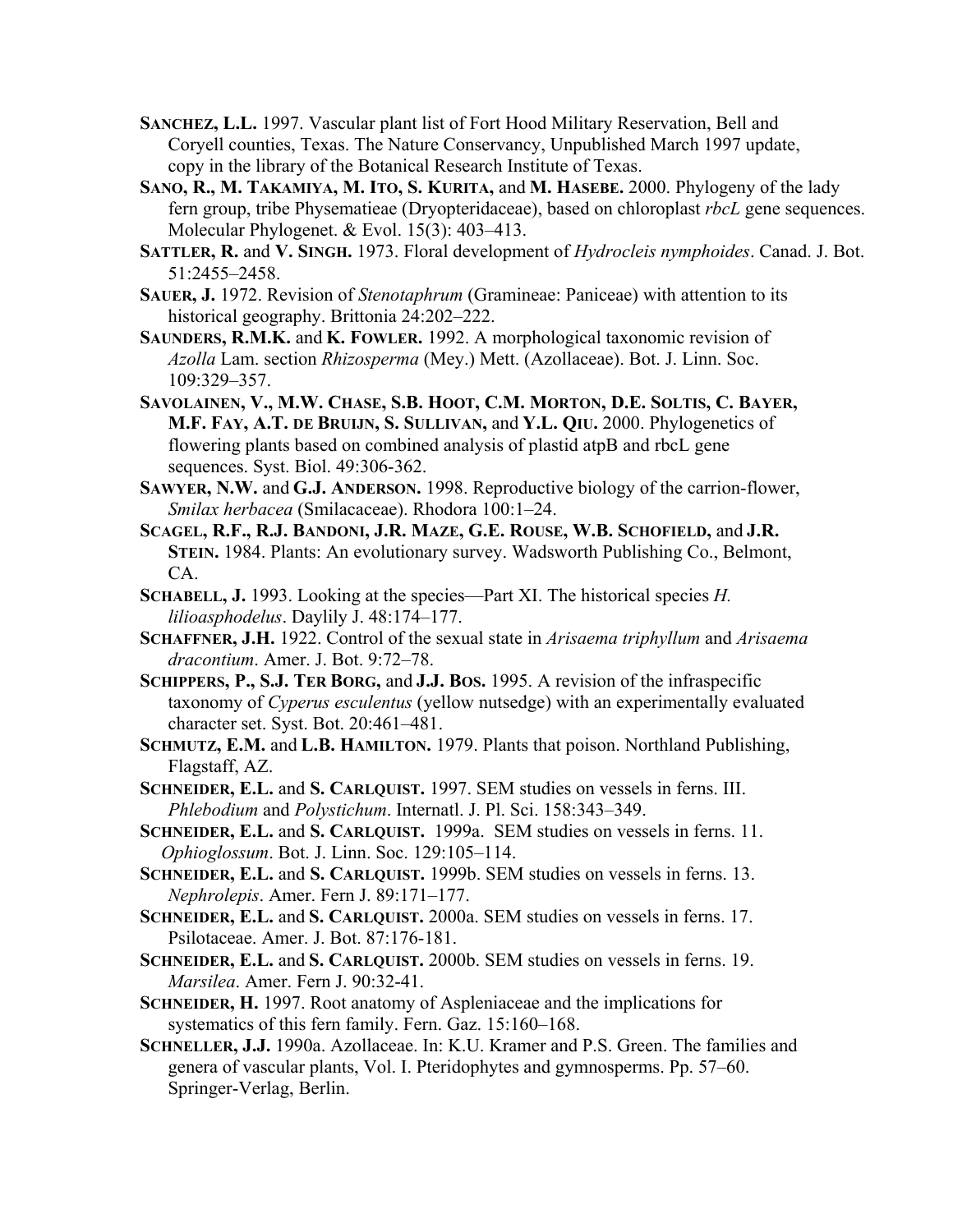**SANCHEZ, L.L.** 1997. Vascular plant list of Fort Hood Military Reservation, Bell and Coryell counties, Texas. The Nature Conservancy, Unpublished March 1997 update, copy in the library of the Botanical Research Institute of Texas.

**SANO, R., M. TAKAMIYA, M. ITO, S. KURITA,** and **M. HASEBE.** 2000. Phylogeny of the lady fern group, tribe Physematieae (Dryopteridaceae), based on chloroplast *rbcL* gene sequences. Molecular Phylogenet. & Evol. 15(3): 403–413.

**SATTLER, R.** and **V. SINGH.** 1973. Floral development of *Hydrocleis nymphoides*. Canad. J. Bot. 51:2455–2458.

**SAUER, J.** 1972. Revision of *Stenotaphrum* (Gramineae: Paniceae) with attention to its historical geography. Brittonia 24:202–222.

**SAUNDERS, R.M.K.** and **K. FOWLER.** 1992. A morphological taxonomic revision of *Azolla* Lam. section *Rhizosperma* (Mey.) Mett. (Azollaceae). Bot. J. Linn. Soc. 109:329–357.

**SAVOLAINEN, V., M.W. CHASE, S.B. HOOT, C.M. MORTON, D.E. SOLTIS, C. BAYER, M.F. FAY, A.T. DE BRUIJN, S. SULLIVAN,** and **Y.L. QIU.** 2000. Phylogenetics of flowering plants based on combined analysis of plastid atpB and rbcL gene sequences. Syst. Biol. 49:306-362.

**SAWYER, N.W.** and **G.J. ANDERSON.** 1998. Reproductive biology of the carrion-flower, *Smilax herbacea* (Smilacaceae). Rhodora 100:1–24.

**SCAGEL, R.F., R.J. BANDONI, J.R. MAZE, G.E. ROUSE, W.B. SCHOFIELD,** and **J.R. STEIN.** 1984. Plants: An evolutionary survey. Wadsworth Publishing Co., Belmont, CA.

**SCHABELL, J.** 1993. Looking at the species—Part XI. The historical species *H. lilioasphodelus*. Daylily J. 48:174–177.

**SCHAFFNER, J.H.** 1922. Control of the sexual state in *Arisaema triphyllum* and *Arisaema dracontium*. Amer. J. Bot. 9:72–78.

**SCHIPPERS, P., S.J. TER BORG,** and **J.J. BOS.** 1995. A revision of the infraspecific taxonomy of *Cyperus esculentus* (yellow nutsedge) with an experimentally evaluated character set. Syst. Bot. 20:461–481.

**SCHMUTZ, E.M.** and **L.B. HAMILTON.** 1979. Plants that poison. Northland Publishing, Flagstaff, AZ.

**SCHNEIDER, E.L.** and **S. CARLQUIST.** 1997. SEM studies on vessels in ferns. III. *Phlebodium* and *Polystichum*. Internatl. J. Pl. Sci. 158:343–349.

**SCHNEIDER, E.L.** and **S. CARLQUIST.** 1999a. SEM studies on vessels in ferns. 11. *Ophioglossum*. Bot. J. Linn. Soc. 129:105–114.

**SCHNEIDER, E.L.** and **S. CARLQUIST.** 1999b. SEM studies on vessels in ferns. 13. *Nephrolepis*. Amer. Fern J. 89:171–177.

**SCHNEIDER, E.L.** and **S. CARLQUIST.** 2000a. SEM studies on vessels in ferns. 17. Psilotaceae. Amer. J. Bot. 87:176-181.

**SCHNEIDER, E.L.** and **S. CARLQUIST.** 2000b. SEM studies on vessels in ferns. 19. *Marsilea*. Amer. Fern J. 90:32-41.

**SCHNEIDER, H.** 1997. Root anatomy of Aspleniaceae and the implications for systematics of this fern family. Fern. Gaz. 15:160–168.

**SCHNELLER, J.J.** 1990a. Azollaceae. In: K.U. Kramer and P.S. Green. The families and genera of vascular plants, Vol. I. Pteridophytes and gymnosperms. Pp. 57–60. Springer-Verlag, Berlin.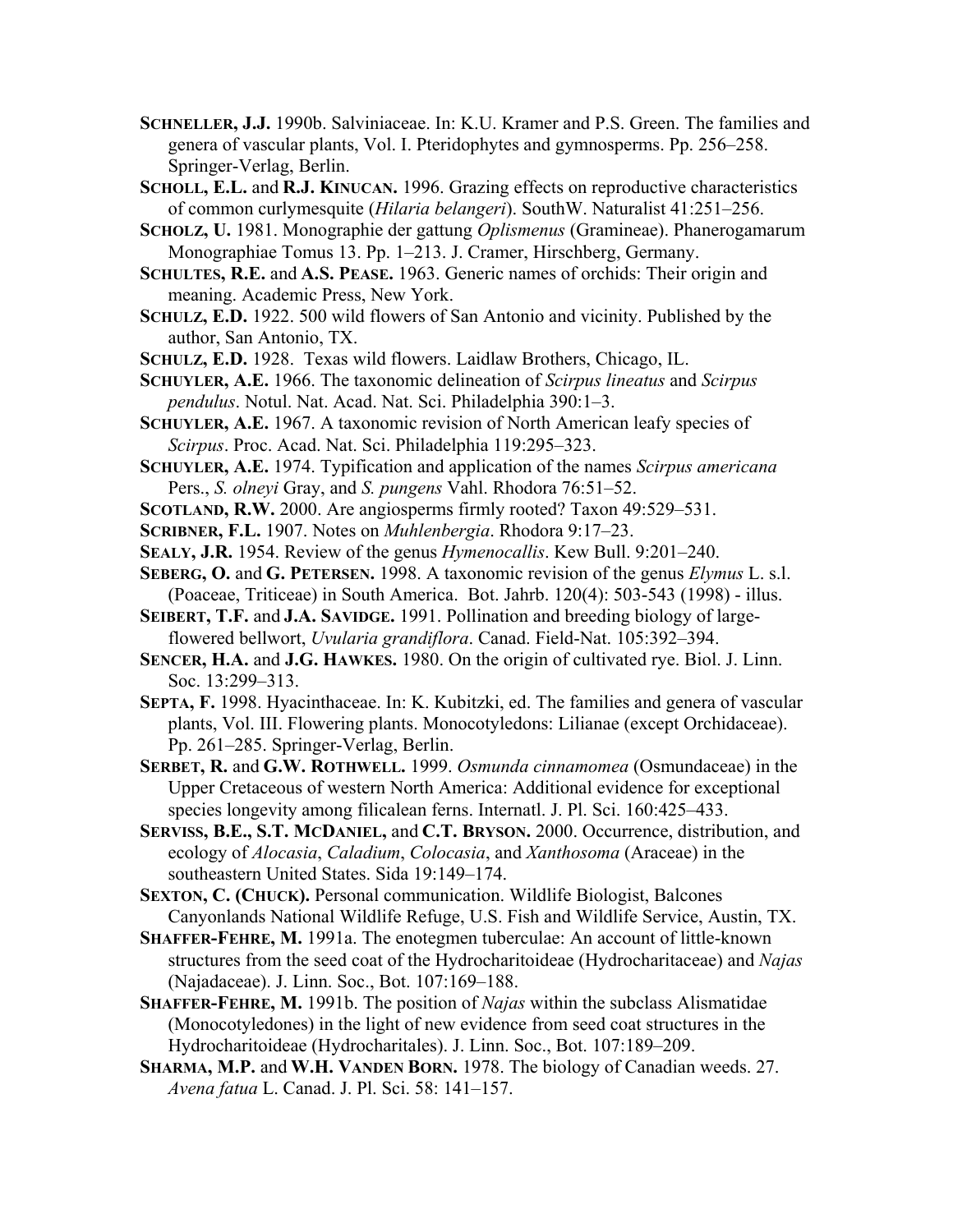**SCHNELLER, J.J.** 1990b. Salviniaceae. In: K.U. Kramer and P.S. Green. The families and genera of vascular plants, Vol. I. Pteridophytes and gymnosperms. Pp. 256–258. Springer-Verlag, Berlin.

**SCHOLL, E.L.** and **R.J. KINUCAN.** 1996. Grazing effects on reproductive characteristics of common curlymesquite (*Hilaria belangeri*). SouthW. Naturalist 41:251–256.

**SCHOLZ, U.** 1981. Monographie der gattung *Oplismenus* (Gramineae). Phanerogamarum Monographiae Tomus 13. Pp. 1–213. J. Cramer, Hirschberg, Germany.

**SCHULTES, R.E.** and **A.S. PEASE.** 1963. Generic names of orchids: Their origin and meaning. Academic Press, New York.

**SCHULZ, E.D.** 1922. 500 wild flowers of San Antonio and vicinity. Published by the author, San Antonio, TX.

**SCHULZ, E.D.** 1928. Texas wild flowers. Laidlaw Brothers, Chicago, IL.

**SCHUYLER, A.E.** 1966. The taxonomic delineation of *Scirpus lineatus* and *Scirpus pendulus*. Notul. Nat. Acad. Nat. Sci. Philadelphia 390:1–3.

**SCHUYLER, A.E.** 1967. A taxonomic revision of North American leafy species of *Scirpus*. Proc. Acad. Nat. Sci. Philadelphia 119:295–323.

**SCHUYLER, A.E.** 1974. Typification and application of the names *Scirpus americana* Pers., *S. olneyi* Gray, and *S. pungens* Vahl. Rhodora 76:51–52.

**SCOTLAND, R.W.** 2000. Are angiosperms firmly rooted? Taxon 49:529–531.

**SCRIBNER, F.L.** 1907. Notes on *Muhlenbergia*. Rhodora 9:17–23.

**SEALY, J.R.** 1954. Review of the genus *Hymenocallis*. Kew Bull. 9:201–240.

**SEBERG, O.** and **G. PETERSEN.** 1998. A taxonomic revision of the genus *Elymus* L. s.l. (Poaceae, Triticeae) in South America. Bot. Jahrb. 120(4): 503-543 (1998) - illus.

**SEIBERT, T.F.** and **J.A. SAVIDGE.** 1991. Pollination and breeding biology of large-flowered bellwort, *Uvularia grandiflora*. Canad. Field-Nat. 105:392–394.

**SENCER, H.A.** and **J.G. HAWKES.** 1980. On the origin of cultivated rye. Biol. J. Linn. Soc. 13:299–313.

**SEPTA, F.** 1998. Hyacinthaceae. In: K. Kubitzki, ed. The families and genera of vascular plants, Vol. III. Flowering plants. Monocotyledons: Lilianae (except Orchidaceae). Pp. 261–285. Springer-Verlag, Berlin.

**SERBET, R.** and **G.W. ROTHWELL.** 1999. *Osmunda cinnamomea* (Osmundaceae) in the Upper Cretaceous of western North America: Additional evidence for exceptional species longevity among filicalean ferns. Internatl. J. Pl. Sci. 160:425–433.

**SERVISS, B.E., S.T. MCDANIEL,** and **C.T. BRYSON.** 2000. Occurrence, distribution, and ecology of *Alocasia*, *Caladium*, *Colocasia*, and *Xanthosoma* (Araceae) in the southeastern United States. Sida 19:149–174.

**SEXTON, C. (CHUCK).** Personal communication. Wildlife Biologist, Balcones Canyonlands National Wildlife Refuge, U.S. Fish and Wildlife Service, Austin, TX.

**SHAFFER-FEHRE, M.** 1991a. The enotegmen tuberculae: An account of little-known structures from the seed coat of the Hydrocharitoideae (Hydrocharitaceae) and *Najas* (Najadaceae). J. Linn. Soc., Bot. 107:169–188.

**SHAFFER-FEHRE, M.** 1991b. The position of *Najas* within the subclass Alismatidae (Monocotyledones) in the light of new evidence from seed coat structures in the Hydrocharitoideae (Hydrocharitales). J. Linn. Soc., Bot. 107:189–209.

**SHARMA, M.P.** and **W.H. VANDEN BORN.** 1978. The biology of Canadian weeds. 27. *Avena fatua* L. Canad. J. Pl. Sci. 58: 141–157.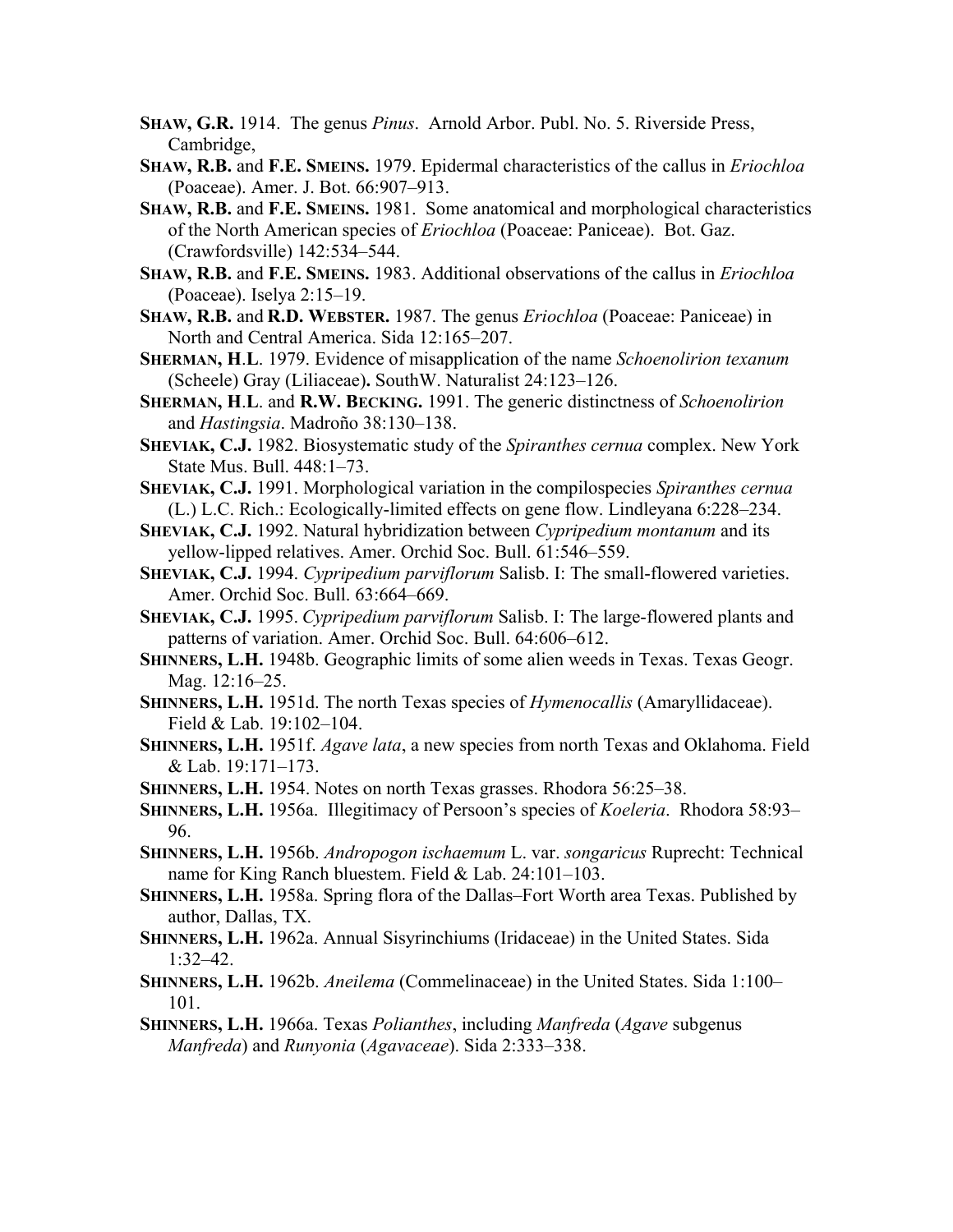**SHAW, G.R.** 1914. The genus *Pinus*. Arnold Arbor. Publ. No. 5. Riverside Press, Cambridge,

**SHAW, R.B.** and **F.E. SMEINS.** 1979. Epidermal characteristics of the callus in *Eriochloa* (Poaceae). Amer. J. Bot. 66:907–913.

**SHAW, R.B.** and **F.E. SMEINS.** 1981. Some anatomical and morphological characteristics of the North American species of *Eriochloa* (Poaceae: Paniceae). Bot. Gaz. (Crawfordsville) 142:534–544.

**SHAW, R.B.** and **F.E. SMEINS.** 1983. Additional observations of the callus in *Eriochloa* (Poaceae). Iselya 2:15–19.

**SHAW, R.B.** and **R.D. WEBSTER.** 1987. The genus *Eriochloa* (Poaceae: Paniceae) in North and Central America. Sida 12:165–207.

**SHERMAN, H.L.** 1979. Evidence of misapplication of the name *Schoenolirion texanum* (Scheele) Gray (Liliaceae)**.** SouthW. Naturalist 24:123–126.

**SHERMAN, H.L.** and **R.W. BECKING.** 1991. The generic distinctness of *Schoenolirion* and *Hastingsia*. Madroño 38:130–138.

**SHEVIAK, C.J.** 1982. Biosystematic study of the *Spiranthes cernua* complex. New York State Mus. Bull. 448:1–73.

**SHEVIAK, C.J.** 1991. Morphological variation in the compilospecies *Spiranthes cernua* (L.) L.C. Rich.: Ecologically-limited effects on gene flow. Lindleyana 6:228–234.

**SHEVIAK, C.J.** 1992. Natural hybridization between *Cypripedium montanum* and its yellow-lipped relatives. Amer. Orchid Soc. Bull. 61:546–559.

**SHEVIAK, C.J.** 1994. *Cypripedium parviflorum* Salisb. I: The small-flowered varieties. Amer. Orchid Soc. Bull. 63:664–669.

**SHEVIAK, C.J.** 1995. *Cypripedium parviflorum* Salisb. I: The large-flowered plants and patterns of variation. Amer. Orchid Soc. Bull. 64:606–612.

**SHINNERS, L.H.** 1948b. Geographic limits of some alien weeds in Texas. Texas Geogr. Mag. 12:16–25.

**SHINNERS, L.H.** 1951d. The north Texas species of *Hymenocallis* (Amaryllidaceae). Field & Lab. 19:102–104.

**SHINNERS, L.H.** 1951f. *Agave lata*, a new species from north Texas and Oklahoma. Field & Lab. 19:171–173.

**SHINNERS, L.H.** 1954. Notes on north Texas grasses. Rhodora 56:25–38.

**SHINNERS, L.H.** 1956a. Illegitimacy of Persoon's species of *Koeleria*. Rhodora 58:93–96.

**SHINNERS, L.H.** 1956b. *Andropogon ischaemum* L. var. *songaricus* Ruprecht: Technical name for King Ranch bluestem. Field & Lab. 24:101–103.

**SHINNERS, L.H.** 1958a. Spring flora of the Dallas–Fort Worth area Texas. Published by author, Dallas, TX.

**SHINNERS, L.H.** 1962a. Annual Sisyrinchiums (Iridaceae) in the United States. Sida 1:32–42.

**SHINNERS, L.H.** 1962b. *Aneilema* (Commelinaceae) in the United States. Sida 1:100–101.

**SHINNERS, L.H.** 1966a. Texas *Polianthes*, including *Manfreda* (*Agave* subgenus *Manfreda*) and *Runyonia* (*Agavaceae*). Sida 2:333–338.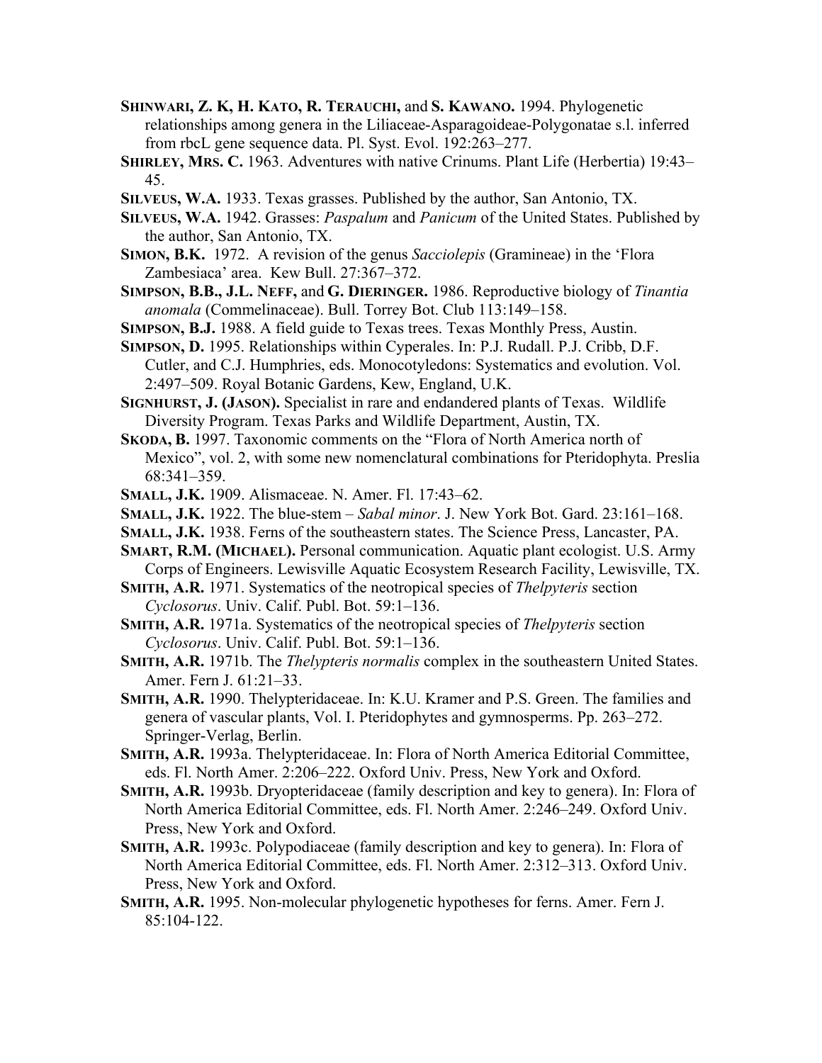**Shinwari, Z. K, H. Kato, R. Terauchi,** and **S. Kawano.** 1994. Phylogenetic relationships among genera in the Liliaceae-Asparagoideae-Polygonatae s.l. inferred from rbcL gene sequence data. Pl. Syst. Evol. 192:263–277.

**Shirley, Mrs. C.** 1963. Adventures with native Crinums. Plant Life (Herbertia) 19:43–45.

**Silveus, W.A.** 1933. Texas grasses. Published by the author, San Antonio, TX.

**Silveus, W.A.** 1942. Grasses: *Paspalum* and *Panicum* of the United States. Published by the author, San Antonio, TX.

**Simon, B.K.** 1972. A revision of the genus *Sacciolepis* (Gramineae) in the 'Flora Zambesiaca' area. Kew Bull. 27:367–372.

**Simpson, B.B., J.L. Neff,** and **G. Dieringer.** 1986. Reproductive biology of *Tinantia anomala* (Commelinaceae). Bull. Torrey Bot. Club 113:149–158.

**Simpson, B.J.** 1988. A field guide to Texas trees. Texas Monthly Press, Austin.

**Simpson, D.** 1995. Relationships within Cyperales. In: P.J. Rudall. P.J. Cribb, D.F. Cutler, and C.J. Humphries, eds. Monocotyledons: Systematics and evolution. Vol. 2:497–509. Royal Botanic Gardens, Kew, England, U.K.

**Signhurst, J. (Jason).** Specialist in rare and endandered plants of Texas. Wildlife Diversity Program. Texas Parks and Wildlife Department, Austin, TX.

**Skoda, B.** 1997. Taxonomic comments on the "Flora of North America north of Mexico", vol. 2, with some new nomenclatural combinations for Pteridophyta. Preslia 68:341–359.

**Small, J.K.** 1909. Alismaceae. N. Amer. Fl. 17:43–62.

**Small, J.K.** 1922. The blue-stem – *Sabal minor*. J. New York Bot. Gard. 23:161–168.

**Small, J.K.** 1938. Ferns of the southeastern states. The Science Press, Lancaster, PA.

**Smart, R.M. (Michael).** Personal communication. Aquatic plant ecologist. U.S. Army Corps of Engineers. Lewisville Aquatic Ecosystem Research Facility, Lewisville, TX.

**Smith, A.R.** 1971. Systematics of the neotropical species of *Thelpyteris* section *Cyclosorus*. Univ. Calif. Publ. Bot. 59:1–136.

**Smith, A.R.** 1971a. Systematics of the neotropical species of *Thelpyteris* section *Cyclosorus*. Univ. Calif. Publ. Bot. 59:1–136.

**Smith, A.R.** 1971b. The *Thelypteris normalis* complex in the southeastern United States. Amer. Fern J. 61:21–33.

**Smith, A.R.** 1990. Thelypteridaceae. In: K.U. Kramer and P.S. Green. The families and genera of vascular plants, Vol. I. Pteridophytes and gymnosperms. Pp. 263–272. Springer-Verlag, Berlin.

**Smith, A.R.** 1993a. Thelypteridaceae. In: Flora of North America Editorial Committee, eds. Fl. North Amer. 2:206–222. Oxford Univ. Press, New York and Oxford.

**Smith, A.R.** 1993b. Dryopteridaceae (family description and key to genera). In: Flora of North America Editorial Committee, eds. Fl. North Amer. 2:246–249. Oxford Univ. Press, New York and Oxford.

**Smith, A.R.** 1993c. Polypodiaceae (family description and key to genera). In: Flora of North America Editorial Committee, eds. Fl. North Amer. 2:312–313. Oxford Univ. Press, New York and Oxford.

**Smith, A.R.** 1995. Non-molecular phylogenetic hypotheses for ferns. Amer. Fern J. 85:104-122.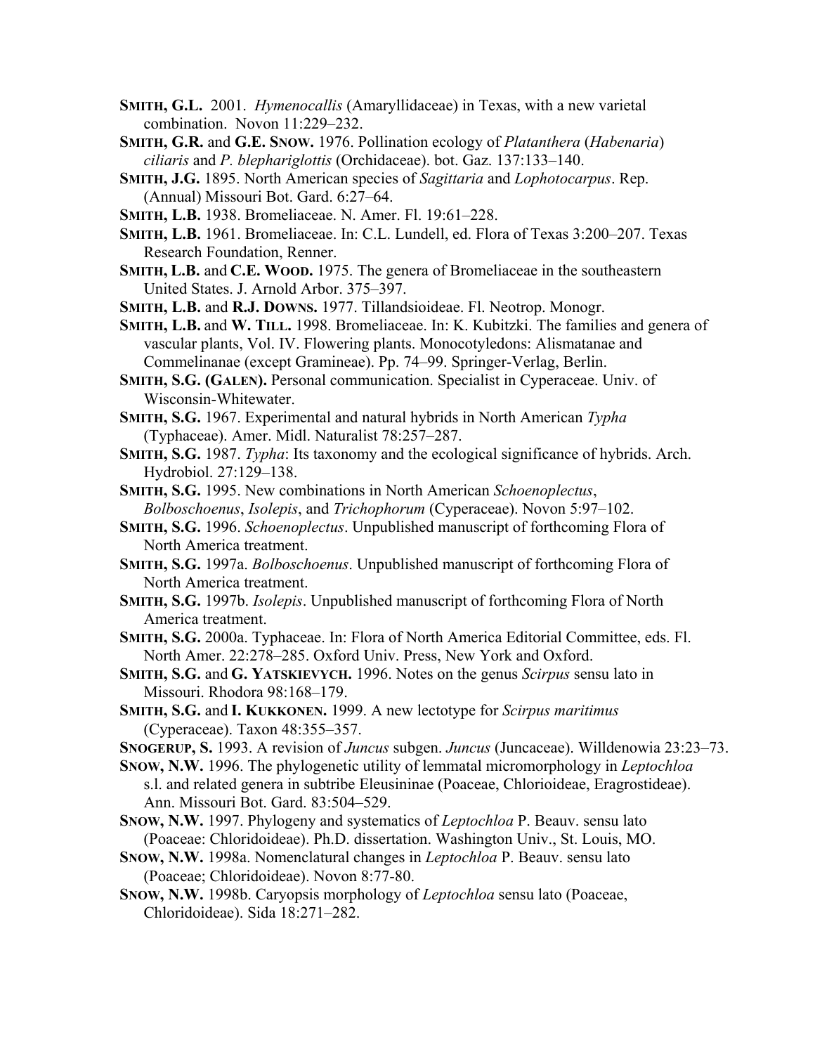**Smith, G.L.** 2001. *Hymenocallis* (Amaryllidaceae) in Texas, with a new varietal combination. Novon 11:229–232.

**Smith, G.R.** and **G.E. Snow.** 1976. Pollination ecology of *Platanthera* (*Habenaria*) *ciliaris* and *P. blephariglottis* (Orchidaceae). bot. Gaz. 137:133–140.

**Smith, J.G.** 1895. North American species of *Sagittaria* and *Lophotocarpus*. Rep. (Annual) Missouri Bot. Gard. 6:27–64.

**Smith, L.B.** 1938. Bromeliaceae. N. Amer. Fl. 19:61–228.

**Smith, L.B.** 1961. Bromeliaceae. In: C.L. Lundell, ed. Flora of Texas 3:200–207. Texas Research Foundation, Renner.

**Smith, L.B.** and **C.E. Wood.** 1975. The genera of Bromeliaceae in the southeastern United States. J. Arnold Arbor. 375–397.

**Smith, L.B.** and **R.J. Downs.** 1977. Tillandsioideae. Fl. Neotrop. Monogr.

**Smith, L.B.** and **W. Till.** 1998. Bromeliaceae. In: K. Kubitzki. The families and genera of vascular plants, Vol. IV. Flowering plants. Monocotyledons: Alismatanae and Commelinanae (except Gramineae). Pp. 74–99. Springer-Verlag, Berlin.

**Smith, S.G. (Galen).** Personal communication. Specialist in Cyperaceae. Univ. of Wisconsin-Whitewater.

**Smith, S.G.** 1967. Experimental and natural hybrids in North American *Typha* (Typhaceae). Amer. Midl. Naturalist 78:257–287.

**Smith, S.G.** 1987. *Typha*: Its taxonomy and the ecological significance of hybrids. Arch. Hydrobiol. 27:129–138.

**Smith, S.G.** 1995. New combinations in North American *Schoenoplectus*, *Bolboschoenus*, *Isolepis*, and *Trichophorum* (Cyperaceae). Novon 5:97–102.

**Smith, S.G.** 1996. *Schoenoplectus*. Unpublished manuscript of forthcoming Flora of North America treatment.

**Smith, S.G.** 1997a. *Bolboschoenus*. Unpublished manuscript of forthcoming Flora of North America treatment.

**Smith, S.G.** 1997b. *Isolepis*. Unpublished manuscript of forthcoming Flora of North America treatment.

**Smith, S.G.** 2000a. Typhaceae. In: Flora of North America Editorial Committee, eds. Fl. North Amer. 22:278–285. Oxford Univ. Press, New York and Oxford.

**Smith, S.G.** and **G. Yatskievych.** 1996. Notes on the genus *Scirpus* sensu lato in Missouri. Rhodora 98:168–179.

**Smith, S.G.** and **I. Kukkonen.** 1999. A new lectotype for *Scirpus maritimus* (Cyperaceae). Taxon 48:355–357.

**Snogerup, S.** 1993. A revision of *Juncus* subgen. *Juncus* (Juncaceae). Willdenowia 23:23–73.

**Snow, N.W.** 1996. The phylogenetic utility of lemmatal micromorphology in *Leptochloa* s.l. and related genera in subtribe Eleusininae (Poaceae, Chlorioideae, Eragrostideae). Ann. Missouri Bot. Gard. 83:504–529.

**Snow, N.W.** 1997. Phylogeny and systematics of *Leptochloa* P. Beauv. sensu lato (Poaceae: Chloridoideae). Ph.D. dissertation. Washington Univ., St. Louis, MO.

**Snow, N.W.** 1998a. Nomenclatural changes in *Leptochloa* P. Beauv. sensu lato (Poaceae; Chloridoideae). Novon 8:77-80.

**Snow, N.W.** 1998b. Caryopsis morphology of *Leptochloa* sensu lato (Poaceae, Chloridoideae). Sida 18:271–282.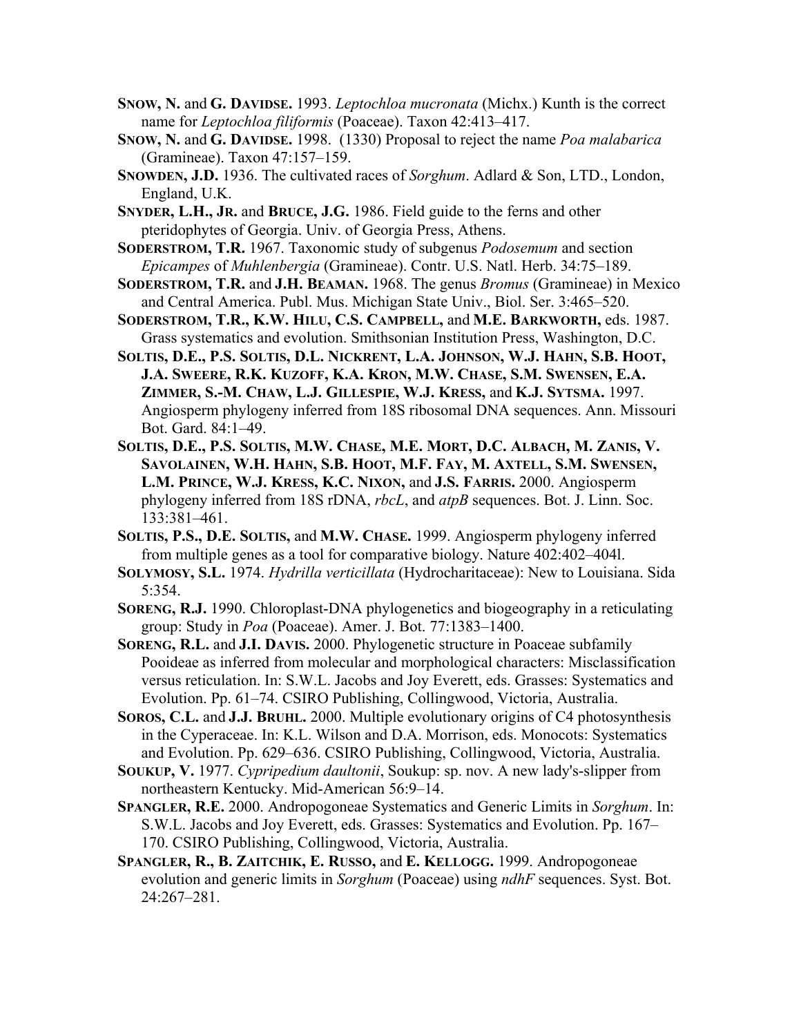**SNOW, N.** and **G. DAVIDSE.** 1993. *Leptochloa mucronata* (Michx.) Kunth is the correct name for *Leptochloa filiformis* (Poaceae). Taxon 42:413–417.

**SNOW, N.** and **G. DAVIDSE.** 1998. (1330) Proposal to reject the name *Poa malabarica* (Gramineae). Taxon 47:157–159.

**SNOWDEN, J.D.** 1936. The cultivated races of *Sorghum*. Adlard & Son, LTD., London, England, U.K.

**SNYDER, L.H., JR.** and **BRUCE, J.G.** 1986. Field guide to the ferns and other pteridophytes of Georgia. Univ. of Georgia Press, Athens.

**SODERSTROM, T.R.** 1967. Taxonomic study of subgenus *Podosemum* and section *Epicampes* of *Muhlenbergia* (Gramineae). Contr. U.S. Natl. Herb. 34:75–189.

**SODERSTROM, T.R.** and **J.H. BEAMAN.** 1968. The genus *Bromus* (Gramineae) in Mexico and Central America. Publ. Mus. Michigan State Univ., Biol. Ser. 3:465–520.

**SODERSTROM, T.R., K.W. HILU, C.S. CAMPBELL,** and **M.E. BARKWORTH,** eds. 1987. Grass systematics and evolution. Smithsonian Institution Press, Washington, D.C.

**SOLTIS, D.E., P.S. SOLTIS, D.L. NICKRENT, L.A. JOHNSON, W.J. HAHN, S.B. HOOT, J.A. SWEERE, R.K. KUZOFF, K.A. KRON, M.W. CHASE, S.M. SWENSEN, E.A. ZIMMER, S.-M. CHAW, L.J. GILLESPIE, W.J. KRESS,** and **K.J. SYTSMA.** 1997. Angiosperm phylogeny inferred from 18S ribosomal DNA sequences. Ann. Missouri Bot. Gard. 84:1–49.

**SOLTIS, D.E., P.S. SOLTIS, M.W. CHASE, M.E. MORT, D.C. ALBACH, M. ZANIS, V. SAVOLAINEN, W.H. HAHN, S.B. HOOT, M.F. FAY, M. AXTELL, S.M. SWENSEN, L.M. PRINCE, W.J. KRESS, K.C. NIXON,** and **J.S. FARRIS.** 2000. Angiosperm phylogeny inferred from 18S rDNA, *rbcL*, and *atpB* sequences. Bot. J. Linn. Soc. 133:381–461.

**SOLTIS, P.S., D.E. SOLTIS,** and **M.W. CHASE.** 1999. Angiosperm phylogeny inferred from multiple genes as a tool for comparative biology. Nature 402:402–404l.

**SOLYMOSY, S.L.** 1974. *Hydrilla verticillata* (Hydrocharitaceae): New to Louisiana. Sida 5:354.

**SORENG, R.J.** 1990. Chloroplast-DNA phylogenetics and biogeography in a reticulating group: Study in *Poa* (Poaceae). Amer. J. Bot. 77:1383–1400.

**SORENG, R.L.** and **J.I. DAVIS.** 2000. Phylogenetic structure in Poaceae subfamily Pooideae as inferred from molecular and morphological characters: Misclassification versus reticulation. In: S.W.L. Jacobs and Joy Everett, eds. Grasses: Systematics and Evolution. Pp. 61–74. CSIRO Publishing, Collingwood, Victoria, Australia.

**SOROS, C.L.** and **J.J. BRUHL.** 2000. Multiple evolutionary origins of C4 photosynthesis in the Cyperaceae. In: K.L. Wilson and D.A. Morrison, eds. Monocots: Systematics and Evolution. Pp. 629–636. CSIRO Publishing, Collingwood, Victoria, Australia.

**SOUKUP, V.** 1977. *Cypripedium daultonii*, Soukup: sp. nov. A new lady's-slipper from northeastern Kentucky. Mid-American 56:9–14.

**SPANGLER, R.E.** 2000. Andropogoneae Systematics and Generic Limits in *Sorghum*. In: S.W.L. Jacobs and Joy Everett, eds. Grasses: Systematics and Evolution. Pp. 167–170. CSIRO Publishing, Collingwood, Victoria, Australia.

**SPANGLER, R., B. ZAITCHIK, E. RUSSO,** and **E. KELLOGG.** 1999. Andropogoneae evolution and generic limits in *Sorghum* (Poaceae) using *ndhF* sequences. Syst. Bot. 24:267–281.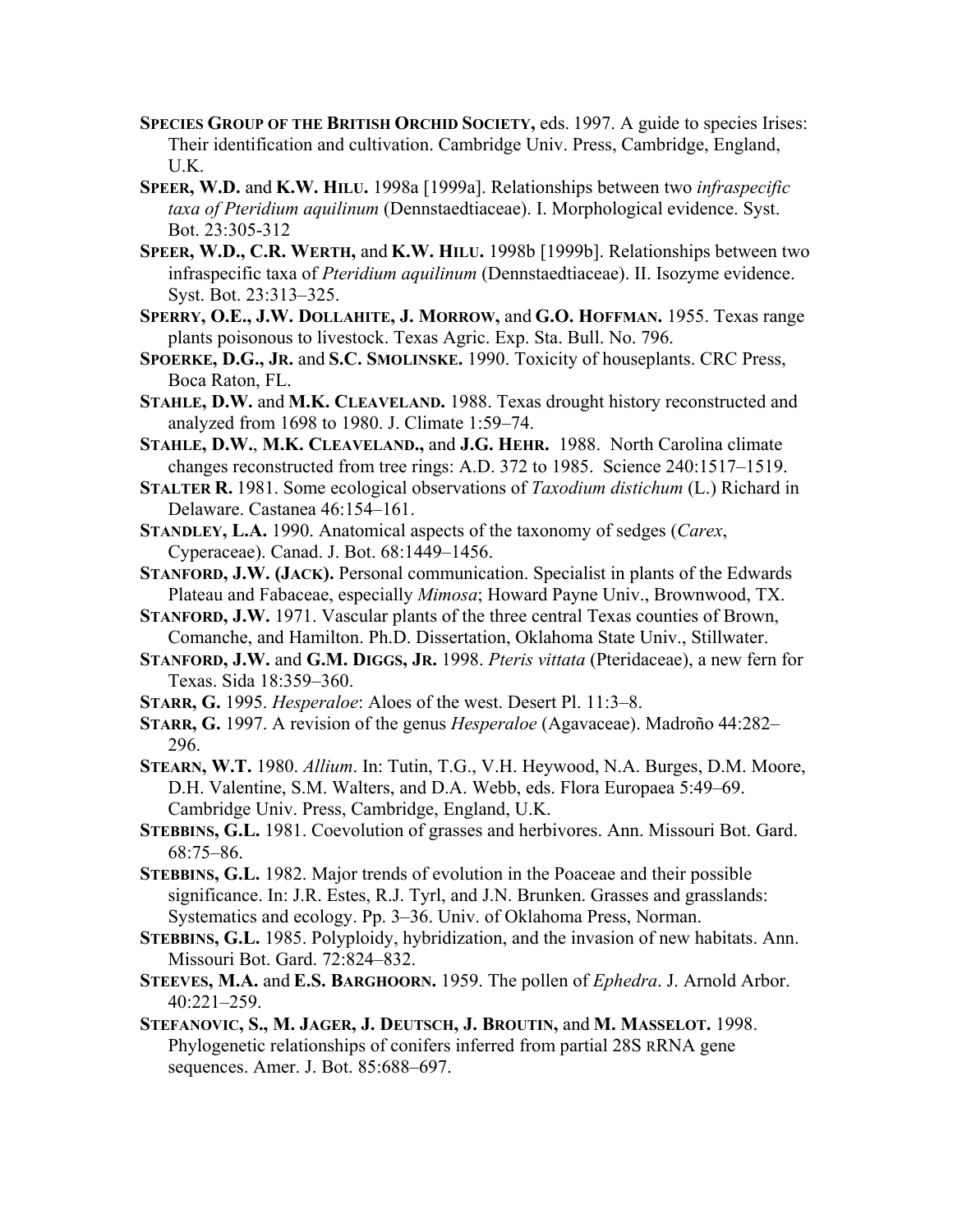**Species Group of the British Orchid Society,** eds. 1997. A guide to species Irises: Their identification and cultivation. Cambridge Univ. Press, Cambridge, England, U.K.

**Speer, W.D.** and **K.W. Hilu.** 1998a [1999a]. Relationships between two *infraspecific taxa of Pteridium aquilinum* (Dennstaedtiaceae). I. Morphological evidence. Syst. Bot. 23:305-312

**Speer, W.D., C.R. Werth,** and **K.W. Hilu.** 1998b [1999b]. Relationships between two infraspecific taxa of *Pteridium aquilinum* (Dennstaedtiaceae). II. Isozyme evidence. Syst. Bot. 23:313–325.

**Sperry, O.E., J.W. Dollahite, J. Morrow,** and **G.O. Hoffman.** 1955. Texas range plants poisonous to livestock. Texas Agric. Exp. Sta. Bull. No. 796.

**Spoerke, D.G., Jr.** and **S.C. Smolinske.** 1990. Toxicity of houseplants. CRC Press, Boca Raton, FL.

**Stahle, D.W.** and **M.K. Cleaveland.** 1988. Texas drought history reconstructed and analyzed from 1698 to 1980. J. Climate 1:59–74.

**Stahle, D.W.**, **M.K. Cleaveland.,** and **J.G. Hehr.** 1988. North Carolina climate changes reconstructed from tree rings: A.D. 372 to 1985. Science 240:1517–1519.

**Stalter R.** 1981. Some ecological observations of *Taxodium distichum* (L.) Richard in Delaware. Castanea 46:154–161.

**Standley, L.A.** 1990. Anatomical aspects of the taxonomy of sedges (*Carex*, Cyperaceae). Canad. J. Bot. 68:1449–1456.

**Stanford, J.W. (Jack).** Personal communication. Specialist in plants of the Edwards Plateau and Fabaceae, especially *Mimosa*; Howard Payne Univ., Brownwood, TX.

**Stanford, J.W.** 1971. Vascular plants of the three central Texas counties of Brown, Comanche, and Hamilton. Ph.D. Dissertation, Oklahoma State Univ., Stillwater.

**Stanford, J.W.** and **G.M. Diggs, Jr.** 1998. *Pteris vittata* (Pteridaceae), a new fern for Texas. Sida 18:359–360.

**Starr, G.** 1995. *Hesperaloe*: Aloes of the west. Desert Pl. 11:3–8.

**Starr, G.** 1997. A revision of the genus *Hesperaloe* (Agavaceae). Madroño 44:282–296.

**Stearn, W.T.** 1980. *Allium*. In: Tutin, T.G., V.H. Heywood, N.A. Burges, D.M. Moore, D.H. Valentine, S.M. Walters, and D.A. Webb, eds. Flora Europaea 5:49–69. Cambridge Univ. Press, Cambridge, England, U.K.

**Stebbins, G.L.** 1981. Coevolution of grasses and herbivores. Ann. Missouri Bot. Gard. 68:75–86.

**Stebbins, G.L.** 1982. Major trends of evolution in the Poaceae and their possible significance. In: J.R. Estes, R.J. Tyrl, and J.N. Brunken. Grasses and grasslands: Systematics and ecology. Pp. 3–36. Univ. of Oklahoma Press, Norman.

**Stebbins, G.L.** 1985. Polyploidy, hybridization, and the invasion of new habitats. Ann. Missouri Bot. Gard. 72:824–832.

**Steeves, M.A.** and **E.S. Barghoorn.** 1959. The pollen of *Ephedra*. J. Arnold Arbor. 40:221–259.

**Stefanovic, S., M. Jager, J. Deutsch, J. Broutin,** and **M. Masselot.** 1998. Phylogenetic relationships of conifers inferred from partial 28S rRNA gene sequences. Amer. J. Bot. 85:688–697.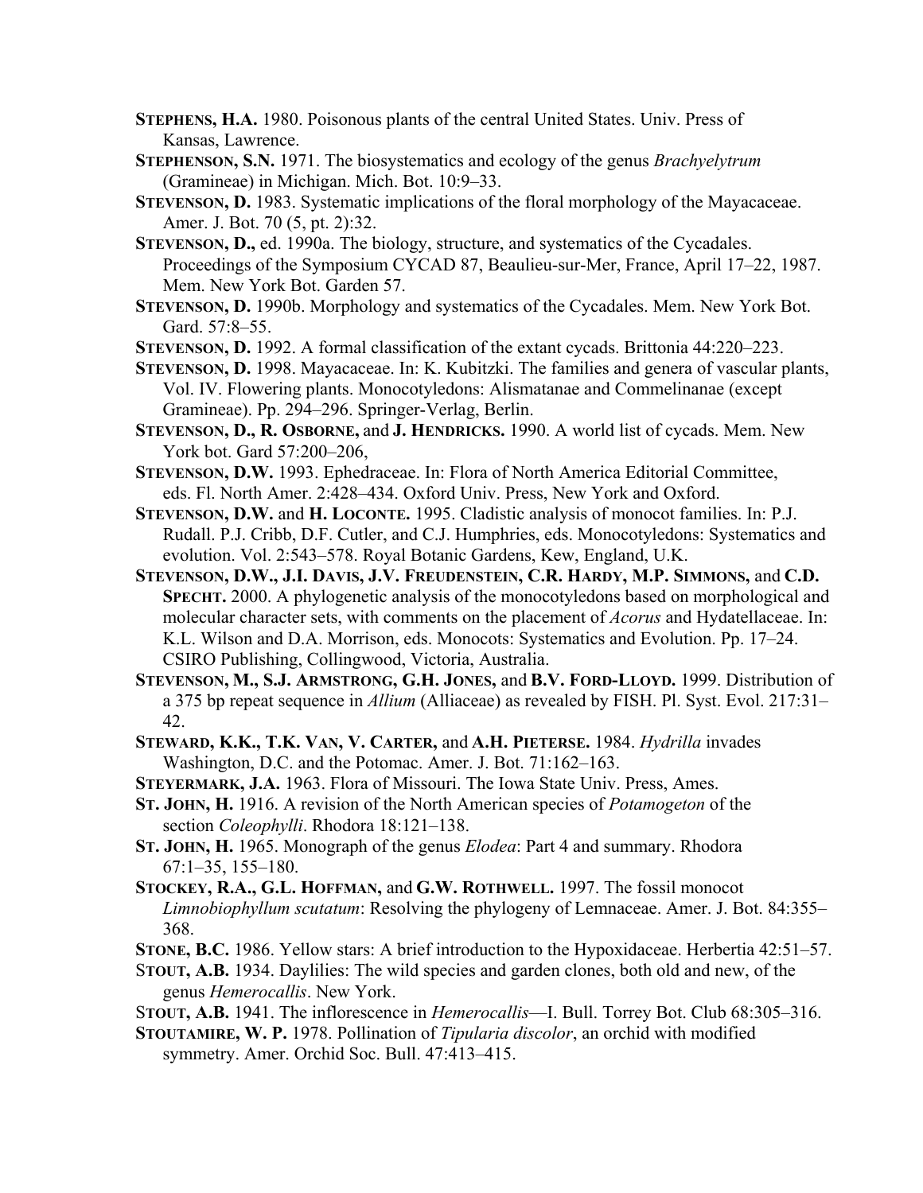**Stephens, H.A.** 1980. Poisonous plants of the central United States. Univ. Press of Kansas, Lawrence.

**Stephenson, S.N.** 1971. The biosystematics and ecology of the genus *Brachyelytrum* (Gramineae) in Michigan. Mich. Bot. 10:9–33.

**Stevenson, D.** 1983. Systematic implications of the floral morphology of the Mayacaceae. Amer. J. Bot. 70 (5, pt. 2):32.

**Stevenson, D.,** ed. 1990a. The biology, structure, and systematics of the Cycadales. Proceedings of the Symposium CYCAD 87, Beaulieu-sur-Mer, France, April 17–22, 1987. Mem. New York Bot. Garden 57.

**Stevenson, D.** 1990b. Morphology and systematics of the Cycadales. Mem. New York Bot. Gard. 57:8–55.

**Stevenson, D.** 1992. A formal classification of the extant cycads. Brittonia 44:220–223.

**Stevenson, D.** 1998. Mayacaceae. In: K. Kubitzki. The families and genera of vascular plants, Vol. IV. Flowering plants. Monocotyledons: Alismatanae and Commelinanae (except Gramineae). Pp. 294–296. Springer-Verlag, Berlin.

**Stevenson, D., R. Osborne,** and **J. Hendricks.** 1990. A world list of cycads. Mem. New York bot. Gard 57:200–206,

**Stevenson, D.W.** 1993. Ephedraceae. In: Flora of North America Editorial Committee, eds. Fl. North Amer. 2:428–434. Oxford Univ. Press, New York and Oxford.

**Stevenson, D.W.** and **H. Loconte.** 1995. Cladistic analysis of monocot families. In: P.J. Rudall. P.J. Cribb, D.F. Cutler, and C.J. Humphries, eds. Monocotyledons: Systematics and evolution. Vol. 2:543–578. Royal Botanic Gardens, Kew, England, U.K.

**Stevenson, D.W., J.I. Davis, J.V. Freudenstein, C.R. Hardy, M.P. Simmons,** and **C.D. Specht.** 2000. A phylogenetic analysis of the monocotyledons based on morphological and molecular character sets, with comments on the placement of *Acorus* and Hydatellaceae. In: K.L. Wilson and D.A. Morrison, eds. Monocots: Systematics and Evolution. Pp. 17–24. CSIRO Publishing, Collingwood, Victoria, Australia.

**Stevenson, M., S.J. Armstrong, G.H. Jones,** and **B.V. Ford-Lloyd.** 1999. Distribution of a 375 bp repeat sequence in *Allium* (Alliaceae) as revealed by FISH. Pl. Syst. Evol. 217:31–42.

**Steward, K.K., T.K. Van, V. Carter,** and **A.H. Pieterse.** 1984. *Hydrilla* invades Washington, D.C. and the Potomac. Amer. J. Bot. 71:162–163.

**Steyermark, J.A.** 1963. Flora of Missouri. The Iowa State Univ. Press, Ames.

**St. John, H.** 1916. A revision of the North American species of *Potamogeton* of the section *Coleophylli*. Rhodora 18:121–138.

**St. John, H.** 1965. Monograph of the genus *Elodea*: Part 4 and summary. Rhodora 67:1–35, 155–180.

**Stockey, R.A., G.L. Hoffman,** and **G.W. Rothwell.** 1997. The fossil monocot *Limnobiophyllum scutatum*: Resolving the phylogeny of Lemnaceae. Amer. J. Bot. 84:355–368.

**Stone, B.C.** 1986. Yellow stars: A brief introduction to the Hypoxidaceae. Herbertia 42:51–57.

**Stout, A.B.** 1934. Daylilies: The wild species and garden clones, both old and new, of the genus *Hemerocallis*. New York.

**Stout, A.B.** 1941. The inflorescence in *Hemerocallis*—I. Bull. Torrey Bot. Club 68:305–316.

**Stoutamire, W. P.** 1978. Pollination of *Tipularia discolor*, an orchid with modified symmetry. Amer. Orchid Soc. Bull. 47:413–415.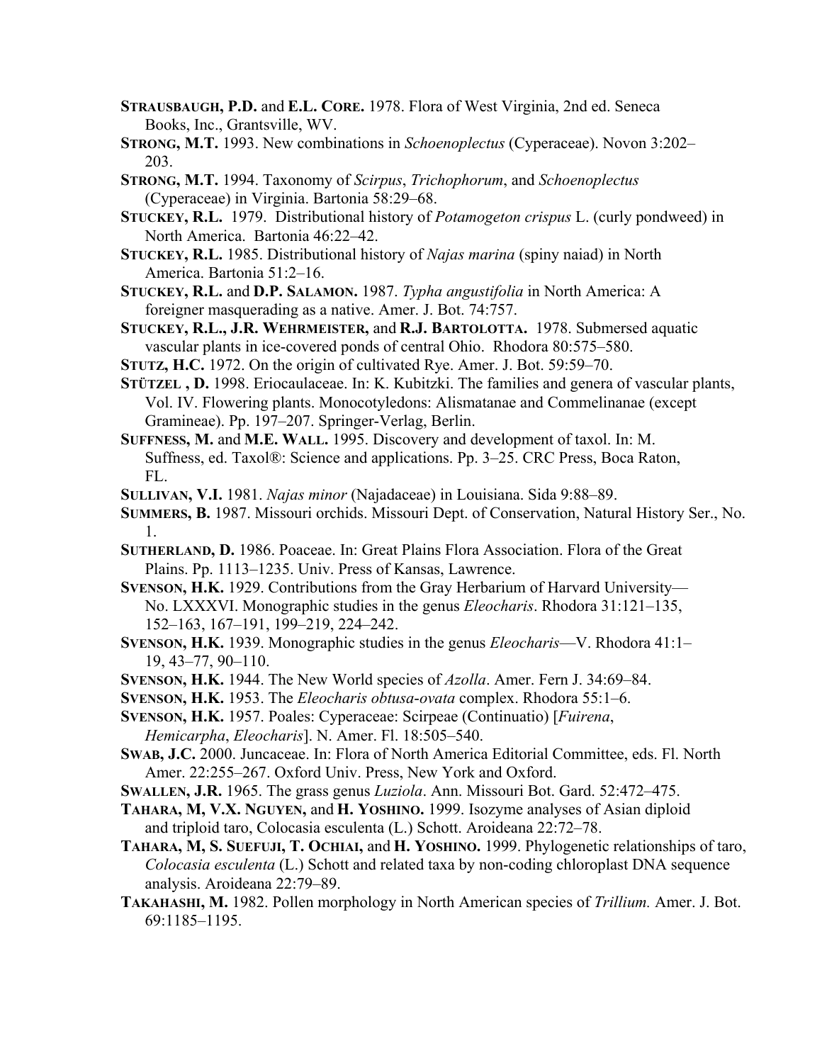**STRAUSBAUGH, P.D.** and **E.L. CORE.** 1978. Flora of West Virginia, 2nd ed. Seneca Books, Inc., Grantsville, WV.

**STRONG, M.T.** 1993. New combinations in *Schoenoplectus* (Cyperaceae). Novon 3:202–203.

**STRONG, M.T.** 1994. Taxonomy of *Scirpus*, *Trichophorum*, and *Schoenoplectus* (Cyperaceae) in Virginia. Bartonia 58:29–68.

**STUCKEY, R.L.** 1979. Distributional history of *Potamogeton crispus* L. (curly pondweed) in North America. Bartonia 46:22–42.

**STUCKEY, R.L.** 1985. Distributional history of *Najas marina* (spiny naiad) in North America. Bartonia 51:2–16.

**STUCKEY, R.L.** and **D.P. SALAMON.** 1987. *Typha angustifolia* in North America: A foreigner masquerading as a native. Amer. J. Bot. 74:757.

**STUCKEY, R.L., J.R. WEHRMEISTER,** and **R.J. BARTOLOTTA.** 1978. Submersed aquatic vascular plants in ice-covered ponds of central Ohio. Rhodora 80:575–580.

**STUTZ, H.C.** 1972. On the origin of cultivated Rye. Amer. J. Bot. 59:59–70.

**STÜTZEL , D.** 1998. Eriocaulaceae. In: K. Kubitzki. The families and genera of vascular plants, Vol. IV. Flowering plants. Monocotyledons: Alismatanae and Commelinanae (except Gramineae). Pp. 197–207. Springer-Verlag, Berlin.

**SUFFNESS, M.** and **M.E. WALL.** 1995. Discovery and development of taxol. In: M. Suffness, ed. Taxol®: Science and applications. Pp. 3–25. CRC Press, Boca Raton, FL.

**SULLIVAN, V.I.** 1981. *Najas minor* (Najadaceae) in Louisiana. Sida 9:88–89.

**SUMMERS, B.** 1987. Missouri orchids. Missouri Dept. of Conservation, Natural History Ser., No. 1.

**SUTHERLAND, D.** 1986. Poaceae. In: Great Plains Flora Association. Flora of the Great Plains. Pp. 1113–1235. Univ. Press of Kansas, Lawrence.

**SVENSON, H.K.** 1929. Contributions from the Gray Herbarium of Harvard University—No. LXXXVI. Monographic studies in the genus *Eleocharis*. Rhodora 31:121–135, 152–163, 167–191, 199–219, 224–242.

**SVENSON, H.K.** 1939. Monographic studies in the genus *Eleocharis*—V. Rhodora 41:1–19, 43–77, 90–110.

**SVENSON, H.K.** 1944. The New World species of *Azolla*. Amer. Fern J. 34:69–84.

**SVENSON, H.K.** 1953. The *Eleocharis obtusa-ovata* complex. Rhodora 55:1–6.

**SVENSON, H.K.** 1957. Poales: Cyperaceae: Scirpeae (Continuatio) [*Fuirena*, *Hemicarpha*, *Eleocharis*]. N. Amer. Fl. 18:505–540.

**SWAB, J.C.** 2000. Juncaceae. In: Flora of North America Editorial Committee, eds. Fl. North Amer. 22:255–267. Oxford Univ. Press, New York and Oxford.

**SWALLEN, J.R.** 1965. The grass genus *Luziola*. Ann. Missouri Bot. Gard. 52:472–475.

**TAHARA, M, V.X. NGUYEN,** and **H. YOSHINO.** 1999. Isozyme analyses of Asian diploid and triploid taro, Colocasia esculenta (L.) Schott. Aroideana 22:72–78.

**TAHARA, M, S. SUEFUJI, T. OCHIAI,** and **H. YOSHINO.** 1999. Phylogenetic relationships of taro, *Colocasia esculenta* (L.) Schott and related taxa by non-coding chloroplast DNA sequence analysis. Aroideana 22:79–89.

**TAKAHASHI, M.** 1982. Pollen morphology in North American species of *Trillium.* Amer. J. Bot. 69:1185–1195.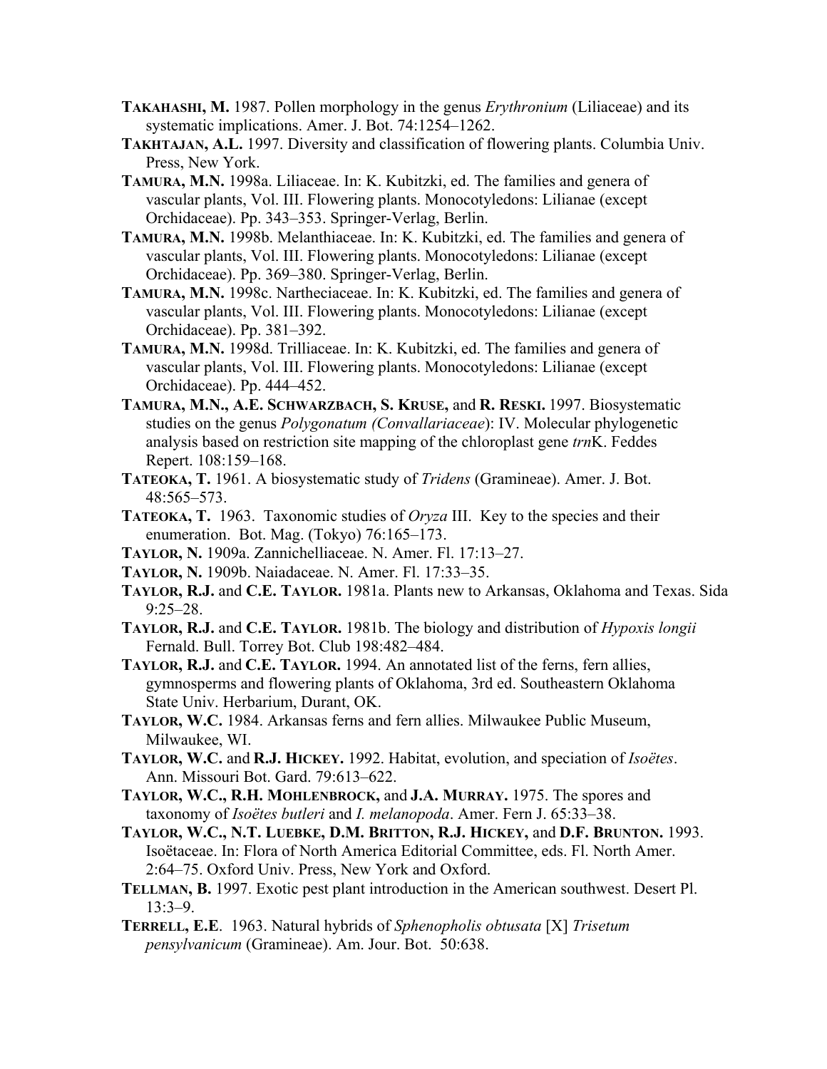**TAKAHASHI, M.** 1987. Pollen morphology in the genus *Erythronium* (Liliaceae) and its systematic implications. Amer. J. Bot. 74:1254–1262.

**TAKHTAJAN, A.L.** 1997. Diversity and classification of flowering plants. Columbia Univ. Press, New York.

**TAMURA, M.N.** 1998a. Liliaceae. In: K. Kubitzki, ed. The families and genera of vascular plants, Vol. III. Flowering plants. Monocotyledons: Lilianae (except Orchidaceae). Pp. 343–353. Springer-Verlag, Berlin.

**TAMURA, M.N.** 1998b. Melanthiaceae. In: K. Kubitzki, ed. The families and genera of vascular plants, Vol. III. Flowering plants. Monocotyledons: Lilianae (except Orchidaceae). Pp. 369–380. Springer-Verlag, Berlin.

**TAMURA, M.N.** 1998c. Nartheciaceae. In: K. Kubitzki, ed. The families and genera of vascular plants, Vol. III. Flowering plants. Monocotyledons: Lilianae (except Orchidaceae). Pp. 381–392.

**TAMURA, M.N.** 1998d. Trilliaceae. In: K. Kubitzki, ed. The families and genera of vascular plants, Vol. III. Flowering plants. Monocotyledons: Lilianae (except Orchidaceae). Pp. 444–452.

**TAMURA, M.N., A.E. SCHWARZBACH, S. KRUSE,** and **R. RESKI.** 1997. Biosystematic studies on the genus *Polygonatum (Convallariaceae*): IV. Molecular phylogenetic analysis based on restriction site mapping of the chloroplast gene *trn*K. Feddes Repert. 108:159–168.

**TATEOKA, T.** 1961. A biosystematic study of *Tridens* (Gramineae). Amer. J. Bot. 48:565–573.

**TATEOKA, T.** 1963. Taxonomic studies of *Oryza* III. Key to the species and their enumeration. Bot. Mag. (Tokyo) 76:165–173.

**TAYLOR, N.** 1909a. Zannichelliaceae. N. Amer. Fl. 17:13–27.

**TAYLOR, N.** 1909b. Naiadaceae. N. Amer. Fl. 17:33–35.

**TAYLOR, R.J.** and **C.E. TAYLOR.** 1981a. Plants new to Arkansas, Oklahoma and Texas. Sida 9:25–28.

**TAYLOR, R.J.** and **C.E. TAYLOR.** 1981b. The biology and distribution of *Hypoxis longii* Fernald. Bull. Torrey Bot. Club 198:482–484.

**TAYLOR, R.J.** and **C.E. TAYLOR.** 1994. An annotated list of the ferns, fern allies, gymnosperms and flowering plants of Oklahoma, 3rd ed. Southeastern Oklahoma State Univ. Herbarium, Durant, OK.

**TAYLOR, W.C.** 1984. Arkansas ferns and fern allies. Milwaukee Public Museum, Milwaukee, WI.

**TAYLOR, W.C.** and **R.J. HICKEY.** 1992. Habitat, evolution, and speciation of *Isoëtes*. Ann. Missouri Bot. Gard. 79:613–622.

**TAYLOR, W.C., R.H. MOHLENBROCK,** and **J.A. MURRAY.** 1975. The spores and taxonomy of *Isoëtes butleri* and *I. melanopoda*. Amer. Fern J. 65:33–38.

**TAYLOR, W.C., N.T. LUEBKE, D.M. BRITTON, R.J. HICKEY,** and **D.F. BRUNTON.** 1993. Isoëtaceae. In: Flora of North America Editorial Committee, eds. Fl. North Amer. 2:64–75. Oxford Univ. Press, New York and Oxford.

**TELLMAN, B.** 1997. Exotic pest plant introduction in the American southwest. Desert Pl. 13:3–9.

**TERRELL, E.E**. 1963. Natural hybrids of *Sphenopholis obtusata* [X] *Trisetum pensylvanicum* (Gramineae). Am. Jour. Bot. 50:638.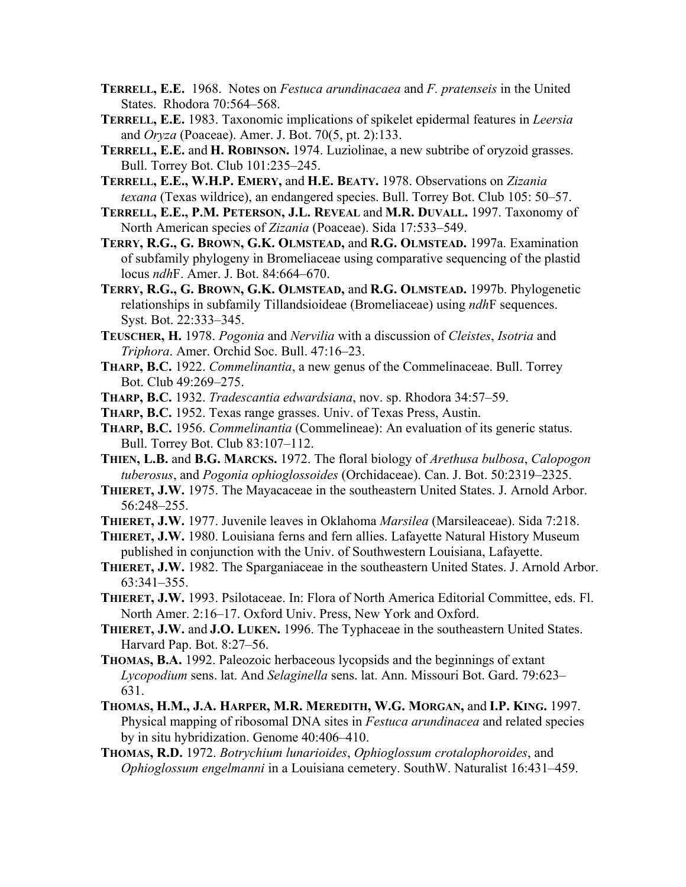**Terrell, E.E.** 1968. Notes on *Festuca arundinacaea* and *F. pratenseis* in the United States. Rhodora 70:564–568.

**Terrell, E.E.** 1983. Taxonomic implications of spikelet epidermal features in *Leersia* and *Oryza* (Poaceae). Amer. J. Bot. 70(5, pt. 2):133.

**Terrell, E.E.** and **H. Robinson.** 1974. Luziolinae, a new subtribe of oryzoid grasses. Bull. Torrey Bot. Club 101:235–245.

**Terrell, E.E., W.H.P. Emery,** and **H.E. Beaty.** 1978. Observations on *Zizania texana* (Texas wildrice), an endangered species. Bull. Torrey Bot. Club 105: 50–57.

**Terrell, E.E., P.M. Peterson, J.L. Reveal** and **M.R. Duvall.** 1997. Taxonomy of North American species of *Zizania* (Poaceae). Sida 17:533–549.

**Terry, R.G., G. Brown, G.K. Olmstead,** and **R.G. Olmstead.** 1997a. Examination of subfamily phylogeny in Bromeliaceae using comparative sequencing of the plastid locus *ndh*F. Amer. J. Bot. 84:664–670.

**Terry, R.G., G. Brown, G.K. Olmstead,** and **R.G. Olmstead.** 1997b. Phylogenetic relationships in subfamily Tillandsioideae (Bromeliaceae) using *ndh*F sequences. Syst. Bot. 22:333–345.

**Teuscher, H.** 1978. *Pogonia* and *Nervilia* with a discussion of *Cleistes*, *Isotria* and *Triphora*. Amer. Orchid Soc. Bull. 47:16–23.

**Tharp, B.C.** 1922. *Commelinantia*, a new genus of the Commelinaceae. Bull. Torrey Bot. Club 49:269–275.

**Tharp, B.C.** 1932. *Tradescantia edwardsiana*, nov. sp. Rhodora 34:57–59.

**Tharp, B.C.** 1952. Texas range grasses. Univ. of Texas Press, Austin.

**Tharp, B.C.** 1956. *Commelinantia* (Commelineae): An evaluation of its generic status. Bull. Torrey Bot. Club 83:107–112.

**Thien, L.B.** and **B.G. Marcks.** 1972. The floral biology of *Arethusa bulbosa*, *Calopogon tuberosus*, and *Pogonia ophioglossoides* (Orchidaceae). Can. J. Bot. 50:2319–2325.

**Thieret, J.W.** 1975. The Mayacaceae in the southeastern United States. J. Arnold Arbor. 56:248–255.

**Thieret, J.W.** 1977. Juvenile leaves in Oklahoma *Marsilea* (Marsileaceae). Sida 7:218.

**Thieret, J.W.** 1980. Louisiana ferns and fern allies. Lafayette Natural History Museum published in conjunction with the Univ. of Southwestern Louisiana, Lafayette.

**Thieret, J.W.** 1982. The Sparganiaceae in the southeastern United States. J. Arnold Arbor. 63:341–355.

**Thieret, J.W.** 1993. Psilotaceae. In: Flora of North America Editorial Committee, eds. Fl. North Amer. 2:16–17. Oxford Univ. Press, New York and Oxford.

**Thieret, J.W.** and **J.O. Luken.** 1996. The Typhaceae in the southeastern United States. Harvard Pap. Bot. 8:27–56.

**Thomas, B.A.** 1992. Paleozoic herbaceous lycopsids and the beginnings of extant *Lycopodium* sens. lat. And *Selaginella* sens. lat. Ann. Missouri Bot. Gard. 79:623–631.

**Thomas, H.M., J.A. Harper, M.R. Meredith, W.G. Morgan,** and **I.P. King.** 1997. Physical mapping of ribosomal DNA sites in *Festuca arundinacea* and related species by in situ hybridization. Genome 40:406–410.

**Thomas, R.D.** 1972. *Botrychium lunarioides*, *Ophioglossum crotalophoroides*, and *Ophioglossum engelmanni* in a Louisiana cemetery. SouthW. Naturalist 16:431–459.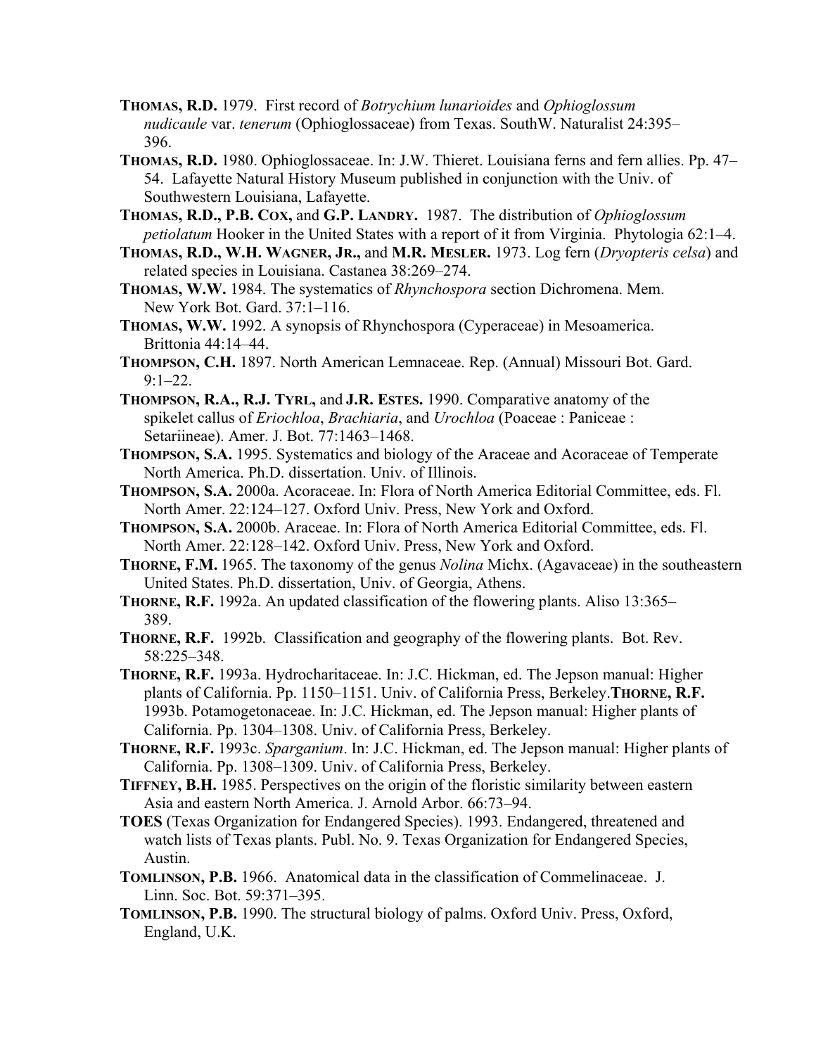**THOMAS, R.D.** 1979. First record of *Botrychium lunarioides* and *Ophioglossum nudicaule* var. *tenerum* (Ophioglossaceae) from Texas. SouthW. Naturalist 24:395–396.

**THOMAS, R.D.** 1980. Ophioglossaceae. In: J.W. Thieret. Louisiana ferns and fern allies. Pp. 47–54. Lafayette Natural History Museum published in conjunction with the Univ. of Southwestern Louisiana, Lafayette.

**THOMAS, R.D., P.B. COX,** and **G.P. LANDRY.** 1987. The distribution of *Ophioglossum petiolatum* Hooker in the United States with a report of it from Virginia. Phytologia 62:1–4.

**THOMAS, R.D., W.H. WAGNER, JR.,** and **M.R. MESLER.** 1973. Log fern (*Dryopteris celsa*) and related species in Louisiana. Castanea 38:269–274.

**THOMAS, W.W.** 1984. The systematics of *Rhynchospora* section Dichromena. Mem. New York Bot. Gard. 37:1–116.

**THOMAS, W.W.** 1992. A synopsis of Rhynchospora (Cyperaceae) in Mesoamerica. Brittonia 44:14–44.

**THOMPSON, C.H.** 1897. North American Lemnaceae. Rep. (Annual) Missouri Bot. Gard. 9:1–22.

**THOMPSON, R.A., R.J. TYRL,** and **J.R. ESTES.** 1990. Comparative anatomy of the spikelet callus of *Eriochloa*, *Brachiaria*, and *Urochloa* (Poaceae : Paniceae : Setariineae). Amer. J. Bot. 77:1463–1468.

**THOMPSON, S.A.** 1995. Systematics and biology of the Araceae and Acoraceae of Temperate North America. Ph.D. dissertation. Univ. of Illinois.

**THOMPSON, S.A.** 2000a. Acoraceae. In: Flora of North America Editorial Committee, eds. Fl. North Amer. 22:124–127. Oxford Univ. Press, New York and Oxford.

**THOMPSON, S.A.** 2000b. Araceae. In: Flora of North America Editorial Committee, eds. Fl. North Amer. 22:128–142. Oxford Univ. Press, New York and Oxford.

**THORNE, F.M.** 1965. The taxonomy of the genus *Nolina* Michx. (Agavaceae) in the southeastern United States. Ph.D. dissertation, Univ. of Georgia, Athens.

**THORNE, R.F.** 1992a. An updated classification of the flowering plants. Aliso 13:365–389.

**THORNE, R.F.** 1992b. Classification and geography of the flowering plants. Bot. Rev. 58:225–348.

**THORNE, R.F.** 1993a. Hydrocharitaceae. In: J.C. Hickman, ed. The Jepson manual: Higher plants of California. Pp. 1150–1151. Univ. of California Press, Berkeley.

**THORNE, R.F.** 1993b. Potamogetonaceae. In: J.C. Hickman, ed. The Jepson manual: Higher plants of California. Pp. 1304–1308. Univ. of California Press, Berkeley.

**THORNE, R.F.** 1993c. *Sparganium*. In: J.C. Hickman, ed. The Jepson manual: Higher plants of California. Pp. 1308–1309. Univ. of California Press, Berkeley.

**TIFFNEY, B.H.** 1985. Perspectives on the origin of the floristic similarity between eastern Asia and eastern North America. J. Arnold Arbor. 66:73–94.

**TOES** (Texas Organization for Endangered Species). 1993. Endangered, threatened and watch lists of Texas plants. Publ. No. 9. Texas Organization for Endangered Species, Austin.

**TOMLINSON, P.B.** 1966. Anatomical data in the classification of Commelinaceae. J. Linn. Soc. Bot. 59:371–395.

**TOMLINSON, P.B.** 1990. The structural biology of palms. Oxford Univ. Press, Oxford, England, U.K.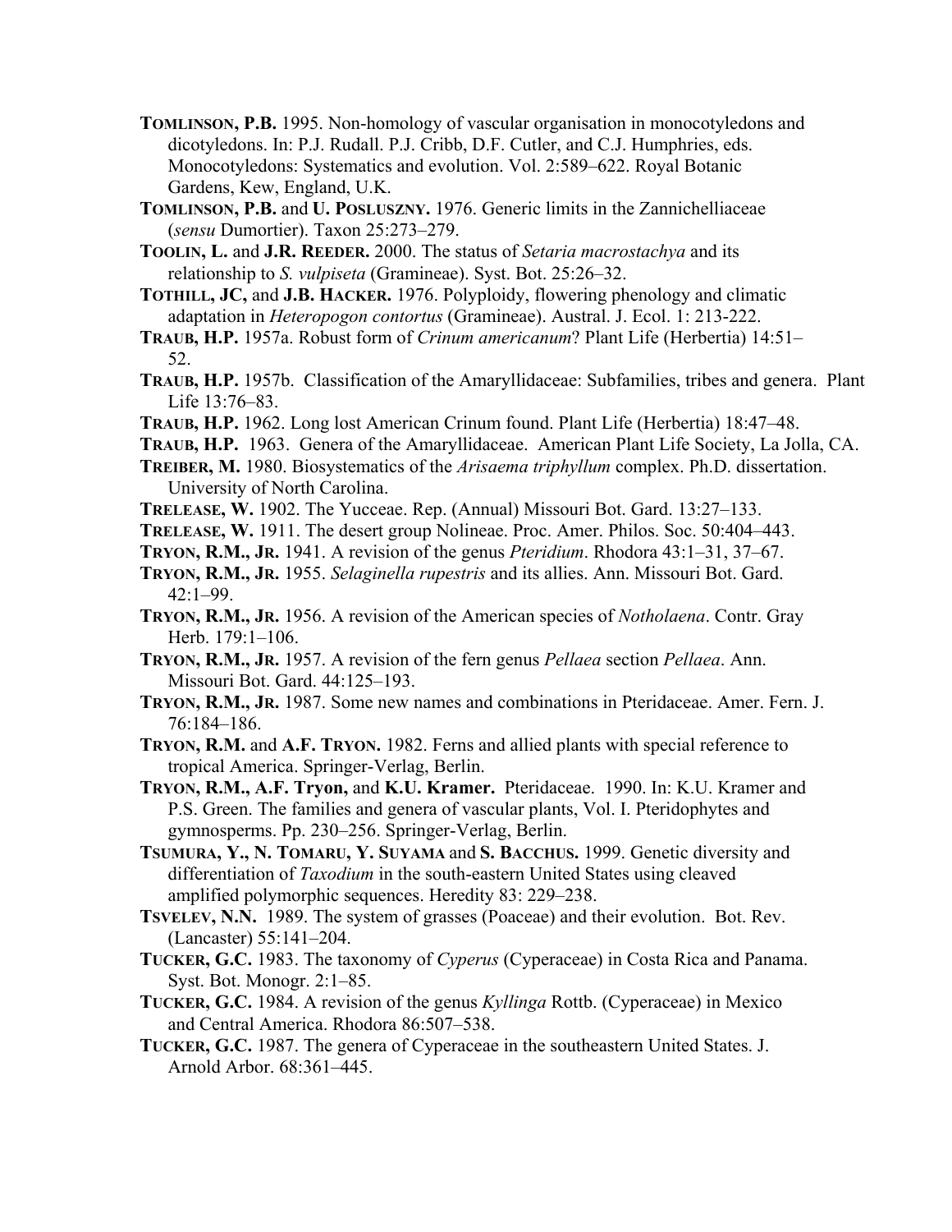**Tomlinson, P.B.** 1995. Non-homology of vascular organisation in monocotyledons and dicotyledons. In: P.J. Rudall. P.J. Cribb, D.F. Cutler, and C.J. Humphries, eds. Monocotyledons: Systematics and evolution. Vol. 2:589–622. Royal Botanic Gardens, Kew, England, U.K.

**Tomlinson, P.B.** and **U. Posluszny.** 1976. Generic limits in the Zannichelliaceae (*sensu* Dumortier). Taxon 25:273–279.

**Toolin, L.** and **J.R. Reeder.** 2000. The status of *Setaria macrostachya* and its relationship to *S. vulpiseta* (Gramineae). Syst. Bot. 25:26–32.

**Tothill, JC,** and **J.B. Hacker.** 1976. Polyploidy, flowering phenology and climatic adaptation in *Heteropogon contortus* (Gramineae). Austral. J. Ecol. 1: 213-222.

**Traub, H.P.** 1957a. Robust form of *Crinum americanum*? Plant Life (Herbertia) 14:51–52.

**Traub, H.P.** 1957b. Classification of the Amaryllidaceae: Subfamilies, tribes and genera. Plant Life 13:76–83.

**Traub, H.P.** 1962. Long lost American Crinum found. Plant Life (Herbertia) 18:47–48.

**Traub, H.P.** 1963. Genera of the Amaryllidaceae. American Plant Life Society, La Jolla, CA.

**Treiber, M.** 1980. Biosystematics of the *Arisaema triphyllum* complex. Ph.D. dissertation. University of North Carolina.

**Trelease, W.** 1902. The Yucceae. Rep. (Annual) Missouri Bot. Gard. 13:27–133.

**Trelease, W.** 1911. The desert group Nolineae. Proc. Amer. Philos. Soc. 50:404–443.

**Tryon, R.M., Jr.** 1941. A revision of the genus *Pteridium*. Rhodora 43:1–31, 37–67.

**Tryon, R.M., Jr.** 1955. *Selaginella rupestris* and its allies. Ann. Missouri Bot. Gard. 42:1–99.

**Tryon, R.M., Jr.** 1956. A revision of the American species of *Notholaena*. Contr. Gray Herb. 179:1–106.

**Tryon, R.M., Jr.** 1957. A revision of the fern genus *Pellaea* section *Pellaea*. Ann. Missouri Bot. Gard. 44:125–193.

**Tryon, R.M., Jr.** 1987. Some new names and combinations in Pteridaceae. Amer. Fern. J. 76:184–186.

**Tryon, R.M.** and **A.F. Tryon.** 1982. Ferns and allied plants with special reference to tropical America. Springer-Verlag, Berlin.

**Tryon, R.M., A.F. Tryon,** and **K.U. Kramer.** Pteridaceae. 1990. In: K.U. Kramer and P.S. Green. The families and genera of vascular plants, Vol. I. Pteridophytes and gymnosperms. Pp. 230–256. Springer-Verlag, Berlin.

**Tsumura, Y., N. Tomaru, Y. Suyama** and **S. Bacchus.** 1999. Genetic diversity and differentiation of *Taxodium* in the south-eastern United States using cleaved amplified polymorphic sequences. Heredity 83: 229–238.

**Tsvelev, N.N.** 1989. The system of grasses (Poaceae) and their evolution. Bot. Rev. (Lancaster) 55:141–204.

**Tucker, G.C.** 1983. The taxonomy of *Cyperus* (Cyperaceae) in Costa Rica and Panama. Syst. Bot. Monogr. 2:1–85.

**Tucker, G.C.** 1984. A revision of the genus *Kyllinga* Rottb. (Cyperaceae) in Mexico and Central America. Rhodora 86:507–538.

**Tucker, G.C.** 1987. The genera of Cyperaceae in the southeastern United States. J. Arnold Arbor. 68:361–445.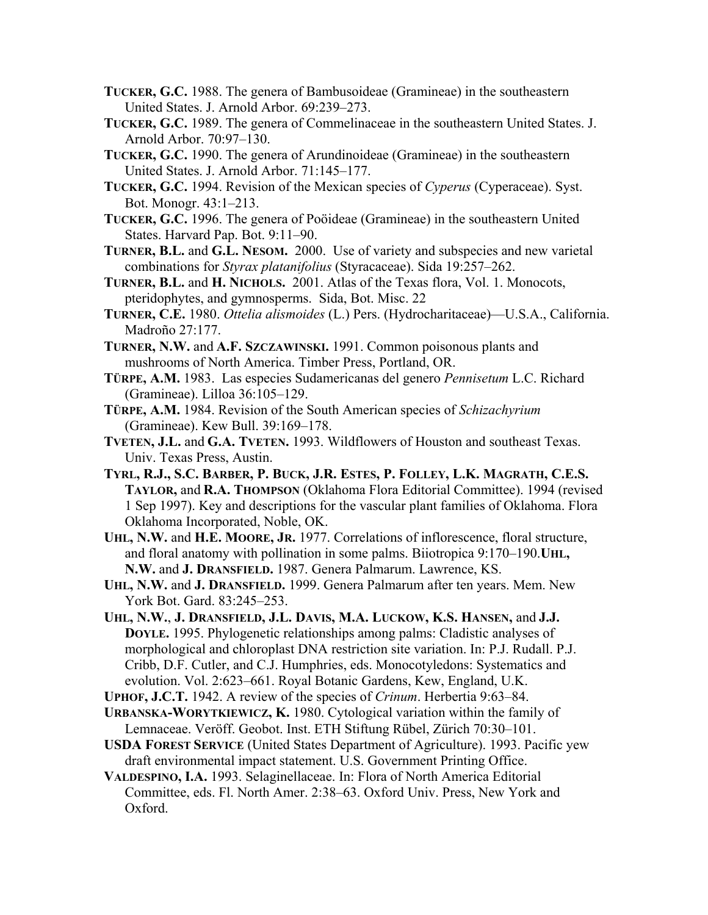**TUCKER, G.C.** 1988. The genera of Bambusoideae (Gramineae) in the southeastern United States. J. Arnold Arbor. 69:239–273.

**TUCKER, G.C.** 1989. The genera of Commelinaceae in the southeastern United States. J. Arnold Arbor. 70:97–130.

**TUCKER, G.C.** 1990. The genera of Arundinoideae (Gramineae) in the southeastern United States. J. Arnold Arbor. 71:145–177.

**TUCKER, G.C.** 1994. Revision of the Mexican species of *Cyperus* (Cyperaceae). Syst. Bot. Monogr. 43:1–213.

**TUCKER, G.C.** 1996. The genera of Poöideae (Gramineae) in the southeastern United States. Harvard Pap. Bot. 9:11–90.

**TURNER, B.L.** and **G.L. NESOM.** 2000. Use of variety and subspecies and new varietal combinations for *Styrax platanifolius* (Styracaceae). Sida 19:257–262.

**TURNER, B.L.** and **H. NICHOLS.** 2001. Atlas of the Texas flora, Vol. 1. Monocots, pteridophytes, and gymnosperms. Sida, Bot. Misc. 22

**TURNER, C.E.** 1980. *Ottelia alismoides* (L.) Pers. (Hydrocharitaceae)—U.S.A., California. Madroño 27:177.

**TURNER, N.W.** and **A.F. SZCZAWINSKI.** 1991. Common poisonous plants and mushrooms of North America. Timber Press, Portland, OR.

**TÜRPE, A.M.** 1983. Las especies Sudamericanas del genero *Pennisetum* L.C. Richard (Gramineae). Lilloa 36:105–129.

**TÜRPE, A.M.** 1984. Revision of the South American species of *Schizachyrium* (Gramineae). Kew Bull. 39:169–178.

**TVETEN, J.L.** and **G.A. TVETEN.** 1993. Wildflowers of Houston and southeast Texas. Univ. Texas Press, Austin.

**TYRL, R.J., S.C. BARBER, P. BUCK, J.R. ESTES, P. FOLLEY, L.K. MAGRATH, C.E.S. TAYLOR,** and **R.A. THOMPSON** (Oklahoma Flora Editorial Committee). 1994 (revised 1 Sep 1997). Key and descriptions for the vascular plant families of Oklahoma. Flora Oklahoma Incorporated, Noble, OK.

**UHL, N.W.** and **H.E. MOORE, JR.** 1977. Correlations of inflorescence, floral structure, and floral anatomy with pollination in some palms. Biiotropica 9:170–190.**UHL, N.W.** and **J. DRANSFIELD.** 1987. Genera Palmarum. Lawrence, KS.

**UHL, N.W.** and **J. DRANSFIELD.** 1999. Genera Palmarum after ten years. Mem. New York Bot. Gard. 83:245–253.

**UHL, N.W.**, **J. DRANSFIELD, J.L. DAVIS, M.A. LUCKOW, K.S. HANSEN,** and **J.J. DOYLE.** 1995. Phylogenetic relationships among palms: Cladistic analyses of morphological and chloroplast DNA restriction site variation. In: P.J. Rudall. P.J. Cribb, D.F. Cutler, and C.J. Humphries, eds. Monocotyledons: Systematics and evolution. Vol. 2:623–661. Royal Botanic Gardens, Kew, England, U.K.

**UPHOF, J.C.T.** 1942. A review of the species of *Crinum*. Herbertia 9:63–84.

**URBANSKA-WORYTKIEWICZ, K.** 1980. Cytological variation within the family of Lemnaceae. Veröff. Geobot. Inst. ETH Stiftung Rübel, Zürich 70:30–101.

**USDA FOREST SERVICE** (United States Department of Agriculture). 1993. Pacific yew draft environmental impact statement. U.S. Government Printing Office.

**VALDESPINO, I.A.** 1993. Selaginellaceae. In: Flora of North America Editorial Committee, eds. Fl. North Amer. 2:38–63. Oxford Univ. Press, New York and Oxford.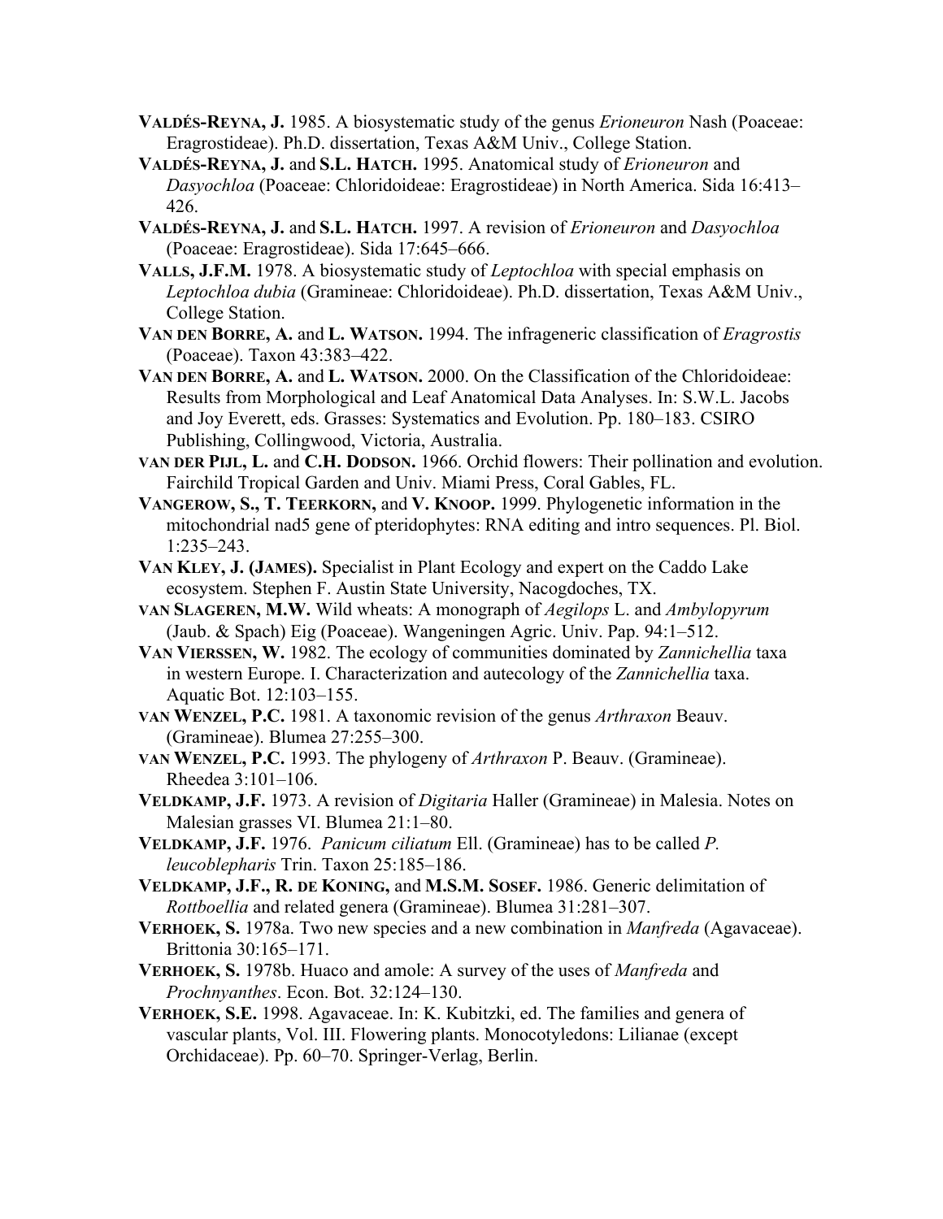**Valdés-Reyna, J.** 1985. A biosystematic study of the genus *Erioneuron* Nash (Poaceae: Eragrostideae). Ph.D. dissertation, Texas A&M Univ., College Station.

**Valdés-Reyna, J.** and **S.L. Hatch.** 1995. Anatomical study of *Erioneuron* and *Dasyochloa* (Poaceae: Chloridoideae: Eragrostideae) in North America. Sida 16:413–426.

**Valdés-Reyna, J.** and **S.L. Hatch.** 1997. A revision of *Erioneuron* and *Dasyochloa* (Poaceae: Eragrostideae). Sida 17:645–666.

**Valls, J.F.M.** 1978. A biosystematic study of *Leptochloa* with special emphasis on *Leptochloa dubia* (Gramineae: Chloridoideae). Ph.D. dissertation, Texas A&M Univ., College Station.

**Van den Borre, A.** and **L. Watson.** 1994. The infrageneric classification of *Eragrostis* (Poaceae). Taxon 43:383–422.

**Van den Borre, A.** and **L. Watson.** 2000. On the Classification of the Chloridoideae: Results from Morphological and Leaf Anatomical Data Analyses. In: S.W.L. Jacobs and Joy Everett, eds. Grasses: Systematics and Evolution. Pp. 180–183. CSIRO Publishing, Collingwood, Victoria, Australia.

**van der Pijl, L.** and **C.H. Dodson.** 1966. Orchid flowers: Their pollination and evolution. Fairchild Tropical Garden and Univ. Miami Press, Coral Gables, FL.

**Vangerow, S., T. Teerkorn,** and **V. Knoop.** 1999. Phylogenetic information in the mitochondrial nad5 gene of pteridophytes: RNA editing and intro sequences. Pl. Biol. 1:235–243.

**Van Kley, J. (James).** Specialist in Plant Ecology and expert on the Caddo Lake ecosystem. Stephen F. Austin State University, Nacogdoches, TX.

**van Slageren, M.W.** Wild wheats: A monograph of *Aegilops* L. and *Ambylopyrum* (Jaub. & Spach) Eig (Poaceae). Wangeningen Agric. Univ. Pap. 94:1–512.

**Van Vierssen, W.** 1982. The ecology of communities dominated by *Zannichellia* taxa in western Europe. I. Characterization and autecology of the *Zannichellia* taxa. Aquatic Bot. 12:103–155.

**van Wenzel, P.C.** 1981. A taxonomic revision of the genus *Arthraxon* Beauv. (Gramineae). Blumea 27:255–300.

**van Wenzel, P.C.** 1993. The phylogeny of *Arthraxon* P. Beauv. (Gramineae). Rheedea 3:101–106.

**Veldkamp, J.F.** 1973. A revision of *Digitaria* Haller (Gramineae) in Malesia. Notes on Malesian grasses VI. Blumea 21:1–80.

**Veldkamp, J.F.** 1976. *Panicum ciliatum* Ell. (Gramineae) has to be called *P. leucoblepharis* Trin. Taxon 25:185–186.

**Veldkamp, J.F., R. de Koning,** and **M.S.M. Sosef.** 1986. Generic delimitation of *Rottboellia* and related genera (Gramineae). Blumea 31:281–307.

**Verhoek, S.** 1978a. Two new species and a new combination in *Manfreda* (Agavaceae). Brittonia 30:165–171.

**Verhoek, S.** 1978b. Huaco and amole: A survey of the uses of *Manfreda* and *Prochnyanthes*. Econ. Bot. 32:124–130.

**Verhoek, S.E.** 1998. Agavaceae. In: K. Kubitzki, ed. The families and genera of vascular plants, Vol. III. Flowering plants. Monocotyledons: Lilianae (except Orchidaceae). Pp. 60–70. Springer-Verlag, Berlin.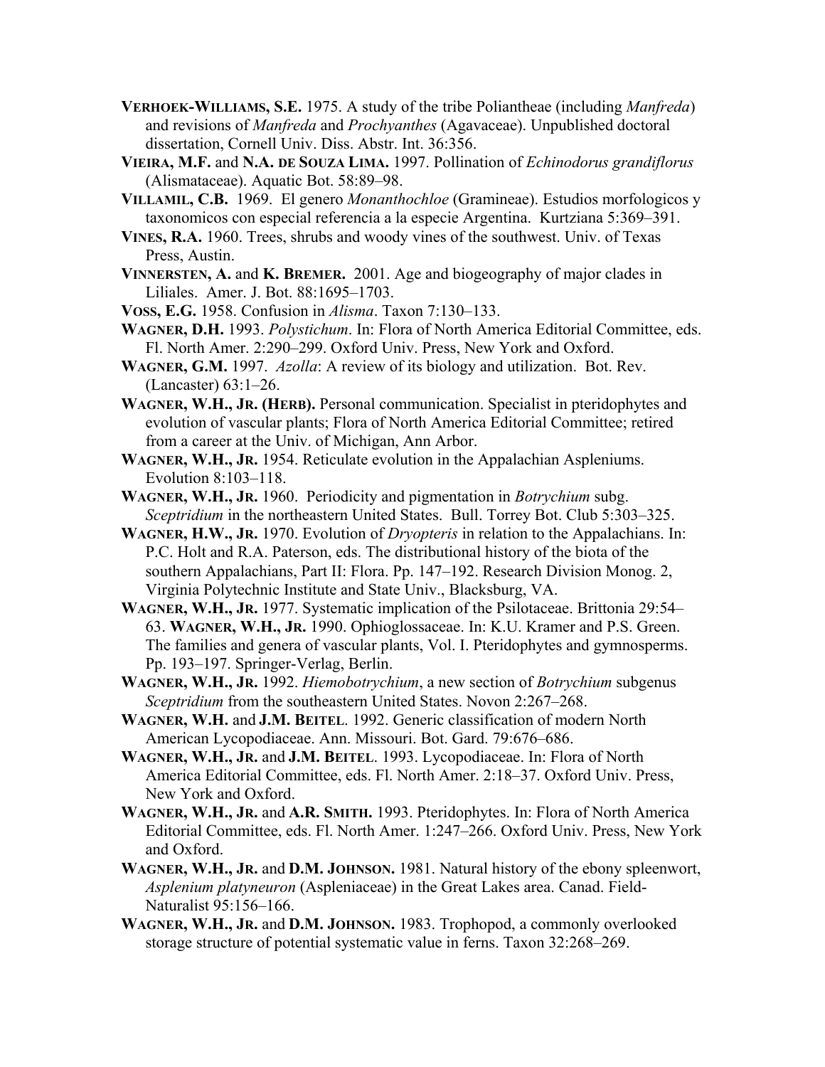**VERHOEK-WILLIAMS, S.E.** 1975. A study of the tribe Polianthеae (including *Manfreda*) and revisions of *Manfreda* and *Prochyanthes* (Agavaceae). Unpublished doctoral dissertation, Cornell Univ. Diss. Abstr. Int. 36:356.

**VIEIRA, M.F.** and **N.A. DE SOUZA LIMA.** 1997. Pollination of *Echinodorus grandiflorus* (Alismataceae). Aquatic Bot. 58:89–98.

**VILLAMIL, C.B.** 1969. El genero *Monanthochloe* (Gramineae). Estudios morfologicos y taxonomicos con especial referencia a la especie Argentina. Kurtziana 5:369–391.

**VINES, R.A.** 1960. Trees, shrubs and woody vines of the southwest. Univ. of Texas Press, Austin.

**VINNERSTEN, A.** and **K. BREMER.** 2001. Age and biogeography of major clades in Liliales. Amer. J. Bot. 88:1695–1703.

**VOSS, E.G.** 1958. Confusion in *Alisma*. Taxon 7:130–133.

**WAGNER, D.H.** 1993. *Polystichum*. In: Flora of North America Editorial Committee, eds. Fl. North Amer. 2:290–299. Oxford Univ. Press, New York and Oxford.

**WAGNER, G.M.** 1997. *Azolla*: A review of its biology and utilization. Bot. Rev. (Lancaster) 63:1–26.

**WAGNER, W.H., JR. (HERB).** Personal communication. Specialist in pteridophytes and evolution of vascular plants; Flora of North America Editorial Committee; retired from a career at the Univ. of Michigan, Ann Arbor.

**WAGNER, W.H., JR.** 1954. Reticulate evolution in the Appalachian Aspleniums. Evolution 8:103–118.

**WAGNER, W.H., JR.** 1960. Periodicity and pigmentation in *Botrychium* subg. *Sceptridium* in the northeastern United States. Bull. Torrey Bot. Club 5:303–325.

**WAGNER, H.W., JR.** 1970. Evolution of *Dryopteris* in relation to the Appalachians. In: P.C. Holt and R.A. Paterson, eds. The distributional history of the biota of the southern Appalachians, Part II: Flora. Pp. 147–192. Research Division Monog. 2, Virginia Polytechnic Institute and State Univ., Blacksburg, VA.

**WAGNER, W.H., JR.** 1977. Systematic implication of the Psilotaceae. Brittonia 29:54–63. **WAGNER, W.H., JR.** 1990. Ophioglossaceae. In: K.U. Kramer and P.S. Green. The families and genera of vascular plants, Vol. I. Pteridophytes and gymnosperms. Pp. 193–197. Springer-Verlag, Berlin.

**WAGNER, W.H., JR.** 1992. *Hiemobotrychium*, a new section of *Botrychium* subgenus *Sceptridium* from the southeastern United States. Novon 2:267–268.

**WAGNER, W.H.** and **J.M. BEITEL**. 1992. Generic classification of modern North American Lycopodiaceae. Ann. Missouri. Bot. Gard. 79:676–686.

**WAGNER, W.H., JR.** and **J.M. BEITEL**. 1993. Lycopodiaceae. In: Flora of North America Editorial Committee, eds. Fl. North Amer. 2:18–37. Oxford Univ. Press, New York and Oxford.

**WAGNER, W.H., JR.** and **A.R. SMITH.** 1993. Pteridophytes. In: Flora of North America Editorial Committee, eds. Fl. North Amer. 1:247–266. Oxford Univ. Press, New York and Oxford.

**WAGNER, W.H., JR.** and **D.M. JOHNSON.** 1981. Natural history of the ebony spleenwort, *Asplenium platyneuron* (Aspleniaceae) in the Great Lakes area. Canad. Field-Naturalist 95:156–166.

**WAGNER, W.H., JR.** and **D.M. JOHNSON.** 1983. Trophopod, a commonly overlooked storage structure of potential systematic value in ferns. Taxon 32:268–269.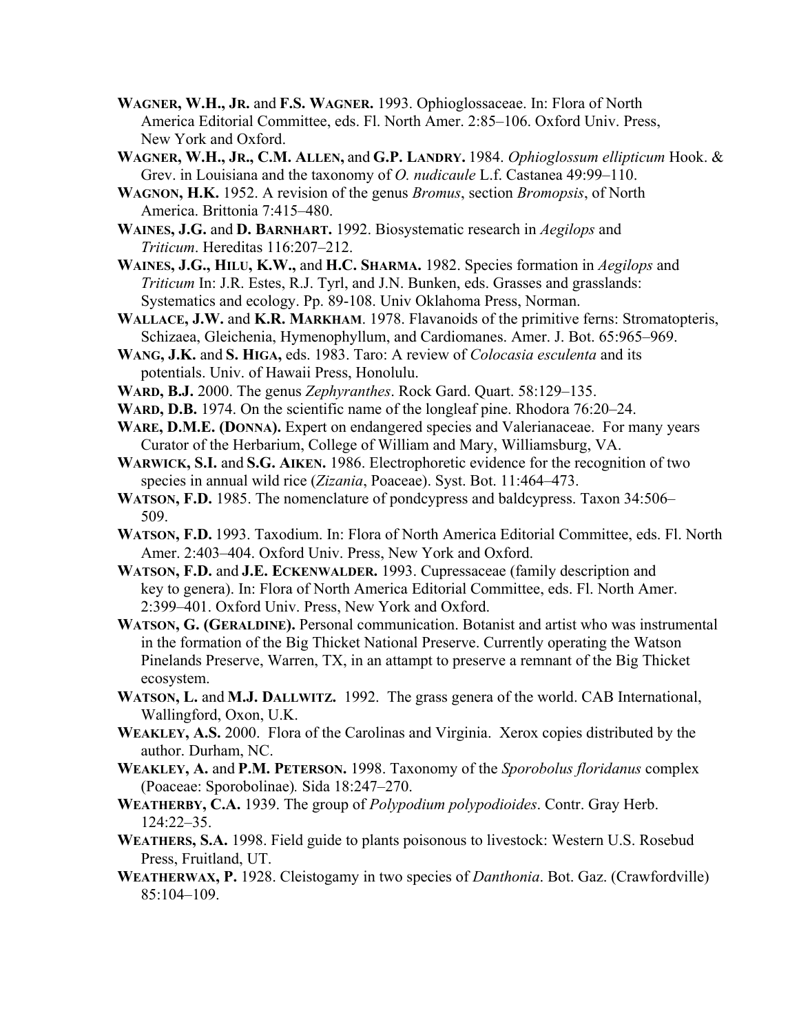**WAGNER, W.H., JR.** and **F.S. WAGNER.** 1993. Ophioglossaceae. In: Flora of North America Editorial Committee, eds. Fl. North Amer. 2:85–106. Oxford Univ. Press, New York and Oxford.

**WAGNER, W.H., JR., C.M. ALLEN,** and **G.P. LANDRY.** 1984. *Ophioglossum ellipticum* Hook. & Grev. in Louisiana and the taxonomy of *O. nudicaule* L.f. Castanea 49:99–110.

**WAGNON, H.K.** 1952. A revision of the genus *Bromus*, section *Bromopsis*, of North America. Brittonia 7:415–480.

**WAINES, J.G.** and **D. BARNHART.** 1992. Biosystematic research in *Aegilops* and *Triticum*. Hereditas 116:207–212.

**WAINES, J.G., HILU, K.W.,** and **H.C. SHARMA.** 1982. Species formation in *Aegilops* and *Triticum* In: J.R. Estes, R.J. Tyrl, and J.N. Bunken, eds. Grasses and grasslands: Systematics and ecology. Pp. 89-108. Univ Oklahoma Press, Norman.

**WALLACE, J.W.** and **K.R. MARKHAM**. 1978. Flavanoids of the primitive ferns: Stromatopteris, Schizaea, Gleichenia, Hymenophyllum, and Cardiomanes. Amer. J. Bot. 65:965–969.

**WANG, J.K.** and **S. HIGA,** eds. 1983. Taro: A review of *Colocasia esculenta* and its potentials. Univ. of Hawaii Press, Honolulu.

**WARD, B.J.** 2000. The genus *Zephyranthes*. Rock Gard. Quart. 58:129–135.

**WARD, D.B.** 1974. On the scientific name of the longleaf pine. Rhodora 76:20–24.

**WARE, D.M.E. (DONNA).** Expert on endangered species and Valerianaceae. For many years Curator of the Herbarium, College of William and Mary, Williamsburg, VA.

**WARWICK, S.I.** and **S.G. AIKEN.** 1986. Electrophoretic evidence for the recognition of two species in annual wild rice (*Zizania*, Poaceae). Syst. Bot. 11:464–473.

**WATSON, F.D.** 1985. The nomenclature of pondcypress and baldcypress. Taxon 34:506–509.

**WATSON, F.D.** 1993. Taxodium. In: Flora of North America Editorial Committee, eds. Fl. North Amer. 2:403–404. Oxford Univ. Press, New York and Oxford.

**WATSON, F.D.** and **J.E. ECKENWALDER.** 1993. Cupressaceae (family description and key to genera). In: Flora of North America Editorial Committee, eds. Fl. North Amer. 2:399–401. Oxford Univ. Press, New York and Oxford.

**WATSON, G. (GERALDINE).** Personal communication. Botanist and artist who was instrumental in the formation of the Big Thicket National Preserve. Currently operating the Watson Pinelands Preserve, Warren, TX, in an attampt to preserve a remnant of the Big Thicket ecosystem.

**WATSON, L.** and **M.J. DALLWITZ.** 1992. The grass genera of the world. CAB International, Wallingford, Oxon, U.K.

**WEAKLEY, A.S.** 2000. Flora of the Carolinas and Virginia. Xerox copies distributed by the author. Durham, NC.

**WEAKLEY, A.** and **P.M. PETERSON.** 1998. Taxonomy of the *Sporobolus floridanus* complex (Poaceae: Sporobolinae). Sida 18:247–270.

**WEATHERBY, C.A.** 1939. The group of *Polypodium polypodioides*. Contr. Gray Herb. 124:22–35.

**WEATHERS, S.A.** 1998. Field guide to plants poisonous to livestock: Western U.S. Rosebud Press, Fruitland, UT.

**WEATHERWAX, P.** 1928. Cleistogamy in two species of *Danthonia*. Bot. Gaz. (Crawfordville) 85:104–109.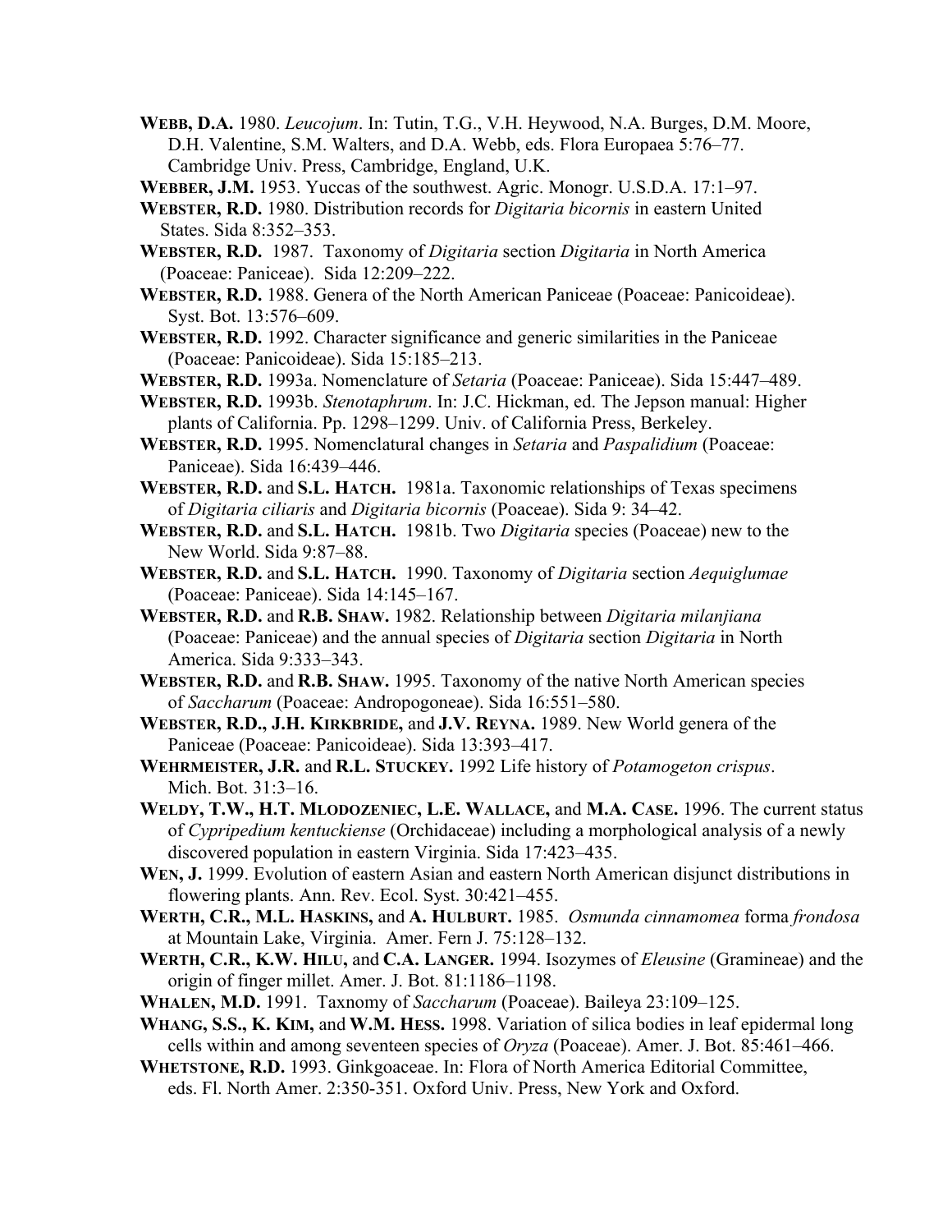**Webb, D.A.** 1980. *Leucojum*. In: Tutin, T.G., V.H. Heywood, N.A. Burges, D.M. Moore, D.H. Valentine, S.M. Walters, and D.A. Webb, eds. Flora Europaea 5:76–77. Cambridge Univ. Press, Cambridge, England, U.K.

**Webber, J.M.** 1953. Yuccas of the southwest. Agric. Monogr. U.S.D.A. 17:1–97.

**Webster, R.D.** 1980. Distribution records for *Digitaria bicornis* in eastern United States. Sida 8:352–353.

**Webster, R.D.** 1987. Taxonomy of *Digitaria* section *Digitaria* in North America (Poaceae: Paniceae). Sida 12:209–222.

**Webster, R.D.** 1988. Genera of the North American Paniceae (Poaceae: Panicoideae). Syst. Bot. 13:576–609.

**Webster, R.D.** 1992. Character significance and generic similarities in the Paniceae (Poaceae: Panicoideae). Sida 15:185–213.

**Webster, R.D.** 1993a. Nomenclature of *Setaria* (Poaceae: Paniceae). Sida 15:447–489.

**Webster, R.D.** 1993b. *Stenotaphrum*. In: J.C. Hickman, ed. The Jepson manual: Higher plants of California. Pp. 1298–1299. Univ. of California Press, Berkeley.

**Webster, R.D.** 1995. Nomenclatural changes in *Setaria* and *Paspalidium* (Poaceae: Paniceae). Sida 16:439–446.

**Webster, R.D.** and **S.L. Hatch.** 1981a. Taxonomic relationships of Texas specimens of *Digitaria ciliaris* and *Digitaria bicornis* (Poaceae). Sida 9: 34–42.

**Webster, R.D.** and **S.L. Hatch.** 1981b. Two *Digitaria* species (Poaceae) new to the New World. Sida 9:87–88.

**Webster, R.D.** and **S.L. Hatch.** 1990. Taxonomy of *Digitaria* section *Aequiglumae* (Poaceae: Paniceae). Sida 14:145–167.

**Webster, R.D.** and **R.B. Shaw.** 1982. Relationship between *Digitaria milanjiana* (Poaceae: Paniceae) and the annual species of *Digitaria* section *Digitaria* in North America. Sida 9:333–343.

**Webster, R.D.** and **R.B. Shaw.** 1995. Taxonomy of the native North American species of *Saccharum* (Poaceae: Andropogoneae). Sida 16:551–580.

**Webster, R.D., J.H. Kirkbride,** and **J.V. Reyna.** 1989. New World genera of the Paniceae (Poaceae: Panicoideae). Sida 13:393–417.

**Wehrmeister, J.R.** and **R.L. Stuckey.** 1992 Life history of *Potamogeton crispus*. Mich. Bot. 31:3–16.

**Weldy, T.W., H.T. Mlodozeniec, L.E. Wallace,** and **M.A. Case.** 1996. The current status of *Cypripedium kentuckiense* (Orchidaceae) including a morphological analysis of a newly discovered population in eastern Virginia. Sida 17:423–435.

**Wen, J.** 1999. Evolution of eastern Asian and eastern North American disjunct distributions in flowering plants. Ann. Rev. Ecol. Syst. 30:421–455.

**Werth, C.R., M.L. Haskins,** and **A. Hulburt.** 1985. *Osmunda cinnamomea* forma *frondosa* at Mountain Lake, Virginia. Amer. Fern J. 75:128–132.

**Werth, C.R., K.W. Hilu,** and **C.A. Langer.** 1994. Isozymes of *Eleusine* (Gramineae) and the origin of finger millet. Amer. J. Bot. 81:1186–1198.

**Whalen, M.D.** 1991. Taxnomy of *Saccharum* (Poaceae). Baileya 23:109–125.

**Whang, S.S., K. Kim,** and **W.M. Hess.** 1998. Variation of silica bodies in leaf epidermal long cells within and among seventeen species of *Oryza* (Poaceae). Amer. J. Bot. 85:461–466.

**Whetstone, R.D.** 1993. Ginkgoaceae. In: Flora of North America Editorial Committee, eds. Fl. North Amer. 2:350-351. Oxford Univ. Press, New York and Oxford.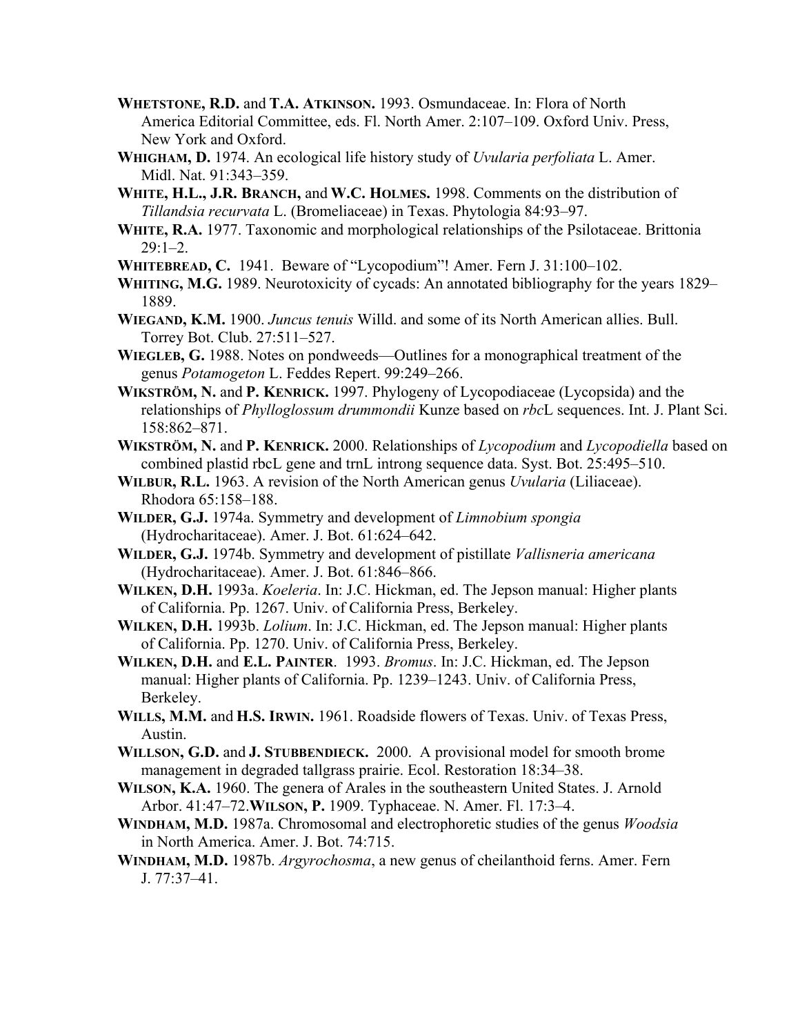**WHETSTONE, R.D.** and **T.A. ATKINSON.** 1993. Osmundaceae. In: Flora of North America Editorial Committee, eds. Fl. North Amer. 2:107–109. Oxford Univ. Press, New York and Oxford.

**WHIGHAM, D.** 1974. An ecological life history study of *Uvularia perfoliata* L. Amer. Midl. Nat. 91:343–359.

**WHITE, H.L., J.R. BRANCH,** and **W.C. HOLMES.** 1998. Comments on the distribution of *Tillandsia recurvata* L. (Bromeliaceae) in Texas. Phytologia 84:93–97.

**WHITE, R.A.** 1977. Taxonomic and morphological relationships of the Psilotaceae. Brittonia 29:1–2.

**WHITEBREAD, C.** 1941. Beware of "Lycopodium"! Amer. Fern J. 31:100–102.

**WHITING, M.G.** 1989. Neurotoxicity of cycads: An annotated bibliography for the years 1829–1889.

**WIEGAND, K.M.** 1900. *Juncus tenuis* Willd. and some of its North American allies. Bull. Torrey Bot. Club. 27:511–527.

**WIEGLEB, G.** 1988. Notes on pondweeds—Outlines for a monographical treatment of the genus *Potamogeton* L. Feddes Repert. 99:249–266.

**WIKSTRÖM, N.** and **P. KENRICK.** 1997. Phylogeny of Lycopodiaceae (Lycopsida) and the relationships of *Phylloglossum drummondii* Kunze based on *rbc*L sequences. Int. J. Plant Sci. 158:862–871.

**WIKSTRÖM, N.** and **P. KENRICK.** 2000. Relationships of *Lycopodium* and *Lycopodiella* based on combined plastid rbcL gene and trnL introng sequence data. Syst. Bot. 25:495–510.

**WILBUR, R.L.** 1963. A revision of the North American genus *Uvularia* (Liliaceae). Rhodora 65:158–188.

**WILDER, G.J.** 1974a. Symmetry and development of *Limnobium spongia* (Hydrocharitaceae). Amer. J. Bot. 61:624–642.

**WILDER, G.J.** 1974b. Symmetry and development of pistillate *Vallisneria americana* (Hydrocharitaceae). Amer. J. Bot. 61:846–866.

**WILKEN, D.H.** 1993a. *Koeleria*. In: J.C. Hickman, ed. The Jepson manual: Higher plants of California. Pp. 1267. Univ. of California Press, Berkeley.

**WILKEN, D.H.** 1993b. *Lolium*. In: J.C. Hickman, ed. The Jepson manual: Higher plants of California. Pp. 1270. Univ. of California Press, Berkeley.

**WILKEN, D.H.** and **E.L. PAINTER**. 1993. *Bromus*. In: J.C. Hickman, ed. The Jepson manual: Higher plants of California. Pp. 1239–1243. Univ. of California Press, Berkeley.

**WILLS, M.M.** and **H.S. IRWIN.** 1961. Roadside flowers of Texas. Univ. of Texas Press, Austin.

**WILLSON, G.D.** and **J. STUBBENDIECK.** 2000. A provisional model for smooth brome management in degraded tallgrass prairie. Ecol. Restoration 18:34–38.

**WILSON, K.A.** 1960. The genera of Arales in the southeastern United States. J. Arnold Arbor. 41:47–72.**WILSON, P.** 1909. Typhaceae. N. Amer. Fl. 17:3–4.

**WINDHAM, M.D.** 1987a. Chromosomal and electrophoretic studies of the genus *Woodsia* in North America. Amer. J. Bot. 74:715.

**WINDHAM, M.D.** 1987b. *Argyrochosma*, a new genus of cheilanthoid ferns. Amer. Fern J. 77:37–41.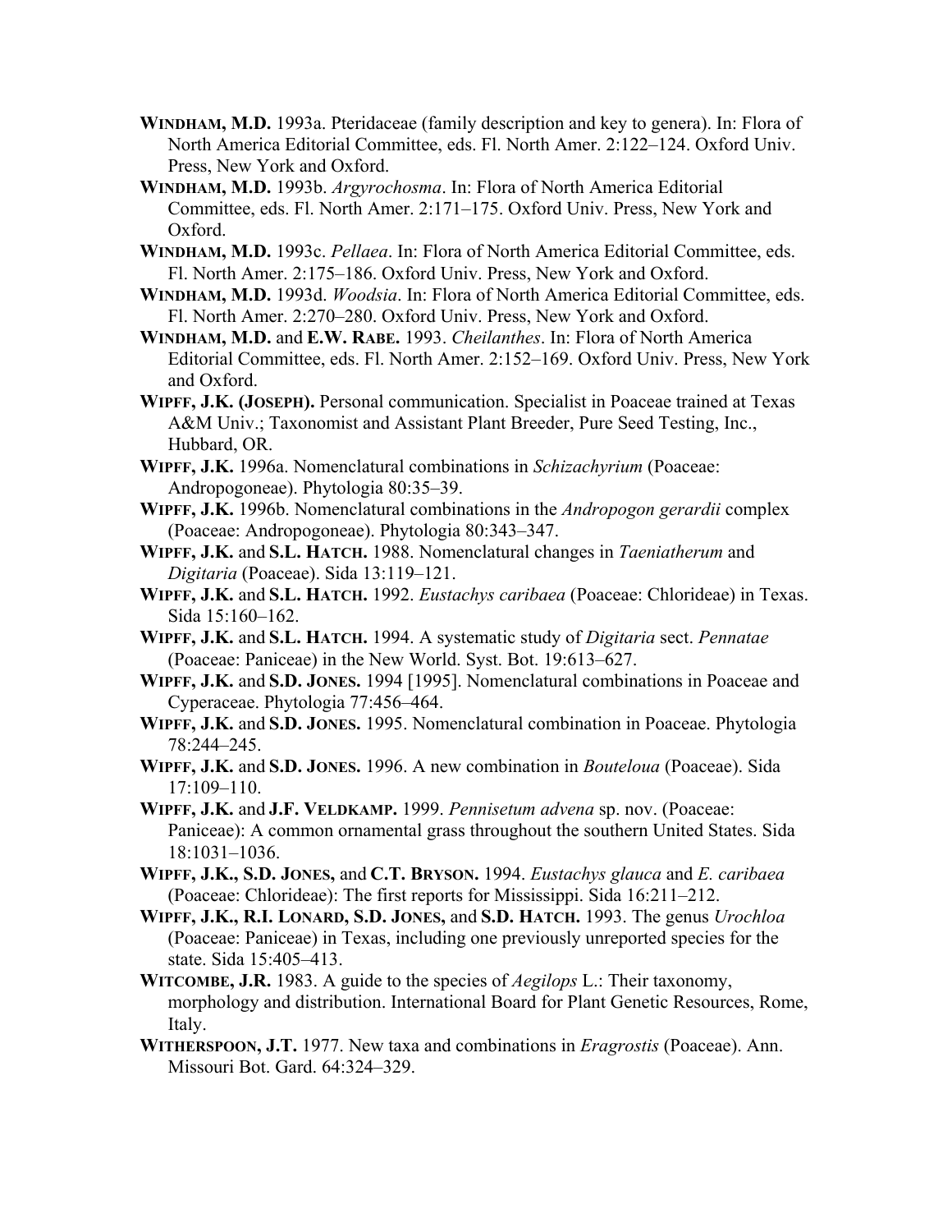**WINDHAM, M.D.** 1993a. Pteridaceae (family description and key to genera). In: Flora of North America Editorial Committee, eds. Fl. North Amer. 2:122–124. Oxford Univ. Press, New York and Oxford.

**WINDHAM, M.D.** 1993b. *Argyrochosma*. In: Flora of North America Editorial Committee, eds. Fl. North Amer. 2:171–175. Oxford Univ. Press, New York and Oxford.

**WINDHAM, M.D.** 1993c. *Pellaea*. In: Flora of North America Editorial Committee, eds. Fl. North Amer. 2:175–186. Oxford Univ. Press, New York and Oxford.

**WINDHAM, M.D.** 1993d. *Woodsia*. In: Flora of North America Editorial Committee, eds. Fl. North Amer. 2:270–280. Oxford Univ. Press, New York and Oxford.

**WINDHAM, M.D.** and **E.W. RABE.** 1993. *Cheilanthes*. In: Flora of North America Editorial Committee, eds. Fl. North Amer. 2:152–169. Oxford Univ. Press, New York and Oxford.

**WIPFF, J.K. (JOSEPH).** Personal communication. Specialist in Poaceae trained at Texas A&M Univ.; Taxonomist and Assistant Plant Breeder, Pure Seed Testing, Inc., Hubbard, OR.

**WIPFF, J.K.** 1996a. Nomenclatural combinations in *Schizachyrium* (Poaceae: Andropogoneae). Phytologia 80:35–39.

**WIPFF, J.K.** 1996b. Nomenclatural combinations in the *Andropogon gerardii* complex (Poaceae: Andropogoneae). Phytologia 80:343–347.

**WIPFF, J.K.** and **S.L. HATCH.** 1988. Nomenclatural changes in *Taeniatherum* and *Digitaria* (Poaceae). Sida 13:119–121.

**WIPFF, J.K.** and **S.L. HATCH.** 1992. *Eustachys caribaea* (Poaceae: Chlorideae) in Texas. Sida 15:160–162.

**WIPFF, J.K.** and **S.L. HATCH.** 1994. A systematic study of *Digitaria* sect. *Pennatae* (Poaceae: Paniceae) in the New World. Syst. Bot. 19:613–627.

**WIPFF, J.K.** and **S.D. JONES.** 1994 [1995]. Nomenclatural combinations in Poaceae and Cyperaceae. Phytologia 77:456–464.

**WIPFF, J.K.** and **S.D. JONES.** 1995. Nomenclatural combination in Poaceae. Phytologia 78:244–245.

**WIPFF, J.K.** and **S.D. JONES.** 1996. A new combination in *Bouteloua* (Poaceae). Sida 17:109–110.

**WIPFF, J.K.** and **J.F. VELDKAMP.** 1999. *Pennisetum advena* sp. nov. (Poaceae: Paniceae): A common ornamental grass throughout the southern United States. Sida 18:1031–1036.

**WIPFF, J.K., S.D. JONES,** and **C.T. BRYSON.** 1994. *Eustachys glauca* and *E. caribaea* (Poaceae: Chlorideae): The first reports for Mississippi. Sida 16:211–212.

**WIPFF, J.K., R.I. LONARD, S.D. JONES,** and **S.D. HATCH.** 1993. The genus *Urochloa* (Poaceae: Paniceae) in Texas, including one previously unreported species for the state. Sida 15:405–413.

**WITCOMBE, J.R.** 1983. A guide to the species of *Aegilops* L.: Their taxonomy, morphology and distribution. International Board for Plant Genetic Resources, Rome, Italy.

**WITHERSPOON, J.T.** 1977. New taxa and combinations in *Eragrostis* (Poaceae). Ann. Missouri Bot. Gard. 64:324–329.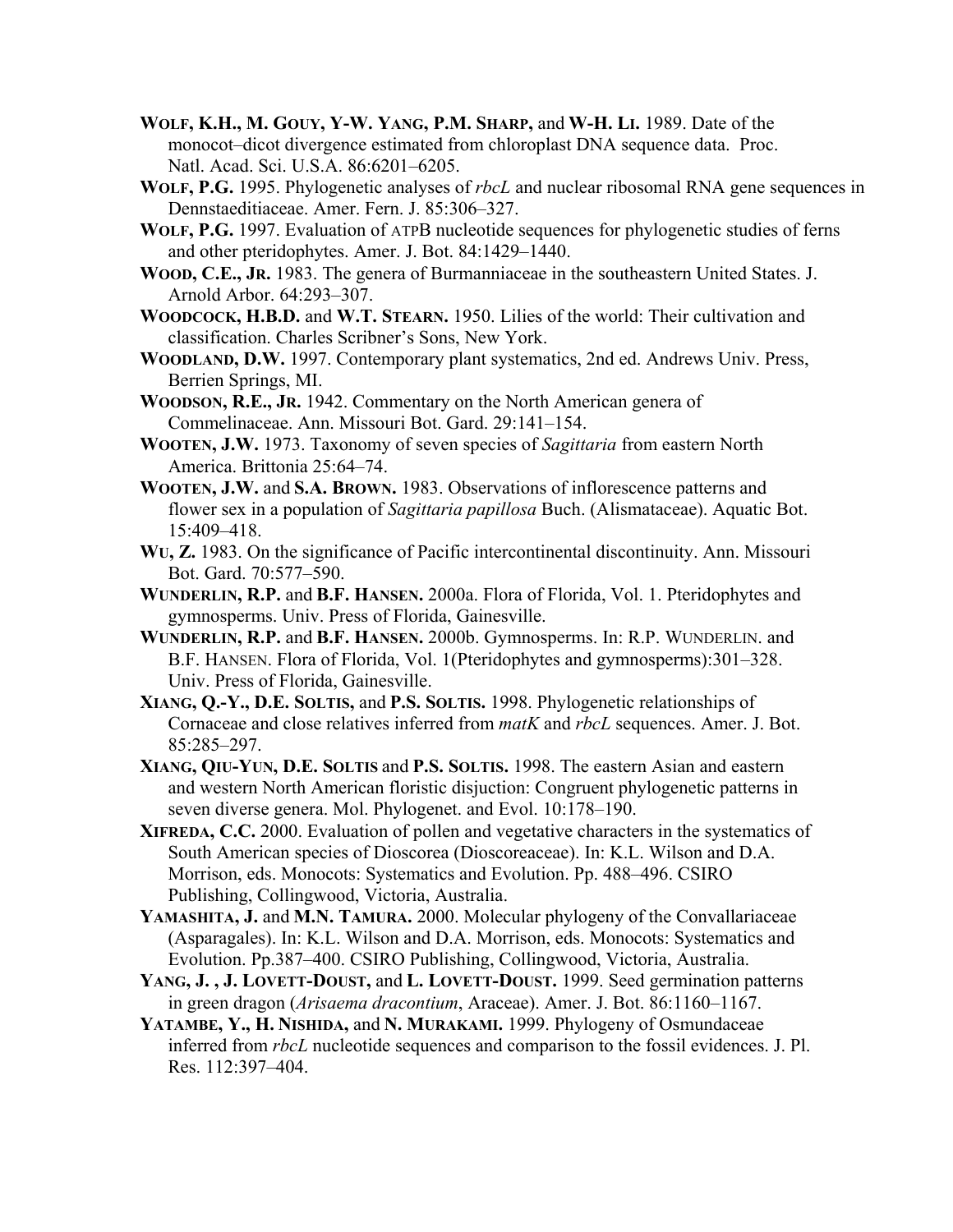**Wolf, K.H., M. Gouy, Y-W. Yang, P.M. Sharp,** and **W-H. Li.** 1989. Date of the monocot–dicot divergence estimated from chloroplast DNA sequence data. Proc. Natl. Acad. Sci. U.S.A. 86:6201–6205.

**Wolf, P.G.** 1995. Phylogenetic analyses of *rbcL* and nuclear ribosomal RNA gene sequences in Dennstaeditiaceae. Amer. Fern. J. 85:306–327.

**Wolf, P.G.** 1997. Evaluation of ATPB nucleotide sequences for phylogenetic studies of ferns and other pteridophytes. Amer. J. Bot. 84:1429–1440.

**Wood, C.E., Jr.** 1983. The genera of Burmanniaceae in the southeastern United States. J. Arnold Arbor. 64:293–307.

**Woodcock, H.B.D.** and **W.T. Stearn.** 1950. Lilies of the world: Their cultivation and classification. Charles Scribner's Sons, New York.

**Woodland, D.W.** 1997. Contemporary plant systematics, 2nd ed. Andrews Univ. Press, Berrien Springs, MI.

**Woodson, R.E., Jr.** 1942. Commentary on the North American genera of Commelinaceae. Ann. Missouri Bot. Gard. 29:141–154.

**Wooten, J.W.** 1973. Taxonomy of seven species of *Sagittaria* from eastern North America. Brittonia 25:64–74.

**Wooten, J.W.** and **S.A. Brown.** 1983. Observations of inflorescence patterns and flower sex in a population of *Sagittaria papillosa* Buch. (Alismataceae). Aquatic Bot. 15:409–418.

**Wu, Z.** 1983. On the significance of Pacific intercontinental discontinuity. Ann. Missouri Bot. Gard. 70:577–590.

**Wunderlin, R.P.** and **B.F. Hansen.** 2000a. Flora of Florida, Vol. 1. Pteridophytes and gymnosperms. Univ. Press of Florida, Gainesville.

**Wunderlin, R.P.** and **B.F. Hansen.** 2000b. Gymnosperms. In: R.P. Wunderlin. and B.F. Hansen. Flora of Florida, Vol. 1(Pteridophytes and gymnosperms):301–328. Univ. Press of Florida, Gainesville.

**Xiang, Q.-Y., D.E. Soltis,** and **P.S. Soltis.** 1998. Phylogenetic relationships of Cornaceae and close relatives inferred from *matK* and *rbcL* sequences. Amer. J. Bot. 85:285–297.

**Xiang, Qiu-Yun, D.E. Soltis** and **P.S. Soltis.** 1998. The eastern Asian and eastern and western North American floristic disjuction: Congruent phylogenetic patterns in seven diverse genera. Mol. Phylogenet. and Evol. 10:178–190.

**Xifreda, C.C.** 2000. Evaluation of pollen and vegetative characters in the systematics of South American species of Dioscorea (Dioscoreaceae). In: K.L. Wilson and D.A. Morrison, eds. Monocots: Systematics and Evolution. Pp. 488–496. CSIRO Publishing, Collingwood, Victoria, Australia.

**Yamashita, J.** and **M.N. Tamura.** 2000. Molecular phylogeny of the Convallariaceae (Asparagales). In: K.L. Wilson and D.A. Morrison, eds. Monocots: Systematics and Evolution. Pp.387–400. CSIRO Publishing, Collingwood, Victoria, Australia.

**Yang, J. , J. Lovett-Doust,** and **L. Lovett-Doust.** 1999. Seed germination patterns in green dragon (*Arisaema dracontium*, Araceae). Amer. J. Bot. 86:1160–1167.

**Yatambe, Y., H. Nishida,** and **N. Murakami.** 1999. Phylogeny of Osmundaceae inferred from *rbcL* nucleotide sequences and comparison to the fossil evidences. J. Pl. Res. 112:397–404.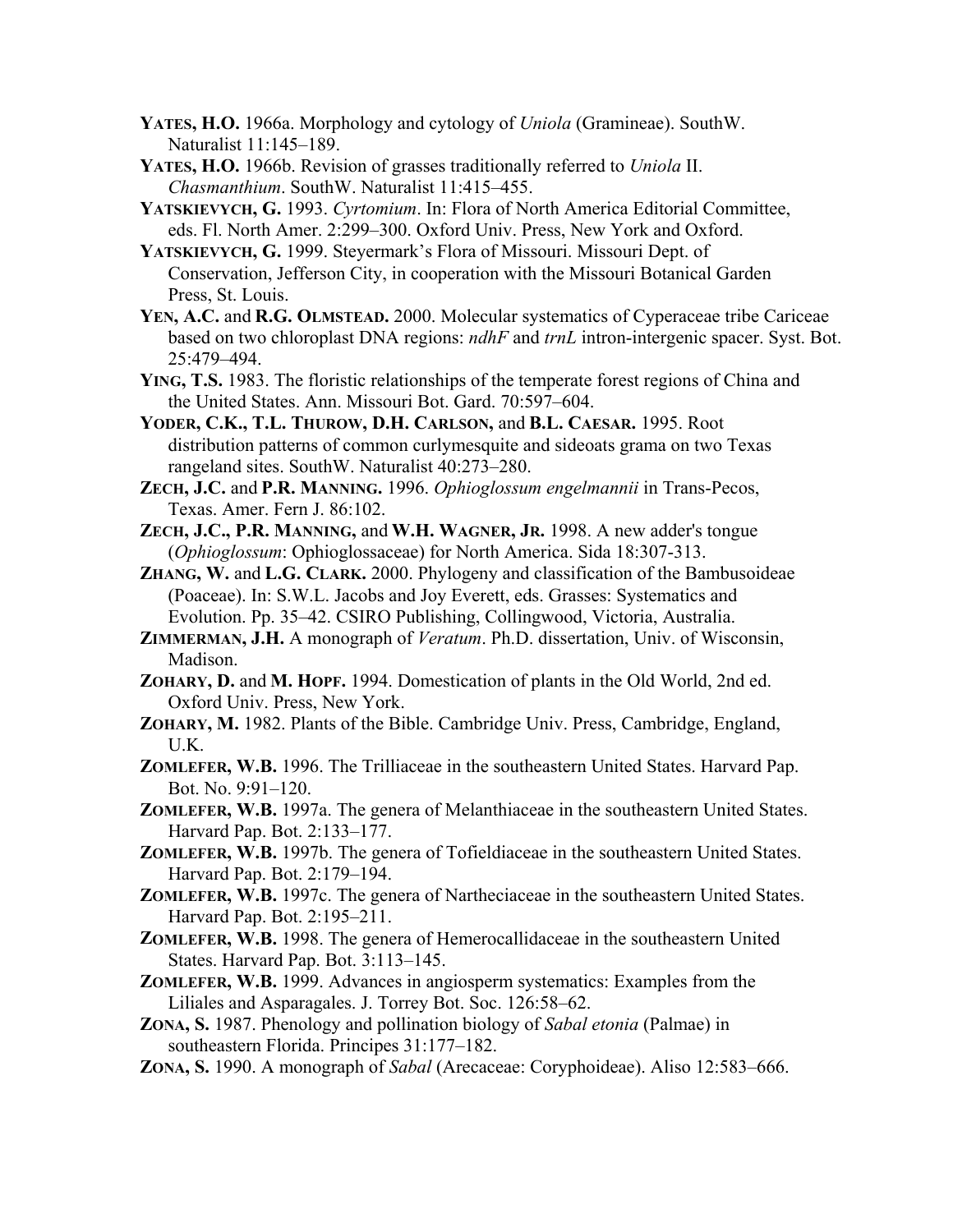**Yates, H.O.** 1966a. Morphology and cytology of *Uniola* (Gramineae). SouthW. Naturalist 11:145–189.

**Yates, H.O.** 1966b. Revision of grasses traditionally referred to *Uniola* II. *Chasmanthium*. SouthW. Naturalist 11:415–455.

**Yatskievych, G.** 1993. *Cyrtomium*. In: Flora of North America Editorial Committee, eds. Fl. North Amer. 2:299–300. Oxford Univ. Press, New York and Oxford.

**Yatskievych, G.** 1999. Steyermark's Flora of Missouri. Missouri Dept. of Conservation, Jefferson City, in cooperation with the Missouri Botanical Garden Press, St. Louis.

**Yen, A.C.** and **R.G. Olmstead.** 2000. Molecular systematics of Cyperaceae tribe Cariceae based on two chloroplast DNA regions: *ndhF* and *trnL* intron-intergenic spacer. Syst. Bot. 25:479–494.

**Ying, T.S.** 1983. The floristic relationships of the temperate forest regions of China and the United States. Ann. Missouri Bot. Gard. 70:597–604.

**Yoder, C.K., T.L. Thurow, D.H. Carlson,** and **B.L. Caesar.** 1995. Root distribution patterns of common curlymesquite and sideoats grama on two Texas rangeland sites. SouthW. Naturalist 40:273–280.

**Zech, J.C.** and **P.R. Manning.** 1996. *Ophioglossum engelmannii* in Trans-Pecos, Texas. Amer. Fern J. 86:102.

**Zech, J.C., P.R. Manning,** and **W.H. Wagner, Jr.** 1998. A new adder's tongue (*Ophioglossum*: Ophioglossaceae) for North America. Sida 18:307-313.

**Zhang, W.** and **L.G. Clark.** 2000. Phylogeny and classification of the Bambusoideae (Poaceae). In: S.W.L. Jacobs and Joy Everett, eds. Grasses: Systematics and Evolution. Pp. 35–42. CSIRO Publishing, Collingwood, Victoria, Australia.

**Zimmerman, J.H.** A monograph of *Veratum*. Ph.D. dissertation, Univ. of Wisconsin, Madison.

**Zohary, D.** and **M. Hopf.** 1994. Domestication of plants in the Old World, 2nd ed. Oxford Univ. Press, New York.

**Zohary, M.** 1982. Plants of the Bible. Cambridge Univ. Press, Cambridge, England, U.K.

**Zomlefer, W.B.** 1996. The Trilliaceae in the southeastern United States. Harvard Pap. Bot. No. 9:91–120.

**Zomlefer, W.B.** 1997a. The genera of Melanthiaceae in the southeastern United States. Harvard Pap. Bot. 2:133–177.

**Zomlefer, W.B.** 1997b. The genera of Tofieldiaceae in the southeastern United States. Harvard Pap. Bot. 2:179–194.

**Zomlefer, W.B.** 1997c. The genera of Nartheciaceae in the southeastern United States. Harvard Pap. Bot. 2:195–211.

**Zomlefer, W.B.** 1998. The genera of Hemerocallidaceae in the southeastern United States. Harvard Pap. Bot. 3:113–145.

**Zomlefer, W.B.** 1999. Advances in angiosperm systematics: Examples from the Liliales and Asparagales. J. Torrey Bot. Soc. 126:58–62.

**Zona, S.** 1987. Phenology and pollination biology of *Sabal etonia* (Palmae) in southeastern Florida. Principes 31:177–182.

**Zona, S.** 1990. A monograph of *Sabal* (Arecaceae: Coryphoideae). Aliso 12:583–666.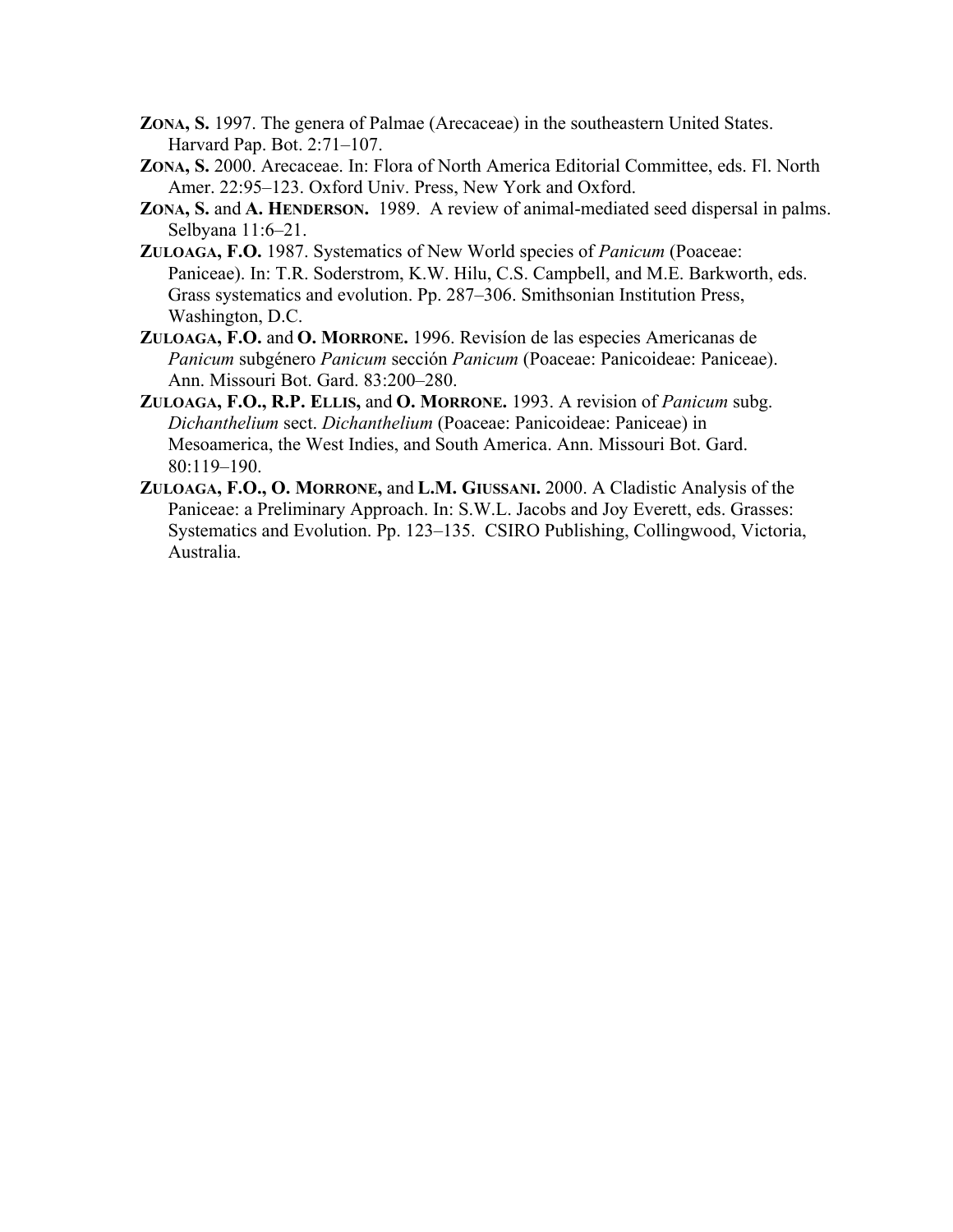**ZONA, S.** 1997. The genera of Palmae (Arecaceae) in the southeastern United States. Harvard Pap. Bot. 2:71–107.

**ZONA, S.** 2000. Arecaceae. In: Flora of North America Editorial Committee, eds. Fl. North Amer. 22:95–123. Oxford Univ. Press, New York and Oxford.

**ZONA, S.** and **A. HENDERSON.** 1989. A review of animal-mediated seed dispersal in palms. Selbyana 11:6–21.

**ZULOAGA, F.O.** 1987. Systematics of New World species of *Panicum* (Poaceae: Paniceae). In: T.R. Soderstrom, K.W. Hilu, C.S. Campbell, and M.E. Barkworth, eds. Grass systematics and evolution. Pp. 287–306. Smithsonian Institution Press, Washington, D.C.

**ZULOAGA, F.O.** and **O. MORRONE.** 1996. Revisíon de las especies Americanas de *Panicum* subgénero *Panicum* sección *Panicum* (Poaceae: Panicoideae: Paniceae). Ann. Missouri Bot. Gard. 83:200–280.

**ZULOAGA, F.O., R.P. ELLIS,** and **O. MORRONE.** 1993. A revision of *Panicum* subg. *Dichanthelium* sect. *Dichanthelium* (Poaceae: Panicoideae: Paniceae) in Mesoamerica, the West Indies, and South America. Ann. Missouri Bot. Gard. 80:119–190.

**ZULOAGA, F.O., O. MORRONE,** and **L.M. GIUSSANI.** 2000. A Cladistic Analysis of the Paniceae: a Preliminary Approach. In: S.W.L. Jacobs and Joy Everett, eds. Grasses: Systematics and Evolution. Pp. 123–135. CSIRO Publishing, Collingwood, Victoria, Australia.